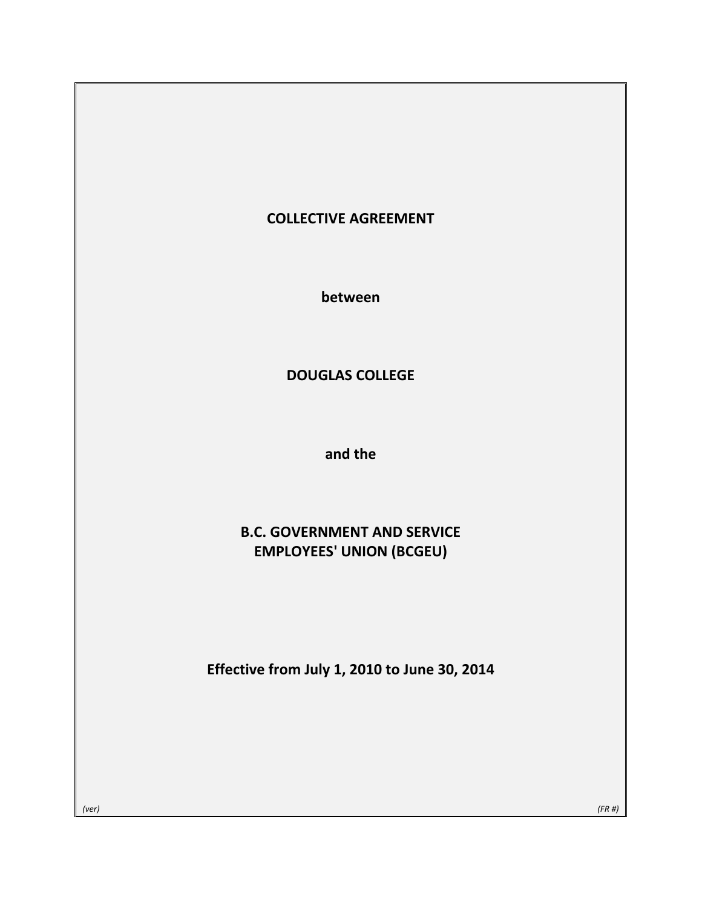# COLLECTIVE AGREEMENT

**between**

**DOUGLAS COLLEGE**

**and the**

**B.C. GOVERNMENT AND SERVICE EMPLOYEES' UNION (BCGEU)**

**Effective from July 1, 2010 to June 30, 2014**

*(ver)* *(FR #)*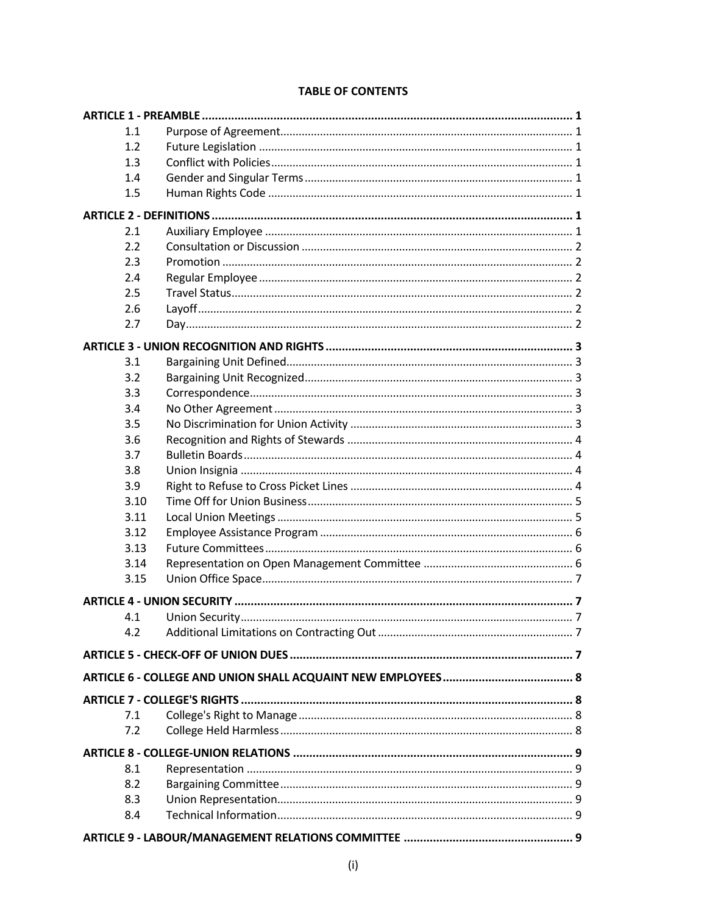# TABLE OF CONTENTS

| | | |
|---|---|---|
| **ARTICLE 1 - PREAMBLE** | | **1** |
| 1.1 | Purpose of Agreement | 1 |
| 1.2 | Future Legislation | 1 |
| 1.3 | Conflict with Policies | 1 |
| 1.4 | Gender and Singular Terms | 1 |
| 1.5 | Human Rights Code | 1 |
| **ARTICLE 2 - DEFINITIONS** | | **1** |
| 2.1 | Auxiliary Employee | 1 |
| 2.2 | Consultation or Discussion | 2 |
| 2.3 | Promotion | 2 |
| 2.4 | Regular Employee | 2 |
| 2.5 | Travel Status | 2 |
| 2.6 | Layoff | 2 |
| 2.7 | Day | 2 |
| **ARTICLE 3 - UNION RECOGNITION AND RIGHTS** | | **3** |
| 3.1 | Bargaining Unit Defined | 3 |
| 3.2 | Bargaining Unit Recognized | 3 |
| 3.3 | Correspondence | 3 |
| 3.4 | No Other Agreement | 3 |
| 3.5 | No Discrimination for Union Activity | 3 |
| 3.6 | Recognition and Rights of Stewards | 4 |
| 3.7 | Bulletin Boards | 4 |
| 3.8 | Union Insignia | 4 |
| 3.9 | Right to Refuse to Cross Picket Lines | 4 |
| 3.10 | Time Off for Union Business | 5 |
| 3.11 | Local Union Meetings | 5 |
| 3.12 | Employee Assistance Program | 6 |
| 3.13 | Future Committees | 6 |
| 3.14 | Representation on Open Management Committee | 6 |
| 3.15 | Union Office Space | 7 |
| **ARTICLE 4 - UNION SECURITY** | | **7** |
| 4.1 | Union Security | 7 |
| 4.2 | Additional Limitations on Contracting Out | 7 |
| **ARTICLE 5 - CHECK-OFF OF UNION DUES** | | **7** |
| **ARTICLE 6 - COLLEGE AND UNION SHALL ACQUAINT NEW EMPLOYEES** | | **8** |
| **ARTICLE 7 - COLLEGE'S RIGHTS** | | **8** |
| 7.1 | College's Right to Manage | 8 |
| 7.2 | College Held Harmless | 8 |
| **ARTICLE 8 - COLLEGE-UNION RELATIONS** | | **9** |
| 8.1 | Representation | 9 |
| 8.2 | Bargaining Committee | 9 |
| 8.3 | Union Representation | 9 |
| 8.4 | Technical Information | 9 |
| **ARTICLE 9 - LABOUR/MANAGEMENT RELATIONS COMMITTEE** | | **9** |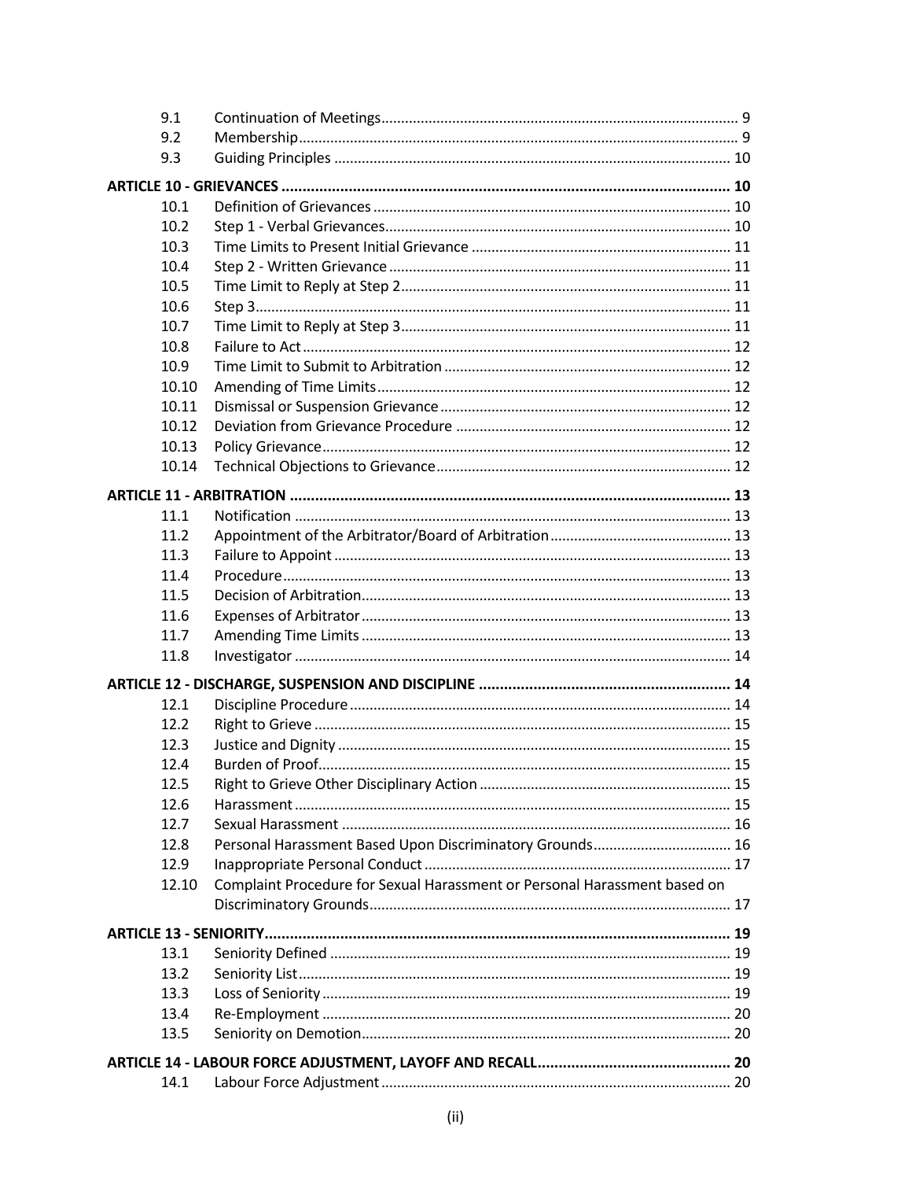| | | |
|---|---|---|
| 9.1 | Continuation of Meetings | 9 |
| 9.2 | Membership | 9 |
| 9.3 | Guiding Principles | 10 |
| **ARTICLE 10 - GRIEVANCES** | | **10** |
| 10.1 | Definition of Grievances | 10 |
| 10.2 | Step 1 - Verbal Grievances | 10 |
| 10.3 | Time Limits to Present Initial Grievance | 11 |
| 10.4 | Step 2 - Written Grievance | 11 |
| 10.5 | Time Limit to Reply at Step 2 | 11 |
| 10.6 | Step 3 | 11 |
| 10.7 | Time Limit to Reply at Step 3 | 11 |
| 10.8 | Failure to Act | 12 |
| 10.9 | Time Limit to Submit to Arbitration | 12 |
| 10.10 | Amending of Time Limits | 12 |
| 10.11 | Dismissal or Suspension Grievance | 12 |
| 10.12 | Deviation from Grievance Procedure | 12 |
| 10.13 | Policy Grievance | 12 |
| 10.14 | Technical Objections to Grievance | 12 |
| **ARTICLE 11 - ARBITRATION** | | **13** |
| 11.1 | Notification | 13 |
| 11.2 | Appointment of the Arbitrator/Board of Arbitration | 13 |
| 11.3 | Failure to Appoint | 13 |
| 11.4 | Procedure | 13 |
| 11.5 | Decision of Arbitration | 13 |
| 11.6 | Expenses of Arbitrator | 13 |
| 11.7 | Amending Time Limits | 13 |
| 11.8 | Investigator | 14 |
| **ARTICLE 12 - DISCHARGE, SUSPENSION AND DISCIPLINE** | | **14** |
| 12.1 | Discipline Procedure | 14 |
| 12.2 | Right to Grieve | 15 |
| 12.3 | Justice and Dignity | 15 |
| 12.4 | Burden of Proof | 15 |
| 12.5 | Right to Grieve Other Disciplinary Action | 15 |
| 12.6 | Harassment | 15 |
| 12.7 | Sexual Harassment | 16 |
| 12.8 | Personal Harassment Based Upon Discriminatory Grounds | 16 |
| 12.9 | Inappropriate Personal Conduct | 17 |
| 12.10 | Complaint Procedure for Sexual Harassment or Personal Harassment based on Discriminatory Grounds | 17 |
| **ARTICLE 13 - SENIORITY** | | **19** |
| 13.1 | Seniority Defined | 19 |
| 13.2 | Seniority List | 19 |
| 13.3 | Loss of Seniority | 19 |
| 13.4 | Re-Employment | 20 |
| 13.5 | Seniority on Demotion | 20 |
| **ARTICLE 14 - LABOUR FORCE ADJUSTMENT, LAYOFF AND RECALL** | | **20** |
| 14.1 | Labour Force Adjustment | 20 |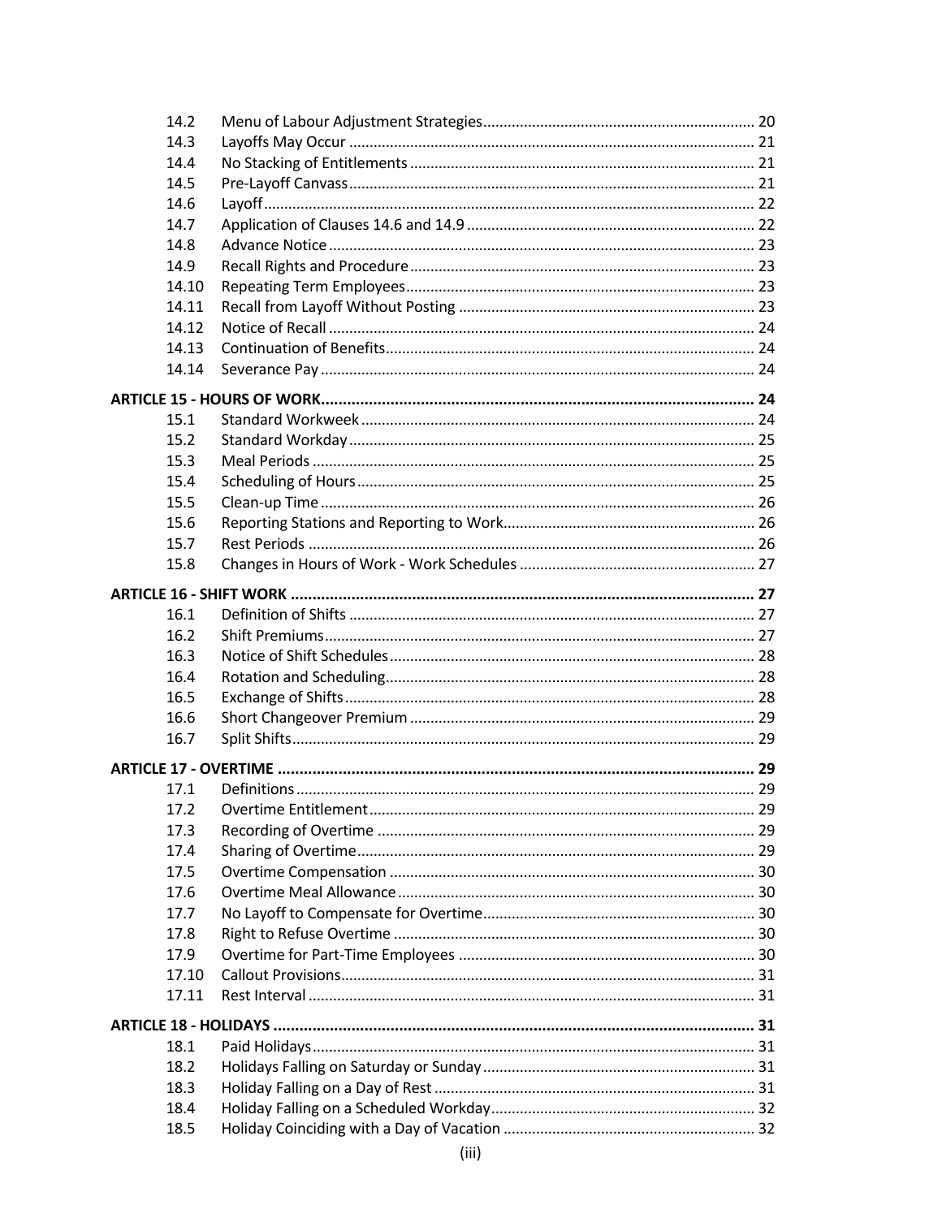| | | |
|---|---|---|
| 14.2 | Menu of Labour Adjustment Strategies | 20 |
| 14.3 | Layoffs May Occur | 21 |
| 14.4 | No Stacking of Entitlements | 21 |
| 14.5 | Pre-Layoff Canvass | 21 |
| 14.6 | Layoff | 22 |
| 14.7 | Application of Clauses 14.6 and 14.9 | 22 |
| 14.8 | Advance Notice | 23 |
| 14.9 | Recall Rights and Procedure | 23 |
| 14.10 | Repeating Term Employees | 23 |
| 14.11 | Recall from Layoff Without Posting | 23 |
| 14.12 | Notice of Recall | 24 |
| 14.13 | Continuation of Benefits | 24 |
| 14.14 | Severance Pay | 24 |
| **ARTICLE 15 - HOURS OF WORK** | | **24** |
| 15.1 | Standard Workweek | 24 |
| 15.2 | Standard Workday | 25 |
| 15.3 | Meal Periods | 25 |
| 15.4 | Scheduling of Hours | 25 |
| 15.5 | Clean-up Time | 26 |
| 15.6 | Reporting Stations and Reporting to Work | 26 |
| 15.7 | Rest Periods | 26 |
| 15.8 | Changes in Hours of Work - Work Schedules | 27 |
| **ARTICLE 16 - SHIFT WORK** | | **27** |
| 16.1 | Definition of Shifts | 27 |
| 16.2 | Shift Premiums | 27 |
| 16.3 | Notice of Shift Schedules | 28 |
| 16.4 | Rotation and Scheduling | 28 |
| 16.5 | Exchange of Shifts | 28 |
| 16.6 | Short Changeover Premium | 29 |
| 16.7 | Split Shifts | 29 |
| **ARTICLE 17 - OVERTIME** | | **29** |
| 17.1 | Definitions | 29 |
| 17.2 | Overtime Entitlement | 29 |
| 17.3 | Recording of Overtime | 29 |
| 17.4 | Sharing of Overtime | 29 |
| 17.5 | Overtime Compensation | 30 |
| 17.6 | Overtime Meal Allowance | 30 |
| 17.7 | No Layoff to Compensate for Overtime | 30 |
| 17.8 | Right to Refuse Overtime | 30 |
| 17.9 | Overtime for Part-Time Employees | 30 |
| 17.10 | Callout Provisions | 31 |
| 17.11 | Rest Interval | 31 |
| **ARTICLE 18 - HOLIDAYS** | | **31** |
| 18.1 | Paid Holidays | 31 |
| 18.2 | Holidays Falling on Saturday or Sunday | 31 |
| 18.3 | Holiday Falling on a Day of Rest | 31 |
| 18.4 | Holiday Falling on a Scheduled Workday | 32 |
| 18.5 | Holiday Coinciding with a Day of Vacation | 32 |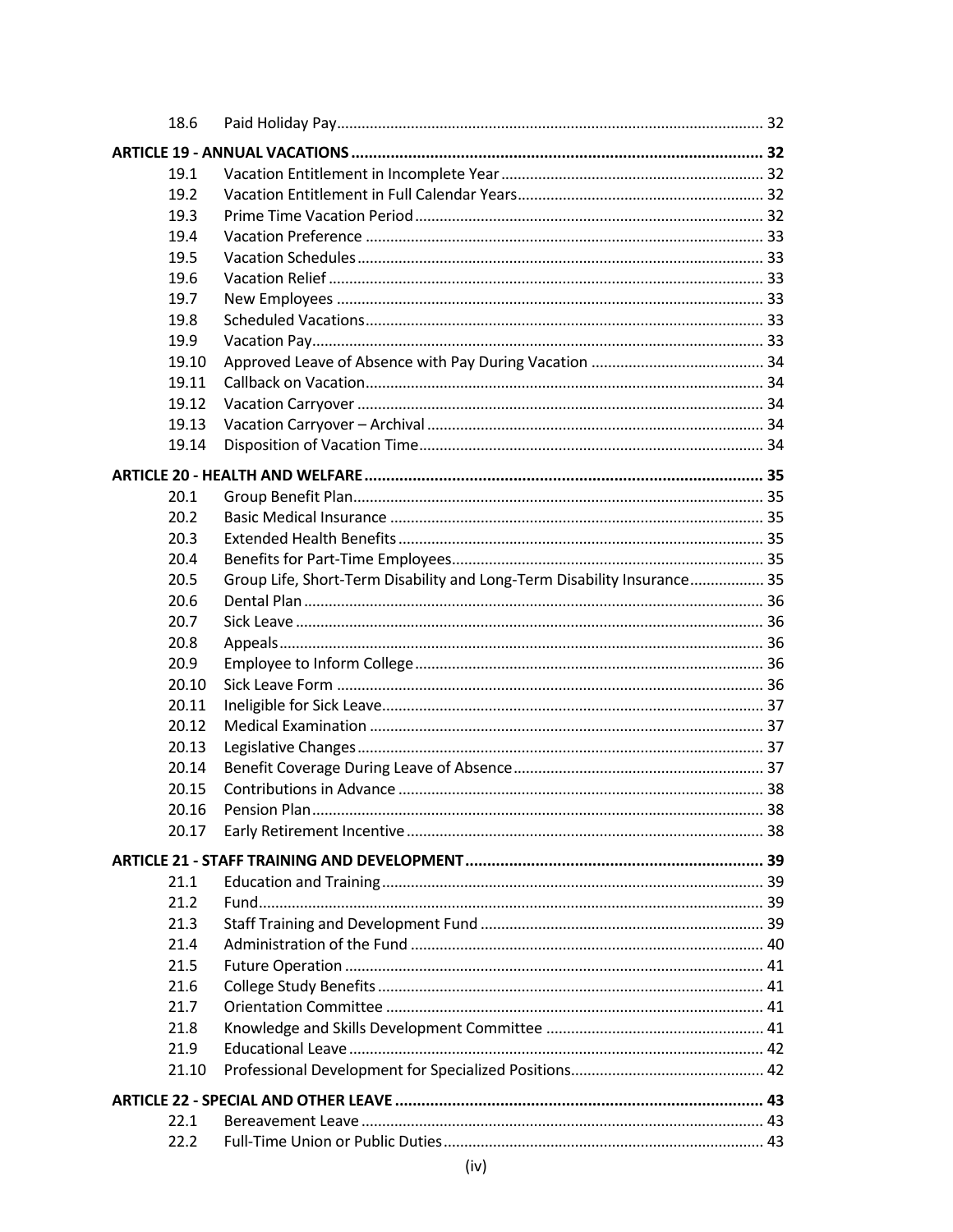| | | |
|---|---|---|
| 18.6 | Paid Holiday Pay | 32 |
| **ARTICLE 19 - ANNUAL VACATIONS** | | **32** |
| 19.1 | Vacation Entitlement in Incomplete Year | 32 |
| 19.2 | Vacation Entitlement in Full Calendar Years | 32 |
| 19.3 | Prime Time Vacation Period | 32 |
| 19.4 | Vacation Preference | 33 |
| 19.5 | Vacation Schedules | 33 |
| 19.6 | Vacation Relief | 33 |
| 19.7 | New Employees | 33 |
| 19.8 | Scheduled Vacations | 33 |
| 19.9 | Vacation Pay | 33 |
| 19.10 | Approved Leave of Absence with Pay During Vacation | 34 |
| 19.11 | Callback on Vacation | 34 |
| 19.12 | Vacation Carryover | 34 |
| 19.13 | Vacation Carryover – Archival | 34 |
| 19.14 | Disposition of Vacation Time | 34 |
| **ARTICLE 20 - HEALTH AND WELFARE** | | **35** |
| 20.1 | Group Benefit Plan | 35 |
| 20.2 | Basic Medical Insurance | 35 |
| 20.3 | Extended Health Benefits | 35 |
| 20.4 | Benefits for Part-Time Employees | 35 |
| 20.5 | Group Life, Short-Term Disability and Long-Term Disability Insurance | 35 |
| 20.6 | Dental Plan | 36 |
| 20.7 | Sick Leave | 36 |
| 20.8 | Appeals | 36 |
| 20.9 | Employee to Inform College | 36 |
| 20.10 | Sick Leave Form | 36 |
| 20.11 | Ineligible for Sick Leave | 37 |
| 20.12 | Medical Examination | 37 |
| 20.13 | Legislative Changes | 37 |
| 20.14 | Benefit Coverage During Leave of Absence | 37 |
| 20.15 | Contributions in Advance | 38 |
| 20.16 | Pension Plan | 38 |
| 20.17 | Early Retirement Incentive | 38 |
| **ARTICLE 21 - STAFF TRAINING AND DEVELOPMENT** | | **39** |
| 21.1 | Education and Training | 39 |
| 21.2 | Fund | 39 |
| 21.3 | Staff Training and Development Fund | 39 |
| 21.4 | Administration of the Fund | 40 |
| 21.5 | Future Operation | 41 |
| 21.6 | College Study Benefits | 41 |
| 21.7 | Orientation Committee | 41 |
| 21.8 | Knowledge and Skills Development Committee | 41 |
| 21.9 | Educational Leave | 42 |
| 21.10 | Professional Development for Specialized Positions | 42 |
| **ARTICLE 22 - SPECIAL AND OTHER LEAVE** | | **43** |
| 22.1 | Bereavement Leave | 43 |
| 22.2 | Full-Time Union or Public Duties | 43 |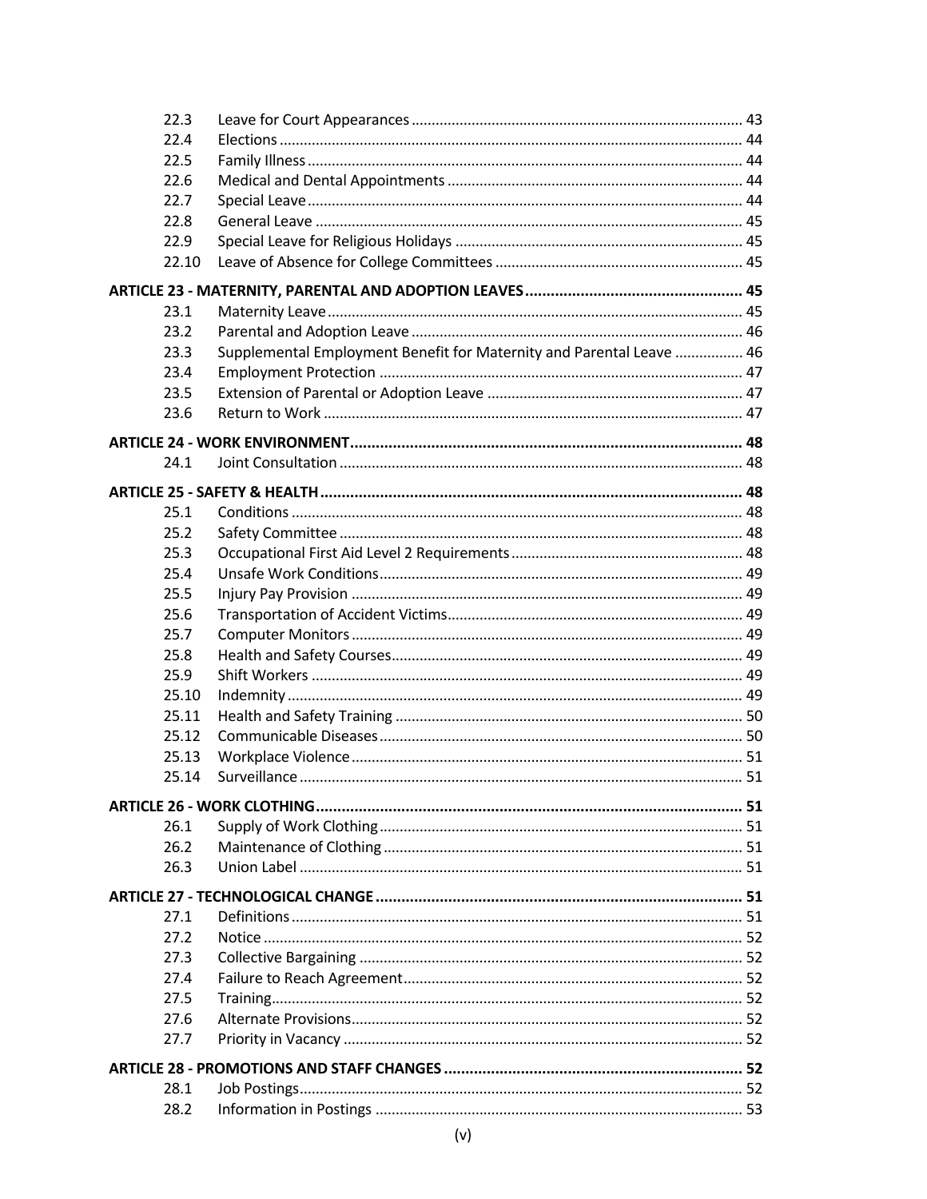| | | |
|---|---|---|
| 22.3 | Leave for Court Appearances | 43 |
| 22.4 | Elections | 44 |
| 22.5 | Family Illness | 44 |
| 22.6 | Medical and Dental Appointments | 44 |
| 22.7 | Special Leave | 44 |
| 22.8 | General Leave | 45 |
| 22.9 | Special Leave for Religious Holidays | 45 |
| 22.10 | Leave of Absence for College Committees | 45 |
| **ARTICLE 23 - MATERNITY, PARENTAL AND ADOPTION LEAVES** | | **45** |
| 23.1 | Maternity Leave | 45 |
| 23.2 | Parental and Adoption Leave | 46 |
| 23.3 | Supplemental Employment Benefit for Maternity and Parental Leave | 46 |
| 23.4 | Employment Protection | 47 |
| 23.5 | Extension of Parental or Adoption Leave | 47 |
| 23.6 | Return to Work | 47 |
| **ARTICLE 24 - WORK ENVIRONMENT** | | **48** |
| 24.1 | Joint Consultation | 48 |
| **ARTICLE 25 - SAFETY & HEALTH** | | **48** |
| 25.1 | Conditions | 48 |
| 25.2 | Safety Committee | 48 |
| 25.3 | Occupational First Aid Level 2 Requirements | 48 |
| 25.4 | Unsafe Work Conditions | 49 |
| 25.5 | Injury Pay Provision | 49 |
| 25.6 | Transportation of Accident Victims | 49 |
| 25.7 | Computer Monitors | 49 |
| 25.8 | Health and Safety Courses | 49 |
| 25.9 | Shift Workers | 49 |
| 25.10 | Indemnity | 49 |
| 25.11 | Health and Safety Training | 50 |
| 25.12 | Communicable Diseases | 50 |
| 25.13 | Workplace Violence | 51 |
| 25.14 | Surveillance | 51 |
| **ARTICLE 26 - WORK CLOTHING** | | **51** |
| 26.1 | Supply of Work Clothing | 51 |
| 26.2 | Maintenance of Clothing | 51 |
| 26.3 | Union Label | 51 |
| **ARTICLE 27 - TECHNOLOGICAL CHANGE** | | **51** |
| 27.1 | Definitions | 51 |
| 27.2 | Notice | 52 |
| 27.3 | Collective Bargaining | 52 |
| 27.4 | Failure to Reach Agreement | 52 |
| 27.5 | Training | 52 |
| 27.6 | Alternate Provisions | 52 |
| 27.7 | Priority in Vacancy | 52 |
| **ARTICLE 28 - PROMOTIONS AND STAFF CHANGES** | | **52** |
| 28.1 | Job Postings | 52 |
| 28.2 | Information in Postings | 53 |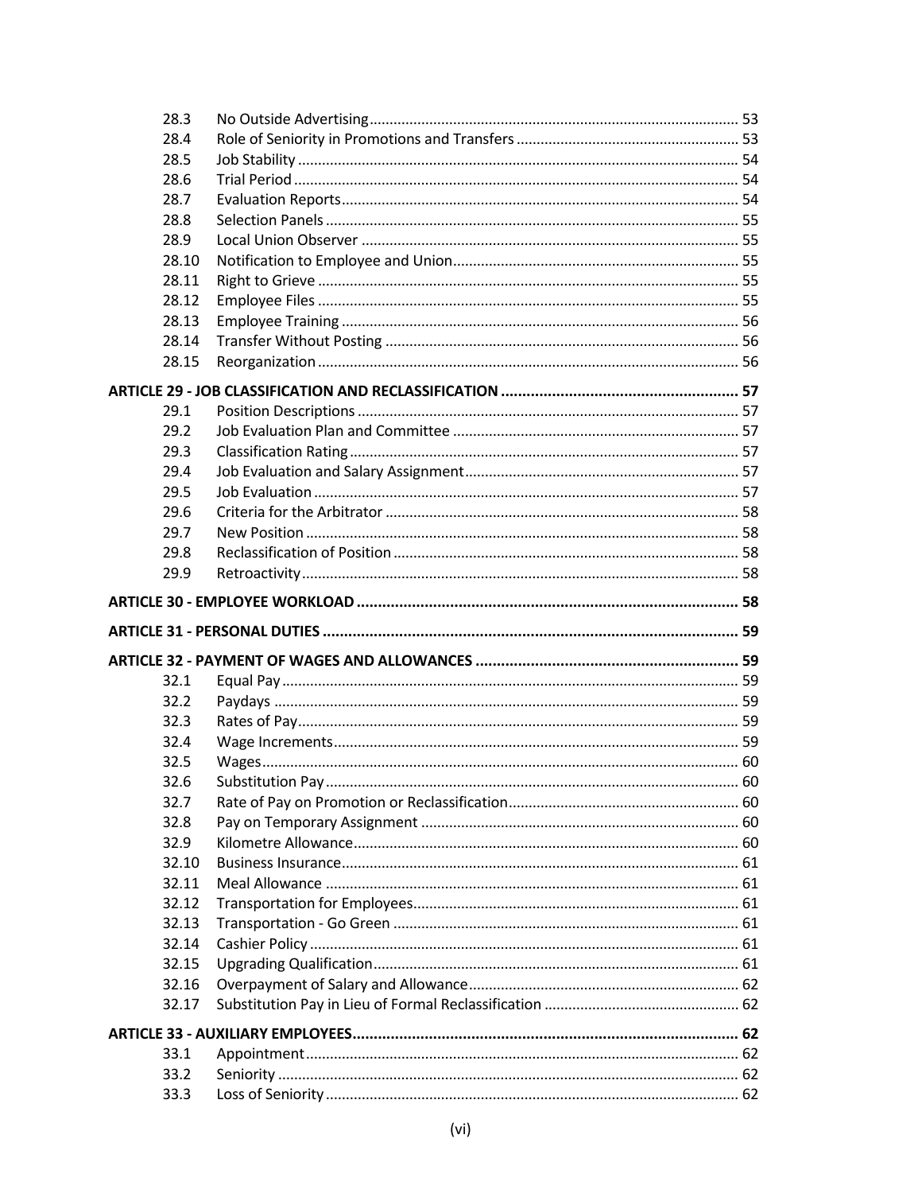| | | |
|---|---|---|
| 28.3 | No Outside Advertising | 53 |
| 28.4 | Role of Seniority in Promotions and Transfers | 53 |
| 28.5 | Job Stability | 54 |
| 28.6 | Trial Period | 54 |
| 28.7 | Evaluation Reports | 54 |
| 28.8 | Selection Panels | 55 |
| 28.9 | Local Union Observer | 55 |
| 28.10 | Notification to Employee and Union | 55 |
| 28.11 | Right to Grieve | 55 |
| 28.12 | Employee Files | 55 |
| 28.13 | Employee Training | 56 |
| 28.14 | Transfer Without Posting | 56 |
| 28.15 | Reorganization | 56 |
| **ARTICLE 29 - JOB CLASSIFICATION AND RECLASSIFICATION** | | **57** |
| 29.1 | Position Descriptions | 57 |
| 29.2 | Job Evaluation Plan and Committee | 57 |
| 29.3 | Classification Rating | 57 |
| 29.4 | Job Evaluation and Salary Assignment | 57 |
| 29.5 | Job Evaluation | 57 |
| 29.6 | Criteria for the Arbitrator | 58 |
| 29.7 | New Position | 58 |
| 29.8 | Reclassification of Position | 58 |
| 29.9 | Retroactivity | 58 |
| **ARTICLE 30 - EMPLOYEE WORKLOAD** | | **58** |
| **ARTICLE 31 - PERSONAL DUTIES** | | **59** |
| **ARTICLE 32 - PAYMENT OF WAGES AND ALLOWANCES** | | **59** |
| 32.1 | Equal Pay | 59 |
| 32.2 | Paydays | 59 |
| 32.3 | Rates of Pay | 59 |
| 32.4 | Wage Increments | 59 |
| 32.5 | Wages | 60 |
| 32.6 | Substitution Pay | 60 |
| 32.7 | Rate of Pay on Promotion or Reclassification | 60 |
| 32.8 | Pay on Temporary Assignment | 60 |
| 32.9 | Kilometre Allowance | 60 |
| 32.10 | Business Insurance | 61 |
| 32.11 | Meal Allowance | 61 |
| 32.12 | Transportation for Employees | 61 |
| 32.13 | Transportation - Go Green | 61 |
| 32.14 | Cashier Policy | 61 |
| 32.15 | Upgrading Qualification | 61 |
| 32.16 | Overpayment of Salary and Allowance | 62 |
| 32.17 | Substitution Pay in Lieu of Formal Reclassification | 62 |
| **ARTICLE 33 - AUXILIARY EMPLOYEES** | | **62** |
| 33.1 | Appointment | 62 |
| 33.2 | Seniority | 62 |
| 33.3 | Loss of Seniority | 62 |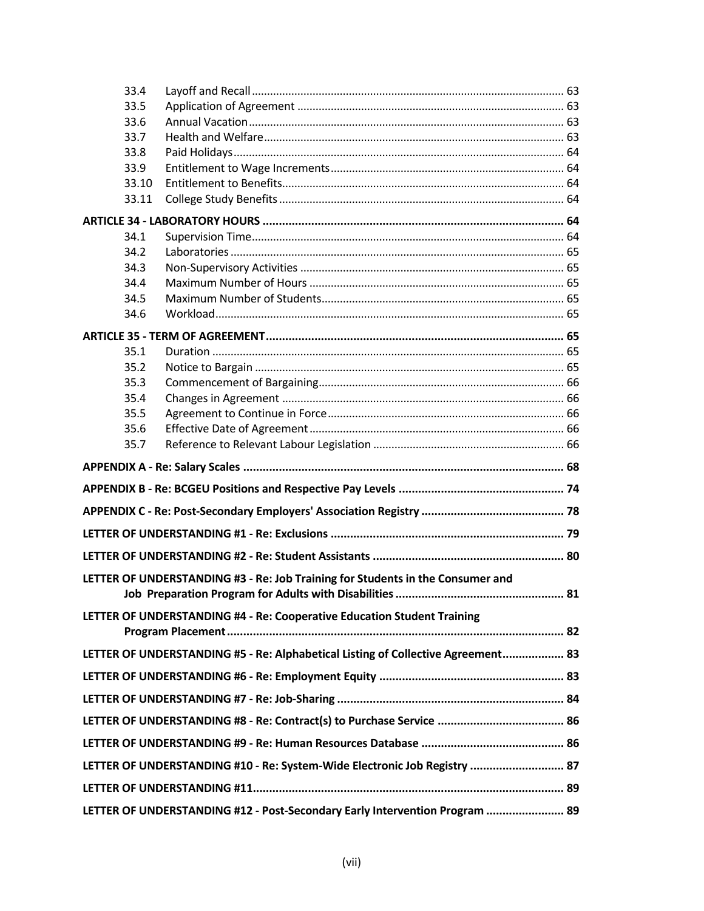| | | |
|---|---|---|
| 33.4 | Layoff and Recall | 63 |
| 33.5 | Application of Agreement | 63 |
| 33.6 | Annual Vacation | 63 |
| 33.7 | Health and Welfare | 63 |
| 33.8 | Paid Holidays | 64 |
| 33.9 | Entitlement to Wage Increments | 64 |
| 33.10 | Entitlement to Benefits | 64 |
| 33.11 | College Study Benefits | 64 |
| **ARTICLE 34 - LABORATORY HOURS** | | **64** |
| 34.1 | Supervision Time | 64 |
| 34.2 | Laboratories | 65 |
| 34.3 | Non-Supervisory Activities | 65 |
| 34.4 | Maximum Number of Hours | 65 |
| 34.5 | Maximum Number of Students | 65 |
| 34.6 | Workload | 65 |
| **ARTICLE 35 - TERM OF AGREEMENT** | | **65** |
| 35.1 | Duration | 65 |
| 35.2 | Notice to Bargain | 65 |
| 35.3 | Commencement of Bargaining | 66 |
| 35.4 | Changes in Agreement | 66 |
| 35.5 | Agreement to Continue in Force | 66 |
| 35.6 | Effective Date of Agreement | 66 |
| 35.7 | Reference to Relevant Labour Legislation | 66 |
| **APPENDIX A - Re: Salary Scales** | | **68** |
| **APPENDIX B - Re: BCGEU Positions and Respective Pay Levels** | | **74** |
| **APPENDIX C - Re: Post-Secondary Employers' Association Registry** | | **78** |
| **LETTER OF UNDERSTANDING #1 - Re: Exclusions** | | **79** |
| **LETTER OF UNDERSTANDING #2 - Re: Student Assistants** | | **80** |
| **LETTER OF UNDERSTANDING #3 - Re: Job Training for Students in the Consumer and Job Preparation Program for Adults with Disabilities** | | **81** |
| **LETTER OF UNDERSTANDING #4 - Re: Cooperative Education Student Training Program Placement** | | **82** |
| **LETTER OF UNDERSTANDING #5 - Re: Alphabetical Listing of Collective Agreement** | | **83** |
| **LETTER OF UNDERSTANDING #6 - Re: Employment Equity** | | **83** |
| **LETTER OF UNDERSTANDING #7 - Re: Job-Sharing** | | **84** |
| **LETTER OF UNDERSTANDING #8 - Re: Contract(s) to Purchase Service** | | **86** |
| **LETTER OF UNDERSTANDING #9 - Re: Human Resources Database** | | **86** |
| **LETTER OF UNDERSTANDING #10 - Re: System-Wide Electronic Job Registry** | | **87** |
| **LETTER OF UNDERSTANDING #11** | | **89** |
| **LETTER OF UNDERSTANDING #12 - Post-Secondary Early Intervention Program** | | **89** |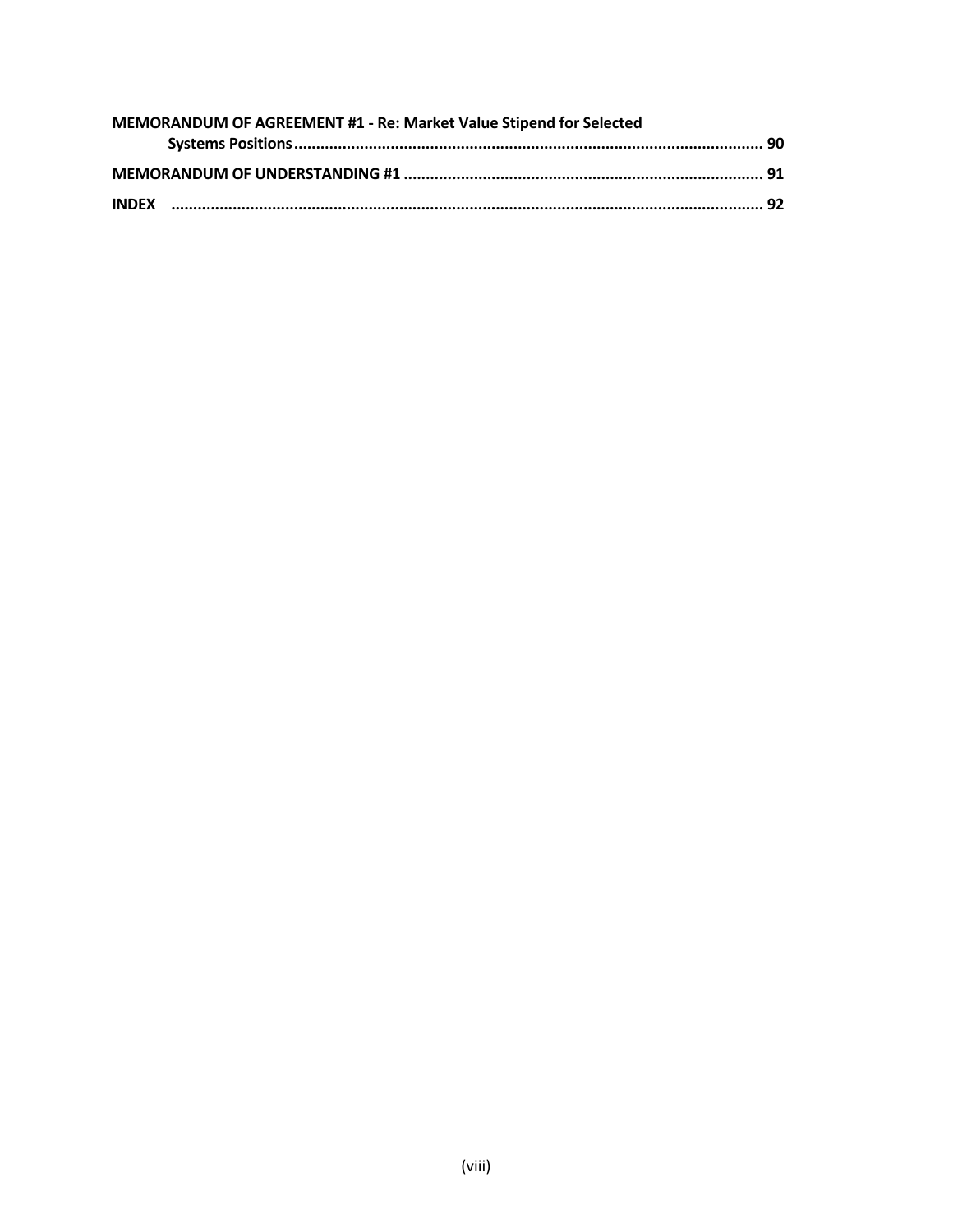**MEMORANDUM OF AGREEMENT #1 - Re: Market Value Stipend for Selected Systems Positions** ........................................................................................................ **90**

**MEMORANDUM OF UNDERSTANDING #1** ................................................................................ **91**

**INDEX** ...................................................................................................................................... **92**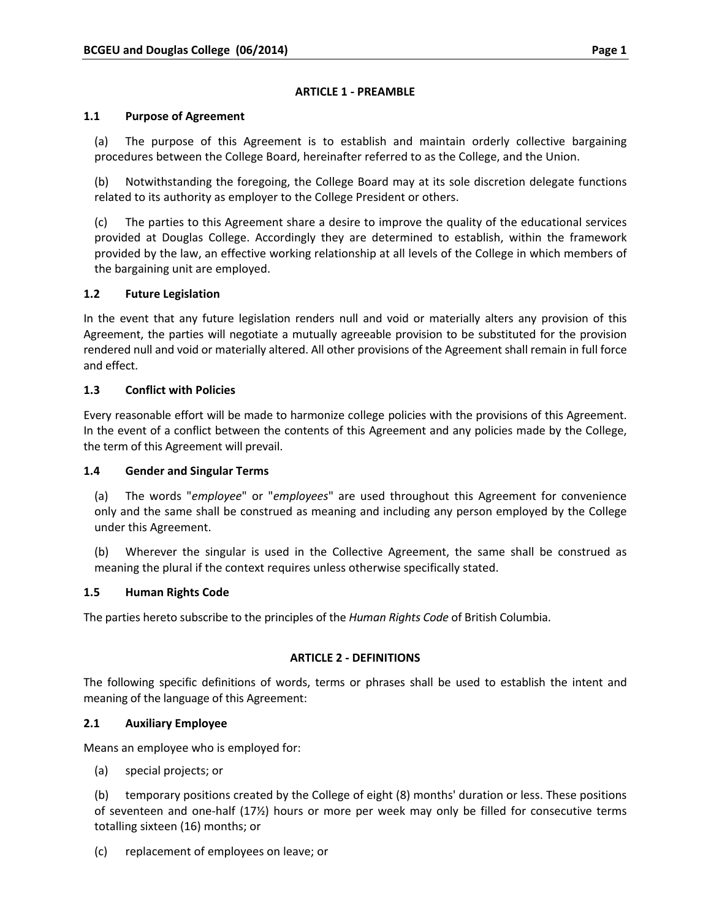## ARTICLE 1 - PREAMBLE

### 1.1 Purpose of Agreement

(a) The purpose of this Agreement is to establish and maintain orderly collective bargaining procedures between the College Board, hereinafter referred to as the College, and the Union.

(b) Notwithstanding the foregoing, the College Board may at its sole discretion delegate functions related to its authority as employer to the College President or others.

(c) The parties to this Agreement share a desire to improve the quality of the educational services provided at Douglas College. Accordingly they are determined to establish, within the framework provided by the law, an effective working relationship at all levels of the College in which members of the bargaining unit are employed.

### 1.2 Future Legislation

In the event that any future legislation renders null and void or materially alters any provision of this Agreement, the parties will negotiate a mutually agreeable provision to be substituted for the provision rendered null and void or materially altered. All other provisions of the Agreement shall remain in full force and effect.

### 1.3 Conflict with Policies

Every reasonable effort will be made to harmonize college policies with the provisions of this Agreement. In the event of a conflict between the contents of this Agreement and any policies made by the College, the term of this Agreement will prevail.

### 1.4 Gender and Singular Terms

(a) The words "*employee*" or "*employees*" are used throughout this Agreement for convenience only and the same shall be construed as meaning and including any person employed by the College under this Agreement.

(b) Wherever the singular is used in the Collective Agreement, the same shall be construed as meaning the plural if the context requires unless otherwise specifically stated.

### 1.5 Human Rights Code

The parties hereto subscribe to the principles of the *Human Rights Code* of British Columbia.

## ARTICLE 2 - DEFINITIONS

The following specific definitions of words, terms or phrases shall be used to establish the intent and meaning of the language of this Agreement:

### 2.1 Auxiliary Employee

Means an employee who is employed for:

(a) special projects; or

(b) temporary positions created by the College of eight (8) months' duration or less. These positions of seventeen and one-half (17½) hours or more per week may only be filled for consecutive terms totalling sixteen (16) months; or

(c) replacement of employees on leave; or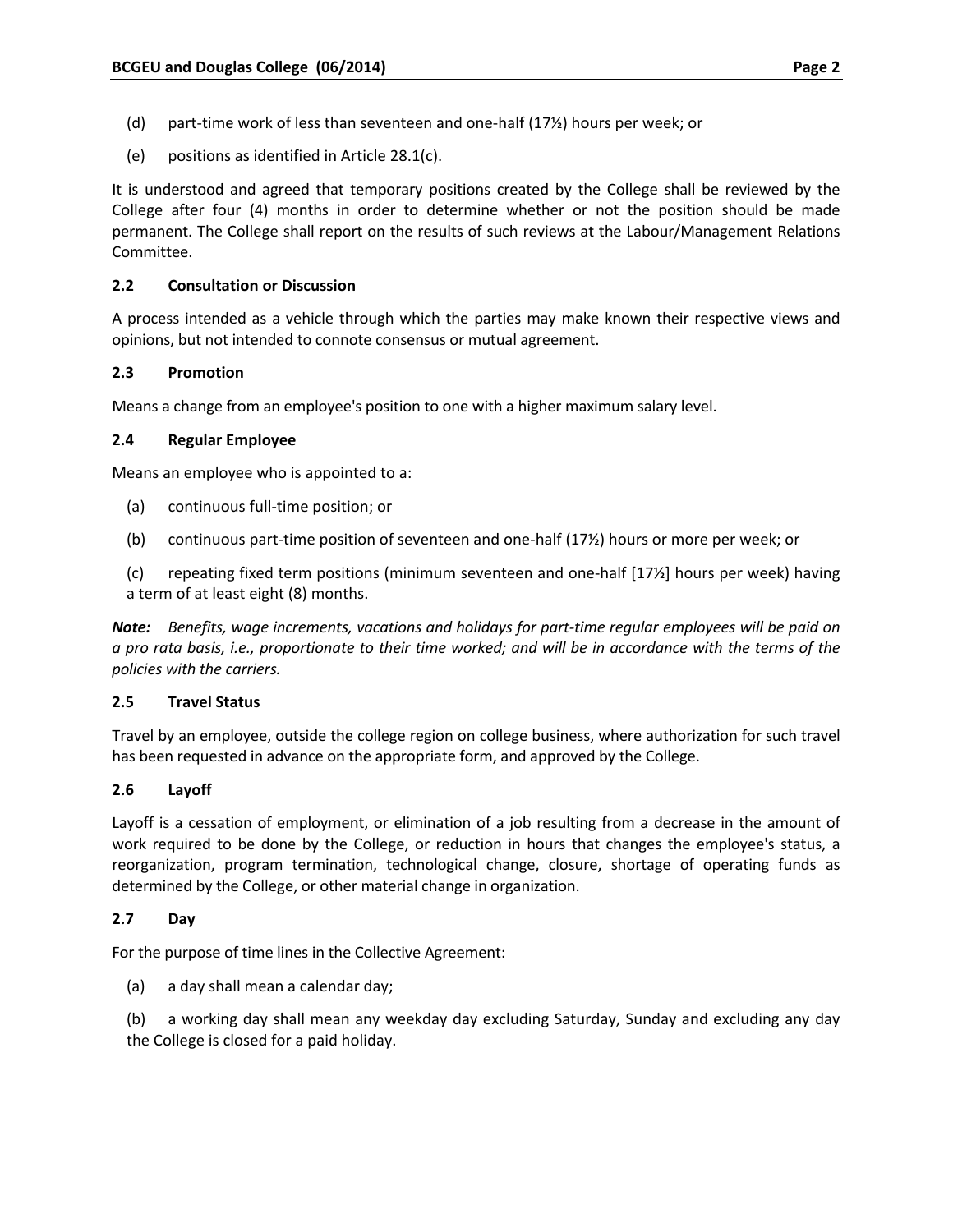(d) part-time work of less than seventeen and one-half (17½) hours per week; or

(e) positions as identified in Article 28.1(c).

It is understood and agreed that temporary positions created by the College shall be reviewed by the College after four (4) months in order to determine whether or not the position should be made permanent. The College shall report on the results of such reviews at the Labour/Management Relations Committee.

### 2.2 Consultation or Discussion

A process intended as a vehicle through which the parties may make known their respective views and opinions, but not intended to connote consensus or mutual agreement.

### 2.3 Promotion

Means a change from an employee's position to one with a higher maximum salary level.

### 2.4 Regular Employee

Means an employee who is appointed to a:

(a) continuous full-time position; or

(b) continuous part-time position of seventeen and one-half (17½) hours or more per week; or

(c) repeating fixed term positions (minimum seventeen and one-half [17½] hours per week) having a term of at least eight (8) months.

***Note:*** *Benefits, wage increments, vacations and holidays for part-time regular employees will be paid on a pro rata basis, i.e., proportionate to their time worked; and will be in accordance with the terms of the policies with the carriers.*

### 2.5 Travel Status

Travel by an employee, outside the college region on college business, where authorization for such travel has been requested in advance on the appropriate form, and approved by the College.

### 2.6 Layoff

Layoff is a cessation of employment, or elimination of a job resulting from a decrease in the amount of work required to be done by the College, or reduction in hours that changes the employee's status, a reorganization, program termination, technological change, closure, shortage of operating funds as determined by the College, or other material change in organization.

### 2.7 Day

For the purpose of time lines in the Collective Agreement:

(a) a day shall mean a calendar day;

(b) a working day shall mean any weekday day excluding Saturday, Sunday and excluding any day the College is closed for a paid holiday.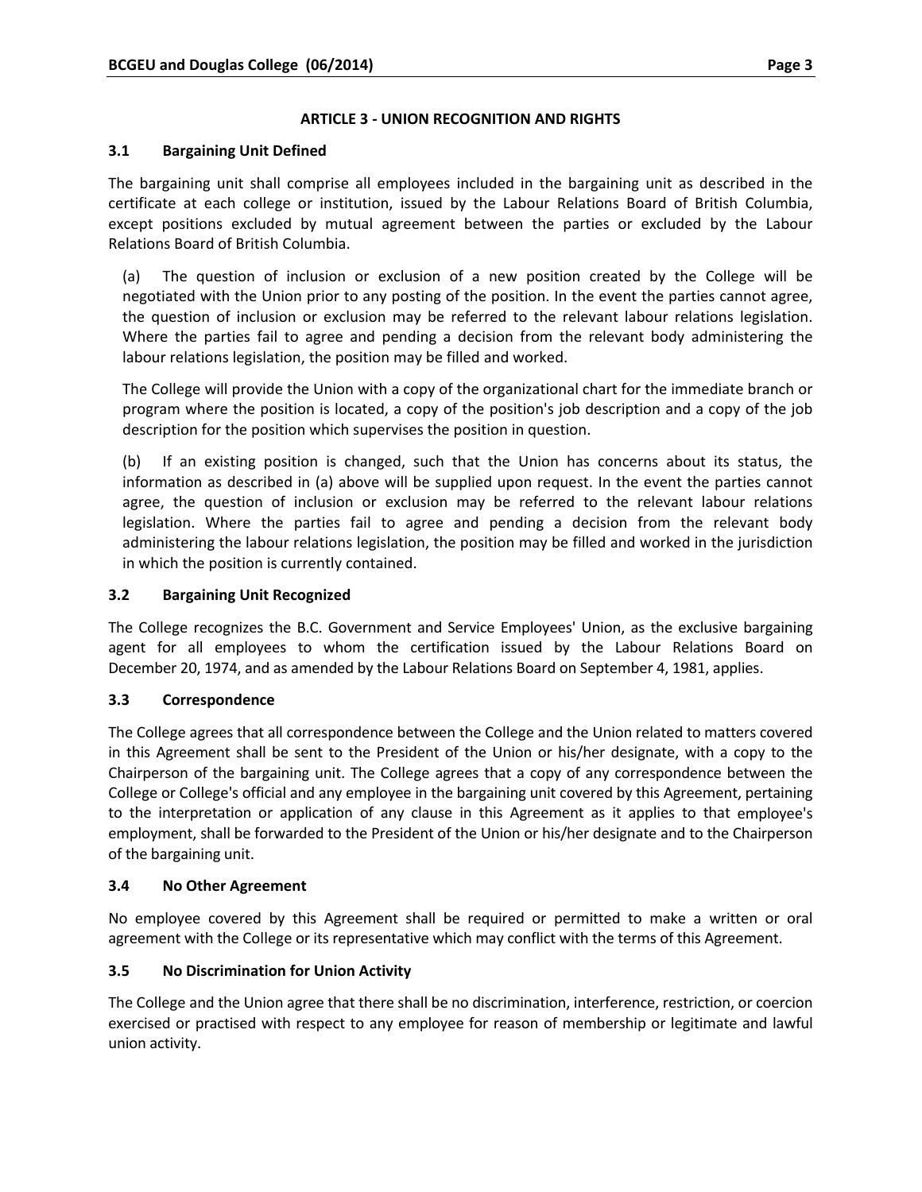## ARTICLE 3 - UNION RECOGNITION AND RIGHTS

### 3.1 Bargaining Unit Defined

The bargaining unit shall comprise all employees included in the bargaining unit as described in the certificate at each college or institution, issued by the Labour Relations Board of British Columbia, except positions excluded by mutual agreement between the parties or excluded by the Labour Relations Board of British Columbia.

(a) The question of inclusion or exclusion of a new position created by the College will be negotiated with the Union prior to any posting of the position. In the event the parties cannot agree, the question of inclusion or exclusion may be referred to the relevant labour relations legislation. Where the parties fail to agree and pending a decision from the relevant body administering the labour relations legislation, the position may be filled and worked.

The College will provide the Union with a copy of the organizational chart for the immediate branch or program where the position is located, a copy of the position's job description and a copy of the job description for the position which supervises the position in question.

(b) If an existing position is changed, such that the Union has concerns about its status, the information as described in (a) above will be supplied upon request. In the event the parties cannot agree, the question of inclusion or exclusion may be referred to the relevant labour relations legislation. Where the parties fail to agree and pending a decision from the relevant body administering the labour relations legislation, the position may be filled and worked in the jurisdiction in which the position is currently contained.

### 3.2 Bargaining Unit Recognized

The College recognizes the B.C. Government and Service Employees' Union, as the exclusive bargaining agent for all employees to whom the certification issued by the Labour Relations Board on December 20, 1974, and as amended by the Labour Relations Board on September 4, 1981, applies.

### 3.3 Correspondence

The College agrees that all correspondence between the College and the Union related to matters covered in this Agreement shall be sent to the President of the Union or his/her designate, with a copy to the Chairperson of the bargaining unit. The College agrees that a copy of any correspondence between the College or College's official and any employee in the bargaining unit covered by this Agreement, pertaining to the interpretation or application of any clause in this Agreement as it applies to that employee's employment, shall be forwarded to the President of the Union or his/her designate and to the Chairperson of the bargaining unit.

### 3.4 No Other Agreement

No employee covered by this Agreement shall be required or permitted to make a written or oral agreement with the College or its representative which may conflict with the terms of this Agreement.

### 3.5 No Discrimination for Union Activity

The College and the Union agree that there shall be no discrimination, interference, restriction, or coercion exercised or practised with respect to any employee for reason of membership or legitimate and lawful union activity.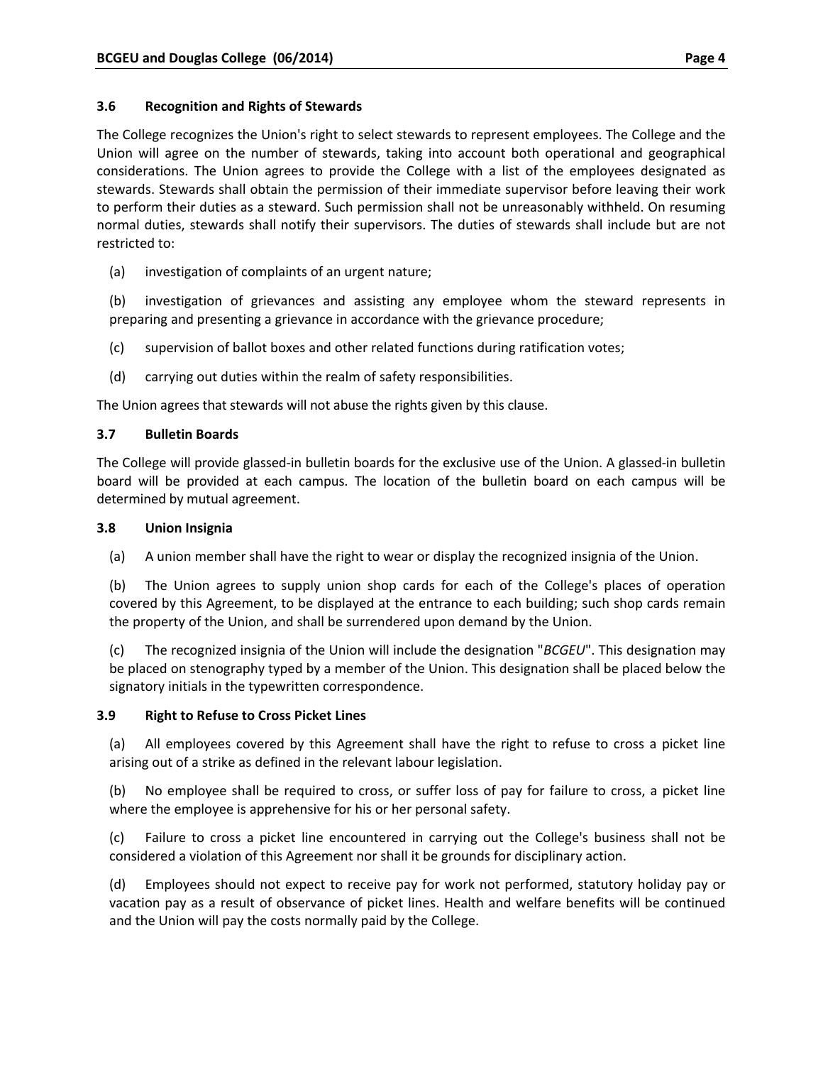### 3.6 Recognition and Rights of Stewards

The College recognizes the Union's right to select stewards to represent employees. The College and the Union will agree on the number of stewards, taking into account both operational and geographical considerations. The Union agrees to provide the College with a list of the employees designated as stewards. Stewards shall obtain the permission of their immediate supervisor before leaving their work to perform their duties as a steward. Such permission shall not be unreasonably withheld. On resuming normal duties, stewards shall notify their supervisors. The duties of stewards shall include but are not restricted to:

(a) investigation of complaints of an urgent nature;

(b) investigation of grievances and assisting any employee whom the steward represents in preparing and presenting a grievance in accordance with the grievance procedure;

(c) supervision of ballot boxes and other related functions during ratification votes;

(d) carrying out duties within the realm of safety responsibilities.

The Union agrees that stewards will not abuse the rights given by this clause.

### 3.7 Bulletin Boards

The College will provide glassed-in bulletin boards for the exclusive use of the Union. A glassed-in bulletin board will be provided at each campus. The location of the bulletin board on each campus will be determined by mutual agreement.

### 3.8 Union Insignia

(a) A union member shall have the right to wear or display the recognized insignia of the Union.

(b) The Union agrees to supply union shop cards for each of the College's places of operation covered by this Agreement, to be displayed at the entrance to each building; such shop cards remain the property of the Union, and shall be surrendered upon demand by the Union.

(c) The recognized insignia of the Union will include the designation "*BCGEU*". This designation may be placed on stenography typed by a member of the Union. This designation shall be placed below the signatory initials in the typewritten correspondence.

### 3.9 Right to Refuse to Cross Picket Lines

(a) All employees covered by this Agreement shall have the right to refuse to cross a picket line arising out of a strike as defined in the relevant labour legislation.

(b) No employee shall be required to cross, or suffer loss of pay for failure to cross, a picket line where the employee is apprehensive for his or her personal safety.

(c) Failure to cross a picket line encountered in carrying out the College's business shall not be considered a violation of this Agreement nor shall it be grounds for disciplinary action.

(d) Employees should not expect to receive pay for work not performed, statutory holiday pay or vacation pay as a result of observance of picket lines. Health and welfare benefits will be continued and the Union will pay the costs normally paid by the College.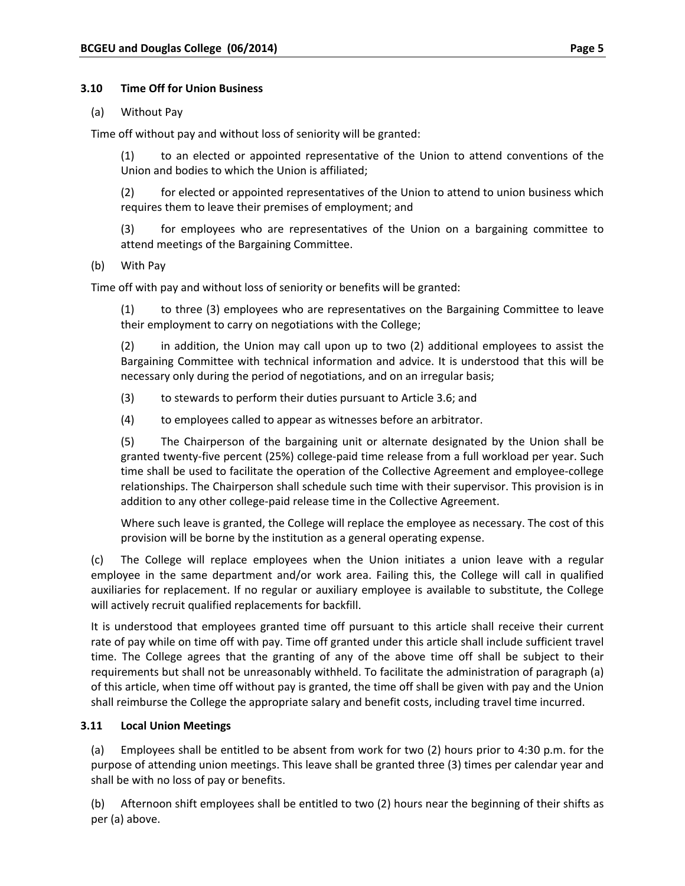### 3.10 Time Off for Union Business

(a) Without Pay

Time off without pay and without loss of seniority will be granted:

(1) to an elected or appointed representative of the Union to attend conventions of the Union and bodies to which the Union is affiliated;

(2) for elected or appointed representatives of the Union to attend to union business which requires them to leave their premises of employment; and

(3) for employees who are representatives of the Union on a bargaining committee to attend meetings of the Bargaining Committee.

(b) With Pay

Time off with pay and without loss of seniority or benefits will be granted:

(1) to three (3) employees who are representatives on the Bargaining Committee to leave their employment to carry on negotiations with the College;

(2) in addition, the Union may call upon up to two (2) additional employees to assist the Bargaining Committee with technical information and advice. It is understood that this will be necessary only during the period of negotiations, and on an irregular basis;

(3) to stewards to perform their duties pursuant to Article 3.6; and

(4) to employees called to appear as witnesses before an arbitrator.

(5) The Chairperson of the bargaining unit or alternate designated by the Union shall be granted twenty-five percent (25%) college-paid time release from a full workload per year. Such time shall be used to facilitate the operation of the Collective Agreement and employee-college relationships. The Chairperson shall schedule such time with their supervisor. This provision is in addition to any other college-paid release time in the Collective Agreement.

Where such leave is granted, the College will replace the employee as necessary. The cost of this provision will be borne by the institution as a general operating expense.

(c) The College will replace employees when the Union initiates a union leave with a regular employee in the same department and/or work area. Failing this, the College will call in qualified auxiliaries for replacement. If no regular or auxiliary employee is available to substitute, the College will actively recruit qualified replacements for backfill.

It is understood that employees granted time off pursuant to this article shall receive their current rate of pay while on time off with pay. Time off granted under this article shall include sufficient travel time. The College agrees that the granting of any of the above time off shall be subject to their requirements but shall not be unreasonably withheld. To facilitate the administration of paragraph (a) of this article, when time off without pay is granted, the time off shall be given with pay and the Union shall reimburse the College the appropriate salary and benefit costs, including travel time incurred.

### 3.11 Local Union Meetings

(a) Employees shall be entitled to be absent from work for two (2) hours prior to 4:30 p.m. for the purpose of attending union meetings. This leave shall be granted three (3) times per calendar year and shall be with no loss of pay or benefits.

(b) Afternoon shift employees shall be entitled to two (2) hours near the beginning of their shifts as per (a) above.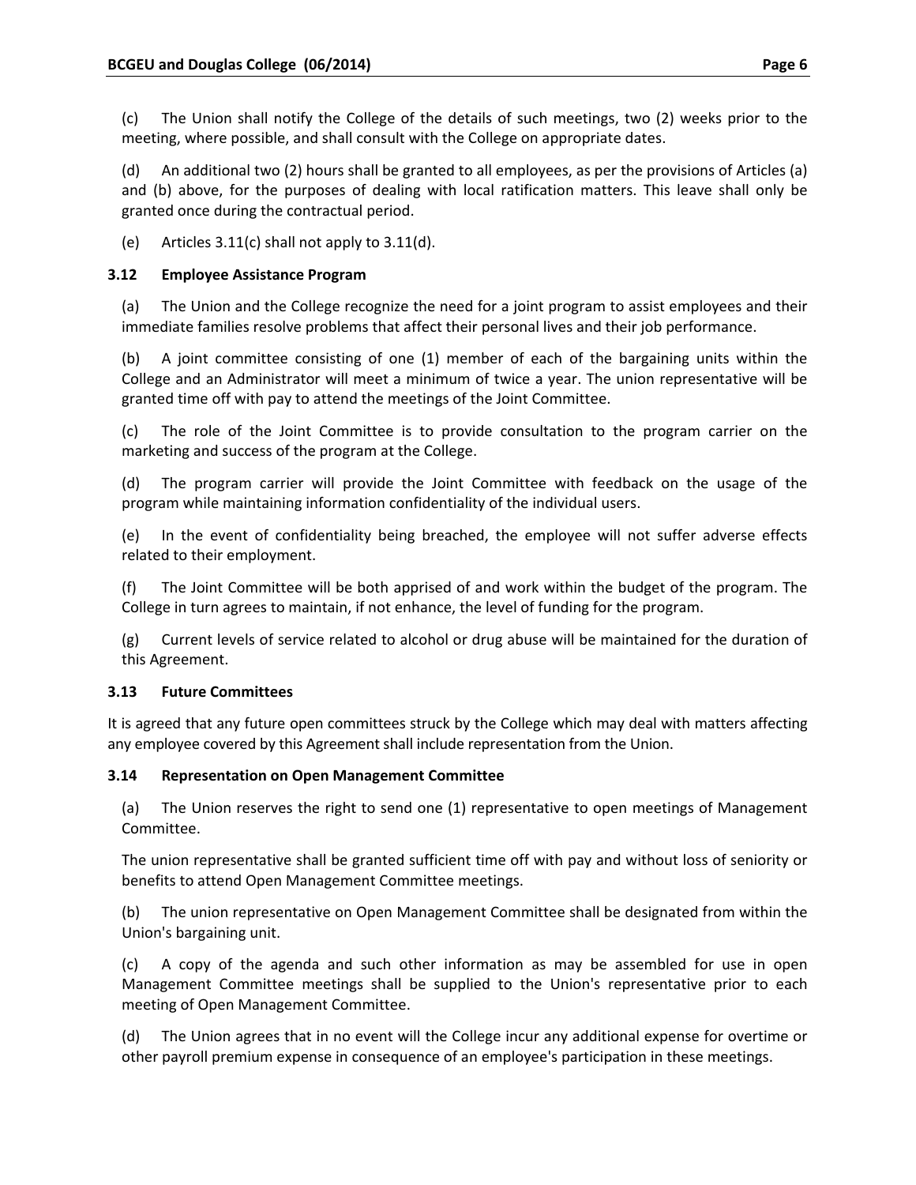(c) The Union shall notify the College of the details of such meetings, two (2) weeks prior to the meeting, where possible, and shall consult with the College on appropriate dates.

(d) An additional two (2) hours shall be granted to all employees, as per the provisions of Articles (a) and (b) above, for the purposes of dealing with local ratification matters. This leave shall only be granted once during the contractual period.

(e) Articles 3.11(c) shall not apply to 3.11(d).

### 3.12 Employee Assistance Program

(a) The Union and the College recognize the need for a joint program to assist employees and their immediate families resolve problems that affect their personal lives and their job performance.

(b) A joint committee consisting of one (1) member of each of the bargaining units within the College and an Administrator will meet a minimum of twice a year. The union representative will be granted time off with pay to attend the meetings of the Joint Committee.

(c) The role of the Joint Committee is to provide consultation to the program carrier on the marketing and success of the program at the College.

(d) The program carrier will provide the Joint Committee with feedback on the usage of the program while maintaining information confidentiality of the individual users.

(e) In the event of confidentiality being breached, the employee will not suffer adverse effects related to their employment.

(f) The Joint Committee will be both apprised of and work within the budget of the program. The College in turn agrees to maintain, if not enhance, the level of funding for the program.

(g) Current levels of service related to alcohol or drug abuse will be maintained for the duration of this Agreement.

### 3.13 Future Committees

It is agreed that any future open committees struck by the College which may deal with matters affecting any employee covered by this Agreement shall include representation from the Union.

### 3.14 Representation on Open Management Committee

(a) The Union reserves the right to send one (1) representative to open meetings of Management Committee.

The union representative shall be granted sufficient time off with pay and without loss of seniority or benefits to attend Open Management Committee meetings.

(b) The union representative on Open Management Committee shall be designated from within the Union's bargaining unit.

(c) A copy of the agenda and such other information as may be assembled for use in open Management Committee meetings shall be supplied to the Union's representative prior to each meeting of Open Management Committee.

(d) The Union agrees that in no event will the College incur any additional expense for overtime or other payroll premium expense in consequence of an employee's participation in these meetings.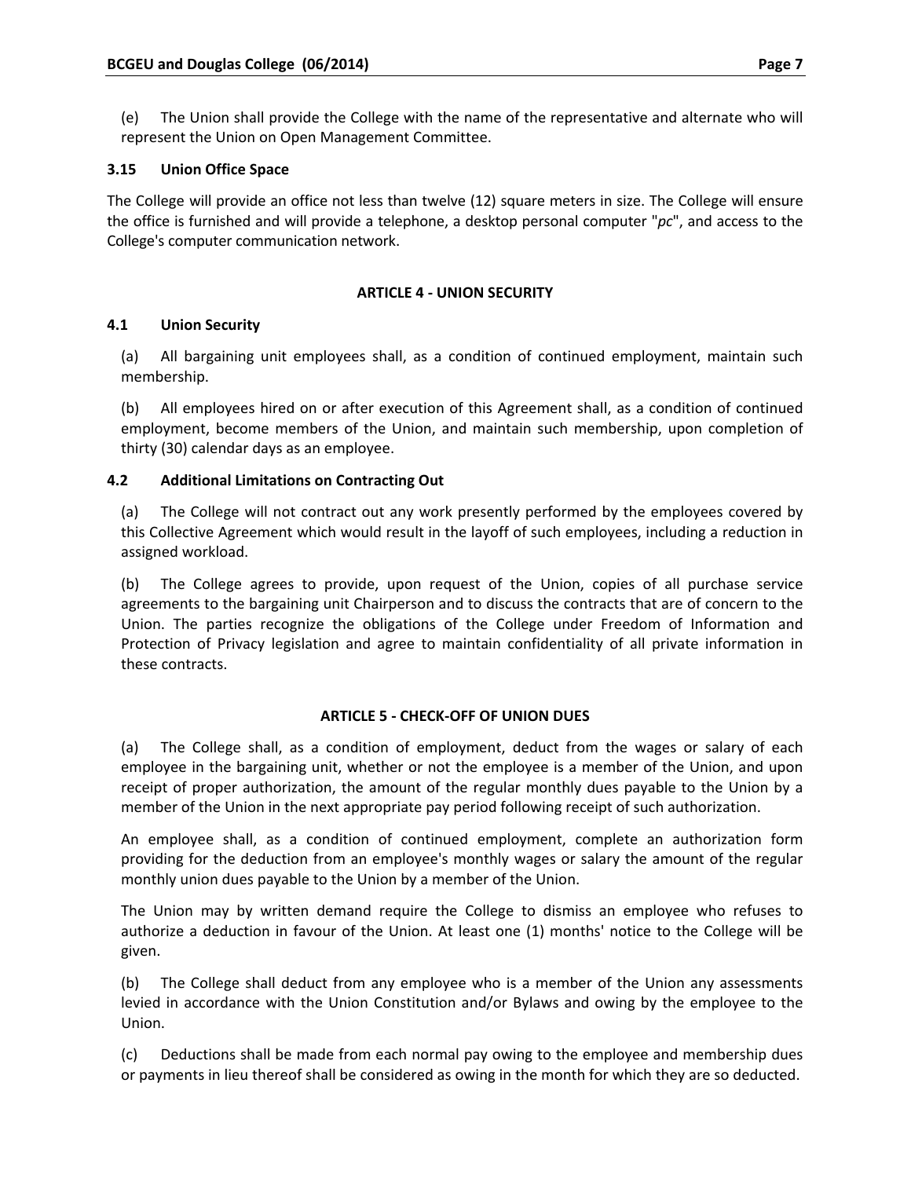(e) The Union shall provide the College with the name of the representative and alternate who will represent the Union on Open Management Committee.

### 3.15 Union Office Space

The College will provide an office not less than twelve (12) square meters in size. The College will ensure the office is furnished and will provide a telephone, a desktop personal computer "*pc*", and access to the College's computer communication network.

## ARTICLE 4 - UNION SECURITY

### 4.1 Union Security

(a) All bargaining unit employees shall, as a condition of continued employment, maintain such membership.

(b) All employees hired on or after execution of this Agreement shall, as a condition of continued employment, become members of the Union, and maintain such membership, upon completion of thirty (30) calendar days as an employee.

### 4.2 Additional Limitations on Contracting Out

(a) The College will not contract out any work presently performed by the employees covered by this Collective Agreement which would result in the layoff of such employees, including a reduction in assigned workload.

(b) The College agrees to provide, upon request of the Union, copies of all purchase service agreements to the bargaining unit Chairperson and to discuss the contracts that are of concern to the Union. The parties recognize the obligations of the College under Freedom of Information and Protection of Privacy legislation and agree to maintain confidentiality of all private information in these contracts.

## ARTICLE 5 - CHECK-OFF OF UNION DUES

(a) The College shall, as a condition of employment, deduct from the wages or salary of each employee in the bargaining unit, whether or not the employee is a member of the Union, and upon receipt of proper authorization, the amount of the regular monthly dues payable to the Union by a member of the Union in the next appropriate pay period following receipt of such authorization.

An employee shall, as a condition of continued employment, complete an authorization form providing for the deduction from an employee's monthly wages or salary the amount of the regular monthly union dues payable to the Union by a member of the Union.

The Union may by written demand require the College to dismiss an employee who refuses to authorize a deduction in favour of the Union. At least one (1) months' notice to the College will be given.

(b) The College shall deduct from any employee who is a member of the Union any assessments levied in accordance with the Union Constitution and/or Bylaws and owing by the employee to the Union.

(c) Deductions shall be made from each normal pay owing to the employee and membership dues or payments in lieu thereof shall be considered as owing in the month for which they are so deducted.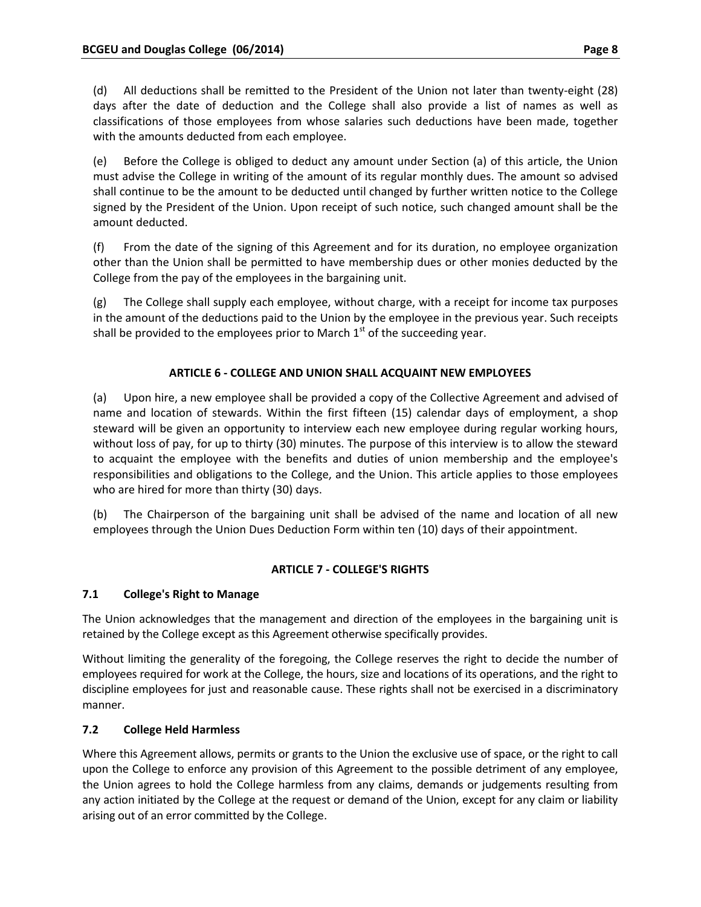(d) All deductions shall be remitted to the President of the Union not later than twenty-eight (28) days after the date of deduction and the College shall also provide a list of names as well as classifications of those employees from whose salaries such deductions have been made, together with the amounts deducted from each employee.

(e) Before the College is obliged to deduct any amount under Section (a) of this article, the Union must advise the College in writing of the amount of its regular monthly dues. The amount so advised shall continue to be the amount to be deducted until changed by further written notice to the College signed by the President of the Union. Upon receipt of such notice, such changed amount shall be the amount deducted.

(f) From the date of the signing of this Agreement and for its duration, no employee organization other than the Union shall be permitted to have membership dues or other monies deducted by the College from the pay of the employees in the bargaining unit.

(g) The College shall supply each employee, without charge, with a receipt for income tax purposes in the amount of the deductions paid to the Union by the employee in the previous year. Such receipts shall be provided to the employees prior to March 1st of the succeeding year.

## ARTICLE 6 - COLLEGE AND UNION SHALL ACQUAINT NEW EMPLOYEES

(a) Upon hire, a new employee shall be provided a copy of the Collective Agreement and advised of name and location of stewards. Within the first fifteen (15) calendar days of employment, a shop steward will be given an opportunity to interview each new employee during regular working hours, without loss of pay, for up to thirty (30) minutes. The purpose of this interview is to allow the steward to acquaint the employee with the benefits and duties of union membership and the employee's responsibilities and obligations to the College, and the Union. This article applies to those employees who are hired for more than thirty (30) days.

(b) The Chairperson of the bargaining unit shall be advised of the name and location of all new employees through the Union Dues Deduction Form within ten (10) days of their appointment.

## ARTICLE 7 - COLLEGE'S RIGHTS

### 7.1 College's Right to Manage

The Union acknowledges that the management and direction of the employees in the bargaining unit is retained by the College except as this Agreement otherwise specifically provides.

Without limiting the generality of the foregoing, the College reserves the right to decide the number of employees required for work at the College, the hours, size and locations of its operations, and the right to discipline employees for just and reasonable cause. These rights shall not be exercised in a discriminatory manner.

### 7.2 College Held Harmless

Where this Agreement allows, permits or grants to the Union the exclusive use of space, or the right to call upon the College to enforce any provision of this Agreement to the possible detriment of any employee, the Union agrees to hold the College harmless from any claims, demands or judgements resulting from any action initiated by the College at the request or demand of the Union, except for any claim or liability arising out of an error committed by the College.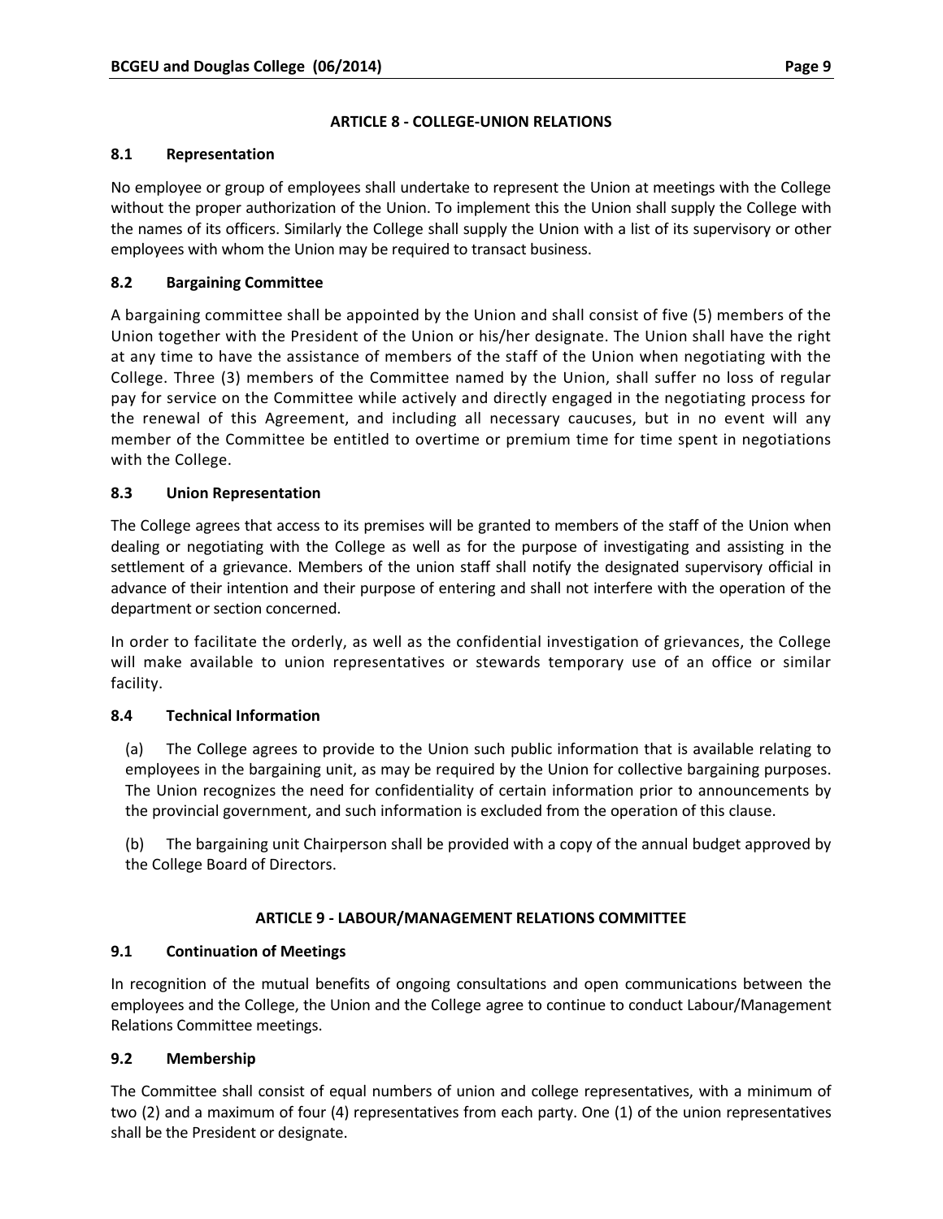## ARTICLE 8 - COLLEGE-UNION RELATIONS

### 8.1 Representation

No employee or group of employees shall undertake to represent the Union at meetings with the College without the proper authorization of the Union. To implement this the Union shall supply the College with the names of its officers. Similarly the College shall supply the Union with a list of its supervisory or other employees with whom the Union may be required to transact business.

### 8.2 Bargaining Committee

A bargaining committee shall be appointed by the Union and shall consist of five (5) members of the Union together with the President of the Union or his/her designate. The Union shall have the right at any time to have the assistance of members of the staff of the Union when negotiating with the College. Three (3) members of the Committee named by the Union, shall suffer no loss of regular pay for service on the Committee while actively and directly engaged in the negotiating process for the renewal of this Agreement, and including all necessary caucuses, but in no event will any member of the Committee be entitled to overtime or premium time for time spent in negotiations with the College.

### 8.3 Union Representation

The College agrees that access to its premises will be granted to members of the staff of the Union when dealing or negotiating with the College as well as for the purpose of investigating and assisting in the settlement of a grievance. Members of the union staff shall notify the designated supervisory official in advance of their intention and their purpose of entering and shall not interfere with the operation of the department or section concerned.

In order to facilitate the orderly, as well as the confidential investigation of grievances, the College will make available to union representatives or stewards temporary use of an office or similar facility.

### 8.4 Technical Information

(a) The College agrees to provide to the Union such public information that is available relating to employees in the bargaining unit, as may be required by the Union for collective bargaining purposes. The Union recognizes the need for confidentiality of certain information prior to announcements by the provincial government, and such information is excluded from the operation of this clause.

(b) The bargaining unit Chairperson shall be provided with a copy of the annual budget approved by the College Board of Directors.

## ARTICLE 9 - LABOUR/MANAGEMENT RELATIONS COMMITTEE

### 9.1 Continuation of Meetings

In recognition of the mutual benefits of ongoing consultations and open communications between the employees and the College, the Union and the College agree to continue to conduct Labour/Management Relations Committee meetings.

### 9.2 Membership

The Committee shall consist of equal numbers of union and college representatives, with a minimum of two (2) and a maximum of four (4) representatives from each party. One (1) of the union representatives shall be the President or designate.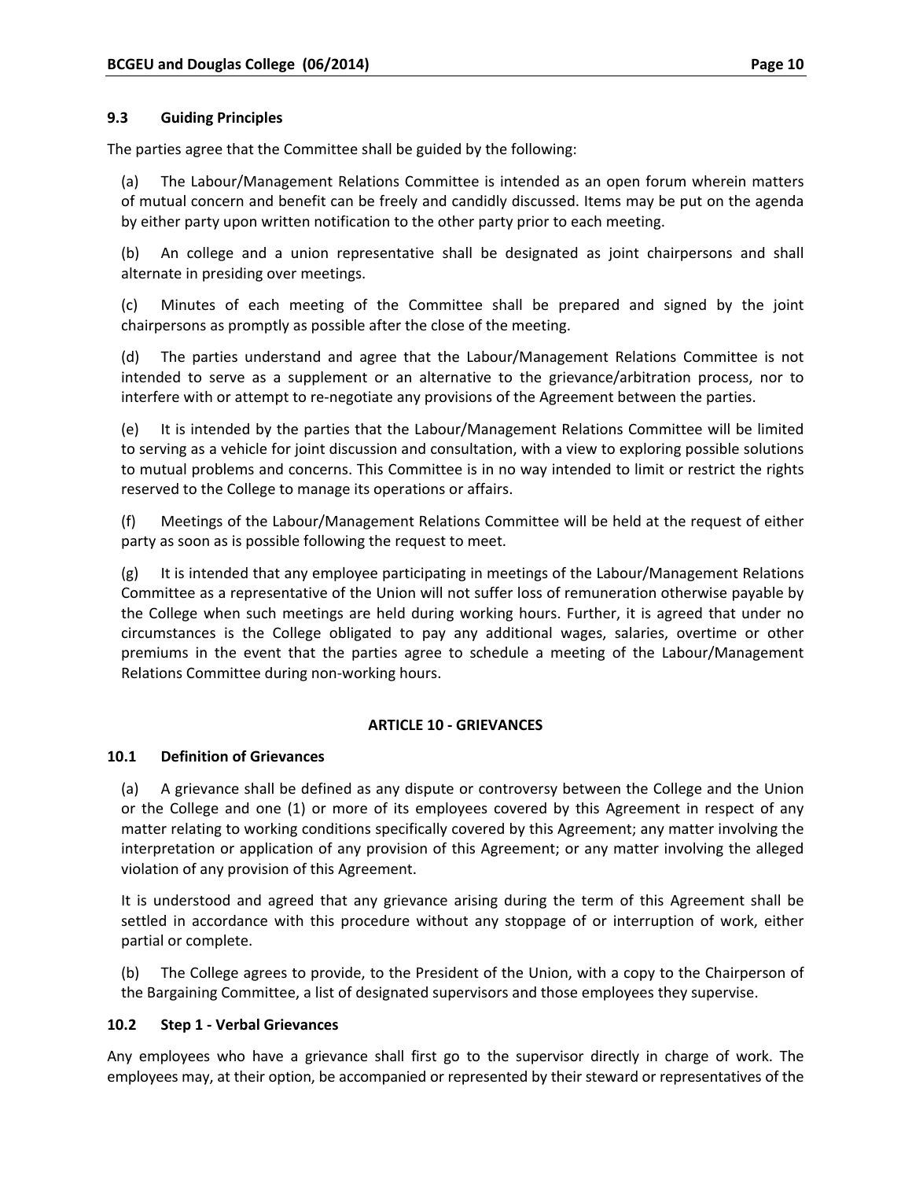### 9.3 Guiding Principles

The parties agree that the Committee shall be guided by the following:

(a) The Labour/Management Relations Committee is intended as an open forum wherein matters of mutual concern and benefit can be freely and candidly discussed. Items may be put on the agenda by either party upon written notification to the other party prior to each meeting.

(b) An college and a union representative shall be designated as joint chairpersons and shall alternate in presiding over meetings.

(c) Minutes of each meeting of the Committee shall be prepared and signed by the joint chairpersons as promptly as possible after the close of the meeting.

(d) The parties understand and agree that the Labour/Management Relations Committee is not intended to serve as a supplement or an alternative to the grievance/arbitration process, nor to interfere with or attempt to re-negotiate any provisions of the Agreement between the parties.

(e) It is intended by the parties that the Labour/Management Relations Committee will be limited to serving as a vehicle for joint discussion and consultation, with a view to exploring possible solutions to mutual problems and concerns. This Committee is in no way intended to limit or restrict the rights reserved to the College to manage its operations or affairs.

(f) Meetings of the Labour/Management Relations Committee will be held at the request of either party as soon as is possible following the request to meet.

(g) It is intended that any employee participating in meetings of the Labour/Management Relations Committee as a representative of the Union will not suffer loss of remuneration otherwise payable by the College when such meetings are held during working hours. Further, it is agreed that under no circumstances is the College obligated to pay any additional wages, salaries, overtime or other premiums in the event that the parties agree to schedule a meeting of the Labour/Management Relations Committee during non-working hours.

## ARTICLE 10 - GRIEVANCES

### 10.1 Definition of Grievances

(a) A grievance shall be defined as any dispute or controversy between the College and the Union or the College and one (1) or more of its employees covered by this Agreement in respect of any matter relating to working conditions specifically covered by this Agreement; any matter involving the interpretation or application of any provision of this Agreement; or any matter involving the alleged violation of any provision of this Agreement.

It is understood and agreed that any grievance arising during the term of this Agreement shall be settled in accordance with this procedure without any stoppage of or interruption of work, either partial or complete.

(b) The College agrees to provide, to the President of the Union, with a copy to the Chairperson of the Bargaining Committee, a list of designated supervisors and those employees they supervise.

### 10.2 Step 1 - Verbal Grievances

Any employees who have a grievance shall first go to the supervisor directly in charge of work. The employees may, at their option, be accompanied or represented by their steward or representatives of the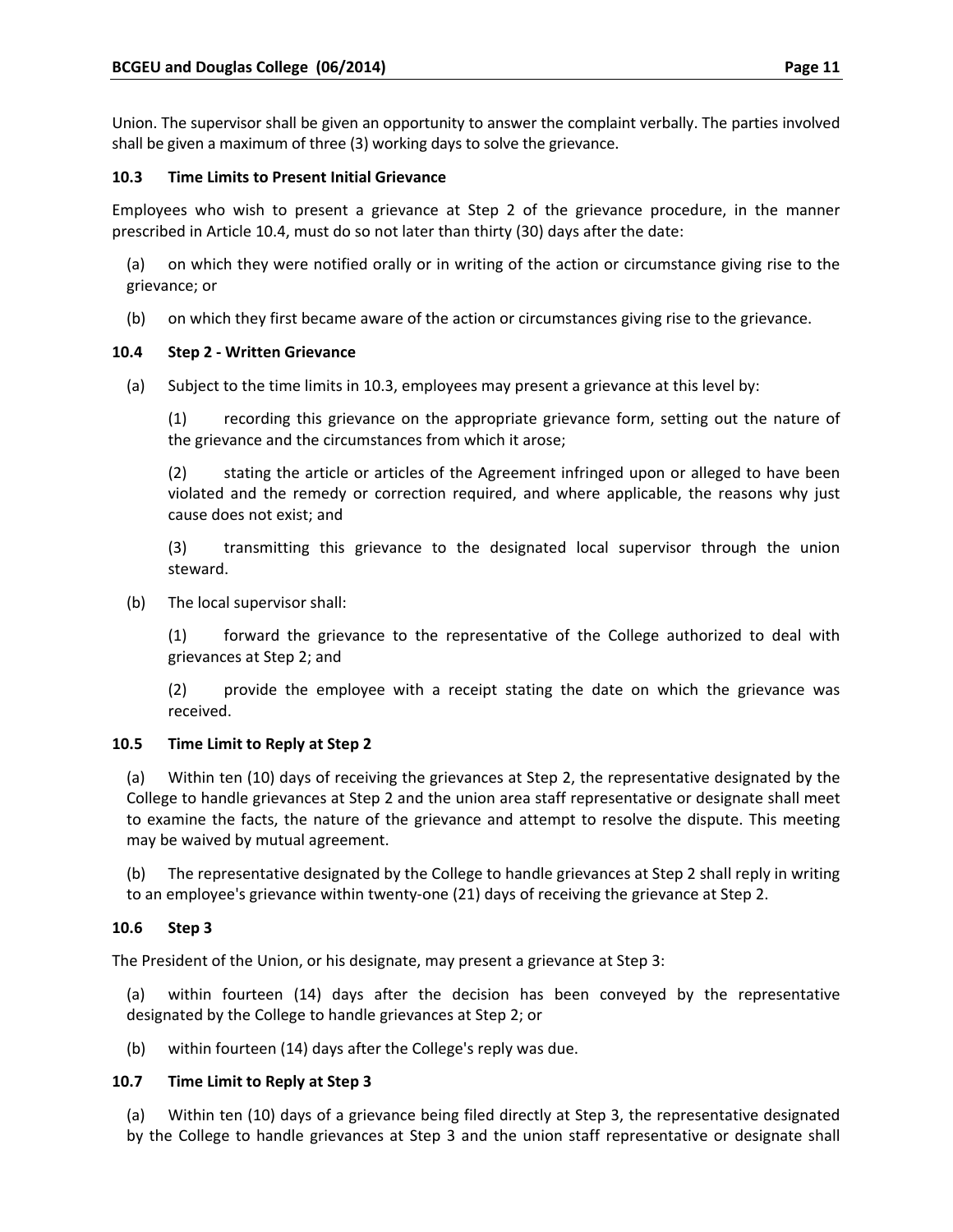Union. The supervisor shall be given an opportunity to answer the complaint verbally. The parties involved shall be given a maximum of three (3) working days to solve the grievance.

### 10.3 Time Limits to Present Initial Grievance

Employees who wish to present a grievance at Step 2 of the grievance procedure, in the manner prescribed in Article 10.4, must do so not later than thirty (30) days after the date:

(a) on which they were notified orally or in writing of the action or circumstance giving rise to the grievance; or

(b) on which they first became aware of the action or circumstances giving rise to the grievance.

### 10.4 Step 2 - Written Grievance

(a) Subject to the time limits in 10.3, employees may present a grievance at this level by:

(1) recording this grievance on the appropriate grievance form, setting out the nature of the grievance and the circumstances from which it arose;

(2) stating the article or articles of the Agreement infringed upon or alleged to have been violated and the remedy or correction required, and where applicable, the reasons why just cause does not exist; and

(3) transmitting this grievance to the designated local supervisor through the union steward.

(b) The local supervisor shall:

(1) forward the grievance to the representative of the College authorized to deal with grievances at Step 2; and

(2) provide the employee with a receipt stating the date on which the grievance was received.

### 10.5 Time Limit to Reply at Step 2

(a) Within ten (10) days of receiving the grievances at Step 2, the representative designated by the College to handle grievances at Step 2 and the union area staff representative or designate shall meet to examine the facts, the nature of the grievance and attempt to resolve the dispute. This meeting may be waived by mutual agreement.

(b) The representative designated by the College to handle grievances at Step 2 shall reply in writing to an employee's grievance within twenty-one (21) days of receiving the grievance at Step 2.

### 10.6 Step 3

The President of the Union, or his designate, may present a grievance at Step 3:

(a) within fourteen (14) days after the decision has been conveyed by the representative designated by the College to handle grievances at Step 2; or

(b) within fourteen (14) days after the College's reply was due.

### 10.7 Time Limit to Reply at Step 3

(a) Within ten (10) days of a grievance being filed directly at Step 3, the representative designated by the College to handle grievances at Step 3 and the union staff representative or designate shall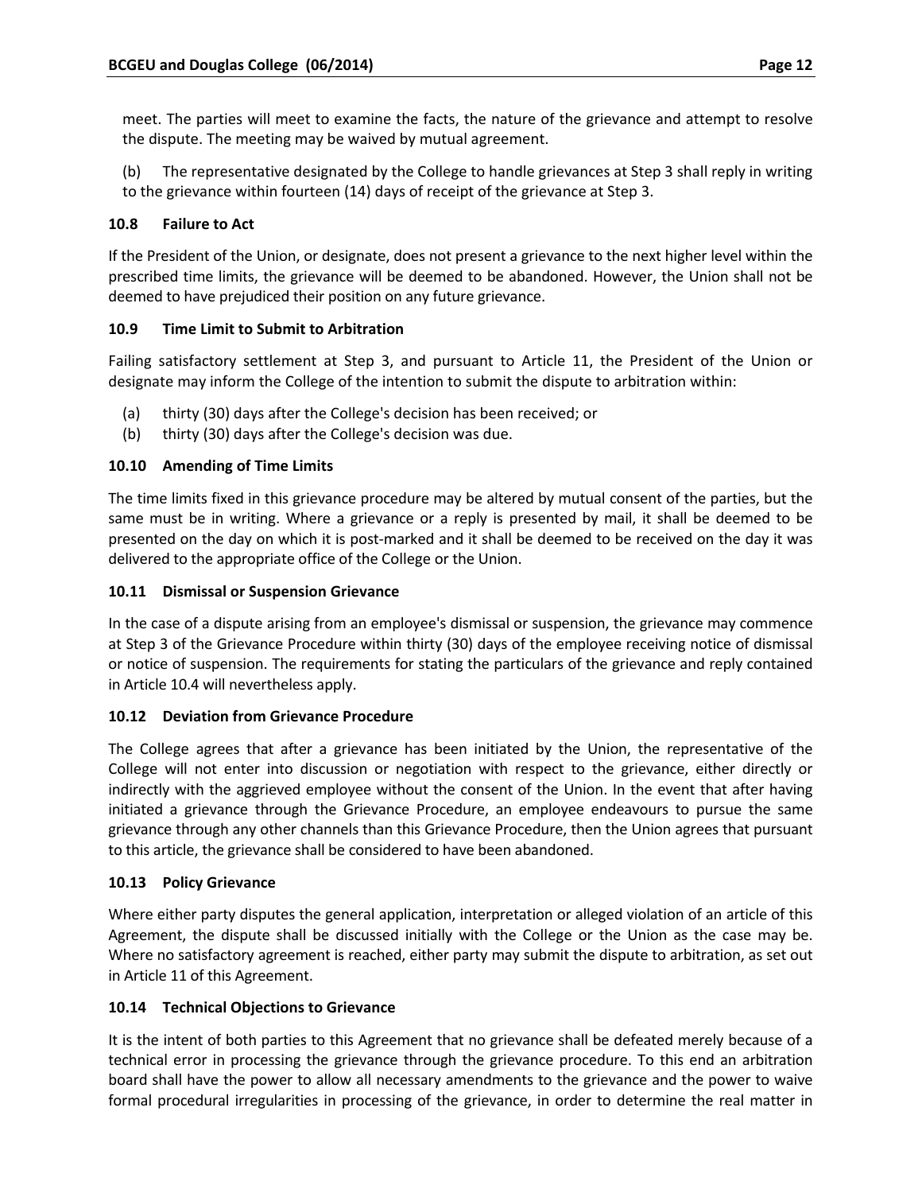meet. The parties will meet to examine the facts, the nature of the grievance and attempt to resolve the dispute. The meeting may be waived by mutual agreement.

(b) The representative designated by the College to handle grievances at Step 3 shall reply in writing to the grievance within fourteen (14) days of receipt of the grievance at Step 3.

### 10.8 Failure to Act

If the President of the Union, or designate, does not present a grievance to the next higher level within the prescribed time limits, the grievance will be deemed to be abandoned. However, the Union shall not be deemed to have prejudiced their position on any future grievance.

### 10.9 Time Limit to Submit to Arbitration

Failing satisfactory settlement at Step 3, and pursuant to Article 11, the President of the Union or designate may inform the College of the intention to submit the dispute to arbitration within:

(a) thirty (30) days after the College's decision has been received; or
(b) thirty (30) days after the College's decision was due.

### 10.10 Amending of Time Limits

The time limits fixed in this grievance procedure may be altered by mutual consent of the parties, but the same must be in writing. Where a grievance or a reply is presented by mail, it shall be deemed to be presented on the day on which it is post-marked and it shall be deemed to be received on the day it was delivered to the appropriate office of the College or the Union.

### 10.11 Dismissal or Suspension Grievance

In the case of a dispute arising from an employee's dismissal or suspension, the grievance may commence at Step 3 of the Grievance Procedure within thirty (30) days of the employee receiving notice of dismissal or notice of suspension. The requirements for stating the particulars of the grievance and reply contained in Article 10.4 will nevertheless apply.

### 10.12 Deviation from Grievance Procedure

The College agrees that after a grievance has been initiated by the Union, the representative of the College will not enter into discussion or negotiation with respect to the grievance, either directly or indirectly with the aggrieved employee without the consent of the Union. In the event that after having initiated a grievance through the Grievance Procedure, an employee endeavours to pursue the same grievance through any other channels than this Grievance Procedure, then the Union agrees that pursuant to this article, the grievance shall be considered to have been abandoned.

### 10.13 Policy Grievance

Where either party disputes the general application, interpretation or alleged violation of an article of this Agreement, the dispute shall be discussed initially with the College or the Union as the case may be. Where no satisfactory agreement is reached, either party may submit the dispute to arbitration, as set out in Article 11 of this Agreement.

### 10.14 Technical Objections to Grievance

It is the intent of both parties to this Agreement that no grievance shall be defeated merely because of a technical error in processing the grievance through the grievance procedure. To this end an arbitration board shall have the power to allow all necessary amendments to the grievance and the power to waive formal procedural irregularities in processing of the grievance, in order to determine the real matter in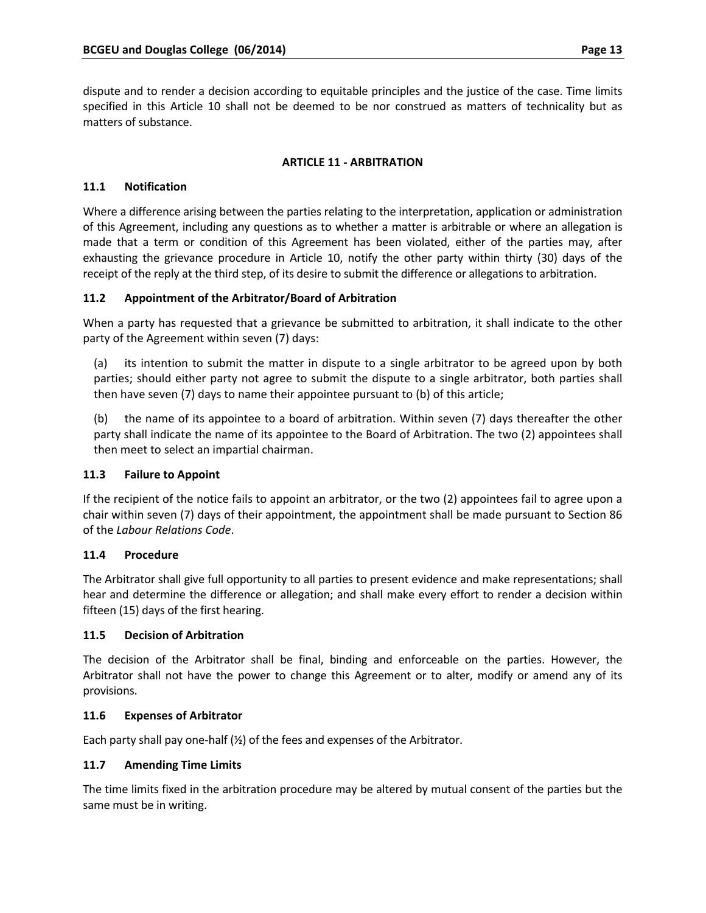dispute and to render a decision according to equitable principles and the justice of the case. Time limits specified in this Article 10 shall not be deemed to be nor construed as matters of technicality but as matters of substance.

## ARTICLE 11 - ARBITRATION

### 11.1 Notification

Where a difference arising between the parties relating to the interpretation, application or administration of this Agreement, including any questions as to whether a matter is arbitrable or where an allegation is made that a term or condition of this Agreement has been violated, either of the parties may, after exhausting the grievance procedure in Article 10, notify the other party within thirty (30) days of the receipt of the reply at the third step, of its desire to submit the difference or allegations to arbitration.

### 11.2 Appointment of the Arbitrator/Board of Arbitration

When a party has requested that a grievance be submitted to arbitration, it shall indicate to the other party of the Agreement within seven (7) days:

(a) its intention to submit the matter in dispute to a single arbitrator to be agreed upon by both parties; should either party not agree to submit the dispute to a single arbitrator, both parties shall then have seven (7) days to name their appointee pursuant to (b) of this article;

(b) the name of its appointee to a board of arbitration. Within seven (7) days thereafter the other party shall indicate the name of its appointee to the Board of Arbitration. The two (2) appointees shall then meet to select an impartial chairman.

### 11.3 Failure to Appoint

If the recipient of the notice fails to appoint an arbitrator, or the two (2) appointees fail to agree upon a chair within seven (7) days of their appointment, the appointment shall be made pursuant to Section 86 of the *Labour Relations Code*.

### 11.4 Procedure

The Arbitrator shall give full opportunity to all parties to present evidence and make representations; shall hear and determine the difference or allegation; and shall make every effort to render a decision within fifteen (15) days of the first hearing.

### 11.5 Decision of Arbitration

The decision of the Arbitrator shall be final, binding and enforceable on the parties. However, the Arbitrator shall not have the power to change this Agreement or to alter, modify or amend any of its provisions.

### 11.6 Expenses of Arbitrator

Each party shall pay one-half (½) of the fees and expenses of the Arbitrator.

### 11.7 Amending Time Limits

The time limits fixed in the arbitration procedure may be altered by mutual consent of the parties but the same must be in writing.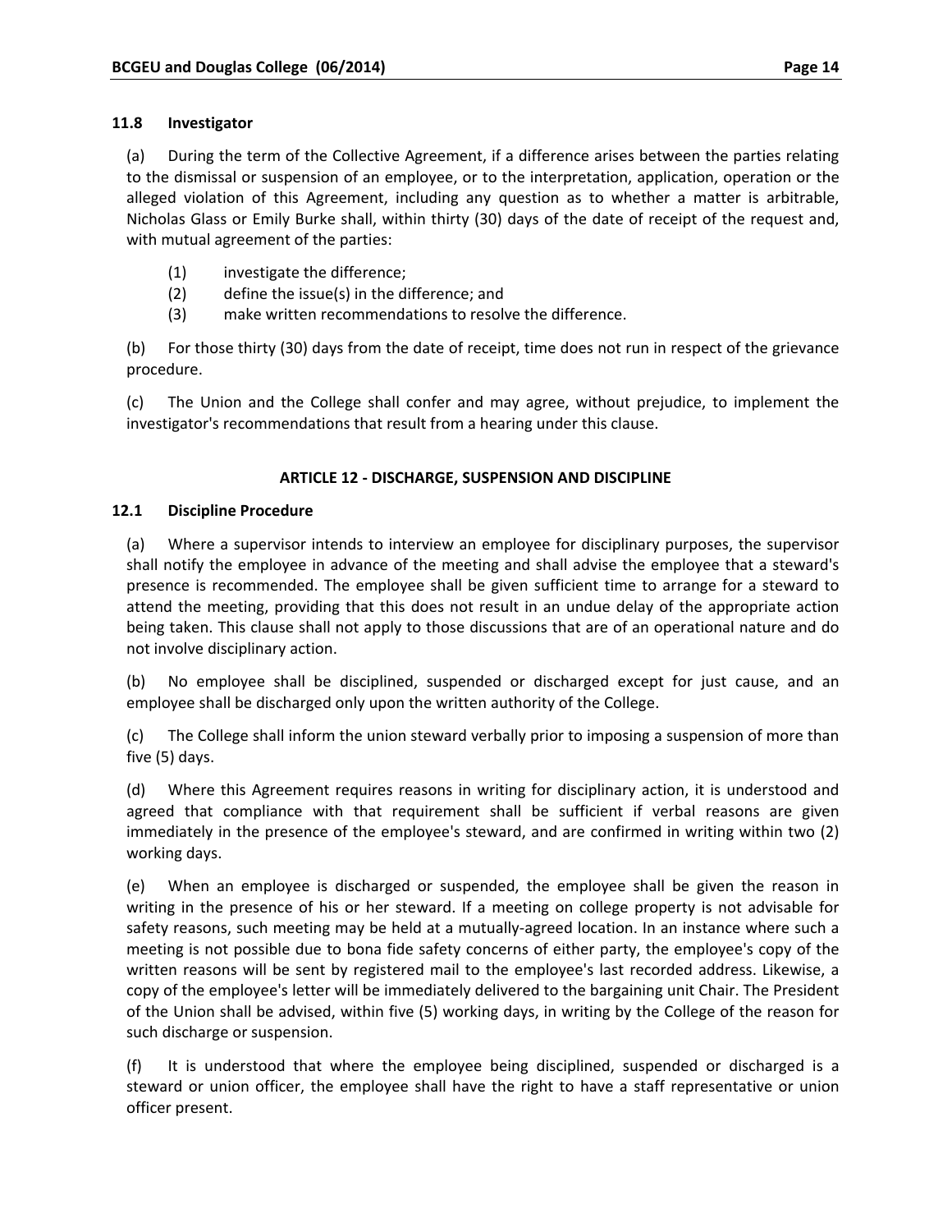### 11.8 Investigator

(a) During the term of the Collective Agreement, if a difference arises between the parties relating to the dismissal or suspension of an employee, or to the interpretation, application, operation or the alleged violation of this Agreement, including any question as to whether a matter is arbitrable, Nicholas Glass or Emily Burke shall, within thirty (30) days of the date of receipt of the request and, with mutual agreement of the parties:

(1) investigate the difference;
(2) define the issue(s) in the difference; and
(3) make written recommendations to resolve the difference.

(b) For those thirty (30) days from the date of receipt, time does not run in respect of the grievance procedure.

(c) The Union and the College shall confer and may agree, without prejudice, to implement the investigator's recommendations that result from a hearing under this clause.

## ARTICLE 12 - DISCHARGE, SUSPENSION AND DISCIPLINE

### 12.1 Discipline Procedure

(a) Where a supervisor intends to interview an employee for disciplinary purposes, the supervisor shall notify the employee in advance of the meeting and shall advise the employee that a steward's presence is recommended. The employee shall be given sufficient time to arrange for a steward to attend the meeting, providing that this does not result in an undue delay of the appropriate action being taken. This clause shall not apply to those discussions that are of an operational nature and do not involve disciplinary action.

(b) No employee shall be disciplined, suspended or discharged except for just cause, and an employee shall be discharged only upon the written authority of the College.

(c) The College shall inform the union steward verbally prior to imposing a suspension of more than five (5) days.

(d) Where this Agreement requires reasons in writing for disciplinary action, it is understood and agreed that compliance with that requirement shall be sufficient if verbal reasons are given immediately in the presence of the employee's steward, and are confirmed in writing within two (2) working days.

(e) When an employee is discharged or suspended, the employee shall be given the reason in writing in the presence of his or her steward. If a meeting on college property is not advisable for safety reasons, such meeting may be held at a mutually-agreed location. In an instance where such a meeting is not possible due to bona fide safety concerns of either party, the employee's copy of the written reasons will be sent by registered mail to the employee's last recorded address. Likewise, a copy of the employee's letter will be immediately delivered to the bargaining unit Chair. The President of the Union shall be advised, within five (5) working days, in writing by the College of the reason for such discharge or suspension.

(f) It is understood that where the employee being disciplined, suspended or discharged is a steward or union officer, the employee shall have the right to have a staff representative or union officer present.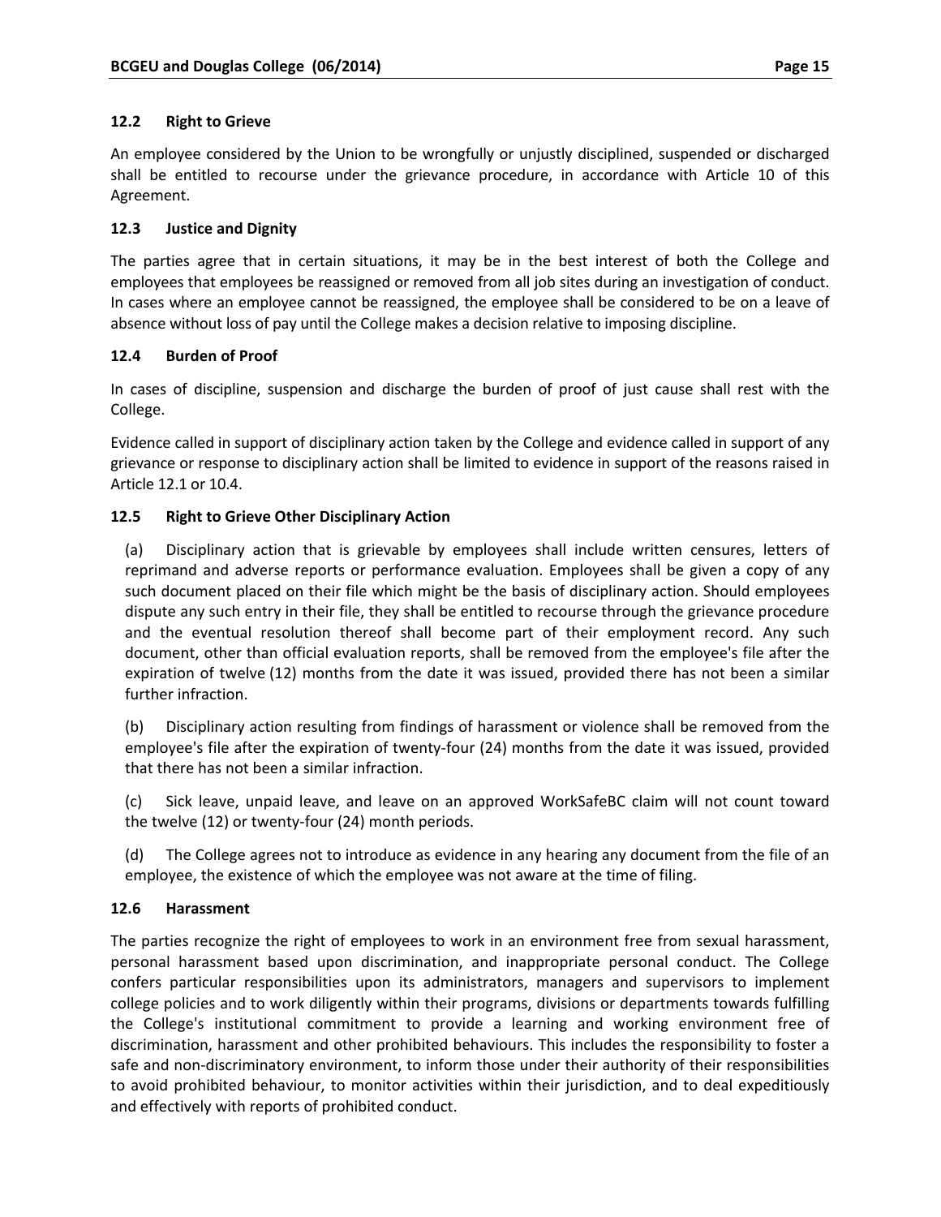### 12.2 Right to Grieve

An employee considered by the Union to be wrongfully or unjustly disciplined, suspended or discharged shall be entitled to recourse under the grievance procedure, in accordance with Article 10 of this Agreement.

### 12.3 Justice and Dignity

The parties agree that in certain situations, it may be in the best interest of both the College and employees that employees be reassigned or removed from all job sites during an investigation of conduct. In cases where an employee cannot be reassigned, the employee shall be considered to be on a leave of absence without loss of pay until the College makes a decision relative to imposing discipline.

### 12.4 Burden of Proof

In cases of discipline, suspension and discharge the burden of proof of just cause shall rest with the College.

Evidence called in support of disciplinary action taken by the College and evidence called in support of any grievance or response to disciplinary action shall be limited to evidence in support of the reasons raised in Article 12.1 or 10.4.

### 12.5 Right to Grieve Other Disciplinary Action

(a) Disciplinary action that is grievable by employees shall include written censures, letters of reprimand and adverse reports or performance evaluation. Employees shall be given a copy of any such document placed on their file which might be the basis of disciplinary action. Should employees dispute any such entry in their file, they shall be entitled to recourse through the grievance procedure and the eventual resolution thereof shall become part of their employment record. Any such document, other than official evaluation reports, shall be removed from the employee's file after the expiration of twelve (12) months from the date it was issued, provided there has not been a similar further infraction.

(b) Disciplinary action resulting from findings of harassment or violence shall be removed from the employee's file after the expiration of twenty-four (24) months from the date it was issued, provided that there has not been a similar infraction.

(c) Sick leave, unpaid leave, and leave on an approved WorkSafeBC claim will not count toward the twelve (12) or twenty-four (24) month periods.

(d) The College agrees not to introduce as evidence in any hearing any document from the file of an employee, the existence of which the employee was not aware at the time of filing.

### 12.6 Harassment

The parties recognize the right of employees to work in an environment free from sexual harassment, personal harassment based upon discrimination, and inappropriate personal conduct. The College confers particular responsibilities upon its administrators, managers and supervisors to implement college policies and to work diligently within their programs, divisions or departments towards fulfilling the College's institutional commitment to provide a learning and working environment free of discrimination, harassment and other prohibited behaviours. This includes the responsibility to foster a safe and non-discriminatory environment, to inform those under their authority of their responsibilities to avoid prohibited behaviour, to monitor activities within their jurisdiction, and to deal expeditiously and effectively with reports of prohibited conduct.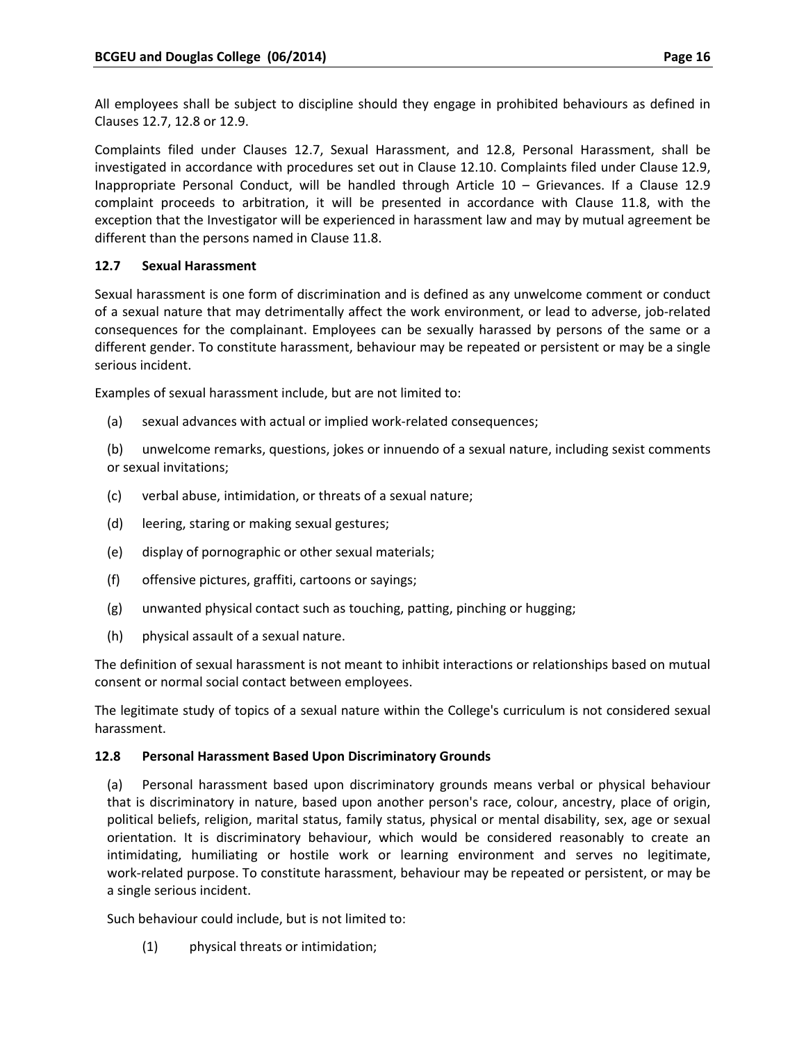All employees shall be subject to discipline should they engage in prohibited behaviours as defined in Clauses 12.7, 12.8 or 12.9.

Complaints filed under Clauses 12.7, Sexual Harassment, and 12.8, Personal Harassment, shall be investigated in accordance with procedures set out in Clause 12.10. Complaints filed under Clause 12.9, Inappropriate Personal Conduct, will be handled through Article 10 – Grievances. If a Clause 12.9 complaint proceeds to arbitration, it will be presented in accordance with Clause 11.8, with the exception that the Investigator will be experienced in harassment law and may by mutual agreement be different than the persons named in Clause 11.8.

### 12.7 Sexual Harassment

Sexual harassment is one form of discrimination and is defined as any unwelcome comment or conduct of a sexual nature that may detrimentally affect the work environment, or lead to adverse, job-related consequences for the complainant. Employees can be sexually harassed by persons of the same or a different gender. To constitute harassment, behaviour may be repeated or persistent or may be a single serious incident.

Examples of sexual harassment include, but are not limited to:

(a) sexual advances with actual or implied work-related consequences;

(b) unwelcome remarks, questions, jokes or innuendo of a sexual nature, including sexist comments or sexual invitations;

(c) verbal abuse, intimidation, or threats of a sexual nature;

(d) leering, staring or making sexual gestures;

(e) display of pornographic or other sexual materials;

(f) offensive pictures, graffiti, cartoons or sayings;

(g) unwanted physical contact such as touching, patting, pinching or hugging;

(h) physical assault of a sexual nature.

The definition of sexual harassment is not meant to inhibit interactions or relationships based on mutual consent or normal social contact between employees.

The legitimate study of topics of a sexual nature within the College's curriculum is not considered sexual harassment.

### 12.8 Personal Harassment Based Upon Discriminatory Grounds

(a) Personal harassment based upon discriminatory grounds means verbal or physical behaviour that is discriminatory in nature, based upon another person's race, colour, ancestry, place of origin, political beliefs, religion, marital status, family status, physical or mental disability, sex, age or sexual orientation. It is discriminatory behaviour, which would be considered reasonably to create an intimidating, humiliating or hostile work or learning environment and serves no legitimate, work-related purpose. To constitute harassment, behaviour may be repeated or persistent, or may be a single serious incident.

Such behaviour could include, but is not limited to:

(1) physical threats or intimidation;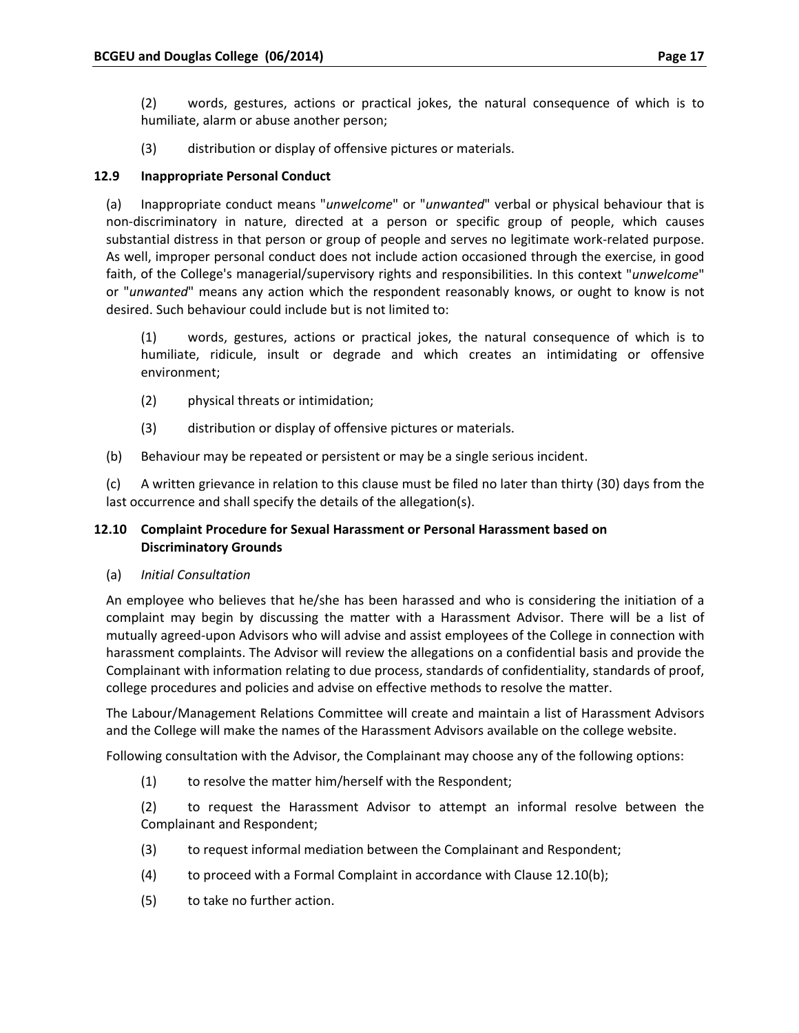(2) words, gestures, actions or practical jokes, the natural consequence of which is to humiliate, alarm or abuse another person;

(3) distribution or display of offensive pictures or materials.

### 12.9 Inappropriate Personal Conduct

(a) Inappropriate conduct means "*unwelcome*" or "*unwanted*" verbal or physical behaviour that is non-discriminatory in nature, directed at a person or specific group of people, which causes substantial distress in that person or group of people and serves no legitimate work-related purpose. As well, improper personal conduct does not include action occasioned through the exercise, in good faith, of the College's managerial/supervisory rights and responsibilities. In this context "*unwelcome*" or "*unwanted*" means any action which the respondent reasonably knows, or ought to know is not desired. Such behaviour could include but is not limited to:

(1) words, gestures, actions or practical jokes, the natural consequence of which is to humiliate, ridicule, insult or degrade and which creates an intimidating or offensive environment;

(2) physical threats or intimidation;

(3) distribution or display of offensive pictures or materials.

(b) Behaviour may be repeated or persistent or may be a single serious incident.

(c) A written grievance in relation to this clause must be filed no later than thirty (30) days from the last occurrence and shall specify the details of the allegation(s).

### 12.10 Complaint Procedure for Sexual Harassment or Personal Harassment based on Discriminatory Grounds

(a) *Initial Consultation*

An employee who believes that he/she has been harassed and who is considering the initiation of a complaint may begin by discussing the matter with a Harassment Advisor. There will be a list of mutually agreed-upon Advisors who will advise and assist employees of the College in connection with harassment complaints. The Advisor will review the allegations on a confidential basis and provide the Complainant with information relating to due process, standards of confidentiality, standards of proof, college procedures and policies and advise on effective methods to resolve the matter.

The Labour/Management Relations Committee will create and maintain a list of Harassment Advisors and the College will make the names of the Harassment Advisors available on the college website.

Following consultation with the Advisor, the Complainant may choose any of the following options:

(1) to resolve the matter him/herself with the Respondent;

(2) to request the Harassment Advisor to attempt an informal resolve between the Complainant and Respondent;

(3) to request informal mediation between the Complainant and Respondent;

(4) to proceed with a Formal Complaint in accordance with Clause 12.10(b);

(5) to take no further action.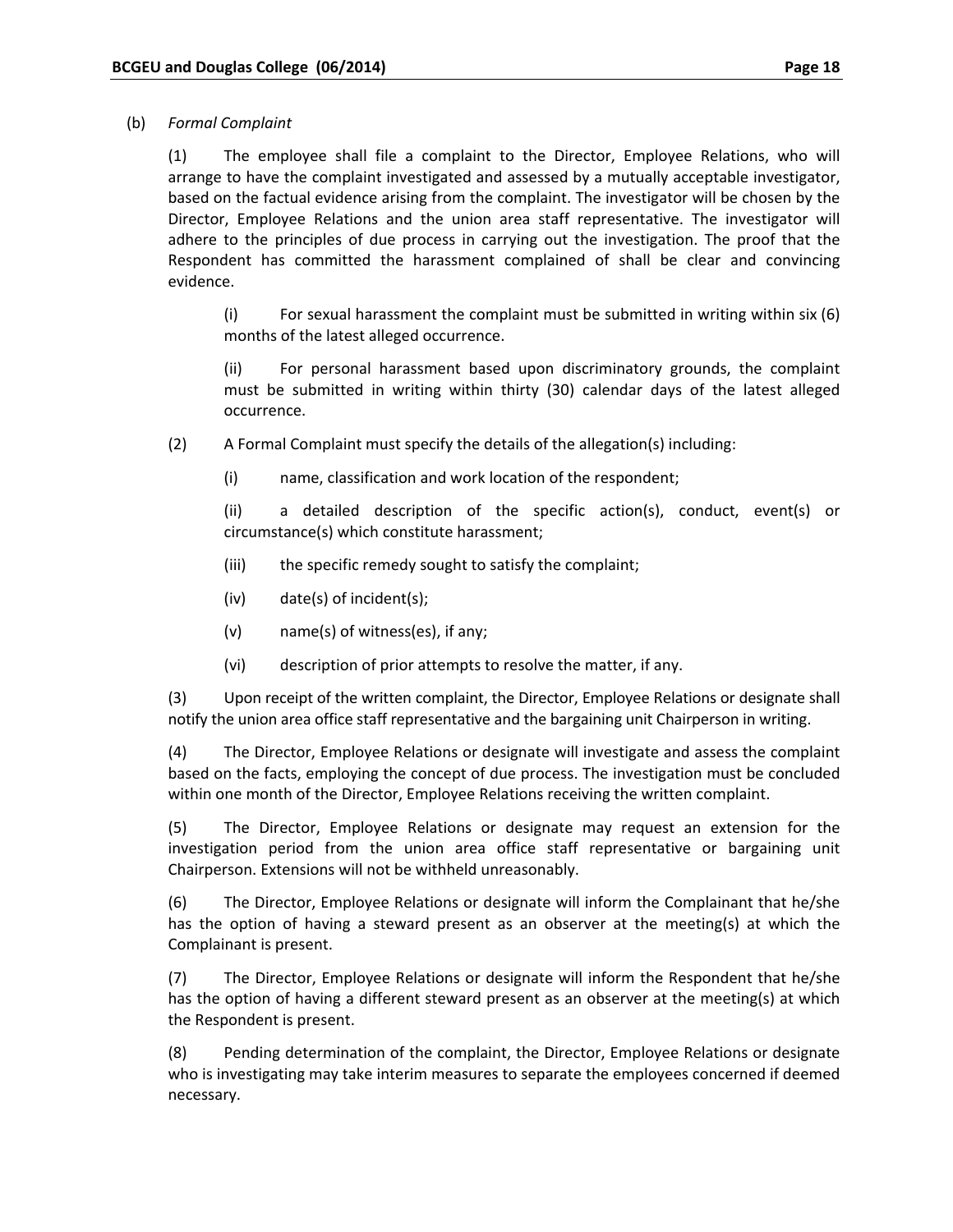(b) *Formal Complaint*

(1) The employee shall file a complaint to the Director, Employee Relations, who will arrange to have the complaint investigated and assessed by a mutually acceptable investigator, based on the factual evidence arising from the complaint. The investigator will be chosen by the Director, Employee Relations and the union area staff representative. The investigator will adhere to the principles of due process in carrying out the investigation. The proof that the Respondent has committed the harassment complained of shall be clear and convincing evidence.

(i) For sexual harassment the complaint must be submitted in writing within six (6) months of the latest alleged occurrence.

(ii) For personal harassment based upon discriminatory grounds, the complaint must be submitted in writing within thirty (30) calendar days of the latest alleged occurrence.

(2) A Formal Complaint must specify the details of the allegation(s) including:

(i) name, classification and work location of the respondent;

(ii) a detailed description of the specific action(s), conduct, event(s) or circumstance(s) which constitute harassment;

(iii) the specific remedy sought to satisfy the complaint;

(iv) date(s) of incident(s);

(v) name(s) of witness(es), if any;

(vi) description of prior attempts to resolve the matter, if any.

(3) Upon receipt of the written complaint, the Director, Employee Relations or designate shall notify the union area office staff representative and the bargaining unit Chairperson in writing.

(4) The Director, Employee Relations or designate will investigate and assess the complaint based on the facts, employing the concept of due process. The investigation must be concluded within one month of the Director, Employee Relations receiving the written complaint.

(5) The Director, Employee Relations or designate may request an extension for the investigation period from the union area office staff representative or bargaining unit Chairperson. Extensions will not be withheld unreasonably.

(6) The Director, Employee Relations or designate will inform the Complainant that he/she has the option of having a steward present as an observer at the meeting(s) at which the Complainant is present.

(7) The Director, Employee Relations or designate will inform the Respondent that he/she has the option of having a different steward present as an observer at the meeting(s) at which the Respondent is present.

(8) Pending determination of the complaint, the Director, Employee Relations or designate who is investigating may take interim measures to separate the employees concerned if deemed necessary.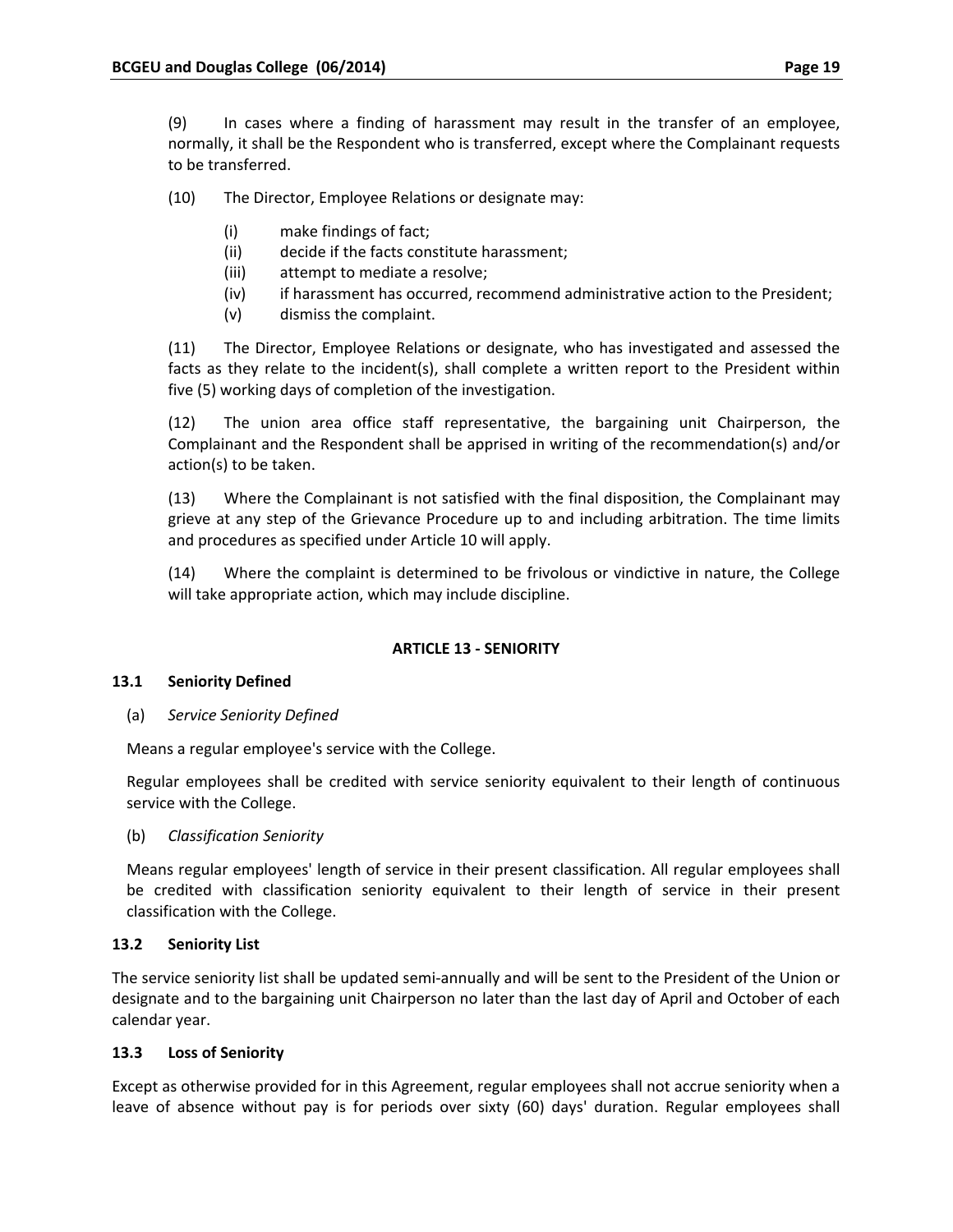(9) In cases where a finding of harassment may result in the transfer of an employee, normally, it shall be the Respondent who is transferred, except where the Complainant requests to be transferred.

(10) The Director, Employee Relations or designate may:

- (i) make findings of fact;
- (ii) decide if the facts constitute harassment;
- (iii) attempt to mediate a resolve;
- (iv) if harassment has occurred, recommend administrative action to the President;
- (v) dismiss the complaint.

(11) The Director, Employee Relations or designate, who has investigated and assessed the facts as they relate to the incident(s), shall complete a written report to the President within five (5) working days of completion of the investigation.

(12) The union area office staff representative, the bargaining unit Chairperson, the Complainant and the Respondent shall be apprised in writing of the recommendation(s) and/or action(s) to be taken.

(13) Where the Complainant is not satisfied with the final disposition, the Complainant may grieve at any step of the Grievance Procedure up to and including arbitration. The time limits and procedures as specified under Article 10 will apply.

(14) Where the complaint is determined to be frivolous or vindictive in nature, the College will take appropriate action, which may include discipline.

## ARTICLE 13 - SENIORITY

### 13.1 Seniority Defined

(a) *Service Seniority Defined*

Means a regular employee's service with the College.

Regular employees shall be credited with service seniority equivalent to their length of continuous service with the College.

(b) *Classification Seniority*

Means regular employees' length of service in their present classification. All regular employees shall be credited with classification seniority equivalent to their length of service in their present classification with the College.

### 13.2 Seniority List

The service seniority list shall be updated semi-annually and will be sent to the President of the Union or designate and to the bargaining unit Chairperson no later than the last day of April and October of each calendar year.

### 13.3 Loss of Seniority

Except as otherwise provided for in this Agreement, regular employees shall not accrue seniority when a leave of absence without pay is for periods over sixty (60) days' duration. Regular employees shall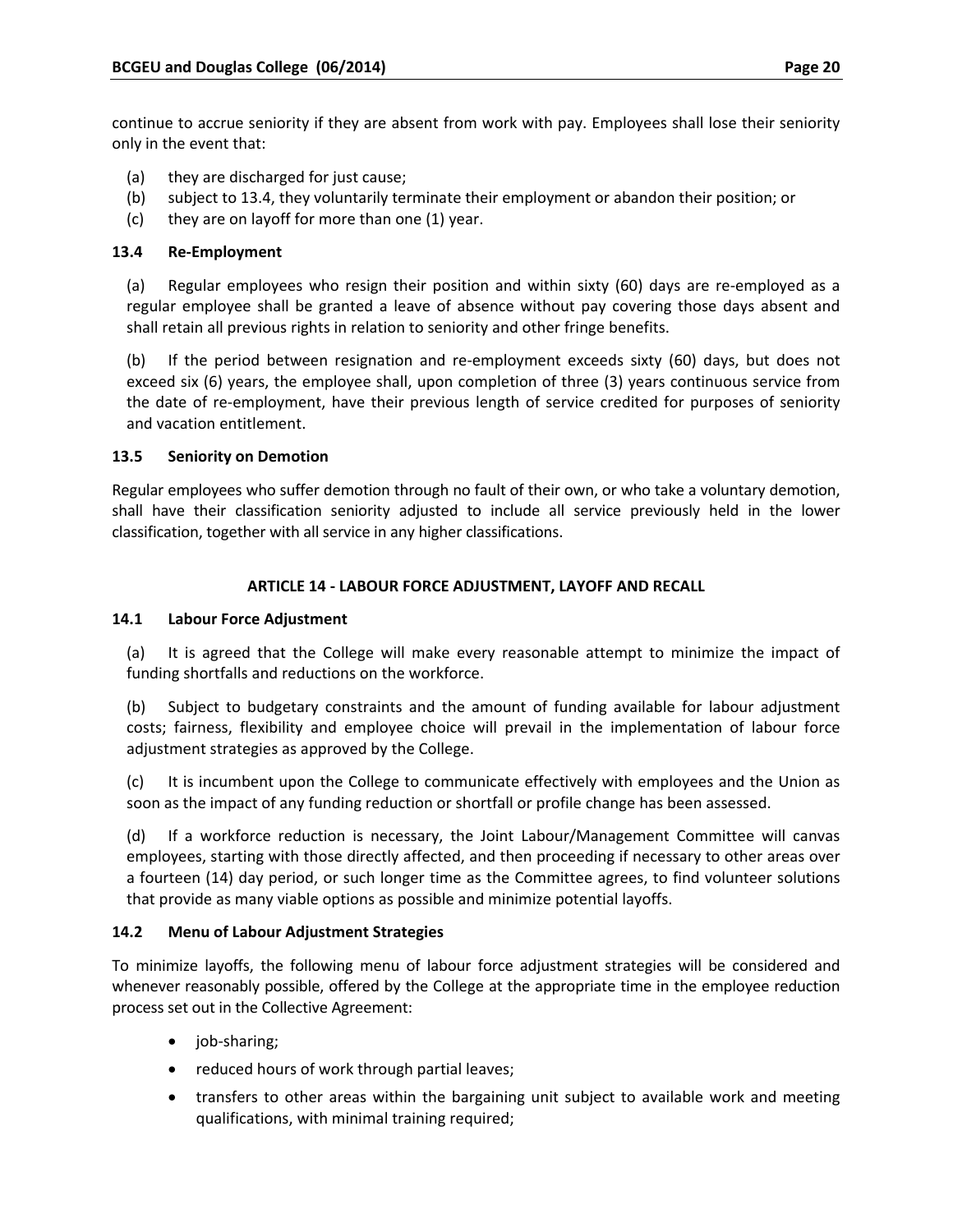continue to accrue seniority if they are absent from work with pay. Employees shall lose their seniority only in the event that:

(a) they are discharged for just cause;
(b) subject to 13.4, they voluntarily terminate their employment or abandon their position; or
(c) they are on layoff for more than one (1) year.

### 13.4 Re-Employment

(a) Regular employees who resign their position and within sixty (60) days are re-employed as a regular employee shall be granted a leave of absence without pay covering those days absent and shall retain all previous rights in relation to seniority and other fringe benefits.

(b) If the period between resignation and re-employment exceeds sixty (60) days, but does not exceed six (6) years, the employee shall, upon completion of three (3) years continuous service from the date of re-employment, have their previous length of service credited for purposes of seniority and vacation entitlement.

### 13.5 Seniority on Demotion

Regular employees who suffer demotion through no fault of their own, or who take a voluntary demotion, shall have their classification seniority adjusted to include all service previously held in the lower classification, together with all service in any higher classifications.

## ARTICLE 14 - LABOUR FORCE ADJUSTMENT, LAYOFF AND RECALL

### 14.1 Labour Force Adjustment

(a) It is agreed that the College will make every reasonable attempt to minimize the impact of funding shortfalls and reductions on the workforce.

(b) Subject to budgetary constraints and the amount of funding available for labour adjustment costs; fairness, flexibility and employee choice will prevail in the implementation of labour force adjustment strategies as approved by the College.

(c) It is incumbent upon the College to communicate effectively with employees and the Union as soon as the impact of any funding reduction or shortfall or profile change has been assessed.

(d) If a workforce reduction is necessary, the Joint Labour/Management Committee will canvas employees, starting with those directly affected, and then proceeding if necessary to other areas over a fourteen (14) day period, or such longer time as the Committee agrees, to find volunteer solutions that provide as many viable options as possible and minimize potential layoffs.

### 14.2 Menu of Labour Adjustment Strategies

To minimize layoffs, the following menu of labour force adjustment strategies will be considered and whenever reasonably possible, offered by the College at the appropriate time in the employee reduction process set out in the Collective Agreement:

- job-sharing;
- reduced hours of work through partial leaves;
- transfers to other areas within the bargaining unit subject to available work and meeting qualifications, with minimal training required;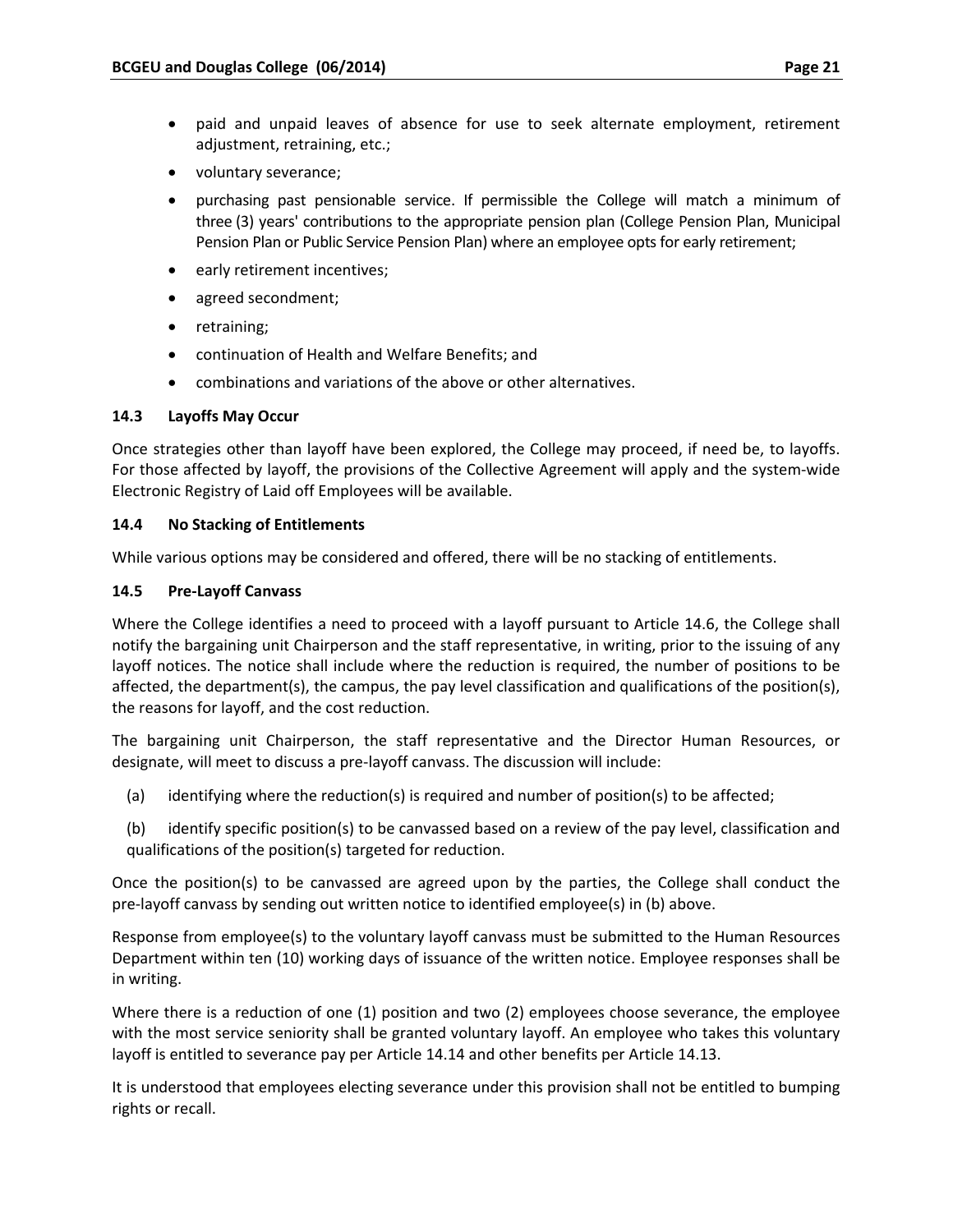- paid and unpaid leaves of absence for use to seek alternate employment, retirement adjustment, retraining, etc.;
- voluntary severance;
- purchasing past pensionable service. If permissible the College will match a minimum of three (3) years' contributions to the appropriate pension plan (College Pension Plan, Municipal Pension Plan or Public Service Pension Plan) where an employee opts for early retirement;
- early retirement incentives;
- agreed secondment;
- retraining;
- continuation of Health and Welfare Benefits; and
- combinations and variations of the above or other alternatives.

### 14.3 Layoffs May Occur

Once strategies other than layoff have been explored, the College may proceed, if need be, to layoffs. For those affected by layoff, the provisions of the Collective Agreement will apply and the system-wide Electronic Registry of Laid off Employees will be available.

### 14.4 No Stacking of Entitlements

While various options may be considered and offered, there will be no stacking of entitlements.

### 14.5 Pre-Layoff Canvass

Where the College identifies a need to proceed with a layoff pursuant to Article 14.6, the College shall notify the bargaining unit Chairperson and the staff representative, in writing, prior to the issuing of any layoff notices. The notice shall include where the reduction is required, the number of positions to be affected, the department(s), the campus, the pay level classification and qualifications of the position(s), the reasons for layoff, and the cost reduction.

The bargaining unit Chairperson, the staff representative and the Director Human Resources, or designate, will meet to discuss a pre-layoff canvass. The discussion will include:

(a) identifying where the reduction(s) is required and number of position(s) to be affected;

(b) identify specific position(s) to be canvassed based on a review of the pay level, classification and qualifications of the position(s) targeted for reduction.

Once the position(s) to be canvassed are agreed upon by the parties, the College shall conduct the pre-layoff canvass by sending out written notice to identified employee(s) in (b) above.

Response from employee(s) to the voluntary layoff canvass must be submitted to the Human Resources Department within ten (10) working days of issuance of the written notice. Employee responses shall be in writing.

Where there is a reduction of one (1) position and two (2) employees choose severance, the employee with the most service seniority shall be granted voluntary layoff. An employee who takes this voluntary layoff is entitled to severance pay per Article 14.14 and other benefits per Article 14.13.

It is understood that employees electing severance under this provision shall not be entitled to bumping rights or recall.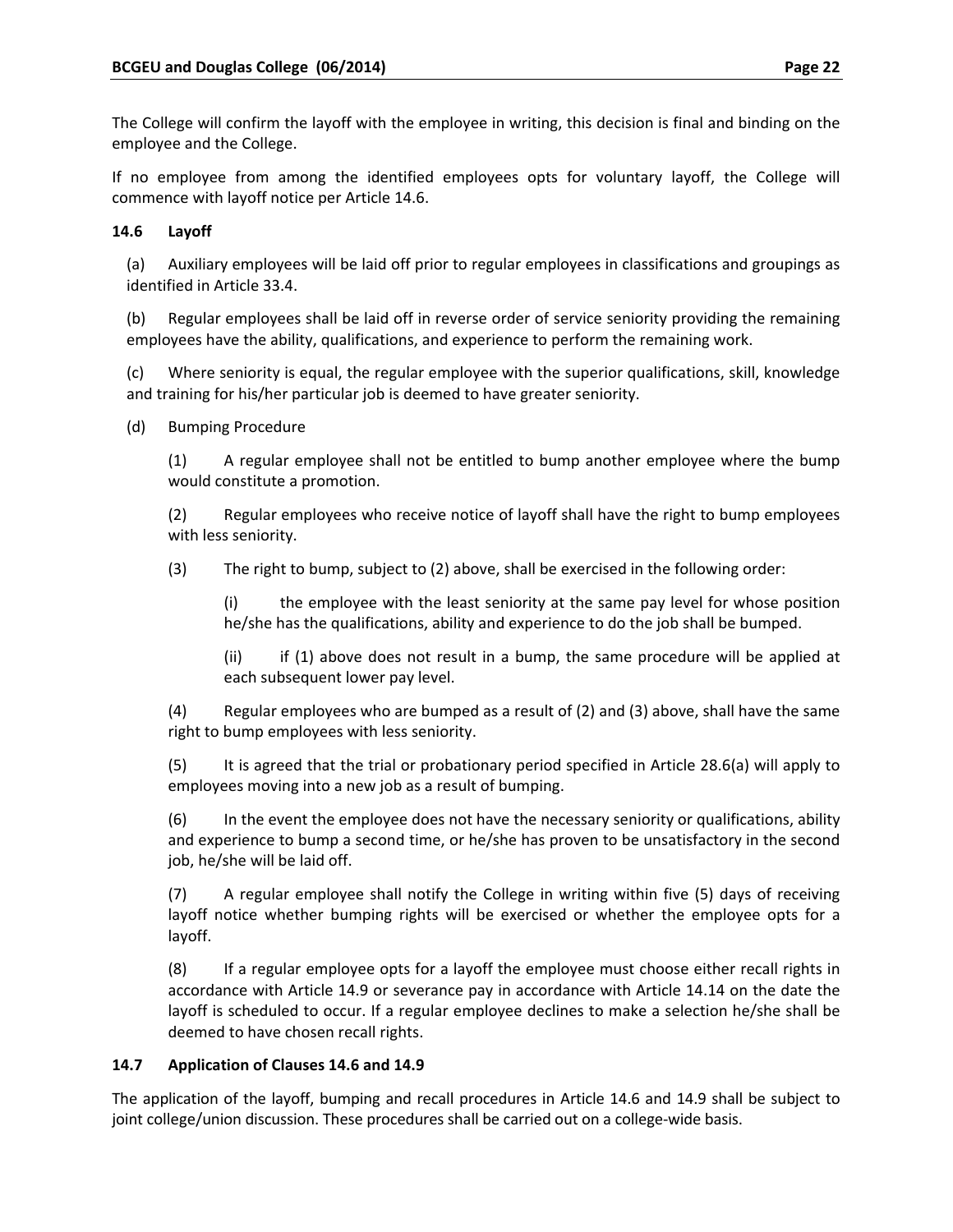The College will confirm the layoff with the employee in writing, this decision is final and binding on the employee and the College.

If no employee from among the identified employees opts for voluntary layoff, the College will commence with layoff notice per Article 14.6.

### 14.6 Layoff

(a) Auxiliary employees will be laid off prior to regular employees in classifications and groupings as identified in Article 33.4.

(b) Regular employees shall be laid off in reverse order of service seniority providing the remaining employees have the ability, qualifications, and experience to perform the remaining work.

(c) Where seniority is equal, the regular employee with the superior qualifications, skill, knowledge and training for his/her particular job is deemed to have greater seniority.

(d) Bumping Procedure

(1) A regular employee shall not be entitled to bump another employee where the bump would constitute a promotion.

(2) Regular employees who receive notice of layoff shall have the right to bump employees with less seniority.

(3) The right to bump, subject to (2) above, shall be exercised in the following order:

(i) the employee with the least seniority at the same pay level for whose position he/she has the qualifications, ability and experience to do the job shall be bumped.

(ii) if (1) above does not result in a bump, the same procedure will be applied at each subsequent lower pay level.

(4) Regular employees who are bumped as a result of (2) and (3) above, shall have the same right to bump employees with less seniority.

(5) It is agreed that the trial or probationary period specified in Article 28.6(a) will apply to employees moving into a new job as a result of bumping.

(6) In the event the employee does not have the necessary seniority or qualifications, ability and experience to bump a second time, or he/she has proven to be unsatisfactory in the second job, he/she will be laid off.

(7) A regular employee shall notify the College in writing within five (5) days of receiving layoff notice whether bumping rights will be exercised or whether the employee opts for a layoff.

(8) If a regular employee opts for a layoff the employee must choose either recall rights in accordance with Article 14.9 or severance pay in accordance with Article 14.14 on the date the layoff is scheduled to occur. If a regular employee declines to make a selection he/she shall be deemed to have chosen recall rights.

### 14.7 Application of Clauses 14.6 and 14.9

The application of the layoff, bumping and recall procedures in Article 14.6 and 14.9 shall be subject to joint college/union discussion. These procedures shall be carried out on a college-wide basis.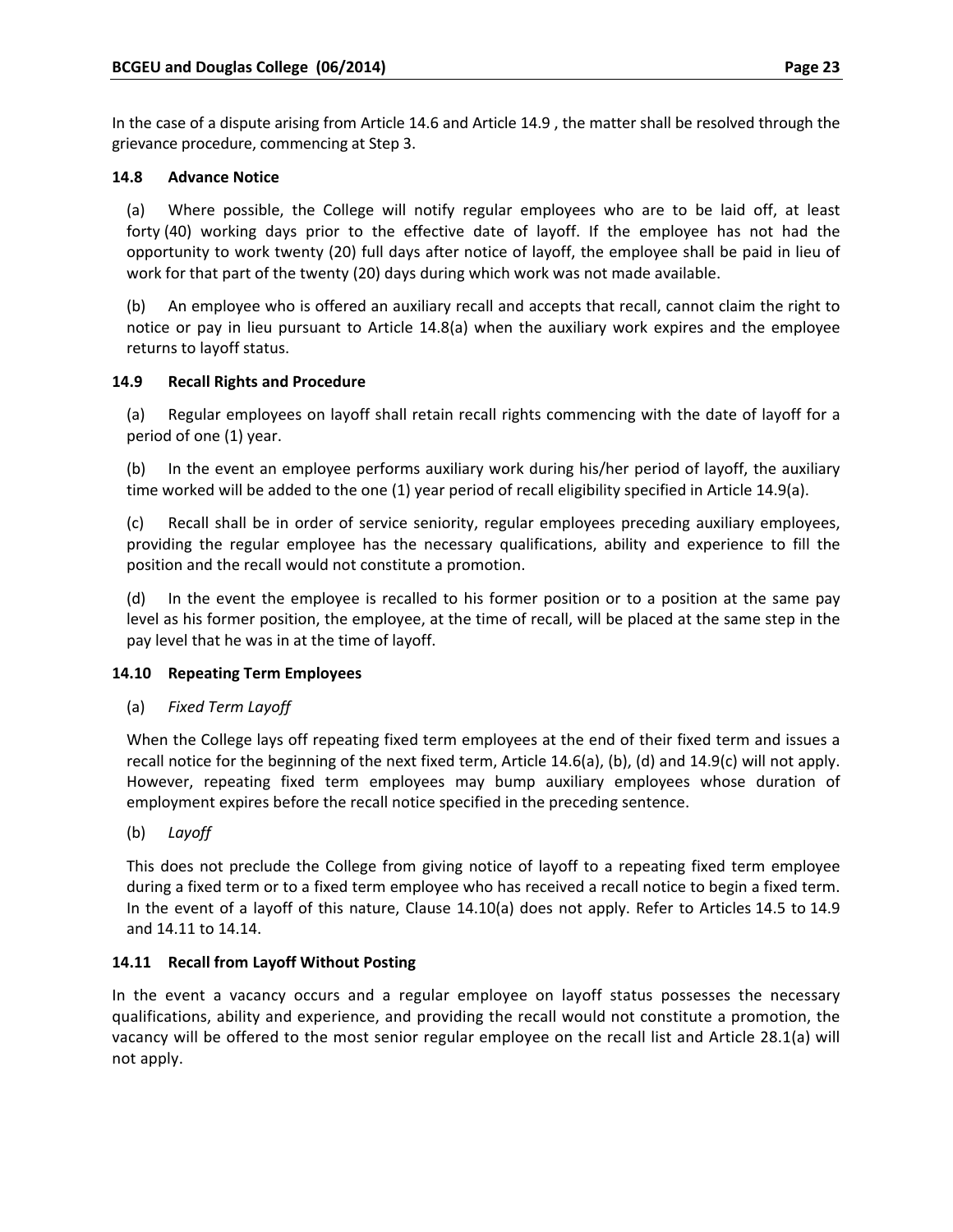In the case of a dispute arising from Article 14.6 and Article 14.9 , the matter shall be resolved through the grievance procedure, commencing at Step 3.

### 14.8 Advance Notice

(a) Where possible, the College will notify regular employees who are to be laid off, at least forty (40) working days prior to the effective date of layoff. If the employee has not had the opportunity to work twenty (20) full days after notice of layoff, the employee shall be paid in lieu of work for that part of the twenty (20) days during which work was not made available.

(b) An employee who is offered an auxiliary recall and accepts that recall, cannot claim the right to notice or pay in lieu pursuant to Article 14.8(a) when the auxiliary work expires and the employee returns to layoff status.

### 14.9 Recall Rights and Procedure

(a) Regular employees on layoff shall retain recall rights commencing with the date of layoff for a period of one (1) year.

(b) In the event an employee performs auxiliary work during his/her period of layoff, the auxiliary time worked will be added to the one (1) year period of recall eligibility specified in Article 14.9(a).

(c) Recall shall be in order of service seniority, regular employees preceding auxiliary employees, providing the regular employee has the necessary qualifications, ability and experience to fill the position and the recall would not constitute a promotion.

(d) In the event the employee is recalled to his former position or to a position at the same pay level as his former position, the employee, at the time of recall, will be placed at the same step in the pay level that he was in at the time of layoff.

### 14.10 Repeating Term Employees

(a) *Fixed Term Layoff*

When the College lays off repeating fixed term employees at the end of their fixed term and issues a recall notice for the beginning of the next fixed term, Article 14.6(a), (b), (d) and 14.9(c) will not apply. However, repeating fixed term employees may bump auxiliary employees whose duration of employment expires before the recall notice specified in the preceding sentence.

(b) *Layoff*

This does not preclude the College from giving notice of layoff to a repeating fixed term employee during a fixed term or to a fixed term employee who has received a recall notice to begin a fixed term. In the event of a layoff of this nature, Clause 14.10(a) does not apply. Refer to Articles 14.5 to 14.9 and 14.11 to 14.14.

### 14.11 Recall from Layoff Without Posting

In the event a vacancy occurs and a regular employee on layoff status possesses the necessary qualifications, ability and experience, and providing the recall would not constitute a promotion, the vacancy will be offered to the most senior regular employee on the recall list and Article 28.1(a) will not apply.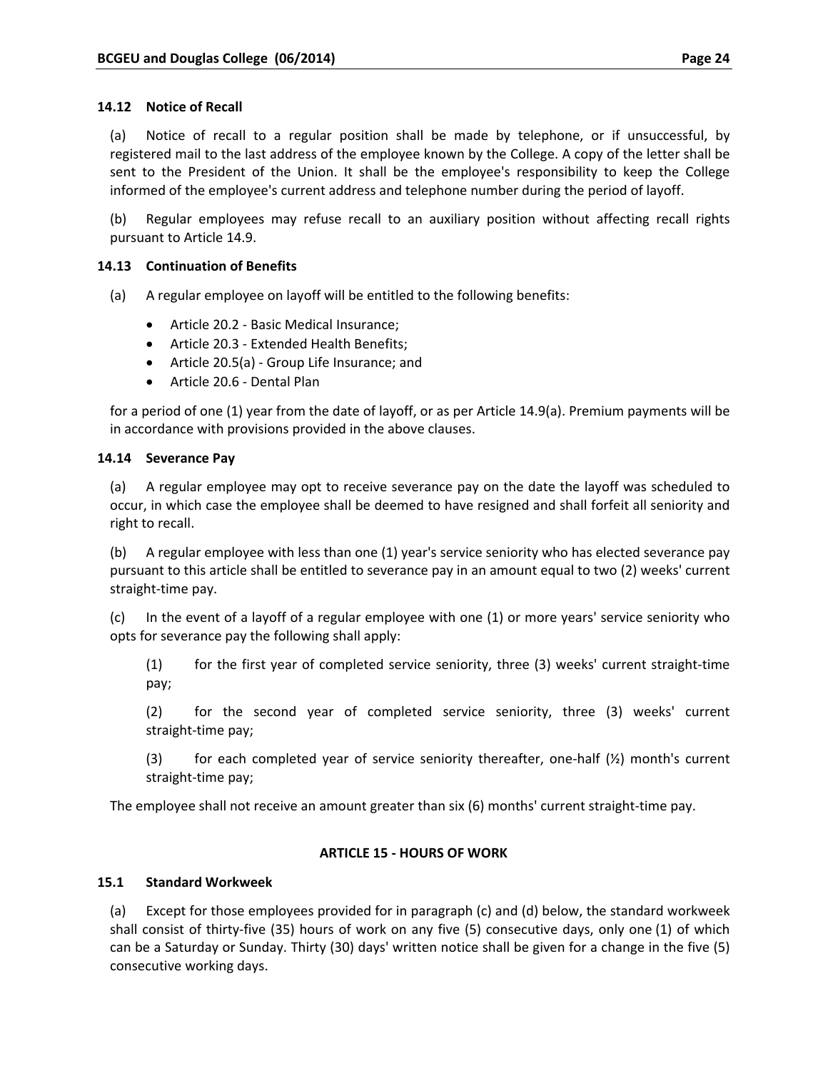### 14.12 Notice of Recall

(a) Notice of recall to a regular position shall be made by telephone, or if unsuccessful, by registered mail to the last address of the employee known by the College. A copy of the letter shall be sent to the President of the Union. It shall be the employee's responsibility to keep the College informed of the employee's current address and telephone number during the period of layoff.

(b) Regular employees may refuse recall to an auxiliary position without affecting recall rights pursuant to Article 14.9.

### 14.13 Continuation of Benefits

(a) A regular employee on layoff will be entitled to the following benefits:

- Article 20.2 - Basic Medical Insurance;
- Article 20.3 - Extended Health Benefits;
- Article 20.5(a) - Group Life Insurance; and
- Article 20.6 - Dental Plan

for a period of one (1) year from the date of layoff, or as per Article 14.9(a). Premium payments will be in accordance with provisions provided in the above clauses.

### 14.14 Severance Pay

(a) A regular employee may opt to receive severance pay on the date the layoff was scheduled to occur, in which case the employee shall be deemed to have resigned and shall forfeit all seniority and right to recall.

(b) A regular employee with less than one (1) year's service seniority who has elected severance pay pursuant to this article shall be entitled to severance pay in an amount equal to two (2) weeks' current straight-time pay.

(c) In the event of a layoff of a regular employee with one (1) or more years' service seniority who opts for severance pay the following shall apply:

(1) for the first year of completed service seniority, three (3) weeks' current straight-time pay;

(2) for the second year of completed service seniority, three (3) weeks' current straight-time pay;

(3) for each completed year of service seniority thereafter, one-half (½) month's current straight-time pay;

The employee shall not receive an amount greater than six (6) months' current straight-time pay.

## ARTICLE 15 - HOURS OF WORK

### 15.1 Standard Workweek

(a) Except for those employees provided for in paragraph (c) and (d) below, the standard workweek shall consist of thirty-five (35) hours of work on any five (5) consecutive days, only one (1) of which can be a Saturday or Sunday. Thirty (30) days' written notice shall be given for a change in the five (5) consecutive working days.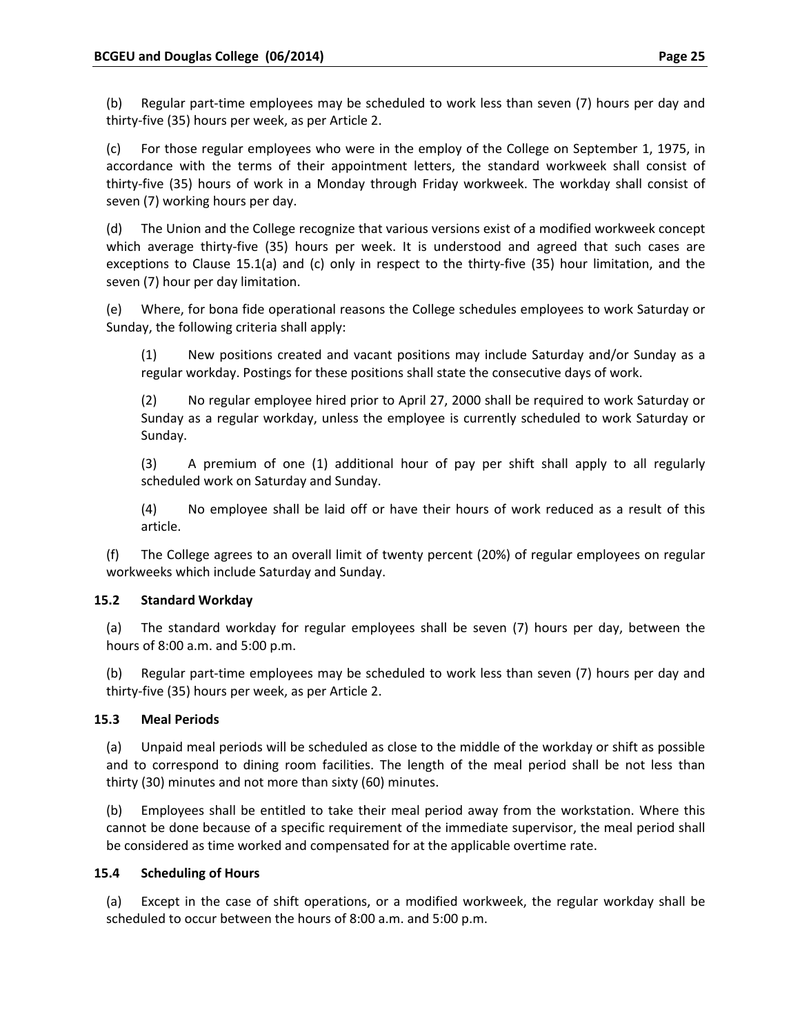(b) Regular part-time employees may be scheduled to work less than seven (7) hours per day and thirty-five (35) hours per week, as per Article 2.

(c) For those regular employees who were in the employ of the College on September 1, 1975, in accordance with the terms of their appointment letters, the standard workweek shall consist of thirty-five (35) hours of work in a Monday through Friday workweek. The workday shall consist of seven (7) working hours per day.

(d) The Union and the College recognize that various versions exist of a modified workweek concept which average thirty-five (35) hours per week. It is understood and agreed that such cases are exceptions to Clause 15.1(a) and (c) only in respect to the thirty-five (35) hour limitation, and the seven (7) hour per day limitation.

(e) Where, for bona fide operational reasons the College schedules employees to work Saturday or Sunday, the following criteria shall apply:

> (1) New positions created and vacant positions may include Saturday and/or Sunday as a regular workday. Postings for these positions shall state the consecutive days of work.
>
> (2) No regular employee hired prior to April 27, 2000 shall be required to work Saturday or Sunday as a regular workday, unless the employee is currently scheduled to work Saturday or Sunday.
>
> (3) A premium of one (1) additional hour of pay per shift shall apply to all regularly scheduled work on Saturday and Sunday.
>
> (4) No employee shall be laid off or have their hours of work reduced as a result of this article.

(f) The College agrees to an overall limit of twenty percent (20%) of regular employees on regular workweeks which include Saturday and Sunday.

### 15.2 Standard Workday

(a) The standard workday for regular employees shall be seven (7) hours per day, between the hours of 8:00 a.m. and 5:00 p.m.

(b) Regular part-time employees may be scheduled to work less than seven (7) hours per day and thirty-five (35) hours per week, as per Article 2.

### 15.3 Meal Periods

(a) Unpaid meal periods will be scheduled as close to the middle of the workday or shift as possible and to correspond to dining room facilities. The length of the meal period shall be not less than thirty (30) minutes and not more than sixty (60) minutes.

(b) Employees shall be entitled to take their meal period away from the workstation. Where this cannot be done because of a specific requirement of the immediate supervisor, the meal period shall be considered as time worked and compensated for at the applicable overtime rate.

### 15.4 Scheduling of Hours

(a) Except in the case of shift operations, or a modified workweek, the regular workday shall be scheduled to occur between the hours of 8:00 a.m. and 5:00 p.m.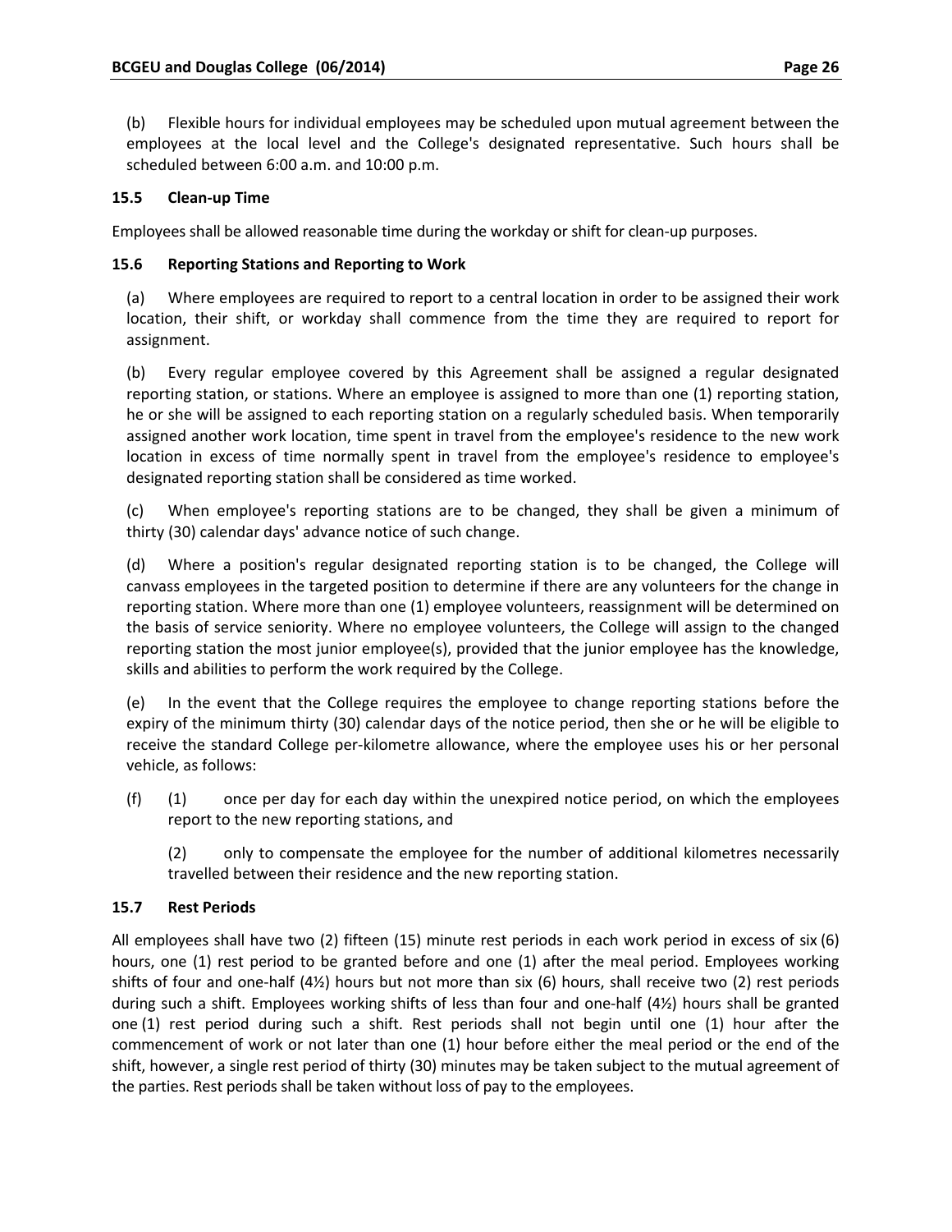(b) Flexible hours for individual employees may be scheduled upon mutual agreement between the employees at the local level and the College's designated representative. Such hours shall be scheduled between 6:00 a.m. and 10:00 p.m.

### 15.5 Clean-up Time

Employees shall be allowed reasonable time during the workday or shift for clean-up purposes.

### 15.6 Reporting Stations and Reporting to Work

(a) Where employees are required to report to a central location in order to be assigned their work location, their shift, or workday shall commence from the time they are required to report for assignment.

(b) Every regular employee covered by this Agreement shall be assigned a regular designated reporting station, or stations. Where an employee is assigned to more than one (1) reporting station, he or she will be assigned to each reporting station on a regularly scheduled basis. When temporarily assigned another work location, time spent in travel from the employee's residence to the new work location in excess of time normally spent in travel from the employee's residence to employee's designated reporting station shall be considered as time worked.

(c) When employee's reporting stations are to be changed, they shall be given a minimum of thirty (30) calendar days' advance notice of such change.

(d) Where a position's regular designated reporting station is to be changed, the College will canvass employees in the targeted position to determine if there are any volunteers for the change in reporting station. Where more than one (1) employee volunteers, reassignment will be determined on the basis of service seniority. Where no employee volunteers, the College will assign to the changed reporting station the most junior employee(s), provided that the junior employee has the knowledge, skills and abilities to perform the work required by the College.

(e) In the event that the College requires the employee to change reporting stations before the expiry of the minimum thirty (30) calendar days of the notice period, then she or he will be eligible to receive the standard College per-kilometre allowance, where the employee uses his or her personal vehicle, as follows:

(f) (1) once per day for each day within the unexpired notice period, on which the employees report to the new reporting stations, and

(2) only to compensate the employee for the number of additional kilometres necessarily travelled between their residence and the new reporting station.

### 15.7 Rest Periods

All employees shall have two (2) fifteen (15) minute rest periods in each work period in excess of six (6) hours, one (1) rest period to be granted before and one (1) after the meal period. Employees working shifts of four and one-half (4½) hours but not more than six (6) hours, shall receive two (2) rest periods during such a shift. Employees working shifts of less than four and one-half (4½) hours shall be granted one (1) rest period during such a shift. Rest periods shall not begin until one (1) hour after the commencement of work or not later than one (1) hour before either the meal period or the end of the shift, however, a single rest period of thirty (30) minutes may be taken subject to the mutual agreement of the parties. Rest periods shall be taken without loss of pay to the employees.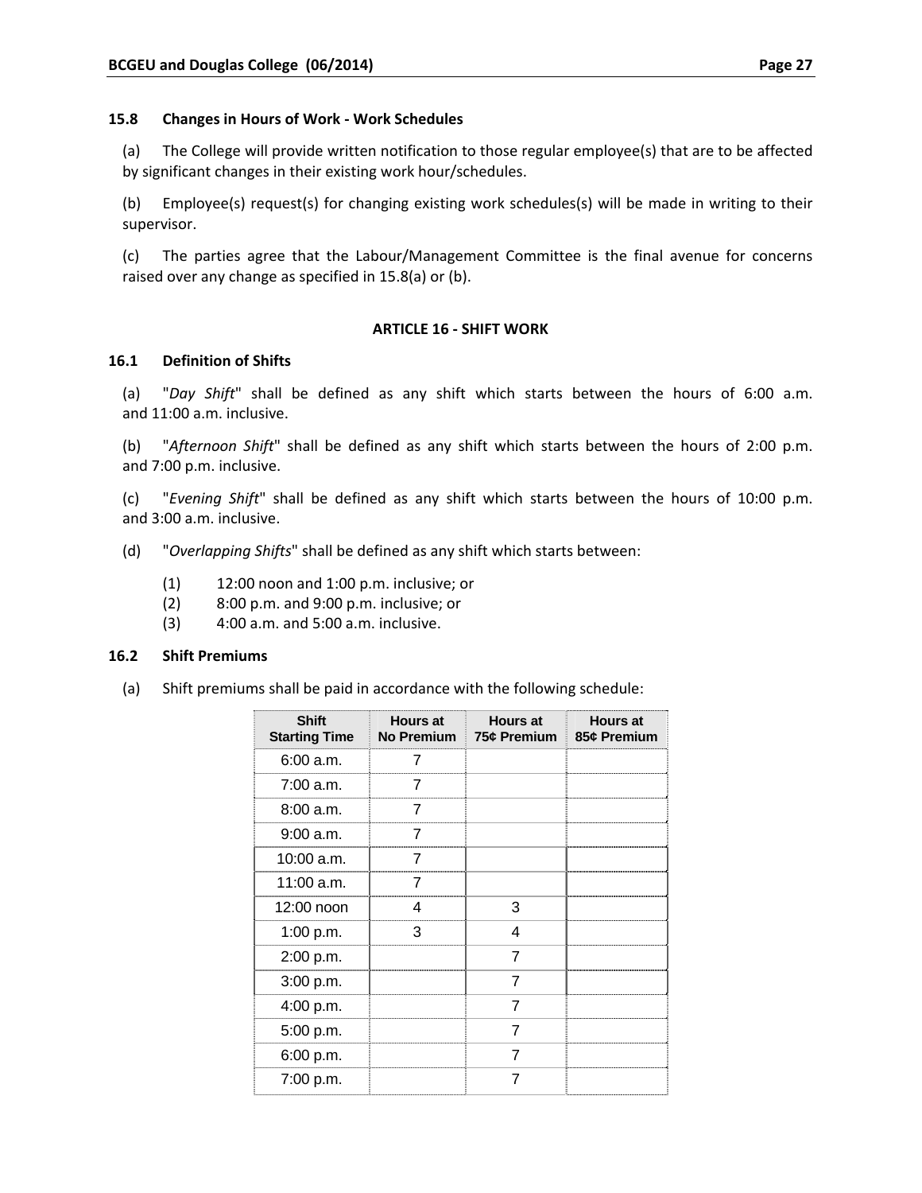**15.8 Changes in Hours of Work - Work Schedules**

(a) The College will provide written notification to those regular employee(s) that are to be affected by significant changes in their existing work hour/schedules.

(b) Employee(s) request(s) for changing existing work schedules(s) will be made in writing to their supervisor.

(c) The parties agree that the Labour/Management Committee is the final avenue for concerns raised over any change as specified in 15.8(a) or (b).

## ARTICLE 16 - SHIFT WORK

**16.1 Definition of Shifts**

(a) "*Day Shift*" shall be defined as any shift which starts between the hours of 6:00 a.m. and 11:00 a.m. inclusive.

(b) "*Afternoon Shift*" shall be defined as any shift which starts between the hours of 2:00 p.m. and 7:00 p.m. inclusive.

(c) "*Evening Shift*" shall be defined as any shift which starts between the hours of 10:00 p.m. and 3:00 a.m. inclusive.

(d) "*Overlapping Shifts*" shall be defined as any shift which starts between:

(1) 12:00 noon and 1:00 p.m. inclusive; or
(2) 8:00 p.m. and 9:00 p.m. inclusive; or
(3) 4:00 a.m. and 5:00 a.m. inclusive.

**16.2 Shift Premiums**

(a) Shift premiums shall be paid in accordance with the following schedule:

| Shift Starting Time | Hours at No Premium | Hours at 75¢ Premium | Hours at 85¢ Premium |
|---|---|---|---|
| 6:00 a.m. | 7 | | |
| 7:00 a.m. | 7 | | |
| 8:00 a.m. | 7 | | |
| 9:00 a.m. | 7 | | |
| 10:00 a.m. | 7 | | |
| 11:00 a.m. | 7 | | |
| 12:00 noon | 4 | 3 | |
| 1:00 p.m. | 3 | 4 | |
| 2:00 p.m. | | 7 | |
| 3:00 p.m. | | 7 | |
| 4:00 p.m. | | 7 | |
| 5:00 p.m. | | 7 | |
| 6:00 p.m. | | 7 | |
| 7:00 p.m. | | 7 | |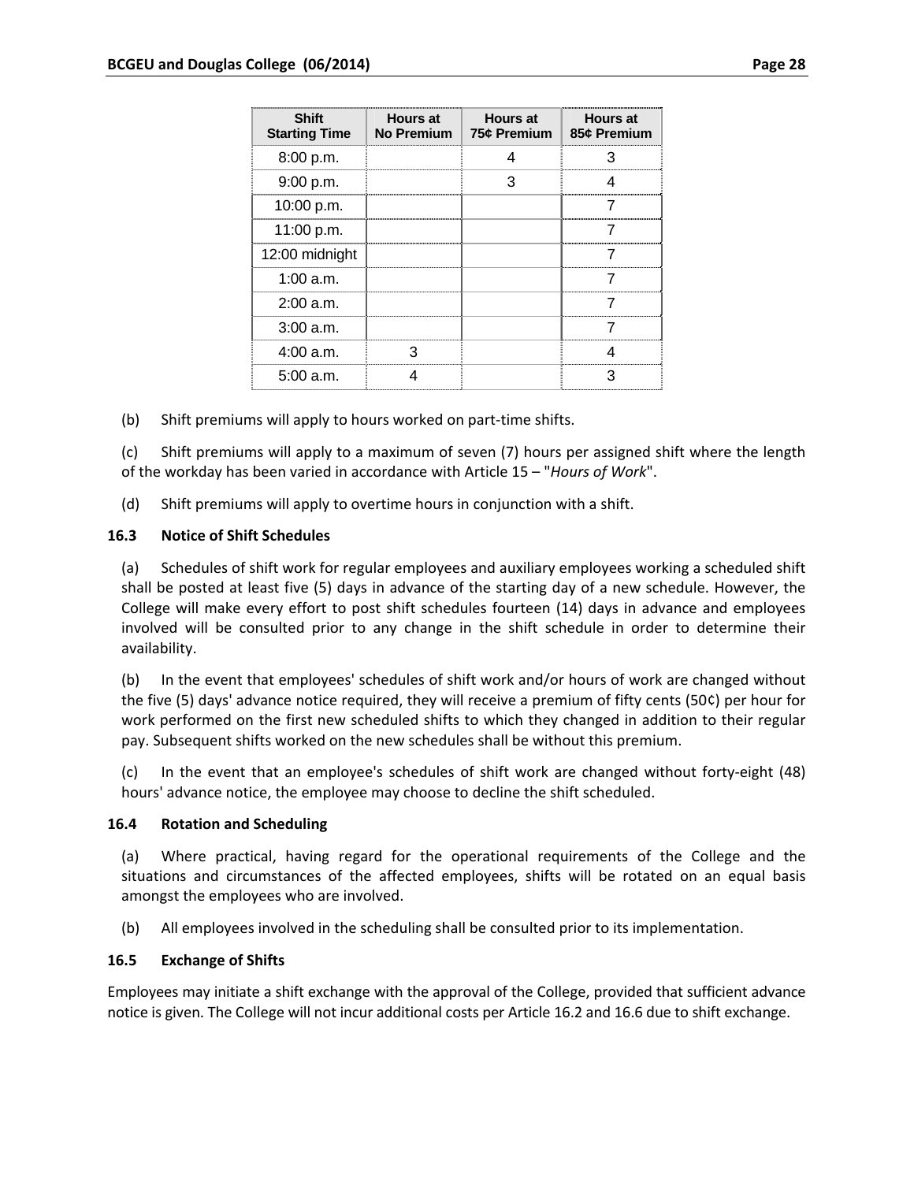| Shift Starting Time | Hours at No Premium | Hours at 75¢ Premium | Hours at 85¢ Premium |
|---|---|---|---|
| 8:00 p.m. | | 4 | 3 |
| 9:00 p.m. | | 3 | 4 |
| 10:00 p.m. | | | 7 |
| 11:00 p.m. | | | 7 |
| 12:00 midnight | | | 7 |
| 1:00 a.m. | | | 7 |
| 2:00 a.m. | | | 7 |
| 3:00 a.m. | | | 7 |
| 4:00 a.m. | 3 | | 4 |
| 5:00 a.m. | 4 | | 3 |

(b) Shift premiums will apply to hours worked on part-time shifts.

(c) Shift premiums will apply to a maximum of seven (7) hours per assigned shift where the length of the workday has been varied in accordance with Article 15 – "*Hours of Work*".

(d) Shift premiums will apply to overtime hours in conjunction with a shift.

### 16.3 Notice of Shift Schedules

(a) Schedules of shift work for regular employees and auxiliary employees working a scheduled shift shall be posted at least five (5) days in advance of the starting day of a new schedule. However, the College will make every effort to post shift schedules fourteen (14) days in advance and employees involved will be consulted prior to any change in the shift schedule in order to determine their availability.

(b) In the event that employees' schedules of shift work and/or hours of work are changed without the five (5) days' advance notice required, they will receive a premium of fifty cents (50¢) per hour for work performed on the first new scheduled shifts to which they changed in addition to their regular pay. Subsequent shifts worked on the new schedules shall be without this premium.

(c) In the event that an employee's schedules of shift work are changed without forty-eight (48) hours' advance notice, the employee may choose to decline the shift scheduled.

### 16.4 Rotation and Scheduling

(a) Where practical, having regard for the operational requirements of the College and the situations and circumstances of the affected employees, shifts will be rotated on an equal basis amongst the employees who are involved.

(b) All employees involved in the scheduling shall be consulted prior to its implementation.

### 16.5 Exchange of Shifts

Employees may initiate a shift exchange with the approval of the College, provided that sufficient advance notice is given. The College will not incur additional costs per Article 16.2 and 16.6 due to shift exchange.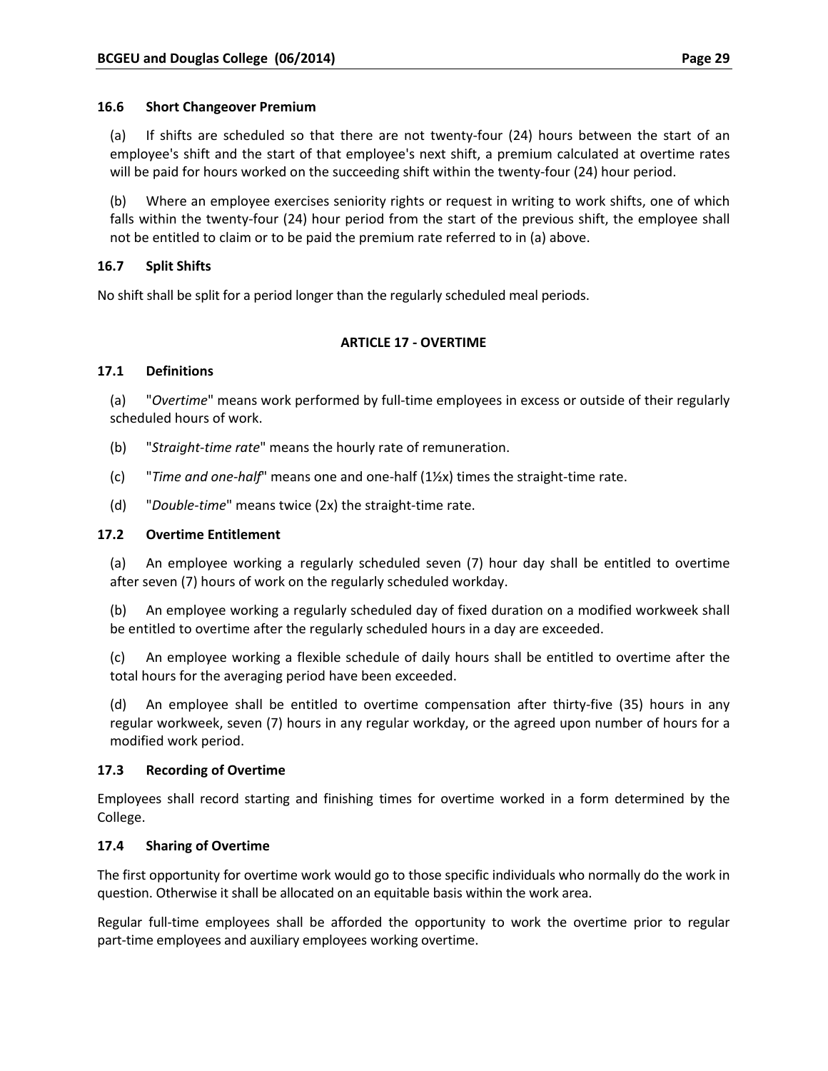### 16.6 Short Changeover Premium

(a) If shifts are scheduled so that there are not twenty-four (24) hours between the start of an employee's shift and the start of that employee's next shift, a premium calculated at overtime rates will be paid for hours worked on the succeeding shift within the twenty-four (24) hour period.

(b) Where an employee exercises seniority rights or request in writing to work shifts, one of which falls within the twenty-four (24) hour period from the start of the previous shift, the employee shall not be entitled to claim or to be paid the premium rate referred to in (a) above.

### 16.7 Split Shifts

No shift shall be split for a period longer than the regularly scheduled meal periods.

## ARTICLE 17 - OVERTIME

### 17.1 Definitions

(a) "*Overtime*" means work performed by full-time employees in excess or outside of their regularly scheduled hours of work.

(b) "*Straight-time rate*" means the hourly rate of remuneration.

(c) "*Time and one-half*" means one and one-half (1½x) times the straight-time rate.

(d) "*Double-time*" means twice (2x) the straight-time rate.

### 17.2 Overtime Entitlement

(a) An employee working a regularly scheduled seven (7) hour day shall be entitled to overtime after seven (7) hours of work on the regularly scheduled workday.

(b) An employee working a regularly scheduled day of fixed duration on a modified workweek shall be entitled to overtime after the regularly scheduled hours in a day are exceeded.

(c) An employee working a flexible schedule of daily hours shall be entitled to overtime after the total hours for the averaging period have been exceeded.

(d) An employee shall be entitled to overtime compensation after thirty-five (35) hours in any regular workweek, seven (7) hours in any regular workday, or the agreed upon number of hours for a modified work period.

### 17.3 Recording of Overtime

Employees shall record starting and finishing times for overtime worked in a form determined by the College.

### 17.4 Sharing of Overtime

The first opportunity for overtime work would go to those specific individuals who normally do the work in question. Otherwise it shall be allocated on an equitable basis within the work area.

Regular full-time employees shall be afforded the opportunity to work the overtime prior to regular part-time employees and auxiliary employees working overtime.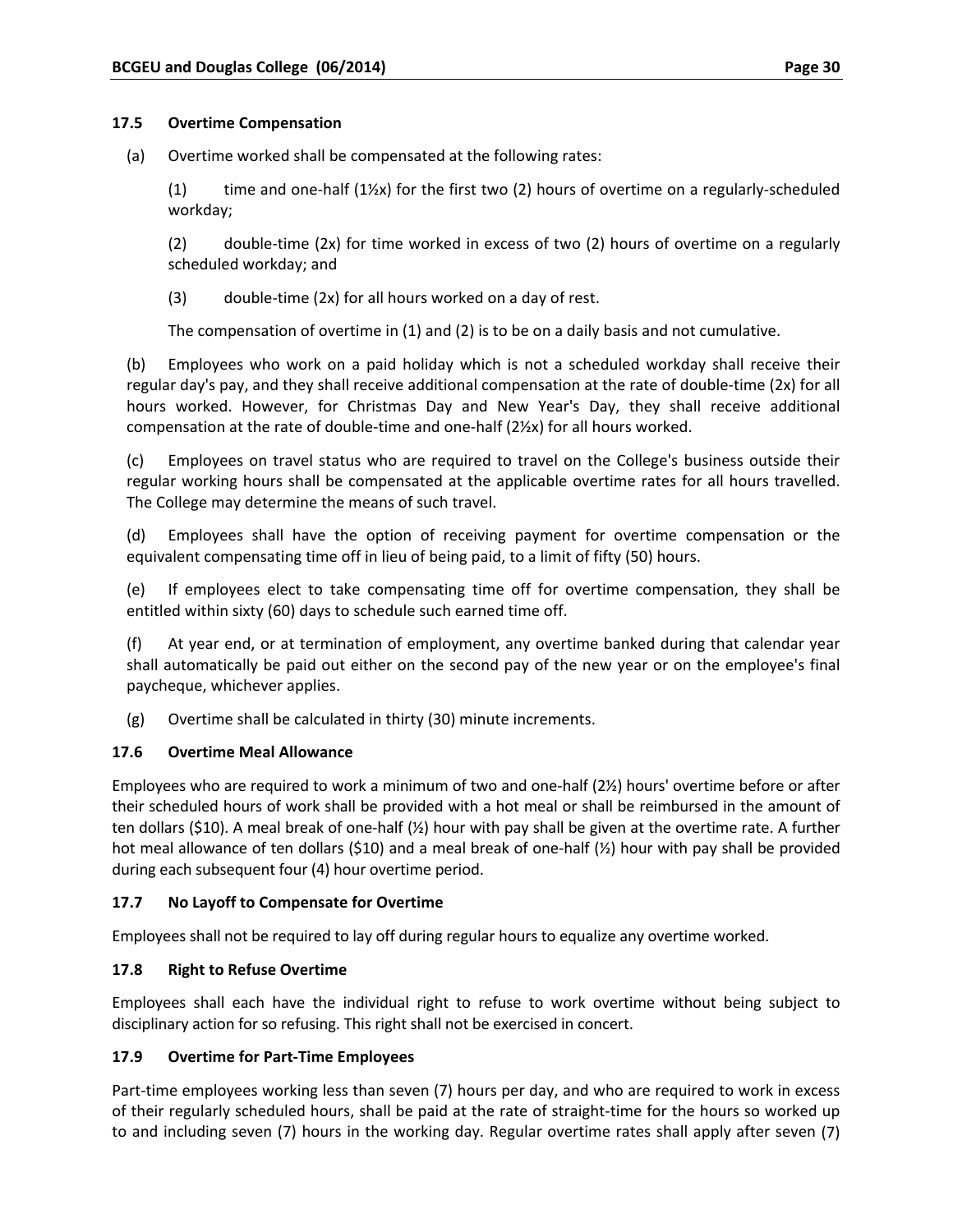### 17.5 Overtime Compensation

(a) Overtime worked shall be compensated at the following rates:

(1) time and one-half (1½x) for the first two (2) hours of overtime on a regularly-scheduled workday;

(2) double-time (2x) for time worked in excess of two (2) hours of overtime on a regularly scheduled workday; and

(3) double-time (2x) for all hours worked on a day of rest.

The compensation of overtime in (1) and (2) is to be on a daily basis and not cumulative.

(b) Employees who work on a paid holiday which is not a scheduled workday shall receive their regular day's pay, and they shall receive additional compensation at the rate of double-time (2x) for all hours worked. However, for Christmas Day and New Year's Day, they shall receive additional compensation at the rate of double-time and one-half (2½x) for all hours worked.

(c) Employees on travel status who are required to travel on the College's business outside their regular working hours shall be compensated at the applicable overtime rates for all hours travelled. The College may determine the means of such travel.

(d) Employees shall have the option of receiving payment for overtime compensation or the equivalent compensating time off in lieu of being paid, to a limit of fifty (50) hours.

(e) If employees elect to take compensating time off for overtime compensation, they shall be entitled within sixty (60) days to schedule such earned time off.

(f) At year end, or at termination of employment, any overtime banked during that calendar year shall automatically be paid out either on the second pay of the new year or on the employee's final paycheque, whichever applies.

(g) Overtime shall be calculated in thirty (30) minute increments.

### 17.6 Overtime Meal Allowance

Employees who are required to work a minimum of two and one-half (2½) hours' overtime before or after their scheduled hours of work shall be provided with a hot meal or shall be reimbursed in the amount of ten dollars ($10). A meal break of one-half (½) hour with pay shall be given at the overtime rate. A further hot meal allowance of ten dollars ($10) and a meal break of one-half (½) hour with pay shall be provided during each subsequent four (4) hour overtime period.

### 17.7 No Layoff to Compensate for Overtime

Employees shall not be required to lay off during regular hours to equalize any overtime worked.

### 17.8 Right to Refuse Overtime

Employees shall each have the individual right to refuse to work overtime without being subject to disciplinary action for so refusing. This right shall not be exercised in concert.

### 17.9 Overtime for Part-Time Employees

Part-time employees working less than seven (7) hours per day, and who are required to work in excess of their regularly scheduled hours, shall be paid at the rate of straight-time for the hours so worked up to and including seven (7) hours in the working day. Regular overtime rates shall apply after seven (7)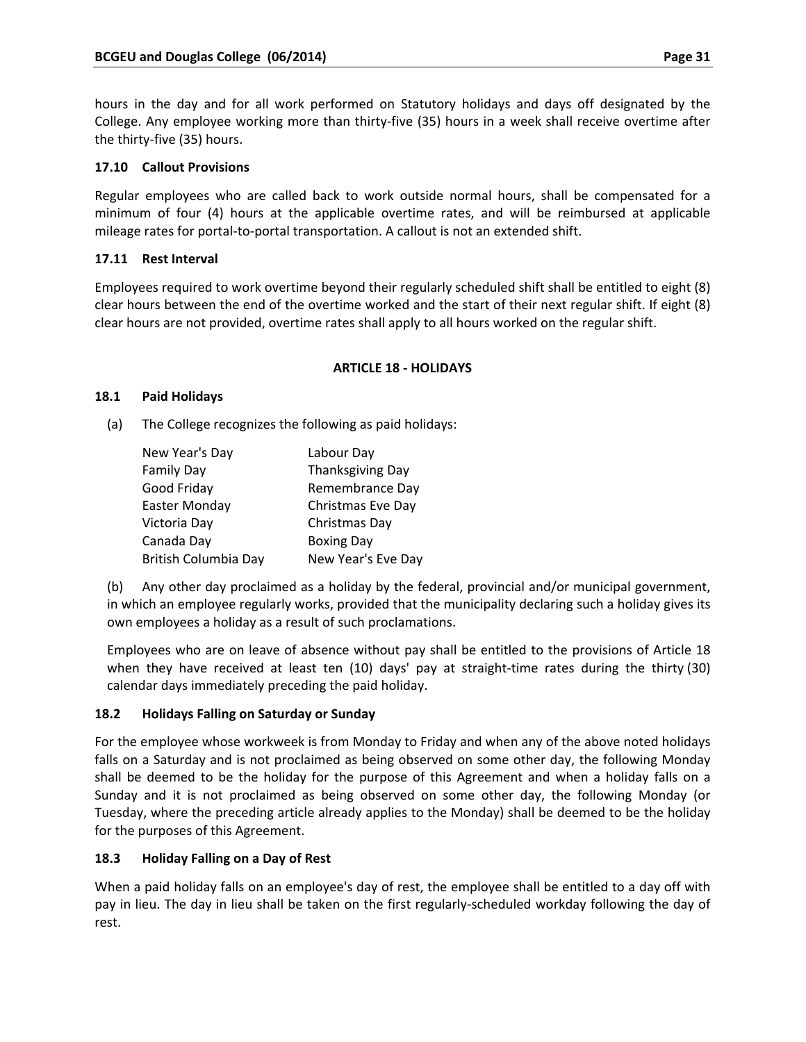hours in the day and for all work performed on Statutory holidays and days off designated by the College. Any employee working more than thirty-five (35) hours in a week shall receive overtime after the thirty-five (35) hours.

### 17.10 Callout Provisions

Regular employees who are called back to work outside normal hours, shall be compensated for a minimum of four (4) hours at the applicable overtime rates, and will be reimbursed at applicable mileage rates for portal-to-portal transportation. A callout is not an extended shift.

### 17.11 Rest Interval

Employees required to work overtime beyond their regularly scheduled shift shall be entitled to eight (8) clear hours between the end of the overtime worked and the start of their next regular shift. If eight (8) clear hours are not provided, overtime rates shall apply to all hours worked on the regular shift.

## ARTICLE 18 - HOLIDAYS

### 18.1 Paid Holidays

(a) The College recognizes the following as paid holidays:

| | |
|---|---|
| New Year's Day | Labour Day |
| Family Day | Thanksgiving Day |
| Good Friday | Remembrance Day |
| Easter Monday | Christmas Eve Day |
| Victoria Day | Christmas Day |
| Canada Day | Boxing Day |
| British Columbia Day | New Year's Eve Day |

(b) Any other day proclaimed as a holiday by the federal, provincial and/or municipal government, in which an employee regularly works, provided that the municipality declaring such a holiday gives its own employees a holiday as a result of such proclamations.

Employees who are on leave of absence without pay shall be entitled to the provisions of Article 18 when they have received at least ten (10) days' pay at straight-time rates during the thirty (30) calendar days immediately preceding the paid holiday.

### 18.2 Holidays Falling on Saturday or Sunday

For the employee whose workweek is from Monday to Friday and when any of the above noted holidays falls on a Saturday and is not proclaimed as being observed on some other day, the following Monday shall be deemed to be the holiday for the purpose of this Agreement and when a holiday falls on a Sunday and it is not proclaimed as being observed on some other day, the following Monday (or Tuesday, where the preceding article already applies to the Monday) shall be deemed to be the holiday for the purposes of this Agreement.

### 18.3 Holiday Falling on a Day of Rest

When a paid holiday falls on an employee's day of rest, the employee shall be entitled to a day off with pay in lieu. The day in lieu shall be taken on the first regularly-scheduled workday following the day of rest.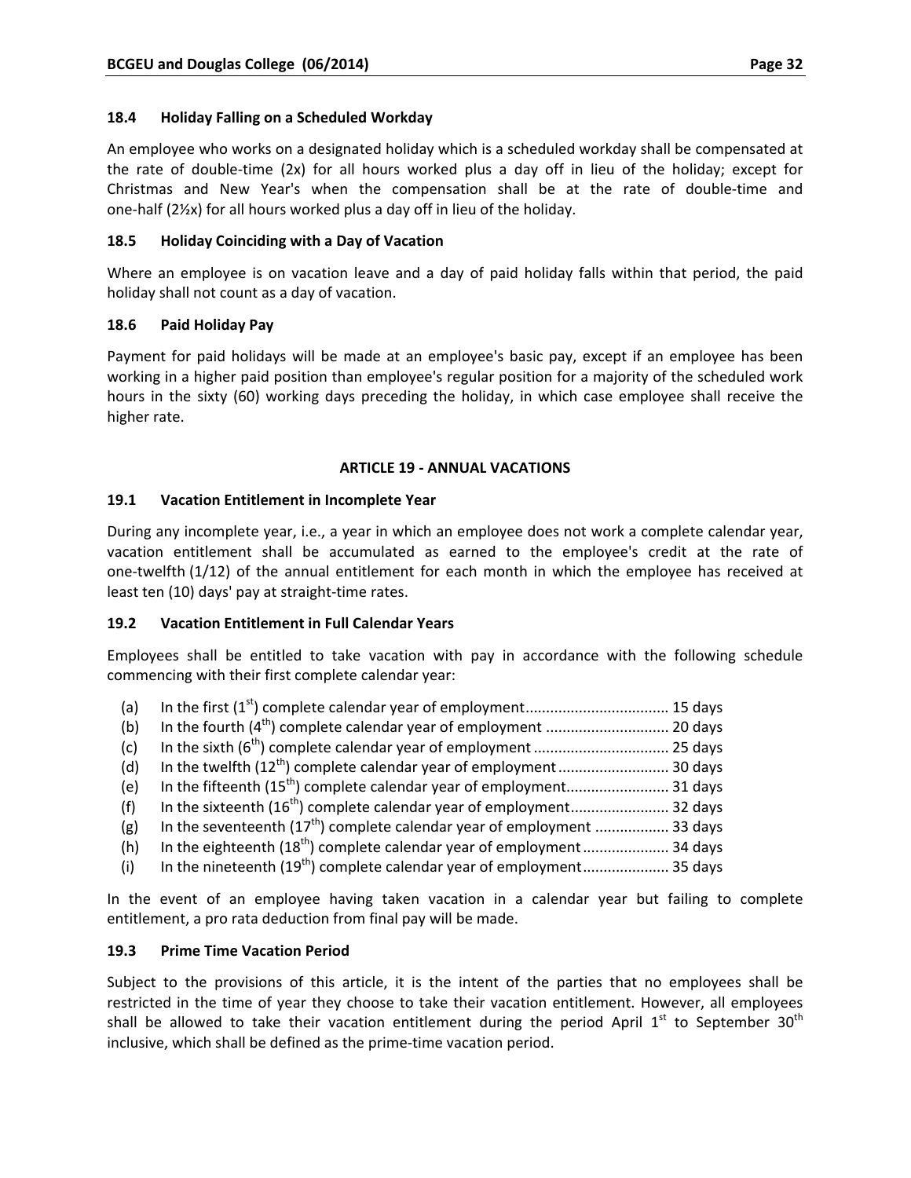### 18.4 Holiday Falling on a Scheduled Workday

An employee who works on a designated holiday which is a scheduled workday shall be compensated at the rate of double-time (2x) for all hours worked plus a day off in lieu of the holiday; except for Christmas and New Year's when the compensation shall be at the rate of double-time and one-half (2½x) for all hours worked plus a day off in lieu of the holiday.

### 18.5 Holiday Coinciding with a Day of Vacation

Where an employee is on vacation leave and a day of paid holiday falls within that period, the paid holiday shall not count as a day of vacation.

### 18.6 Paid Holiday Pay

Payment for paid holidays will be made at an employee's basic pay, except if an employee has been working in a higher paid position than employee's regular position for a majority of the scheduled work hours in the sixty (60) working days preceding the holiday, in which case employee shall receive the higher rate.

## ARTICLE 19 - ANNUAL VACATIONS

### 19.1 Vacation Entitlement in Incomplete Year

During any incomplete year, i.e., a year in which an employee does not work a complete calendar year, vacation entitlement shall be accumulated as earned to the employee's credit at the rate of one-twelfth (1/12) of the annual entitlement for each month in which the employee has received at least ten (10) days' pay at straight-time rates.

### 19.2 Vacation Entitlement in Full Calendar Years

Employees shall be entitled to take vacation with pay in accordance with the following schedule commencing with their first complete calendar year:

(a) In the first (1st) complete calendar year of employment.................................. 15 days
(b) In the fourth (4th) complete calendar year of employment ............................. 20 days
(c) In the sixth (6th) complete calendar year of employment ................................ 25 days
(d) In the twelfth (12th) complete calendar year of employment .......................... 30 days
(e) In the fifteenth (15th) complete calendar year of employment......................... 31 days
(f) In the sixteenth (16th) complete calendar year of employment........................ 32 days
(g) In the seventeenth (17th) complete calendar year of employment .................. 33 days
(h) In the eighteenth (18th) complete calendar year of employment..................... 34 days
(i) In the nineteenth (19th) complete calendar year of employment..................... 35 days

In the event of an employee having taken vacation in a calendar year but failing to complete entitlement, a pro rata deduction from final pay will be made.

### 19.3 Prime Time Vacation Period

Subject to the provisions of this article, it is the intent of the parties that no employees shall be restricted in the time of year they choose to take their vacation entitlement. However, all employees shall be allowed to take their vacation entitlement during the period April 1st to September 30th inclusive, which shall be defined as the prime-time vacation period.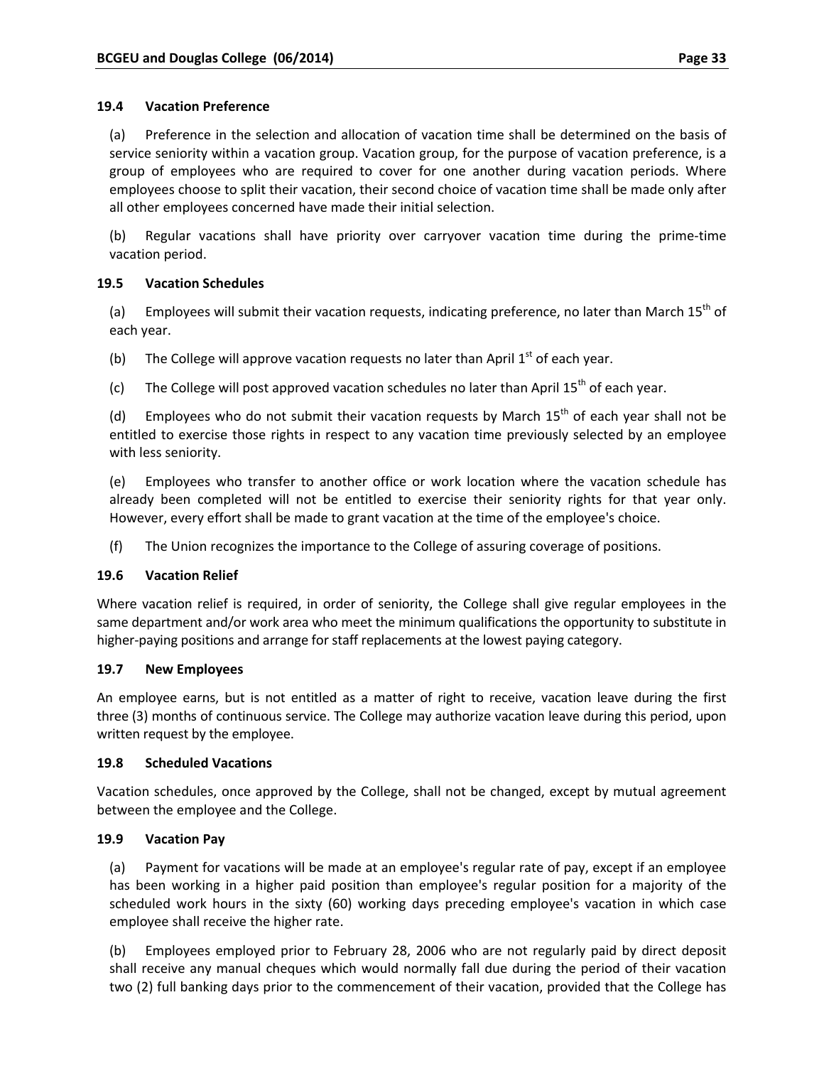### 19.4 Vacation Preference

(a) Preference in the selection and allocation of vacation time shall be determined on the basis of service seniority within a vacation group. Vacation group, for the purpose of vacation preference, is a group of employees who are required to cover for one another during vacation periods. Where employees choose to split their vacation, their second choice of vacation time shall be made only after all other employees concerned have made their initial selection.

(b) Regular vacations shall have priority over carryover vacation time during the prime-time vacation period.

### 19.5 Vacation Schedules

(a) Employees will submit their vacation requests, indicating preference, no later than March 15th of each year.

(b) The College will approve vacation requests no later than April 1st of each year.

(c) The College will post approved vacation schedules no later than April 15th of each year.

(d) Employees who do not submit their vacation requests by March 15th of each year shall not be entitled to exercise those rights in respect to any vacation time previously selected by an employee with less seniority.

(e) Employees who transfer to another office or work location where the vacation schedule has already been completed will not be entitled to exercise their seniority rights for that year only. However, every effort shall be made to grant vacation at the time of the employee's choice.

(f) The Union recognizes the importance to the College of assuring coverage of positions.

### 19.6 Vacation Relief

Where vacation relief is required, in order of seniority, the College shall give regular employees in the same department and/or work area who meet the minimum qualifications the opportunity to substitute in higher-paying positions and arrange for staff replacements at the lowest paying category.

### 19.7 New Employees

An employee earns, but is not entitled as a matter of right to receive, vacation leave during the first three (3) months of continuous service. The College may authorize vacation leave during this period, upon written request by the employee.

### 19.8 Scheduled Vacations

Vacation schedules, once approved by the College, shall not be changed, except by mutual agreement between the employee and the College.

### 19.9 Vacation Pay

(a) Payment for vacations will be made at an employee's regular rate of pay, except if an employee has been working in a higher paid position than employee's regular position for a majority of the scheduled work hours in the sixty (60) working days preceding employee's vacation in which case employee shall receive the higher rate.

(b) Employees employed prior to February 28, 2006 who are not regularly paid by direct deposit shall receive any manual cheques which would normally fall due during the period of their vacation two (2) full banking days prior to the commencement of their vacation, provided that the College has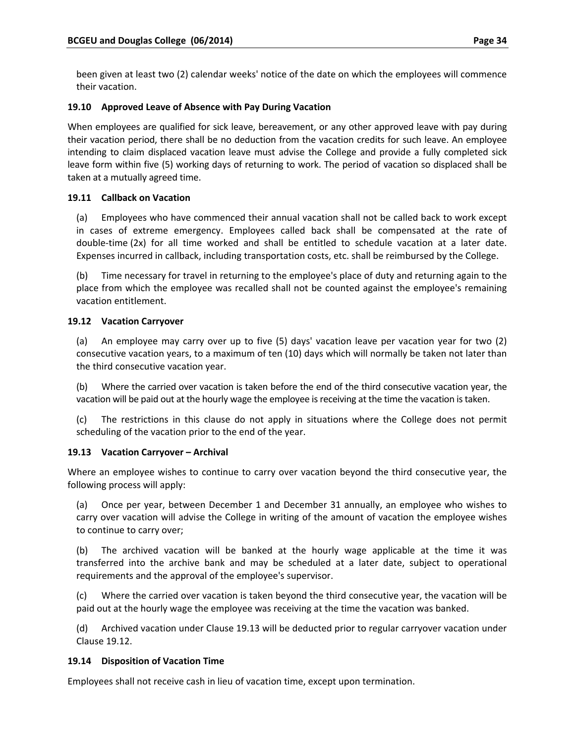been given at least two (2) calendar weeks' notice of the date on which the employees will commence their vacation.

### 19.10 Approved Leave of Absence with Pay During Vacation

When employees are qualified for sick leave, bereavement, or any other approved leave with pay during their vacation period, there shall be no deduction from the vacation credits for such leave. An employee intending to claim displaced vacation leave must advise the College and provide a fully completed sick leave form within five (5) working days of returning to work. The period of vacation so displaced shall be taken at a mutually agreed time.

### 19.11 Callback on Vacation

(a) Employees who have commenced their annual vacation shall not be called back to work except in cases of extreme emergency. Employees called back shall be compensated at the rate of double-time (2x) for all time worked and shall be entitled to schedule vacation at a later date. Expenses incurred in callback, including transportation costs, etc. shall be reimbursed by the College.

(b) Time necessary for travel in returning to the employee's place of duty and returning again to the place from which the employee was recalled shall not be counted against the employee's remaining vacation entitlement.

### 19.12 Vacation Carryover

(a) An employee may carry over up to five (5) days' vacation leave per vacation year for two (2) consecutive vacation years, to a maximum of ten (10) days which will normally be taken not later than the third consecutive vacation year.

(b) Where the carried over vacation is taken before the end of the third consecutive vacation year, the vacation will be paid out at the hourly wage the employee is receiving at the time the vacation is taken.

(c) The restrictions in this clause do not apply in situations where the College does not permit scheduling of the vacation prior to the end of the year.

### 19.13 Vacation Carryover – Archival

Where an employee wishes to continue to carry over vacation beyond the third consecutive year, the following process will apply:

(a) Once per year, between December 1 and December 31 annually, an employee who wishes to carry over vacation will advise the College in writing of the amount of vacation the employee wishes to continue to carry over;

(b) The archived vacation will be banked at the hourly wage applicable at the time it was transferred into the archive bank and may be scheduled at a later date, subject to operational requirements and the approval of the employee's supervisor.

(c) Where the carried over vacation is taken beyond the third consecutive year, the vacation will be paid out at the hourly wage the employee was receiving at the time the vacation was banked.

(d) Archived vacation under Clause 19.13 will be deducted prior to regular carryover vacation under Clause 19.12.

### 19.14 Disposition of Vacation Time

Employees shall not receive cash in lieu of vacation time, except upon termination.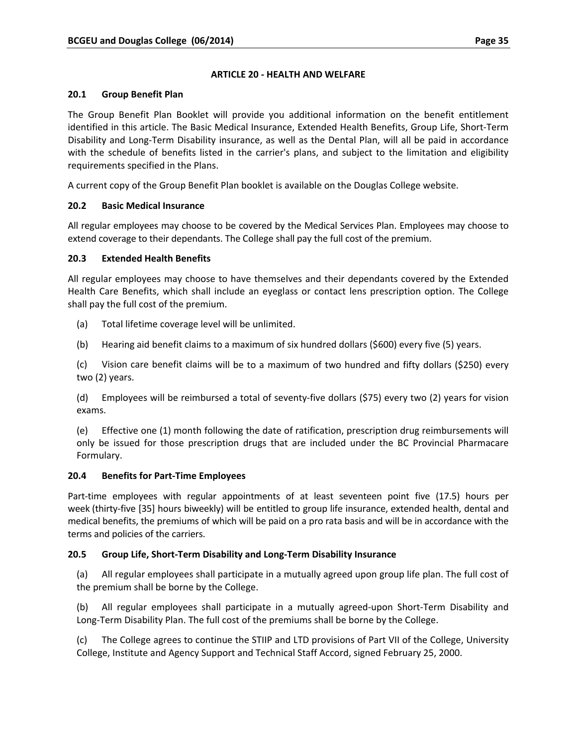## ARTICLE 20 - HEALTH AND WELFARE

### 20.1 Group Benefit Plan

The Group Benefit Plan Booklet will provide you additional information on the benefit entitlement identified in this article. The Basic Medical Insurance, Extended Health Benefits, Group Life, Short-Term Disability and Long-Term Disability insurance, as well as the Dental Plan, will all be paid in accordance with the schedule of benefits listed in the carrier's plans, and subject to the limitation and eligibility requirements specified in the Plans.

A current copy of the Group Benefit Plan booklet is available on the Douglas College website.

### 20.2 Basic Medical Insurance

All regular employees may choose to be covered by the Medical Services Plan. Employees may choose to extend coverage to their dependants. The College shall pay the full cost of the premium.

### 20.3 Extended Health Benefits

All regular employees may choose to have themselves and their dependants covered by the Extended Health Care Benefits, which shall include an eyeglass or contact lens prescription option. The College shall pay the full cost of the premium.

(a) Total lifetime coverage level will be unlimited.

(b) Hearing aid benefit claims to a maximum of six hundred dollars ($600) every five (5) years.

(c) Vision care benefit claims will be to a maximum of two hundred and fifty dollars ($250) every two (2) years.

(d) Employees will be reimbursed a total of seventy-five dollars ($75) every two (2) years for vision exams.

(e) Effective one (1) month following the date of ratification, prescription drug reimbursements will only be issued for those prescription drugs that are included under the BC Provincial Pharmacare Formulary.

### 20.4 Benefits for Part-Time Employees

Part-time employees with regular appointments of at least seventeen point five (17.5) hours per week (thirty-five [35] hours biweekly) will be entitled to group life insurance, extended health, dental and medical benefits, the premiums of which will be paid on a pro rata basis and will be in accordance with the terms and policies of the carriers.

### 20.5 Group Life, Short-Term Disability and Long-Term Disability Insurance

(a) All regular employees shall participate in a mutually agreed upon group life plan. The full cost of the premium shall be borne by the College.

(b) All regular employees shall participate in a mutually agreed-upon Short-Term Disability and Long-Term Disability Plan. The full cost of the premiums shall be borne by the College.

(c) The College agrees to continue the STIIP and LTD provisions of Part VII of the College, University College, Institute and Agency Support and Technical Staff Accord, signed February 25, 2000.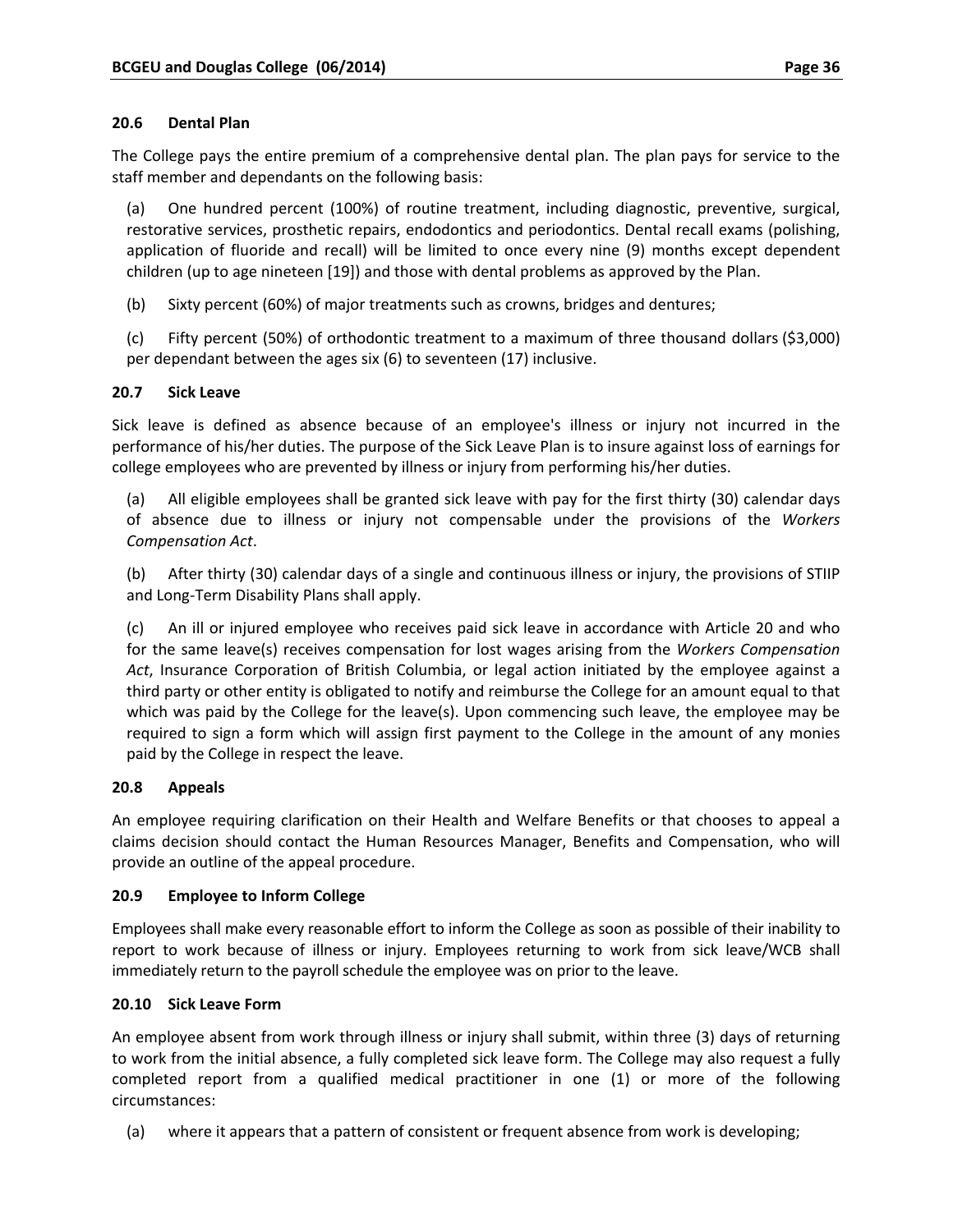### 20.6 Dental Plan

The College pays the entire premium of a comprehensive dental plan. The plan pays for service to the staff member and dependants on the following basis:

(a) One hundred percent (100%) of routine treatment, including diagnostic, preventive, surgical, restorative services, prosthetic repairs, endodontics and periodontics. Dental recall exams (polishing, application of fluoride and recall) will be limited to once every nine (9) months except dependent children (up to age nineteen [19]) and those with dental problems as approved by the Plan.

(b) Sixty percent (60%) of major treatments such as crowns, bridges and dentures;

(c) Fifty percent (50%) of orthodontic treatment to a maximum of three thousand dollars ($3,000) per dependant between the ages six (6) to seventeen (17) inclusive.

### 20.7 Sick Leave

Sick leave is defined as absence because of an employee's illness or injury not incurred in the performance of his/her duties. The purpose of the Sick Leave Plan is to insure against loss of earnings for college employees who are prevented by illness or injury from performing his/her duties.

(a) All eligible employees shall be granted sick leave with pay for the first thirty (30) calendar days of absence due to illness or injury not compensable under the provisions of the *Workers Compensation Act*.

(b) After thirty (30) calendar days of a single and continuous illness or injury, the provisions of STIIP and Long-Term Disability Plans shall apply.

(c) An ill or injured employee who receives paid sick leave in accordance with Article 20 and who for the same leave(s) receives compensation for lost wages arising from the *Workers Compensation Act*, Insurance Corporation of British Columbia, or legal action initiated by the employee against a third party or other entity is obligated to notify and reimburse the College for an amount equal to that which was paid by the College for the leave(s). Upon commencing such leave, the employee may be required to sign a form which will assign first payment to the College in the amount of any monies paid by the College in respect the leave.

### 20.8 Appeals

An employee requiring clarification on their Health and Welfare Benefits or that chooses to appeal a claims decision should contact the Human Resources Manager, Benefits and Compensation, who will provide an outline of the appeal procedure.

### 20.9 Employee to Inform College

Employees shall make every reasonable effort to inform the College as soon as possible of their inability to report to work because of illness or injury. Employees returning to work from sick leave/WCB shall immediately return to the payroll schedule the employee was on prior to the leave.

### 20.10 Sick Leave Form

An employee absent from work through illness or injury shall submit, within three (3) days of returning to work from the initial absence, a fully completed sick leave form. The College may also request a fully completed report from a qualified medical practitioner in one (1) or more of the following circumstances:

(a) where it appears that a pattern of consistent or frequent absence from work is developing;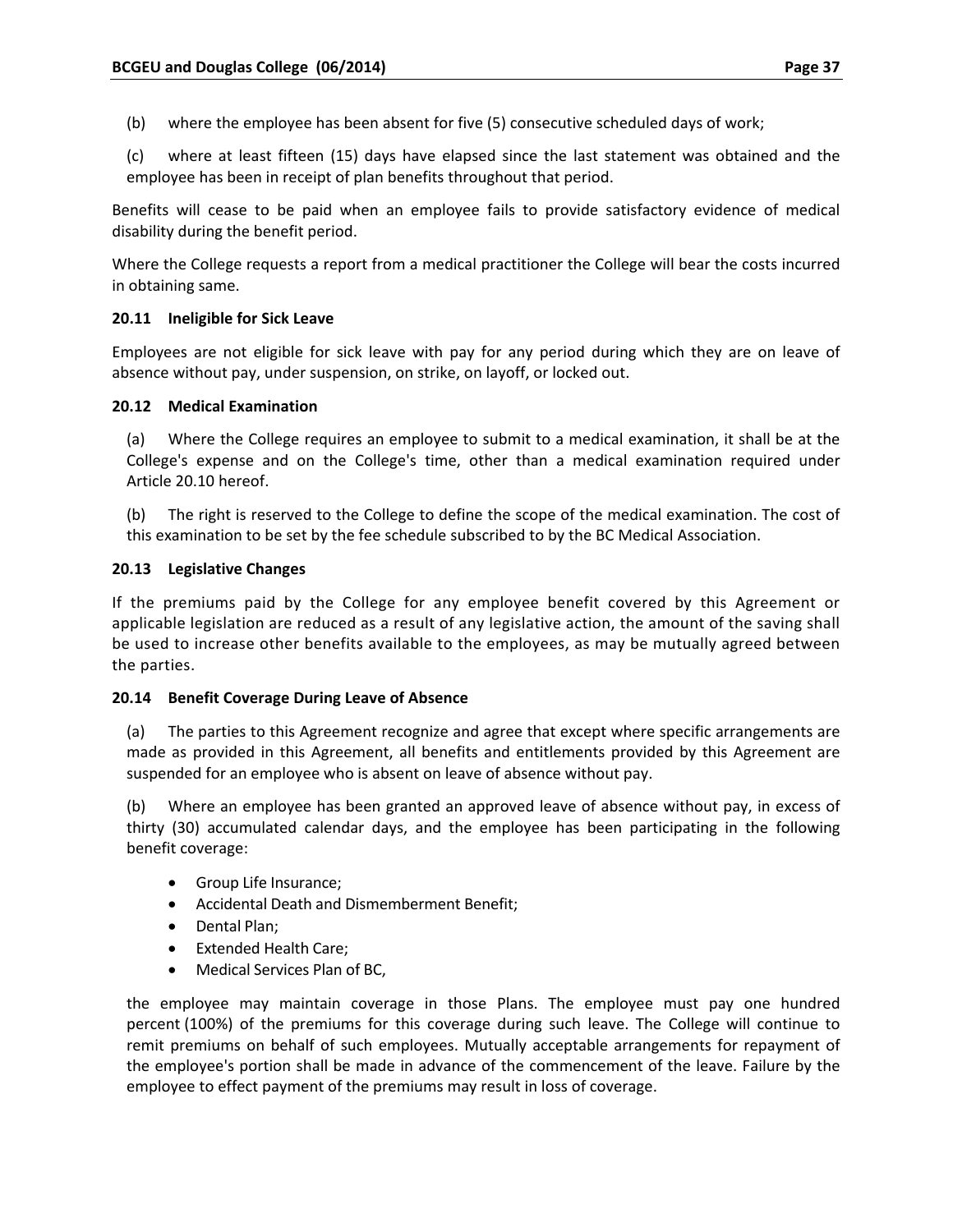(b) where the employee has been absent for five (5) consecutive scheduled days of work;

(c) where at least fifteen (15) days have elapsed since the last statement was obtained and the employee has been in receipt of plan benefits throughout that period.

Benefits will cease to be paid when an employee fails to provide satisfactory evidence of medical disability during the benefit period.

Where the College requests a report from a medical practitioner the College will bear the costs incurred in obtaining same.

### 20.11 Ineligible for Sick Leave

Employees are not eligible for sick leave with pay for any period during which they are on leave of absence without pay, under suspension, on strike, on layoff, or locked out.

### 20.12 Medical Examination

(a) Where the College requires an employee to submit to a medical examination, it shall be at the College's expense and on the College's time, other than a medical examination required under Article 20.10 hereof.

(b) The right is reserved to the College to define the scope of the medical examination. The cost of this examination to be set by the fee schedule subscribed to by the BC Medical Association.

### 20.13 Legislative Changes

If the premiums paid by the College for any employee benefit covered by this Agreement or applicable legislation are reduced as a result of any legislative action, the amount of the saving shall be used to increase other benefits available to the employees, as may be mutually agreed between the parties.

### 20.14 Benefit Coverage During Leave of Absence

(a) The parties to this Agreement recognize and agree that except where specific arrangements are made as provided in this Agreement, all benefits and entitlements provided by this Agreement are suspended for an employee who is absent on leave of absence without pay.

(b) Where an employee has been granted an approved leave of absence without pay, in excess of thirty (30) accumulated calendar days, and the employee has been participating in the following benefit coverage:

- Group Life Insurance;
- Accidental Death and Dismemberment Benefit;
- Dental Plan;
- Extended Health Care;
- Medical Services Plan of BC,

the employee may maintain coverage in those Plans. The employee must pay one hundred percent (100%) of the premiums for this coverage during such leave. The College will continue to remit premiums on behalf of such employees. Mutually acceptable arrangements for repayment of the employee's portion shall be made in advance of the commencement of the leave. Failure by the employee to effect payment of the premiums may result in loss of coverage.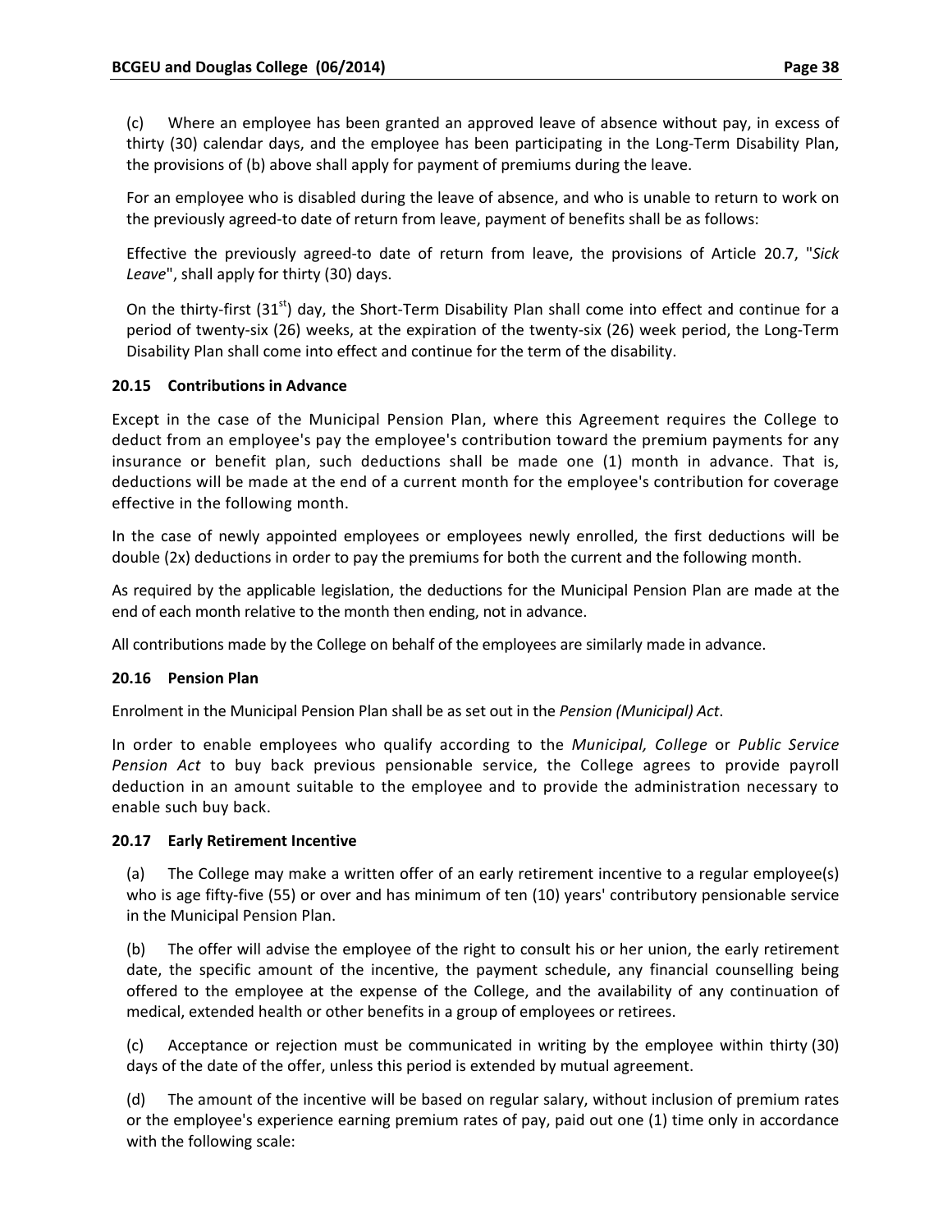(c) Where an employee has been granted an approved leave of absence without pay, in excess of thirty (30) calendar days, and the employee has been participating in the Long-Term Disability Plan, the provisions of (b) above shall apply for payment of premiums during the leave.

For an employee who is disabled during the leave of absence, and who is unable to return to work on the previously agreed-to date of return from leave, payment of benefits shall be as follows:

Effective the previously agreed-to date of return from leave, the provisions of Article 20.7, "*Sick Leave*", shall apply for thirty (30) days.

On the thirty-first (31st) day, the Short-Term Disability Plan shall come into effect and continue for a period of twenty-six (26) weeks, at the expiration of the twenty-six (26) week period, the Long-Term Disability Plan shall come into effect and continue for the term of the disability.

### 20.15 Contributions in Advance

Except in the case of the Municipal Pension Plan, where this Agreement requires the College to deduct from an employee's pay the employee's contribution toward the premium payments for any insurance or benefit plan, such deductions shall be made one (1) month in advance. That is, deductions will be made at the end of a current month for the employee's contribution for coverage effective in the following month.

In the case of newly appointed employees or employees newly enrolled, the first deductions will be double (2x) deductions in order to pay the premiums for both the current and the following month.

As required by the applicable legislation, the deductions for the Municipal Pension Plan are made at the end of each month relative to the month then ending, not in advance.

All contributions made by the College on behalf of the employees are similarly made in advance.

### 20.16 Pension Plan

Enrolment in the Municipal Pension Plan shall be as set out in the *Pension (Municipal) Act*.

In order to enable employees who qualify according to the *Municipal, College* or *Public Service Pension Act* to buy back previous pensionable service, the College agrees to provide payroll deduction in an amount suitable to the employee and to provide the administration necessary to enable such buy back.

### 20.17 Early Retirement Incentive

(a) The College may make a written offer of an early retirement incentive to a regular employee(s) who is age fifty-five (55) or over and has minimum of ten (10) years' contributory pensionable service in the Municipal Pension Plan.

(b) The offer will advise the employee of the right to consult his or her union, the early retirement date, the specific amount of the incentive, the payment schedule, any financial counselling being offered to the employee at the expense of the College, and the availability of any continuation of medical, extended health or other benefits in a group of employees or retirees.

(c) Acceptance or rejection must be communicated in writing by the employee within thirty (30) days of the date of the offer, unless this period is extended by mutual agreement.

(d) The amount of the incentive will be based on regular salary, without inclusion of premium rates or the employee's experience earning premium rates of pay, paid out one (1) time only in accordance with the following scale: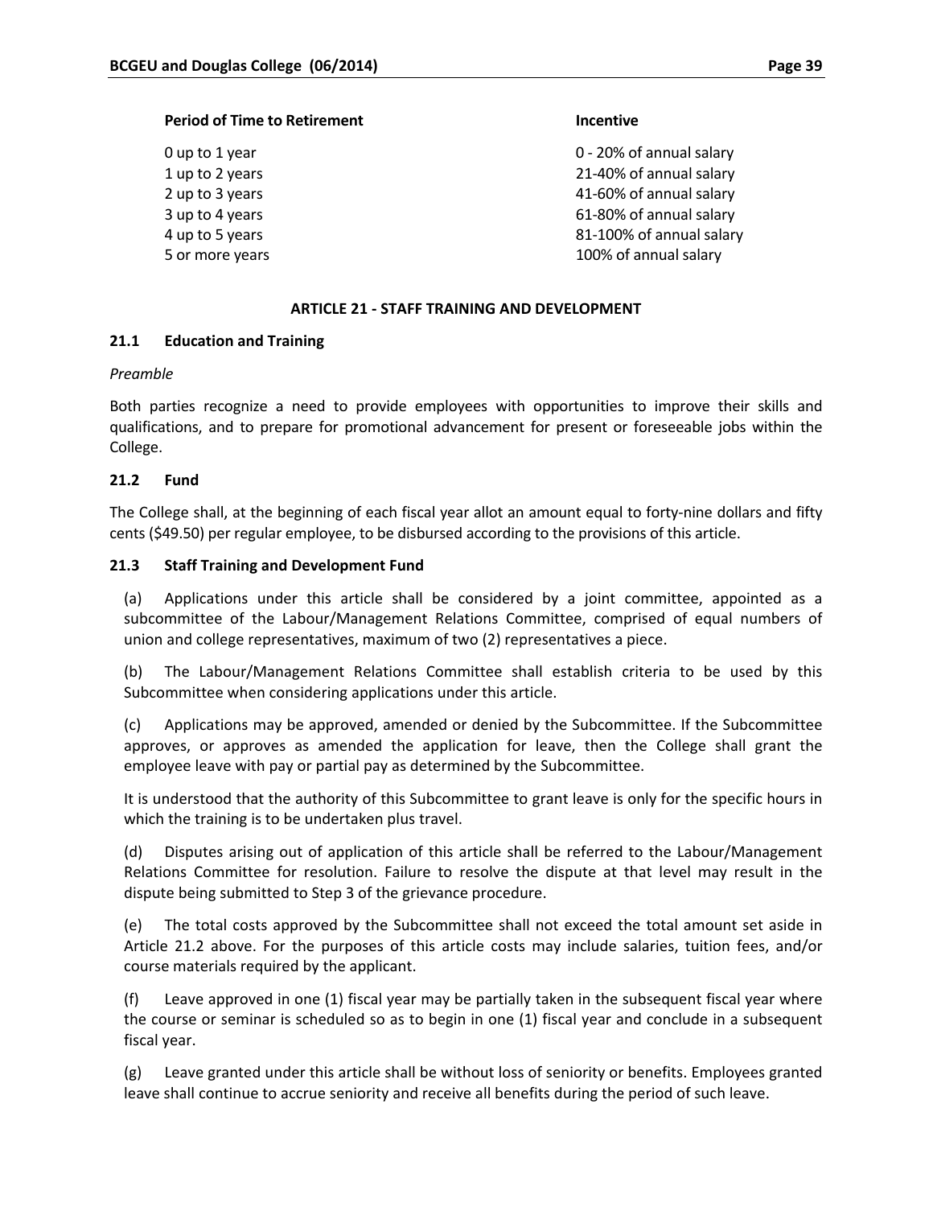| Period of Time to Retirement | Incentive |
| --- | --- |
| 0 up to 1 year | 0 - 20% of annual salary |
| 1 up to 2 years | 21-40% of annual salary |
| 2 up to 3 years | 41-60% of annual salary |
| 3 up to 4 years | 61-80% of annual salary |
| 4 up to 5 years | 81-100% of annual salary |
| 5 or more years | 100% of annual salary |

## ARTICLE 21 - STAFF TRAINING AND DEVELOPMENT

### 21.1 Education and Training

*Preamble*

Both parties recognize a need to provide employees with opportunities to improve their skills and qualifications, and to prepare for promotional advancement for present or foreseeable jobs within the College.

### 21.2 Fund

The College shall, at the beginning of each fiscal year allot an amount equal to forty-nine dollars and fifty cents ($49.50) per regular employee, to be disbursed according to the provisions of this article.

### 21.3 Staff Training and Development Fund

(a) Applications under this article shall be considered by a joint committee, appointed as a subcommittee of the Labour/Management Relations Committee, comprised of equal numbers of union and college representatives, maximum of two (2) representatives a piece.

(b) The Labour/Management Relations Committee shall establish criteria to be used by this Subcommittee when considering applications under this article.

(c) Applications may be approved, amended or denied by the Subcommittee. If the Subcommittee approves, or approves as amended the application for leave, then the College shall grant the employee leave with pay or partial pay as determined by the Subcommittee.

It is understood that the authority of this Subcommittee to grant leave is only for the specific hours in which the training is to be undertaken plus travel.

(d) Disputes arising out of application of this article shall be referred to the Labour/Management Relations Committee for resolution. Failure to resolve the dispute at that level may result in the dispute being submitted to Step 3 of the grievance procedure.

(e) The total costs approved by the Subcommittee shall not exceed the total amount set aside in Article 21.2 above. For the purposes of this article costs may include salaries, tuition fees, and/or course materials required by the applicant.

(f) Leave approved in one (1) fiscal year may be partially taken in the subsequent fiscal year where the course or seminar is scheduled so as to begin in one (1) fiscal year and conclude in a subsequent fiscal year.

(g) Leave granted under this article shall be without loss of seniority or benefits. Employees granted leave shall continue to accrue seniority and receive all benefits during the period of such leave.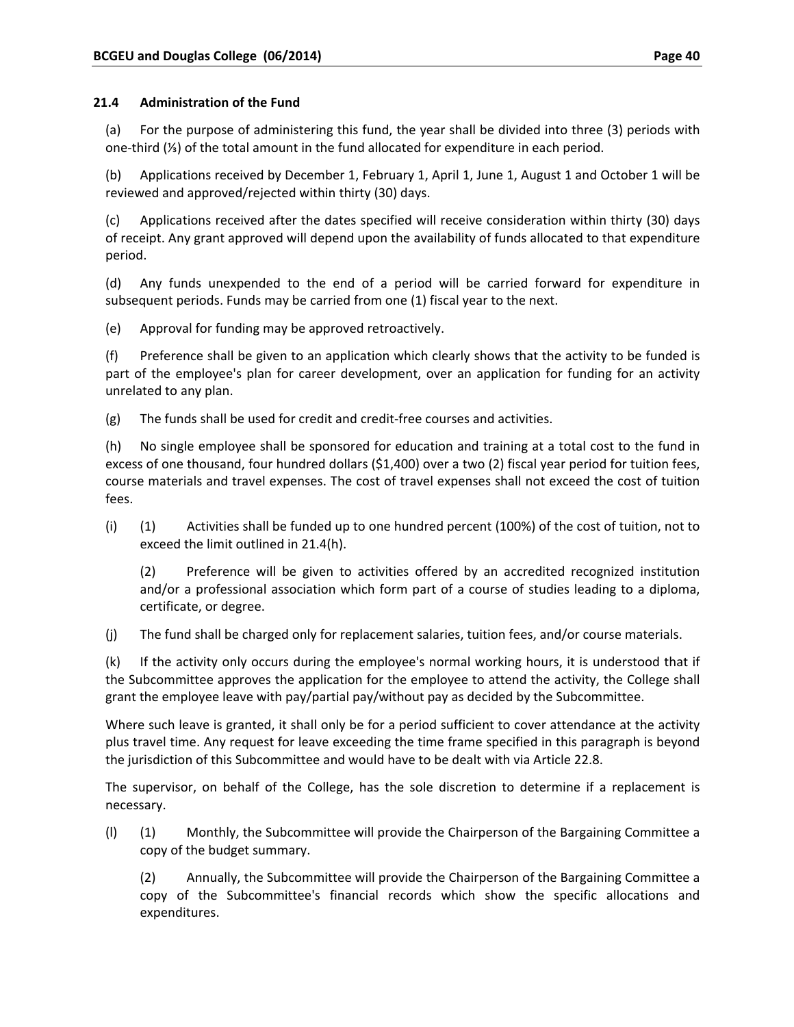### 21.4 Administration of the Fund

(a) For the purpose of administering this fund, the year shall be divided into three (3) periods with one-third (⅓) of the total amount in the fund allocated for expenditure in each period.

(b) Applications received by December 1, February 1, April 1, June 1, August 1 and October 1 will be reviewed and approved/rejected within thirty (30) days.

(c) Applications received after the dates specified will receive consideration within thirty (30) days of receipt. Any grant approved will depend upon the availability of funds allocated to that expenditure period.

(d) Any funds unexpended to the end of a period will be carried forward for expenditure in subsequent periods. Funds may be carried from one (1) fiscal year to the next.

(e) Approval for funding may be approved retroactively.

(f) Preference shall be given to an application which clearly shows that the activity to be funded is part of the employee's plan for career development, over an application for funding for an activity unrelated to any plan.

(g) The funds shall be used for credit and credit-free courses and activities.

(h) No single employee shall be sponsored for education and training at a total cost to the fund in excess of one thousand, four hundred dollars ($1,400) over a two (2) fiscal year period for tuition fees, course materials and travel expenses. The cost of travel expenses shall not exceed the cost of tuition fees.

(i) (1) Activities shall be funded up to one hundred percent (100%) of the cost of tuition, not to exceed the limit outlined in 21.4(h).

(2) Preference will be given to activities offered by an accredited recognized institution and/or a professional association which form part of a course of studies leading to a diploma, certificate, or degree.

(j) The fund shall be charged only for replacement salaries, tuition fees, and/or course materials.

(k) If the activity only occurs during the employee's normal working hours, it is understood that if the Subcommittee approves the application for the employee to attend the activity, the College shall grant the employee leave with pay/partial pay/without pay as decided by the Subcommittee.

Where such leave is granted, it shall only be for a period sufficient to cover attendance at the activity plus travel time. Any request for leave exceeding the time frame specified in this paragraph is beyond the jurisdiction of this Subcommittee and would have to be dealt with via Article 22.8.

The supervisor, on behalf of the College, has the sole discretion to determine if a replacement is necessary.

(l) (1) Monthly, the Subcommittee will provide the Chairperson of the Bargaining Committee a copy of the budget summary.

(2) Annually, the Subcommittee will provide the Chairperson of the Bargaining Committee a copy of the Subcommittee's financial records which show the specific allocations and expenditures.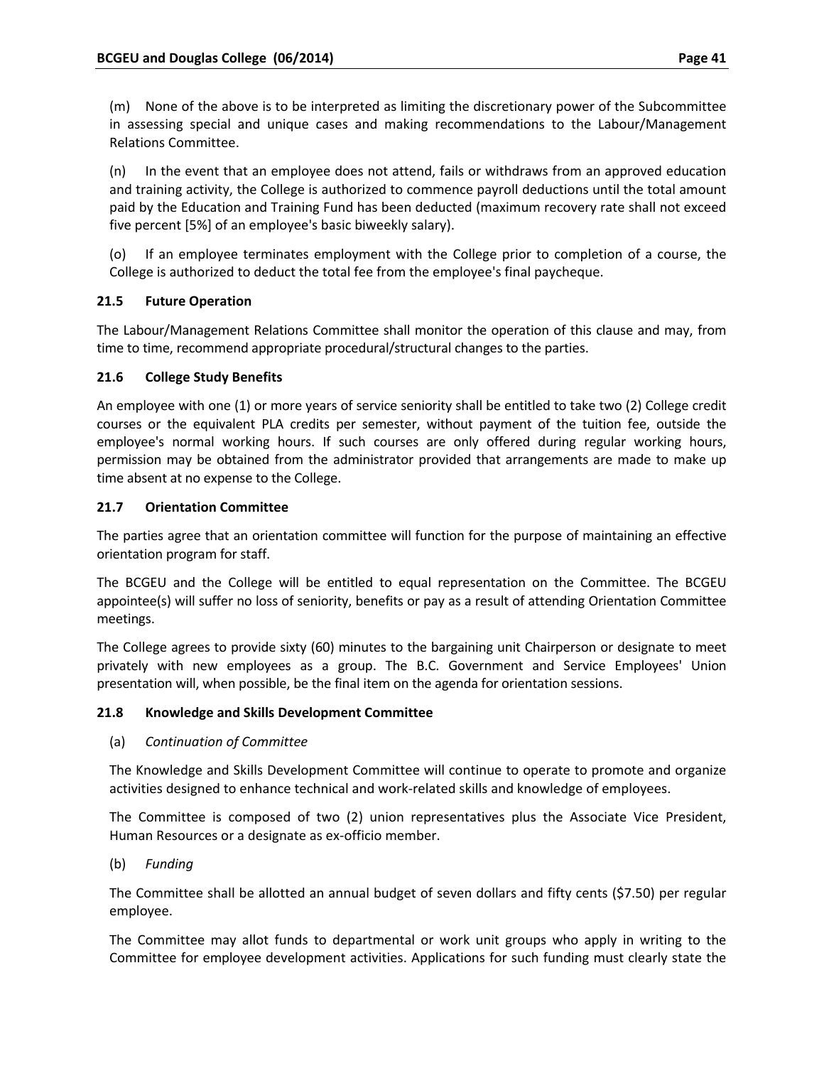(m) None of the above is to be interpreted as limiting the discretionary power of the Subcommittee in assessing special and unique cases and making recommendations to the Labour/Management Relations Committee.

(n) In the event that an employee does not attend, fails or withdraws from an approved education and training activity, the College is authorized to commence payroll deductions until the total amount paid by the Education and Training Fund has been deducted (maximum recovery rate shall not exceed five percent [5%] of an employee's basic biweekly salary).

(o) If an employee terminates employment with the College prior to completion of a course, the College is authorized to deduct the total fee from the employee's final paycheque.

**21.5 Future Operation**

The Labour/Management Relations Committee shall monitor the operation of this clause and may, from time to time, recommend appropriate procedural/structural changes to the parties.

**21.6 College Study Benefits**

An employee with one (1) or more years of service seniority shall be entitled to take two (2) College credit courses or the equivalent PLA credits per semester, without payment of the tuition fee, outside the employee's normal working hours. If such courses are only offered during regular working hours, permission may be obtained from the administrator provided that arrangements are made to make up time absent at no expense to the College.

**21.7 Orientation Committee**

The parties agree that an orientation committee will function for the purpose of maintaining an effective orientation program for staff.

The BCGEU and the College will be entitled to equal representation on the Committee. The BCGEU appointee(s) will suffer no loss of seniority, benefits or pay as a result of attending Orientation Committee meetings.

The College agrees to provide sixty (60) minutes to the bargaining unit Chairperson or designate to meet privately with new employees as a group. The B.C. Government and Service Employees' Union presentation will, when possible, be the final item on the agenda for orientation sessions.

**21.8 Knowledge and Skills Development Committee**

(a) *Continuation of Committee*

The Knowledge and Skills Development Committee will continue to operate to promote and organize activities designed to enhance technical and work-related skills and knowledge of employees.

The Committee is composed of two (2) union representatives plus the Associate Vice President, Human Resources or a designate as ex-officio member.

(b) *Funding*

The Committee shall be allotted an annual budget of seven dollars and fifty cents ($7.50) per regular employee.

The Committee may allot funds to departmental or work unit groups who apply in writing to the Committee for employee development activities. Applications for such funding must clearly state the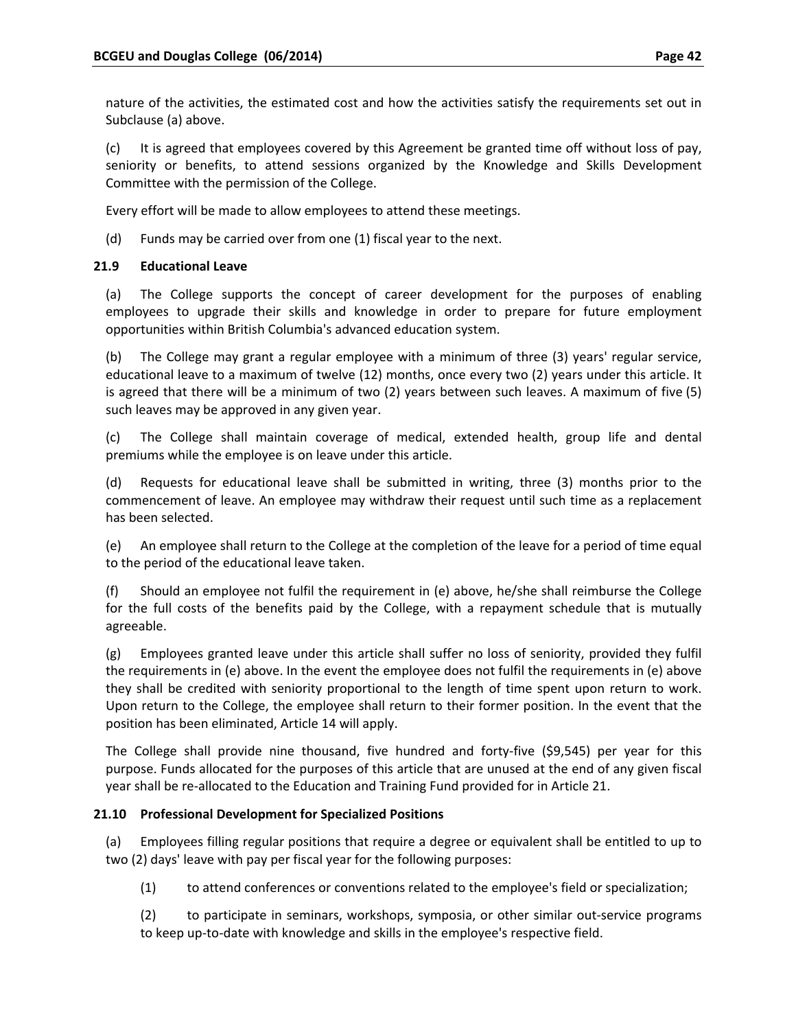nature of the activities, the estimated cost and how the activities satisfy the requirements set out in Subclause (a) above.

(c) It is agreed that employees covered by this Agreement be granted time off without loss of pay, seniority or benefits, to attend sessions organized by the Knowledge and Skills Development Committee with the permission of the College.

Every effort will be made to allow employees to attend these meetings.

(d) Funds may be carried over from one (1) fiscal year to the next.

**21.9 Educational Leave**

(a) The College supports the concept of career development for the purposes of enabling employees to upgrade their skills and knowledge in order to prepare for future employment opportunities within British Columbia's advanced education system.

(b) The College may grant a regular employee with a minimum of three (3) years' regular service, educational leave to a maximum of twelve (12) months, once every two (2) years under this article. It is agreed that there will be a minimum of two (2) years between such leaves. A maximum of five (5) such leaves may be approved in any given year.

(c) The College shall maintain coverage of medical, extended health, group life and dental premiums while the employee is on leave under this article.

(d) Requests for educational leave shall be submitted in writing, three (3) months prior to the commencement of leave. An employee may withdraw their request until such time as a replacement has been selected.

(e) An employee shall return to the College at the completion of the leave for a period of time equal to the period of the educational leave taken.

(f) Should an employee not fulfil the requirement in (e) above, he/she shall reimburse the College for the full costs of the benefits paid by the College, with a repayment schedule that is mutually agreeable.

(g) Employees granted leave under this article shall suffer no loss of seniority, provided they fulfil the requirements in (e) above. In the event the employee does not fulfil the requirements in (e) above they shall be credited with seniority proportional to the length of time spent upon return to work. Upon return to the College, the employee shall return to their former position. In the event that the position has been eliminated, Article 14 will apply.

The College shall provide nine thousand, five hundred and forty-five ($9,545) per year for this purpose. Funds allocated for the purposes of this article that are unused at the end of any given fiscal year shall be re-allocated to the Education and Training Fund provided for in Article 21.

**21.10 Professional Development for Specialized Positions**

(a) Employees filling regular positions that require a degree or equivalent shall be entitled to up to two (2) days' leave with pay per fiscal year for the following purposes:

(1) to attend conferences or conventions related to the employee's field or specialization;

(2) to participate in seminars, workshops, symposia, or other similar out-service programs to keep up-to-date with knowledge and skills in the employee's respective field.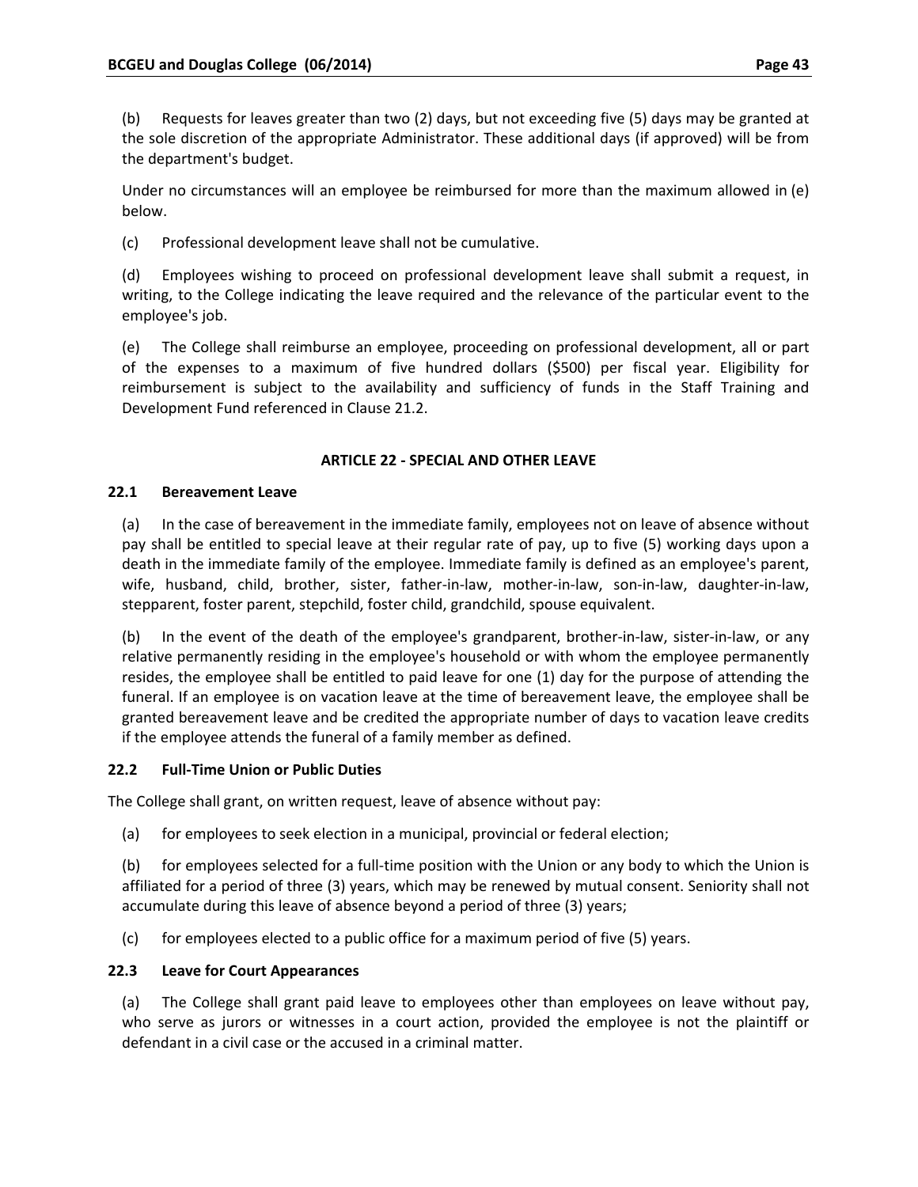(b) Requests for leaves greater than two (2) days, but not exceeding five (5) days may be granted at the sole discretion of the appropriate Administrator. These additional days (if approved) will be from the department's budget.

Under no circumstances will an employee be reimbursed for more than the maximum allowed in (e) below.

(c) Professional development leave shall not be cumulative.

(d) Employees wishing to proceed on professional development leave shall submit a request, in writing, to the College indicating the leave required and the relevance of the particular event to the employee's job.

(e) The College shall reimburse an employee, proceeding on professional development, all or part of the expenses to a maximum of five hundred dollars ($500) per fiscal year. Eligibility for reimbursement is subject to the availability and sufficiency of funds in the Staff Training and Development Fund referenced in Clause 21.2.

## ARTICLE 22 - SPECIAL AND OTHER LEAVE

### 22.1 Bereavement Leave

(a) In the case of bereavement in the immediate family, employees not on leave of absence without pay shall be entitled to special leave at their regular rate of pay, up to five (5) working days upon a death in the immediate family of the employee. Immediate family is defined as an employee's parent, wife, husband, child, brother, sister, father-in-law, mother-in-law, son-in-law, daughter-in-law, stepparent, foster parent, stepchild, foster child, grandchild, spouse equivalent.

(b) In the event of the death of the employee's grandparent, brother-in-law, sister-in-law, or any relative permanently residing in the employee's household or with whom the employee permanently resides, the employee shall be entitled to paid leave for one (1) day for the purpose of attending the funeral. If an employee is on vacation leave at the time of bereavement leave, the employee shall be granted bereavement leave and be credited the appropriate number of days to vacation leave credits if the employee attends the funeral of a family member as defined.

### 22.2 Full-Time Union or Public Duties

The College shall grant, on written request, leave of absence without pay:

(a) for employees to seek election in a municipal, provincial or federal election;

(b) for employees selected for a full-time position with the Union or any body to which the Union is affiliated for a period of three (3) years, which may be renewed by mutual consent. Seniority shall not accumulate during this leave of absence beyond a period of three (3) years;

(c) for employees elected to a public office for a maximum period of five (5) years.

### 22.3 Leave for Court Appearances

(a) The College shall grant paid leave to employees other than employees on leave without pay, who serve as jurors or witnesses in a court action, provided the employee is not the plaintiff or defendant in a civil case or the accused in a criminal matter.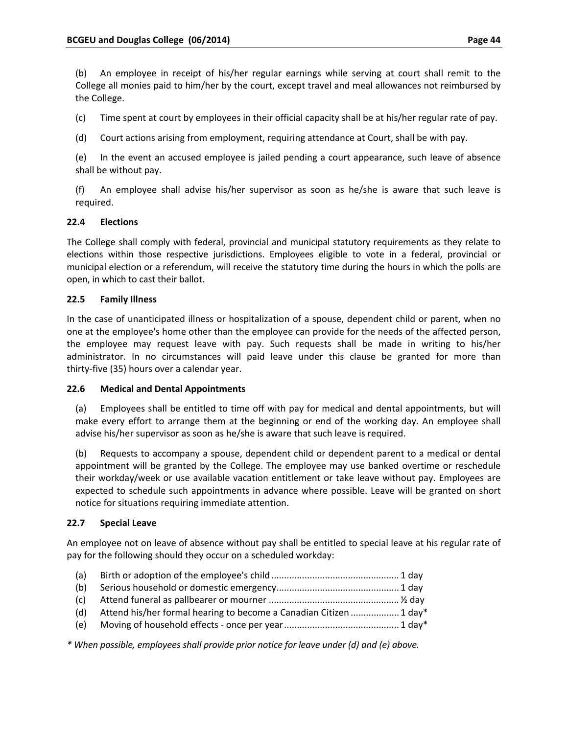(b) An employee in receipt of his/her regular earnings while serving at court shall remit to the College all monies paid to him/her by the court, except travel and meal allowances not reimbursed by the College.

(c) Time spent at court by employees in their official capacity shall be at his/her regular rate of pay.

(d) Court actions arising from employment, requiring attendance at Court, shall be with pay.

(e) In the event an accused employee is jailed pending a court appearance, such leave of absence shall be without pay.

(f) An employee shall advise his/her supervisor as soon as he/she is aware that such leave is required.

### 22.4 Elections

The College shall comply with federal, provincial and municipal statutory requirements as they relate to elections within those respective jurisdictions. Employees eligible to vote in a federal, provincial or municipal election or a referendum, will receive the statutory time during the hours in which the polls are open, in which to cast their ballot.

### 22.5 Family Illness

In the case of unanticipated illness or hospitalization of a spouse, dependent child or parent, when no one at the employee's home other than the employee can provide for the needs of the affected person, the employee may request leave with pay. Such requests shall be made in writing to his/her administrator. In no circumstances will paid leave under this clause be granted for more than thirty-five (35) hours over a calendar year.

### 22.6 Medical and Dental Appointments

(a) Employees shall be entitled to time off with pay for medical and dental appointments, but will make every effort to arrange them at the beginning or end of the working day. An employee shall advise his/her supervisor as soon as he/she is aware that such leave is required.

(b) Requests to accompany a spouse, dependent child or dependent parent to a medical or dental appointment will be granted by the College. The employee may use banked overtime or reschedule their workday/week or use available vacation entitlement or take leave without pay. Employees are expected to schedule such appointments in advance where possible. Leave will be granted on short notice for situations requiring immediate attention.

### 22.7 Special Leave

An employee not on leave of absence without pay shall be entitled to special leave at his regular rate of pay for the following should they occur on a scheduled workday:

(a) Birth or adoption of the employee's child .................................................. 1 day
(b) Serious household or domestic emergency................................................ 1 day
(c) Attend funeral as pallbearer or mourner .................................................. ½ day
(d) Attend his/her formal hearing to become a Canadian Citizen .................. 1 day*
(e) Moving of household effects - once per year............................................. 1 day*

*\* When possible, employees shall provide prior notice for leave under (d) and (e) above.*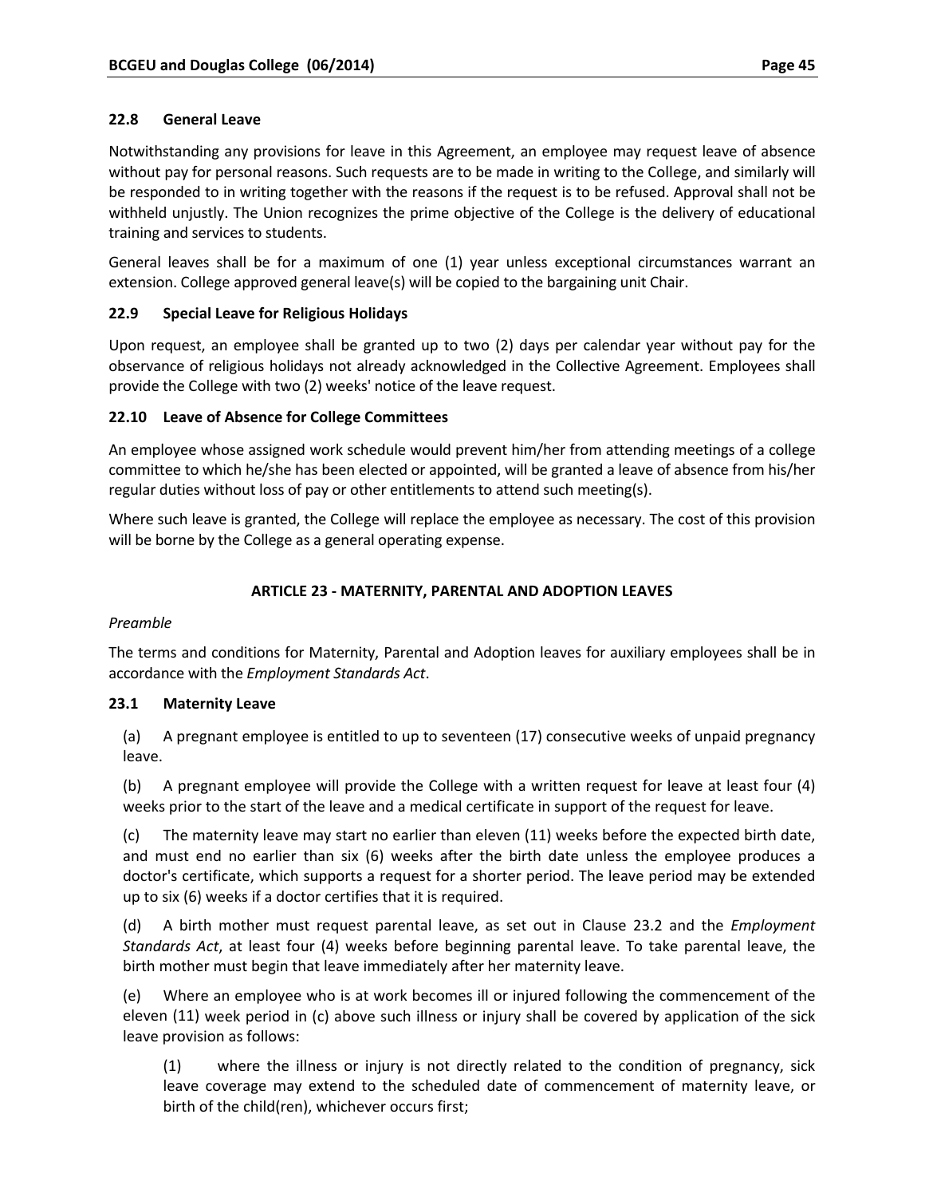### 22.8 General Leave

Notwithstanding any provisions for leave in this Agreement, an employee may request leave of absence without pay for personal reasons. Such requests are to be made in writing to the College, and similarly will be responded to in writing together with the reasons if the request is to be refused. Approval shall not be withheld unjustly. The Union recognizes the prime objective of the College is the delivery of educational training and services to students.

General leaves shall be for a maximum of one (1) year unless exceptional circumstances warrant an extension. College approved general leave(s) will be copied to the bargaining unit Chair.

### 22.9 Special Leave for Religious Holidays

Upon request, an employee shall be granted up to two (2) days per calendar year without pay for the observance of religious holidays not already acknowledged in the Collective Agreement. Employees shall provide the College with two (2) weeks' notice of the leave request.

### 22.10 Leave of Absence for College Committees

An employee whose assigned work schedule would prevent him/her from attending meetings of a college committee to which he/she has been elected or appointed, will be granted a leave of absence from his/her regular duties without loss of pay or other entitlements to attend such meeting(s).

Where such leave is granted, the College will replace the employee as necessary. The cost of this provision will be borne by the College as a general operating expense.

## ARTICLE 23 - MATERNITY, PARENTAL AND ADOPTION LEAVES

*Preamble*

The terms and conditions for Maternity, Parental and Adoption leaves for auxiliary employees shall be in accordance with the *Employment Standards Act*.

### 23.1 Maternity Leave

(a) A pregnant employee is entitled to up to seventeen (17) consecutive weeks of unpaid pregnancy leave.

(b) A pregnant employee will provide the College with a written request for leave at least four (4) weeks prior to the start of the leave and a medical certificate in support of the request for leave.

(c) The maternity leave may start no earlier than eleven (11) weeks before the expected birth date, and must end no earlier than six (6) weeks after the birth date unless the employee produces a doctor's certificate, which supports a request for a shorter period. The leave period may be extended up to six (6) weeks if a doctor certifies that it is required.

(d) A birth mother must request parental leave, as set out in Clause 23.2 and the *Employment Standards Act*, at least four (4) weeks before beginning parental leave. To take parental leave, the birth mother must begin that leave immediately after her maternity leave.

(e) Where an employee who is at work becomes ill or injured following the commencement of the eleven (11) week period in (c) above such illness or injury shall be covered by application of the sick leave provision as follows:

(1) where the illness or injury is not directly related to the condition of pregnancy, sick leave coverage may extend to the scheduled date of commencement of maternity leave, or birth of the child(ren), whichever occurs first;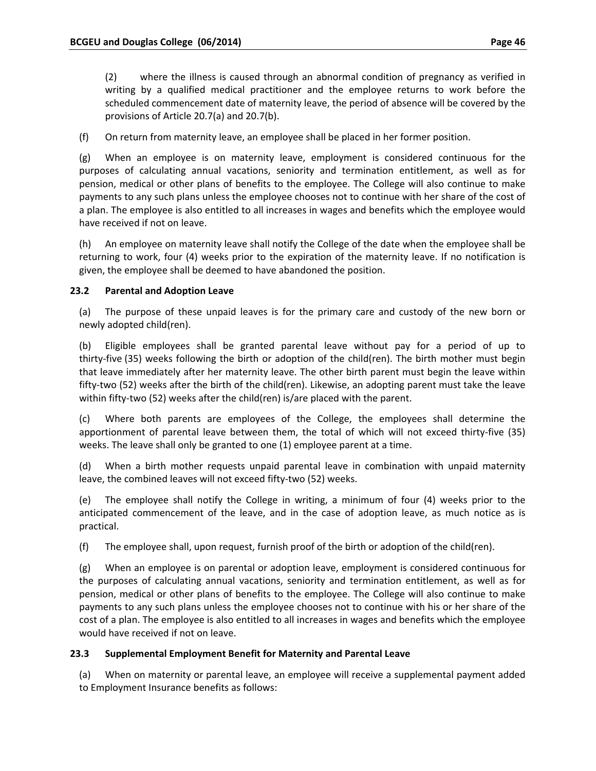(2) where the illness is caused through an abnormal condition of pregnancy as verified in writing by a qualified medical practitioner and the employee returns to work before the scheduled commencement date of maternity leave, the period of absence will be covered by the provisions of Article 20.7(a) and 20.7(b).

(f) On return from maternity leave, an employee shall be placed in her former position.

(g) When an employee is on maternity leave, employment is considered continuous for the purposes of calculating annual vacations, seniority and termination entitlement, as well as for pension, medical or other plans of benefits to the employee. The College will also continue to make payments to any such plans unless the employee chooses not to continue with her share of the cost of a plan. The employee is also entitled to all increases in wages and benefits which the employee would have received if not on leave.

(h) An employee on maternity leave shall notify the College of the date when the employee shall be returning to work, four (4) weeks prior to the expiration of the maternity leave. If no notification is given, the employee shall be deemed to have abandoned the position.

### 23.2 Parental and Adoption Leave

(a) The purpose of these unpaid leaves is for the primary care and custody of the new born or newly adopted child(ren).

(b) Eligible employees shall be granted parental leave without pay for a period of up to thirty-five (35) weeks following the birth or adoption of the child(ren). The birth mother must begin that leave immediately after her maternity leave. The other birth parent must begin the leave within fifty-two (52) weeks after the birth of the child(ren). Likewise, an adopting parent must take the leave within fifty-two (52) weeks after the child(ren) is/are placed with the parent.

(c) Where both parents are employees of the College, the employees shall determine the apportionment of parental leave between them, the total of which will not exceed thirty-five (35) weeks. The leave shall only be granted to one (1) employee parent at a time.

(d) When a birth mother requests unpaid parental leave in combination with unpaid maternity leave, the combined leaves will not exceed fifty-two (52) weeks.

(e) The employee shall notify the College in writing, a minimum of four (4) weeks prior to the anticipated commencement of the leave, and in the case of adoption leave, as much notice as is practical.

(f) The employee shall, upon request, furnish proof of the birth or adoption of the child(ren).

(g) When an employee is on parental or adoption leave, employment is considered continuous for the purposes of calculating annual vacations, seniority and termination entitlement, as well as for pension, medical or other plans of benefits to the employee. The College will also continue to make payments to any such plans unless the employee chooses not to continue with his or her share of the cost of a plan. The employee is also entitled to all increases in wages and benefits which the employee would have received if not on leave.

### 23.3 Supplemental Employment Benefit for Maternity and Parental Leave

(a) When on maternity or parental leave, an employee will receive a supplemental payment added to Employment Insurance benefits as follows: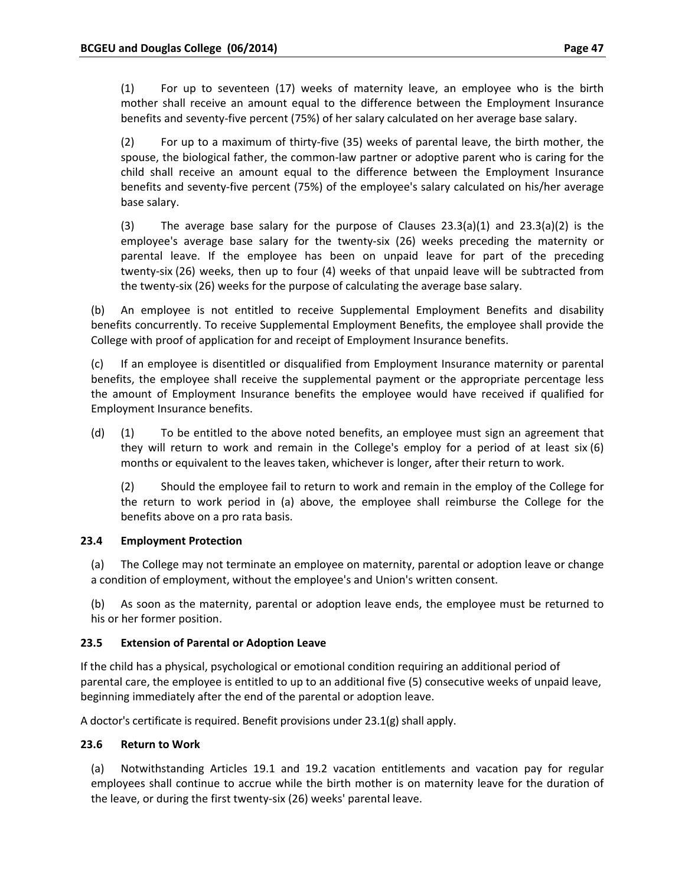(1) For up to seventeen (17) weeks of maternity leave, an employee who is the birth mother shall receive an amount equal to the difference between the Employment Insurance benefits and seventy-five percent (75%) of her salary calculated on her average base salary.

(2) For up to a maximum of thirty-five (35) weeks of parental leave, the birth mother, the spouse, the biological father, the common-law partner or adoptive parent who is caring for the child shall receive an amount equal to the difference between the Employment Insurance benefits and seventy-five percent (75%) of the employee's salary calculated on his/her average base salary.

(3) The average base salary for the purpose of Clauses 23.3(a)(1) and 23.3(a)(2) is the employee's average base salary for the twenty-six (26) weeks preceding the maternity or parental leave. If the employee has been on unpaid leave for part of the preceding twenty-six (26) weeks, then up to four (4) weeks of that unpaid leave will be subtracted from the twenty-six (26) weeks for the purpose of calculating the average base salary.

(b) An employee is not entitled to receive Supplemental Employment Benefits and disability benefits concurrently. To receive Supplemental Employment Benefits, the employee shall provide the College with proof of application for and receipt of Employment Insurance benefits.

(c) If an employee is disentitled or disqualified from Employment Insurance maternity or parental benefits, the employee shall receive the supplemental payment or the appropriate percentage less the amount of Employment Insurance benefits the employee would have received if qualified for Employment Insurance benefits.

(d) (1) To be entitled to the above noted benefits, an employee must sign an agreement that they will return to work and remain in the College's employ for a period of at least six (6) months or equivalent to the leaves taken, whichever is longer, after their return to work.

(2) Should the employee fail to return to work and remain in the employ of the College for the return to work period in (a) above, the employee shall reimburse the College for the benefits above on a pro rata basis.

### 23.4 Employment Protection

(a) The College may not terminate an employee on maternity, parental or adoption leave or change a condition of employment, without the employee's and Union's written consent.

(b) As soon as the maternity, parental or adoption leave ends, the employee must be returned to his or her former position.

### 23.5 Extension of Parental or Adoption Leave

If the child has a physical, psychological or emotional condition requiring an additional period of parental care, the employee is entitled to up to an additional five (5) consecutive weeks of unpaid leave, beginning immediately after the end of the parental or adoption leave.

A doctor's certificate is required. Benefit provisions under 23.1(g) shall apply.

### 23.6 Return to Work

(a) Notwithstanding Articles 19.1 and 19.2 vacation entitlements and vacation pay for regular employees shall continue to accrue while the birth mother is on maternity leave for the duration of the leave, or during the first twenty-six (26) weeks' parental leave.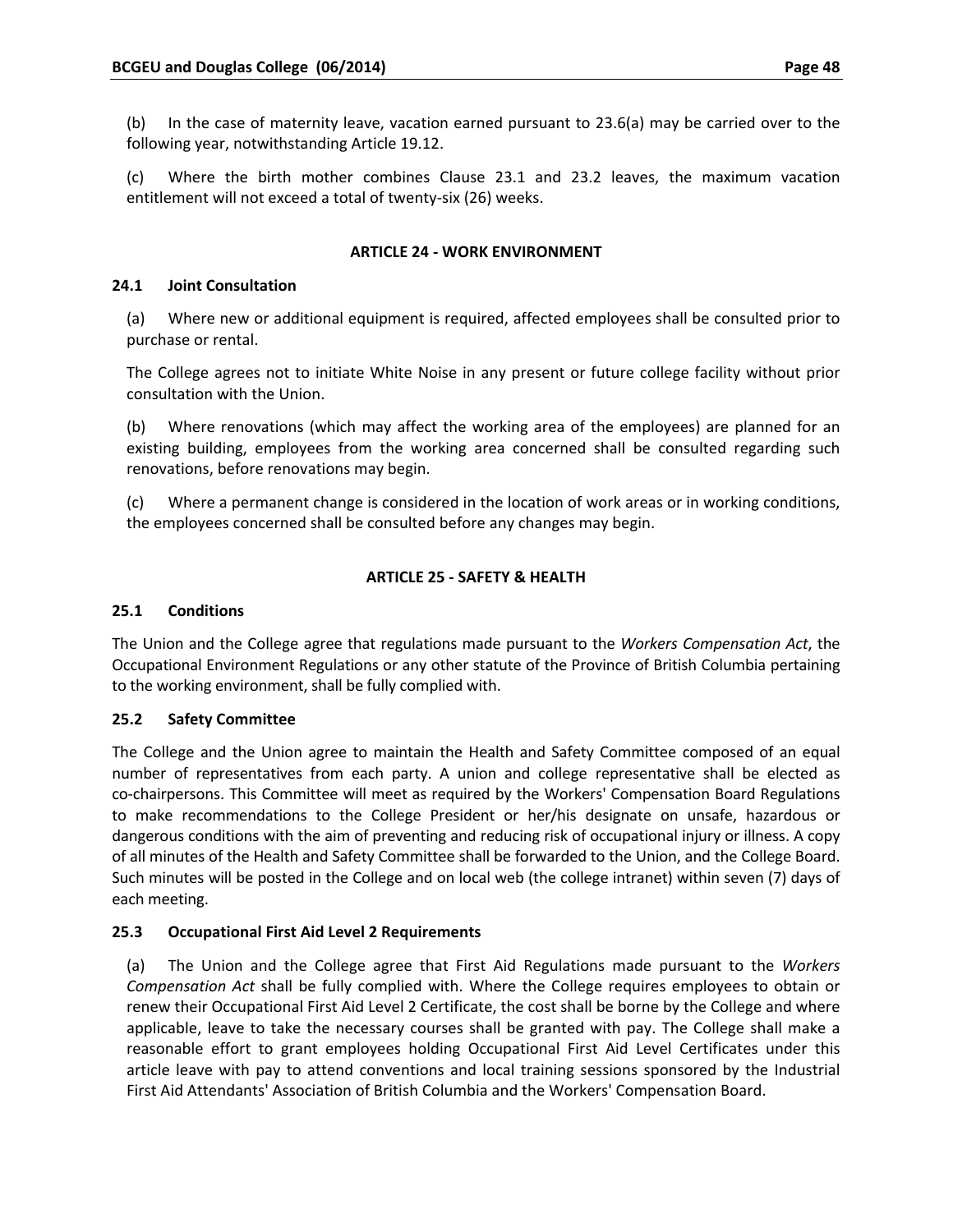(b) In the case of maternity leave, vacation earned pursuant to 23.6(a) may be carried over to the following year, notwithstanding Article 19.12.

(c) Where the birth mother combines Clause 23.1 and 23.2 leaves, the maximum vacation entitlement will not exceed a total of twenty-six (26) weeks.

## ARTICLE 24 - WORK ENVIRONMENT

### 24.1 Joint Consultation

(a) Where new or additional equipment is required, affected employees shall be consulted prior to purchase or rental.

The College agrees not to initiate White Noise in any present or future college facility without prior consultation with the Union.

(b) Where renovations (which may affect the working area of the employees) are planned for an existing building, employees from the working area concerned shall be consulted regarding such renovations, before renovations may begin.

(c) Where a permanent change is considered in the location of work areas or in working conditions, the employees concerned shall be consulted before any changes may begin.

## ARTICLE 25 - SAFETY & HEALTH

### 25.1 Conditions

The Union and the College agree that regulations made pursuant to the *Workers Compensation Act*, the Occupational Environment Regulations or any other statute of the Province of British Columbia pertaining to the working environment, shall be fully complied with.

### 25.2 Safety Committee

The College and the Union agree to maintain the Health and Safety Committee composed of an equal number of representatives from each party. A union and college representative shall be elected as co-chairpersons. This Committee will meet as required by the Workers' Compensation Board Regulations to make recommendations to the College President or her/his designate on unsafe, hazardous or dangerous conditions with the aim of preventing and reducing risk of occupational injury or illness. A copy of all minutes of the Health and Safety Committee shall be forwarded to the Union, and the College Board. Such minutes will be posted in the College and on local web (the college intranet) within seven (7) days of each meeting.

### 25.3 Occupational First Aid Level 2 Requirements

(a) The Union and the College agree that First Aid Regulations made pursuant to the *Workers Compensation Act* shall be fully complied with. Where the College requires employees to obtain or renew their Occupational First Aid Level 2 Certificate, the cost shall be borne by the College and where applicable, leave to take the necessary courses shall be granted with pay. The College shall make a reasonable effort to grant employees holding Occupational First Aid Level Certificates under this article leave with pay to attend conventions and local training sessions sponsored by the Industrial First Aid Attendants' Association of British Columbia and the Workers' Compensation Board.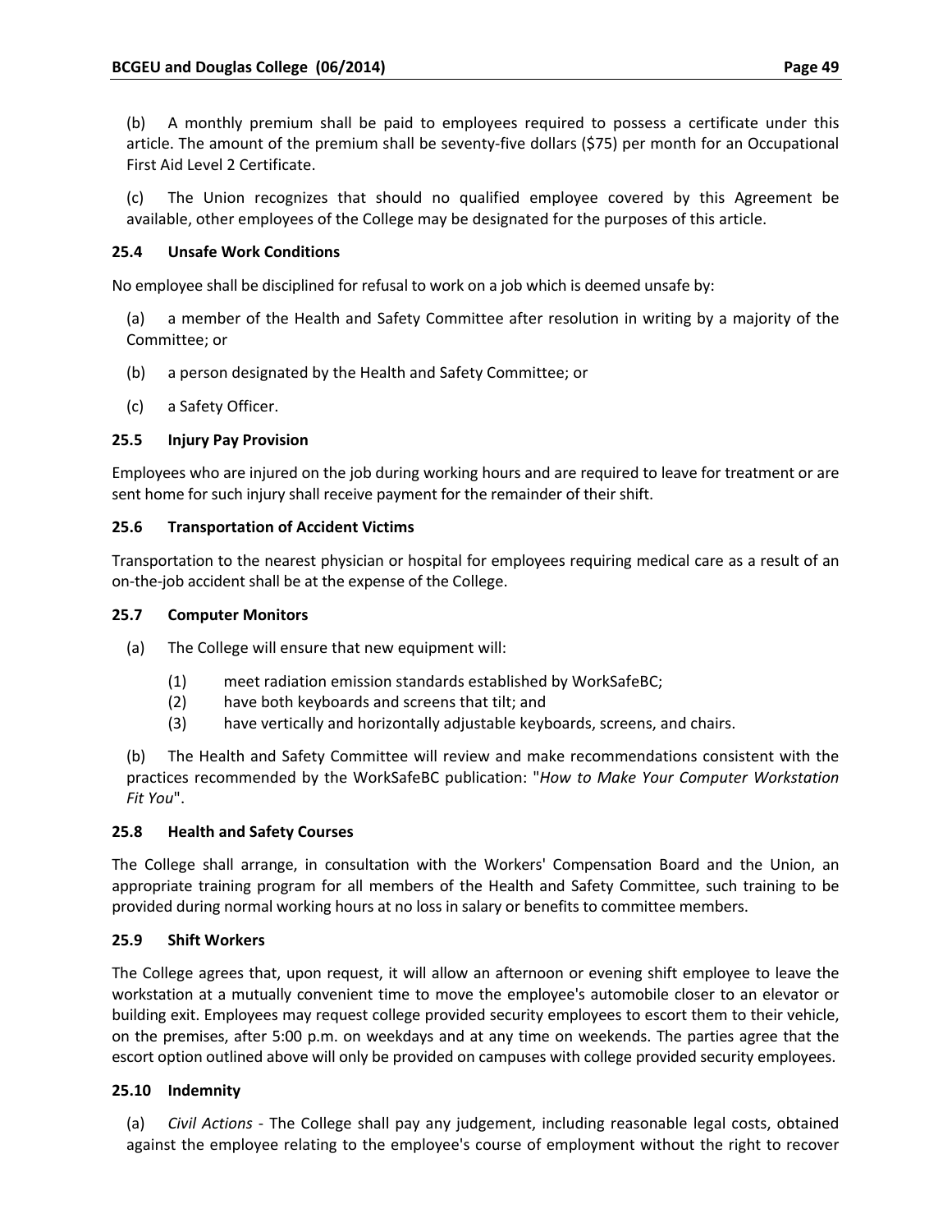(b) A monthly premium shall be paid to employees required to possess a certificate under this article. The amount of the premium shall be seventy-five dollars ($75) per month for an Occupational First Aid Level 2 Certificate.

(c) The Union recognizes that should no qualified employee covered by this Agreement be available, other employees of the College may be designated for the purposes of this article.

### 25.4 Unsafe Work Conditions

No employee shall be disciplined for refusal to work on a job which is deemed unsafe by:

(a) a member of the Health and Safety Committee after resolution in writing by a majority of the Committee; or

(b) a person designated by the Health and Safety Committee; or

(c) a Safety Officer.

### 25.5 Injury Pay Provision

Employees who are injured on the job during working hours and are required to leave for treatment or are sent home for such injury shall receive payment for the remainder of their shift.

### 25.6 Transportation of Accident Victims

Transportation to the nearest physician or hospital for employees requiring medical care as a result of an on-the-job accident shall be at the expense of the College.

### 25.7 Computer Monitors

(a) The College will ensure that new equipment will:

(1) meet radiation emission standards established by WorkSafeBC;
(2) have both keyboards and screens that tilt; and
(3) have vertically and horizontally adjustable keyboards, screens, and chairs.

(b) The Health and Safety Committee will review and make recommendations consistent with the practices recommended by the WorkSafeBC publication: "*How to Make Your Computer Workstation Fit You*".

### 25.8 Health and Safety Courses

The College shall arrange, in consultation with the Workers' Compensation Board and the Union, an appropriate training program for all members of the Health and Safety Committee, such training to be provided during normal working hours at no loss in salary or benefits to committee members.

### 25.9 Shift Workers

The College agrees that, upon request, it will allow an afternoon or evening shift employee to leave the workstation at a mutually convenient time to move the employee's automobile closer to an elevator or building exit. Employees may request college provided security employees to escort them to their vehicle, on the premises, after 5:00 p.m. on weekdays and at any time on weekends. The parties agree that the escort option outlined above will only be provided on campuses with college provided security employees.

### 25.10 Indemnity

(a) *Civil Actions* - The College shall pay any judgement, including reasonable legal costs, obtained against the employee relating to the employee's course of employment without the right to recover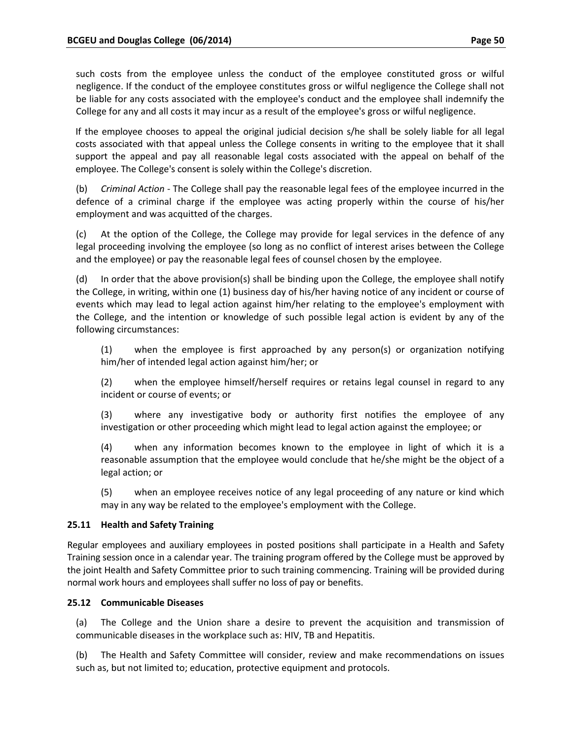such costs from the employee unless the conduct of the employee constituted gross or wilful negligence. If the conduct of the employee constitutes gross or wilful negligence the College shall not be liable for any costs associated with the employee's conduct and the employee shall indemnify the College for any and all costs it may incur as a result of the employee's gross or wilful negligence.

If the employee chooses to appeal the original judicial decision s/he shall be solely liable for all legal costs associated with that appeal unless the College consents in writing to the employee that it shall support the appeal and pay all reasonable legal costs associated with the appeal on behalf of the employee. The College's consent is solely within the College's discretion.

(b) *Criminal Action* - The College shall pay the reasonable legal fees of the employee incurred in the defence of a criminal charge if the employee was acting properly within the course of his/her employment and was acquitted of the charges.

(c) At the option of the College, the College may provide for legal services in the defence of any legal proceeding involving the employee (so long as no conflict of interest arises between the College and the employee) or pay the reasonable legal fees of counsel chosen by the employee.

(d) In order that the above provision(s) shall be binding upon the College, the employee shall notify the College, in writing, within one (1) business day of his/her having notice of any incident or course of events which may lead to legal action against him/her relating to the employee's employment with the College, and the intention or knowledge of such possible legal action is evident by any of the following circumstances:

(1) when the employee is first approached by any person(s) or organization notifying him/her of intended legal action against him/her; or

(2) when the employee himself/herself requires or retains legal counsel in regard to any incident or course of events; or

(3) where any investigative body or authority first notifies the employee of any investigation or other proceeding which might lead to legal action against the employee; or

(4) when any information becomes known to the employee in light of which it is a reasonable assumption that the employee would conclude that he/she might be the object of a legal action; or

(5) when an employee receives notice of any legal proceeding of any nature or kind which may in any way be related to the employee's employment with the College.

### 25.11 Health and Safety Training

Regular employees and auxiliary employees in posted positions shall participate in a Health and Safety Training session once in a calendar year. The training program offered by the College must be approved by the joint Health and Safety Committee prior to such training commencing. Training will be provided during normal work hours and employees shall suffer no loss of pay or benefits.

### 25.12 Communicable Diseases

(a) The College and the Union share a desire to prevent the acquisition and transmission of communicable diseases in the workplace such as: HIV, TB and Hepatitis.

(b) The Health and Safety Committee will consider, review and make recommendations on issues such as, but not limited to; education, protective equipment and protocols.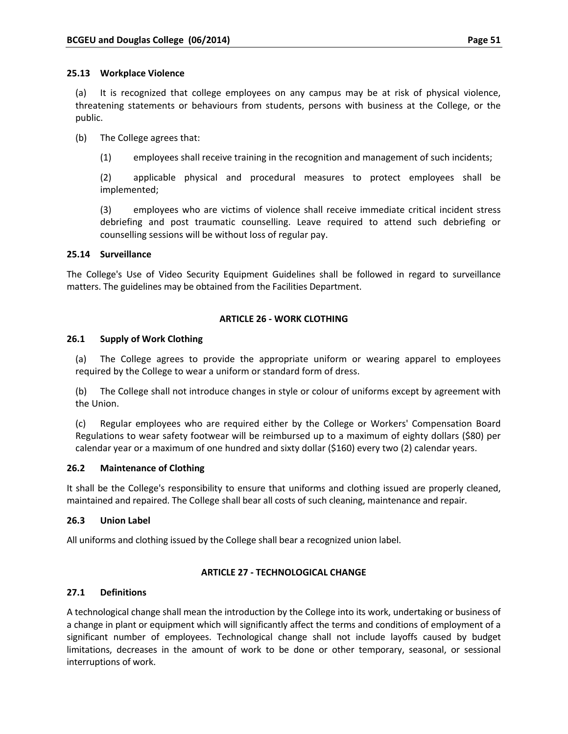### 25.13 Workplace Violence

(a) It is recognized that college employees on any campus may be at risk of physical violence, threatening statements or behaviours from students, persons with business at the College, or the public.

(b) The College agrees that:

(1) employees shall receive training in the recognition and management of such incidents;

(2) applicable physical and procedural measures to protect employees shall be implemented;

(3) employees who are victims of violence shall receive immediate critical incident stress debriefing and post traumatic counselling. Leave required to attend such debriefing or counselling sessions will be without loss of regular pay.

### 25.14 Surveillance

The College's Use of Video Security Equipment Guidelines shall be followed in regard to surveillance matters. The guidelines may be obtained from the Facilities Department.

## ARTICLE 26 - WORK CLOTHING

### 26.1 Supply of Work Clothing

(a) The College agrees to provide the appropriate uniform or wearing apparel to employees required by the College to wear a uniform or standard form of dress.

(b) The College shall not introduce changes in style or colour of uniforms except by agreement with the Union.

(c) Regular employees who are required either by the College or Workers' Compensation Board Regulations to wear safety footwear will be reimbursed up to a maximum of eighty dollars ($80) per calendar year or a maximum of one hundred and sixty dollar ($160) every two (2) calendar years.

### 26.2 Maintenance of Clothing

It shall be the College's responsibility to ensure that uniforms and clothing issued are properly cleaned, maintained and repaired. The College shall bear all costs of such cleaning, maintenance and repair.

### 26.3 Union Label

All uniforms and clothing issued by the College shall bear a recognized union label.

## ARTICLE 27 - TECHNOLOGICAL CHANGE

### 27.1 Definitions

A technological change shall mean the introduction by the College into its work, undertaking or business of a change in plant or equipment which will significantly affect the terms and conditions of employment of a significant number of employees. Technological change shall not include layoffs caused by budget limitations, decreases in the amount of work to be done or other temporary, seasonal, or sessional interruptions of work.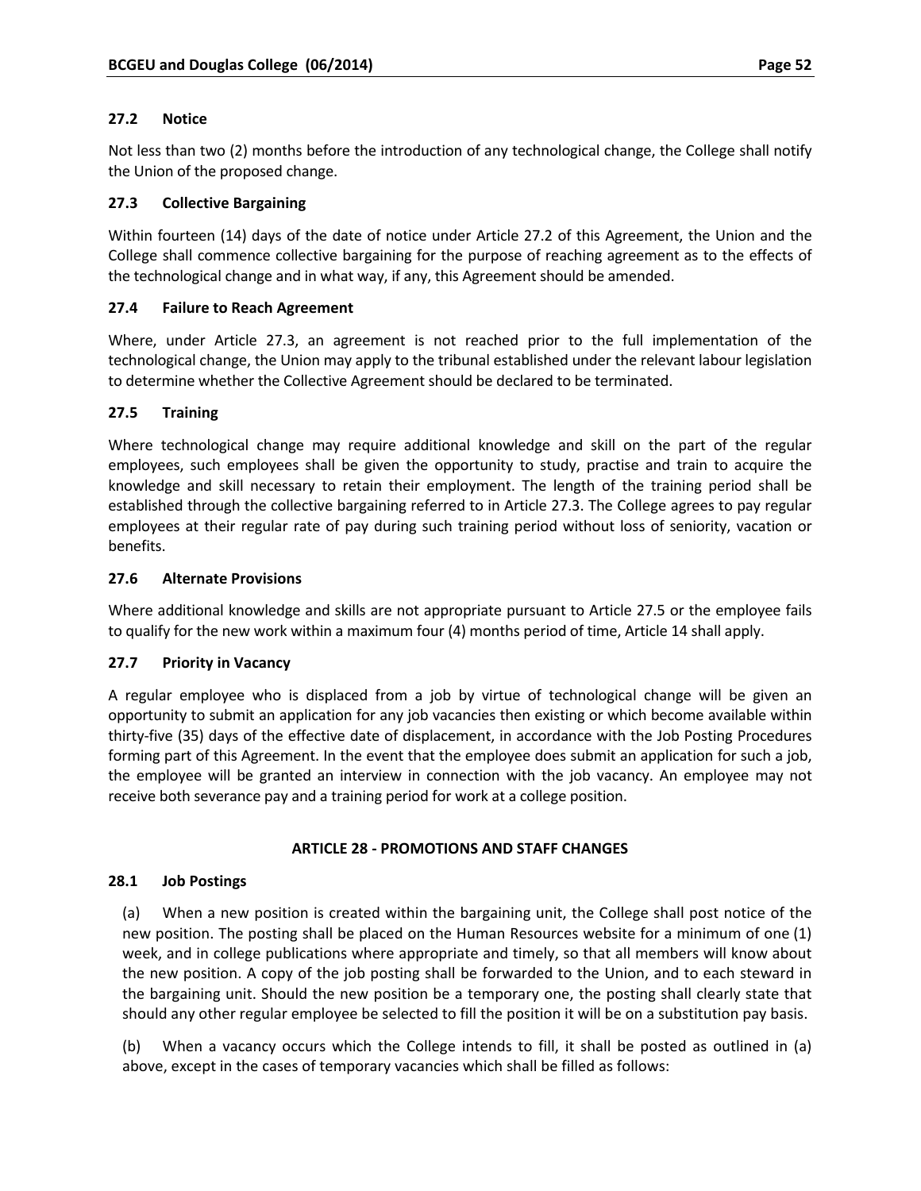### 27.2 Notice

Not less than two (2) months before the introduction of any technological change, the College shall notify the Union of the proposed change.

### 27.3 Collective Bargaining

Within fourteen (14) days of the date of notice under Article 27.2 of this Agreement, the Union and the College shall commence collective bargaining for the purpose of reaching agreement as to the effects of the technological change and in what way, if any, this Agreement should be amended.

### 27.4 Failure to Reach Agreement

Where, under Article 27.3, an agreement is not reached prior to the full implementation of the technological change, the Union may apply to the tribunal established under the relevant labour legislation to determine whether the Collective Agreement should be declared to be terminated.

### 27.5 Training

Where technological change may require additional knowledge and skill on the part of the regular employees, such employees shall be given the opportunity to study, practise and train to acquire the knowledge and skill necessary to retain their employment. The length of the training period shall be established through the collective bargaining referred to in Article 27.3. The College agrees to pay regular employees at their regular rate of pay during such training period without loss of seniority, vacation or benefits.

### 27.6 Alternate Provisions

Where additional knowledge and skills are not appropriate pursuant to Article 27.5 or the employee fails to qualify for the new work within a maximum four (4) months period of time, Article 14 shall apply.

### 27.7 Priority in Vacancy

A regular employee who is displaced from a job by virtue of technological change will be given an opportunity to submit an application for any job vacancies then existing or which become available within thirty-five (35) days of the effective date of displacement, in accordance with the Job Posting Procedures forming part of this Agreement. In the event that the employee does submit an application for such a job, the employee will be granted an interview in connection with the job vacancy. An employee may not receive both severance pay and a training period for work at a college position.

## ARTICLE 28 - PROMOTIONS AND STAFF CHANGES

### 28.1 Job Postings

(a) When a new position is created within the bargaining unit, the College shall post notice of the new position. The posting shall be placed on the Human Resources website for a minimum of one (1) week, and in college publications where appropriate and timely, so that all members will know about the new position. A copy of the job posting shall be forwarded to the Union, and to each steward in the bargaining unit. Should the new position be a temporary one, the posting shall clearly state that should any other regular employee be selected to fill the position it will be on a substitution pay basis.

(b) When a vacancy occurs which the College intends to fill, it shall be posted as outlined in (a) above, except in the cases of temporary vacancies which shall be filled as follows: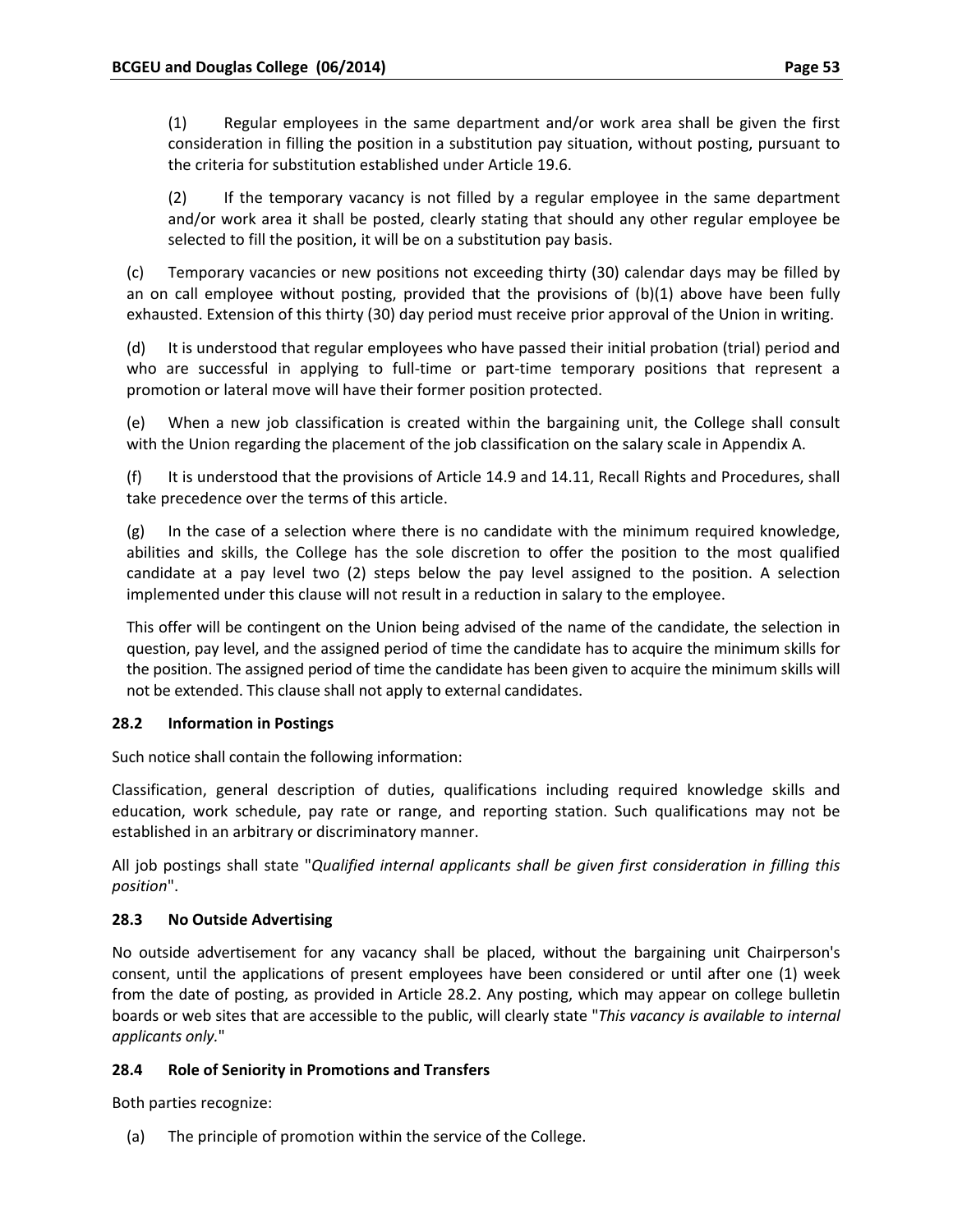(1) Regular employees in the same department and/or work area shall be given the first consideration in filling the position in a substitution pay situation, without posting, pursuant to the criteria for substitution established under Article 19.6.

(2) If the temporary vacancy is not filled by a regular employee in the same department and/or work area it shall be posted, clearly stating that should any other regular employee be selected to fill the position, it will be on a substitution pay basis.

(c) Temporary vacancies or new positions not exceeding thirty (30) calendar days may be filled by an on call employee without posting, provided that the provisions of (b)(1) above have been fully exhausted. Extension of this thirty (30) day period must receive prior approval of the Union in writing.

(d) It is understood that regular employees who have passed their initial probation (trial) period and who are successful in applying to full-time or part-time temporary positions that represent a promotion or lateral move will have their former position protected.

(e) When a new job classification is created within the bargaining unit, the College shall consult with the Union regarding the placement of the job classification on the salary scale in Appendix A.

(f) It is understood that the provisions of Article 14.9 and 14.11, Recall Rights and Procedures, shall take precedence over the terms of this article.

(g) In the case of a selection where there is no candidate with the minimum required knowledge, abilities and skills, the College has the sole discretion to offer the position to the most qualified candidate at a pay level two (2) steps below the pay level assigned to the position. A selection implemented under this clause will not result in a reduction in salary to the employee.

This offer will be contingent on the Union being advised of the name of the candidate, the selection in question, pay level, and the assigned period of time the candidate has to acquire the minimum skills for the position. The assigned period of time the candidate has been given to acquire the minimum skills will not be extended. This clause shall not apply to external candidates.

### 28.2 Information in Postings

Such notice shall contain the following information:

Classification, general description of duties, qualifications including required knowledge skills and education, work schedule, pay rate or range, and reporting station. Such qualifications may not be established in an arbitrary or discriminatory manner.

All job postings shall state "*Qualified internal applicants shall be given first consideration in filling this position*".

### 28.3 No Outside Advertising

No outside advertisement for any vacancy shall be placed, without the bargaining unit Chairperson's consent, until the applications of present employees have been considered or until after one (1) week from the date of posting, as provided in Article 28.2. Any posting, which may appear on college bulletin boards or web sites that are accessible to the public, will clearly state "*This vacancy is available to internal applicants only.*"

### 28.4 Role of Seniority in Promotions and Transfers

Both parties recognize:

(a) The principle of promotion within the service of the College.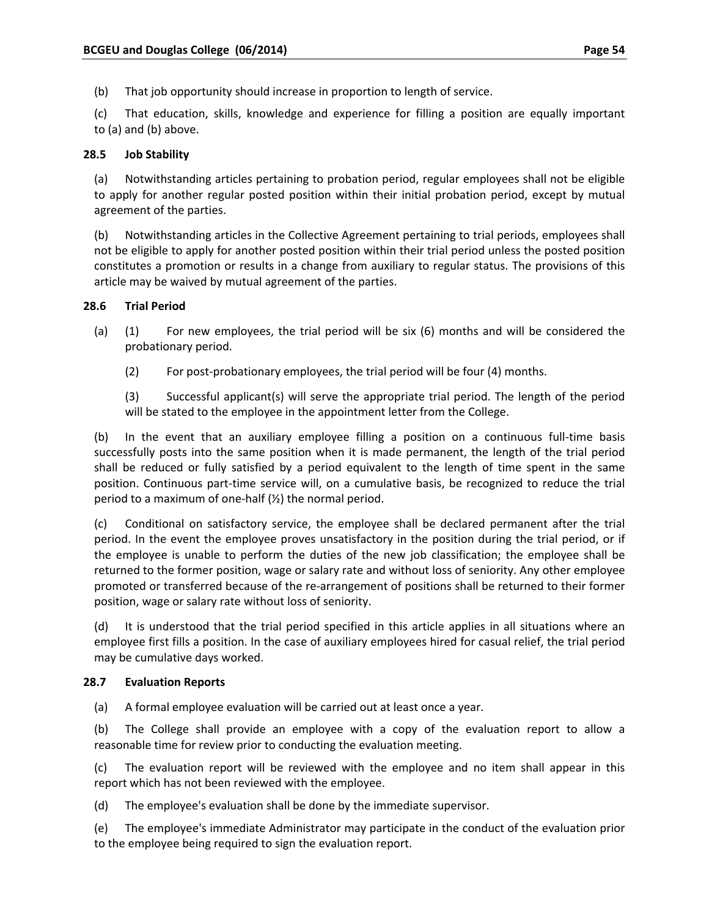(b) That job opportunity should increase in proportion to length of service.

(c) That education, skills, knowledge and experience for filling a position are equally important to (a) and (b) above.

**28.5 Job Stability**

(a) Notwithstanding articles pertaining to probation period, regular employees shall not be eligible to apply for another regular posted position within their initial probation period, except by mutual agreement of the parties.

(b) Notwithstanding articles in the Collective Agreement pertaining to trial periods, employees shall not be eligible to apply for another posted position within their trial period unless the posted position constitutes a promotion or results in a change from auxiliary to regular status. The provisions of this article may be waived by mutual agreement of the parties.

**28.6 Trial Period**

(a) (1) For new employees, the trial period will be six (6) months and will be considered the probationary period.

(2) For post-probationary employees, the trial period will be four (4) months.

(3) Successful applicant(s) will serve the appropriate trial period. The length of the period will be stated to the employee in the appointment letter from the College.

(b) In the event that an auxiliary employee filling a position on a continuous full-time basis successfully posts into the same position when it is made permanent, the length of the trial period shall be reduced or fully satisfied by a period equivalent to the length of time spent in the same position. Continuous part-time service will, on a cumulative basis, be recognized to reduce the trial period to a maximum of one-half (½) the normal period.

(c) Conditional on satisfactory service, the employee shall be declared permanent after the trial period. In the event the employee proves unsatisfactory in the position during the trial period, or if the employee is unable to perform the duties of the new job classification; the employee shall be returned to the former position, wage or salary rate and without loss of seniority. Any other employee promoted or transferred because of the re-arrangement of positions shall be returned to their former position, wage or salary rate without loss of seniority.

(d) It is understood that the trial period specified in this article applies in all situations where an employee first fills a position. In the case of auxiliary employees hired for casual relief, the trial period may be cumulative days worked.

**28.7 Evaluation Reports**

(a) A formal employee evaluation will be carried out at least once a year.

(b) The College shall provide an employee with a copy of the evaluation report to allow a reasonable time for review prior to conducting the evaluation meeting.

(c) The evaluation report will be reviewed with the employee and no item shall appear in this report which has not been reviewed with the employee.

(d) The employee's evaluation shall be done by the immediate supervisor.

(e) The employee's immediate Administrator may participate in the conduct of the evaluation prior to the employee being required to sign the evaluation report.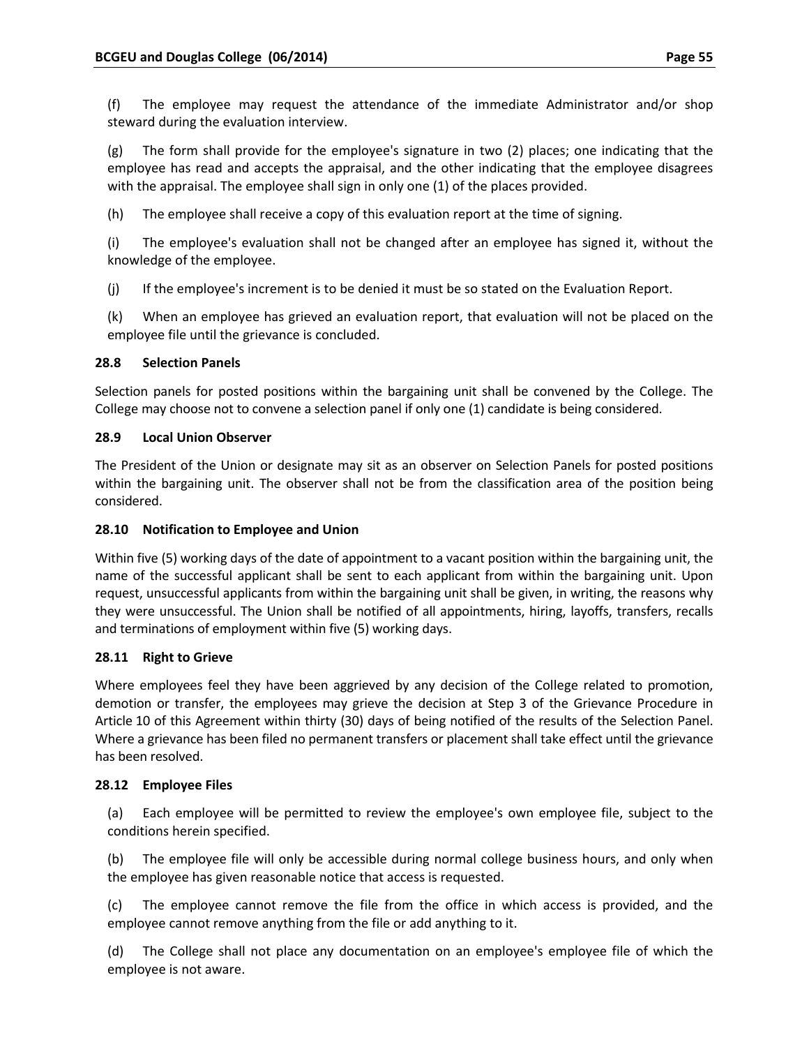(f) The employee may request the attendance of the immediate Administrator and/or shop steward during the evaluation interview.

(g) The form shall provide for the employee's signature in two (2) places; one indicating that the employee has read and accepts the appraisal, and the other indicating that the employee disagrees with the appraisal. The employee shall sign in only one (1) of the places provided.

(h) The employee shall receive a copy of this evaluation report at the time of signing.

(i) The employee's evaluation shall not be changed after an employee has signed it, without the knowledge of the employee.

(j) If the employee's increment is to be denied it must be so stated on the Evaluation Report.

(k) When an employee has grieved an evaluation report, that evaluation will not be placed on the employee file until the grievance is concluded.

### 28.8 Selection Panels

Selection panels for posted positions within the bargaining unit shall be convened by the College. The College may choose not to convene a selection panel if only one (1) candidate is being considered.

### 28.9 Local Union Observer

The President of the Union or designate may sit as an observer on Selection Panels for posted positions within the bargaining unit. The observer shall not be from the classification area of the position being considered.

### 28.10 Notification to Employee and Union

Within five (5) working days of the date of appointment to a vacant position within the bargaining unit, the name of the successful applicant shall be sent to each applicant from within the bargaining unit. Upon request, unsuccessful applicants from within the bargaining unit shall be given, in writing, the reasons why they were unsuccessful. The Union shall be notified of all appointments, hiring, layoffs, transfers, recalls and terminations of employment within five (5) working days.

### 28.11 Right to Grieve

Where employees feel they have been aggrieved by any decision of the College related to promotion, demotion or transfer, the employees may grieve the decision at Step 3 of the Grievance Procedure in Article 10 of this Agreement within thirty (30) days of being notified of the results of the Selection Panel. Where a grievance has been filed no permanent transfers or placement shall take effect until the grievance has been resolved.

### 28.12 Employee Files

(a) Each employee will be permitted to review the employee's own employee file, subject to the conditions herein specified.

(b) The employee file will only be accessible during normal college business hours, and only when the employee has given reasonable notice that access is requested.

(c) The employee cannot remove the file from the office in which access is provided, and the employee cannot remove anything from the file or add anything to it.

(d) The College shall not place any documentation on an employee's employee file of which the employee is not aware.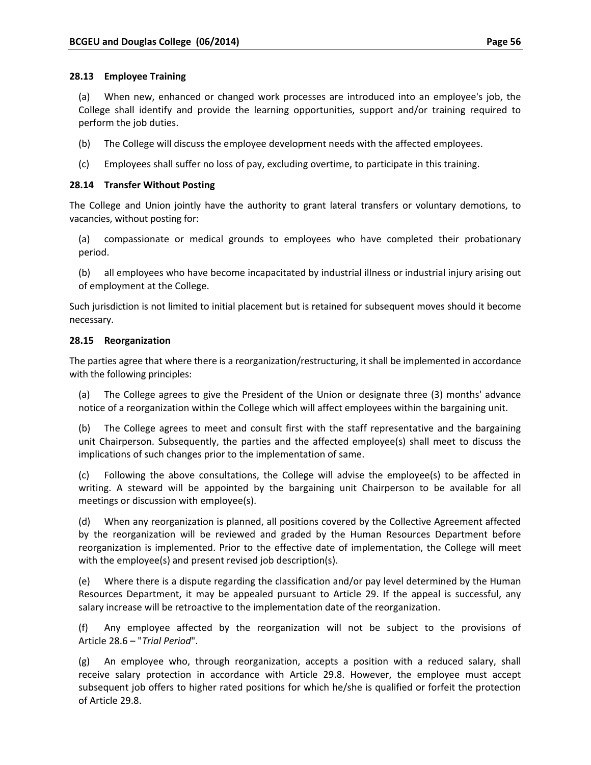### 28.13 Employee Training

(a) When new, enhanced or changed work processes are introduced into an employee's job, the College shall identify and provide the learning opportunities, support and/or training required to perform the job duties.

(b) The College will discuss the employee development needs with the affected employees.

(c) Employees shall suffer no loss of pay, excluding overtime, to participate in this training.

### 28.14 Transfer Without Posting

The College and Union jointly have the authority to grant lateral transfers or voluntary demotions, to vacancies, without posting for:

(a) compassionate or medical grounds to employees who have completed their probationary period.

(b) all employees who have become incapacitated by industrial illness or industrial injury arising out of employment at the College.

Such jurisdiction is not limited to initial placement but is retained for subsequent moves should it become necessary.

### 28.15 Reorganization

The parties agree that where there is a reorganization/restructuring, it shall be implemented in accordance with the following principles:

(a) The College agrees to give the President of the Union or designate three (3) months' advance notice of a reorganization within the College which will affect employees within the bargaining unit.

(b) The College agrees to meet and consult first with the staff representative and the bargaining unit Chairperson. Subsequently, the parties and the affected employee(s) shall meet to discuss the implications of such changes prior to the implementation of same.

(c) Following the above consultations, the College will advise the employee(s) to be affected in writing. A steward will be appointed by the bargaining unit Chairperson to be available for all meetings or discussion with employee(s).

(d) When any reorganization is planned, all positions covered by the Collective Agreement affected by the reorganization will be reviewed and graded by the Human Resources Department before reorganization is implemented. Prior to the effective date of implementation, the College will meet with the employee(s) and present revised job description(s).

(e) Where there is a dispute regarding the classification and/or pay level determined by the Human Resources Department, it may be appealed pursuant to Article 29. If the appeal is successful, any salary increase will be retroactive to the implementation date of the reorganization.

(f) Any employee affected by the reorganization will not be subject to the provisions of Article 28.6 – "*Trial Period*".

(g) An employee who, through reorganization, accepts a position with a reduced salary, shall receive salary protection in accordance with Article 29.8. However, the employee must accept subsequent job offers to higher rated positions for which he/she is qualified or forfeit the protection of Article 29.8.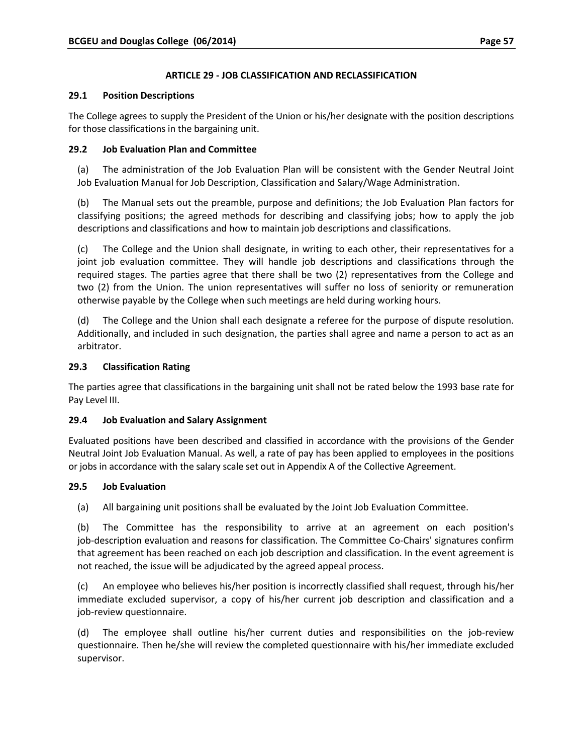## ARTICLE 29 - JOB CLASSIFICATION AND RECLASSIFICATION

### 29.1 Position Descriptions

The College agrees to supply the President of the Union or his/her designate with the position descriptions for those classifications in the bargaining unit.

### 29.2 Job Evaluation Plan and Committee

(a) The administration of the Job Evaluation Plan will be consistent with the Gender Neutral Joint Job Evaluation Manual for Job Description, Classification and Salary/Wage Administration.

(b) The Manual sets out the preamble, purpose and definitions; the Job Evaluation Plan factors for classifying positions; the agreed methods for describing and classifying jobs; how to apply the job descriptions and classifications and how to maintain job descriptions and classifications.

(c) The College and the Union shall designate, in writing to each other, their representatives for a joint job evaluation committee. They will handle job descriptions and classifications through the required stages. The parties agree that there shall be two (2) representatives from the College and two (2) from the Union. The union representatives will suffer no loss of seniority or remuneration otherwise payable by the College when such meetings are held during working hours.

(d) The College and the Union shall each designate a referee for the purpose of dispute resolution. Additionally, and included in such designation, the parties shall agree and name a person to act as an arbitrator.

### 29.3 Classification Rating

The parties agree that classifications in the bargaining unit shall not be rated below the 1993 base rate for Pay Level III.

### 29.4 Job Evaluation and Salary Assignment

Evaluated positions have been described and classified in accordance with the provisions of the Gender Neutral Joint Job Evaluation Manual. As well, a rate of pay has been applied to employees in the positions or jobs in accordance with the salary scale set out in Appendix A of the Collective Agreement.

### 29.5 Job Evaluation

(a) All bargaining unit positions shall be evaluated by the Joint Job Evaluation Committee.

(b) The Committee has the responsibility to arrive at an agreement on each position's job-description evaluation and reasons for classification. The Committee Co-Chairs' signatures confirm that agreement has been reached on each job description and classification. In the event agreement is not reached, the issue will be adjudicated by the agreed appeal process.

(c) An employee who believes his/her position is incorrectly classified shall request, through his/her immediate excluded supervisor, a copy of his/her current job description and classification and a job-review questionnaire.

(d) The employee shall outline his/her current duties and responsibilities on the job-review questionnaire. Then he/she will review the completed questionnaire with his/her immediate excluded supervisor.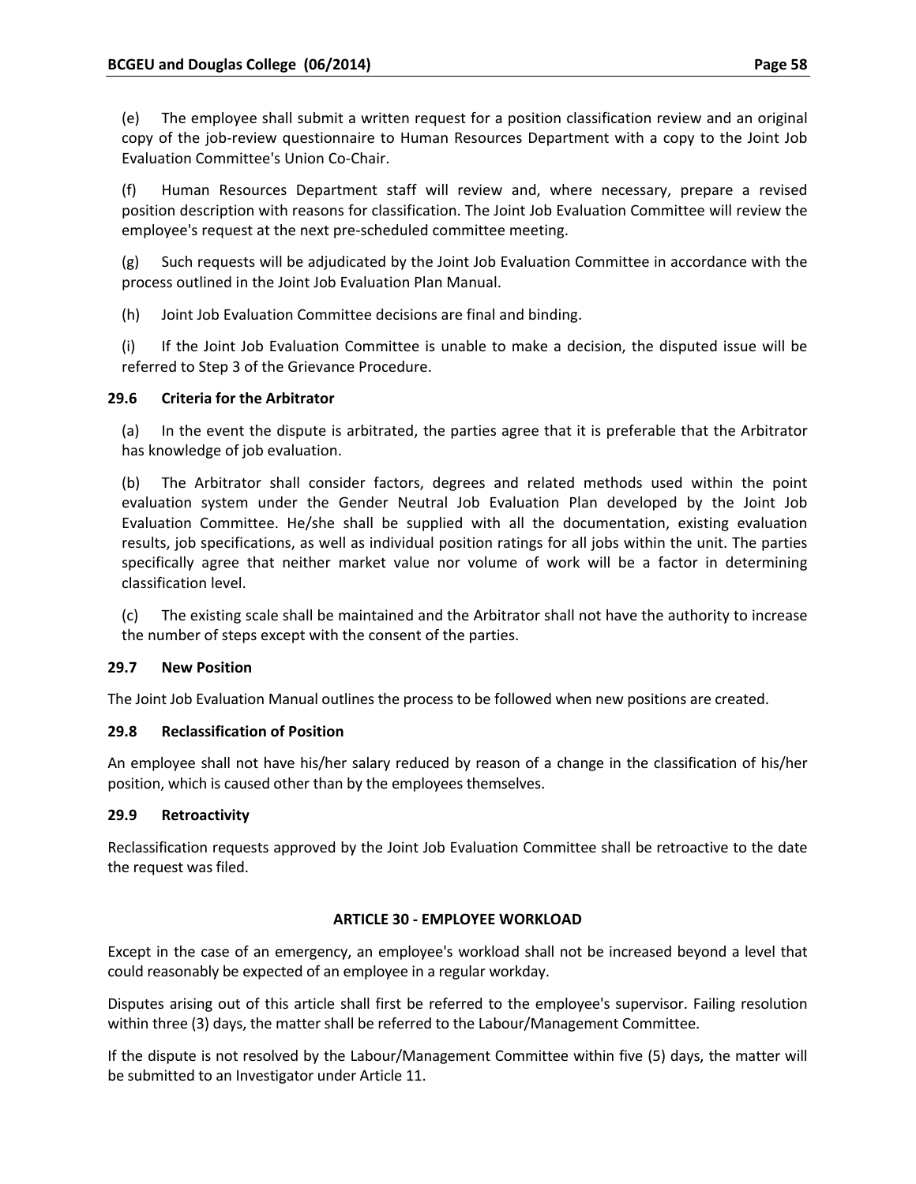(e) The employee shall submit a written request for a position classification review and an original copy of the job-review questionnaire to Human Resources Department with a copy to the Joint Job Evaluation Committee's Union Co-Chair.

(f) Human Resources Department staff will review and, where necessary, prepare a revised position description with reasons for classification. The Joint Job Evaluation Committee will review the employee's request at the next pre-scheduled committee meeting.

(g) Such requests will be adjudicated by the Joint Job Evaluation Committee in accordance with the process outlined in the Joint Job Evaluation Plan Manual.

(h) Joint Job Evaluation Committee decisions are final and binding.

(i) If the Joint Job Evaluation Committee is unable to make a decision, the disputed issue will be referred to Step 3 of the Grievance Procedure.

### 29.6 Criteria for the Arbitrator

(a) In the event the dispute is arbitrated, the parties agree that it is preferable that the Arbitrator has knowledge of job evaluation.

(b) The Arbitrator shall consider factors, degrees and related methods used within the point evaluation system under the Gender Neutral Job Evaluation Plan developed by the Joint Job Evaluation Committee. He/she shall be supplied with all the documentation, existing evaluation results, job specifications, as well as individual position ratings for all jobs within the unit. The parties specifically agree that neither market value nor volume of work will be a factor in determining classification level.

(c) The existing scale shall be maintained and the Arbitrator shall not have the authority to increase the number of steps except with the consent of the parties.

### 29.7 New Position

The Joint Job Evaluation Manual outlines the process to be followed when new positions are created.

### 29.8 Reclassification of Position

An employee shall not have his/her salary reduced by reason of a change in the classification of his/her position, which is caused other than by the employees themselves.

### 29.9 Retroactivity

Reclassification requests approved by the Joint Job Evaluation Committee shall be retroactive to the date the request was filed.

## ARTICLE 30 - EMPLOYEE WORKLOAD

Except in the case of an emergency, an employee's workload shall not be increased beyond a level that could reasonably be expected of an employee in a regular workday.

Disputes arising out of this article shall first be referred to the employee's supervisor. Failing resolution within three (3) days, the matter shall be referred to the Labour/Management Committee.

If the dispute is not resolved by the Labour/Management Committee within five (5) days, the matter will be submitted to an Investigator under Article 11.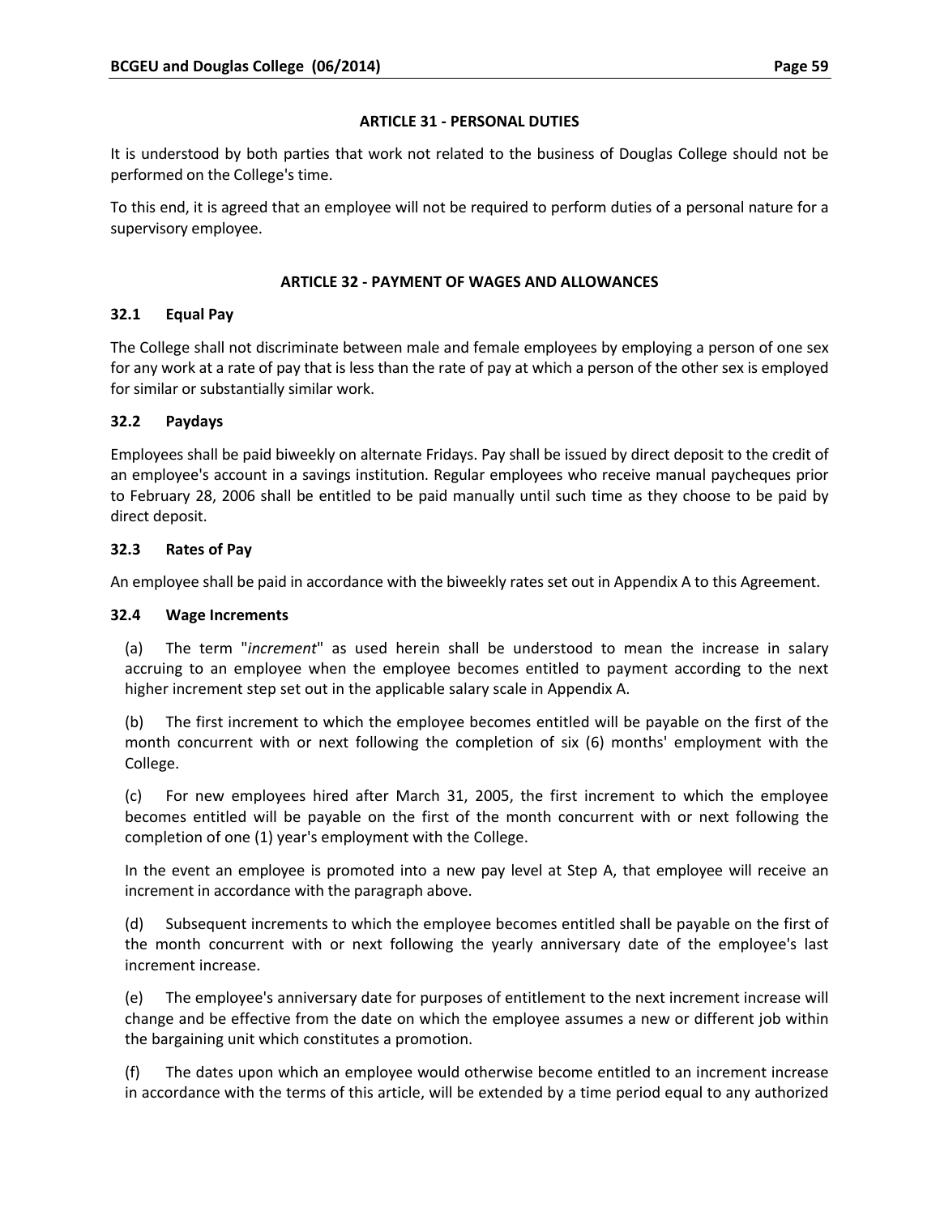## ARTICLE 31 - PERSONAL DUTIES

It is understood by both parties that work not related to the business of Douglas College should not be performed on the College's time.

To this end, it is agreed that an employee will not be required to perform duties of a personal nature for a supervisory employee.

## ARTICLE 32 - PAYMENT OF WAGES AND ALLOWANCES

### 32.1 Equal Pay

The College shall not discriminate between male and female employees by employing a person of one sex for any work at a rate of pay that is less than the rate of pay at which a person of the other sex is employed for similar or substantially similar work.

### 32.2 Paydays

Employees shall be paid biweekly on alternate Fridays. Pay shall be issued by direct deposit to the credit of an employee's account in a savings institution. Regular employees who receive manual paycheques prior to February 28, 2006 shall be entitled to be paid manually until such time as they choose to be paid by direct deposit.

### 32.3 Rates of Pay

An employee shall be paid in accordance with the biweekly rates set out in Appendix A to this Agreement.

### 32.4 Wage Increments

(a) The term "*increment*" as used herein shall be understood to mean the increase in salary accruing to an employee when the employee becomes entitled to payment according to the next higher increment step set out in the applicable salary scale in Appendix A.

(b) The first increment to which the employee becomes entitled will be payable on the first of the month concurrent with or next following the completion of six (6) months' employment with the College.

(c) For new employees hired after March 31, 2005, the first increment to which the employee becomes entitled will be payable on the first of the month concurrent with or next following the completion of one (1) year's employment with the College.

In the event an employee is promoted into a new pay level at Step A, that employee will receive an increment in accordance with the paragraph above.

(d) Subsequent increments to which the employee becomes entitled shall be payable on the first of the month concurrent with or next following the yearly anniversary date of the employee's last increment increase.

(e) The employee's anniversary date for purposes of entitlement to the next increment increase will change and be effective from the date on which the employee assumes a new or different job within the bargaining unit which constitutes a promotion.

(f) The dates upon which an employee would otherwise become entitled to an increment increase in accordance with the terms of this article, will be extended by a time period equal to any authorized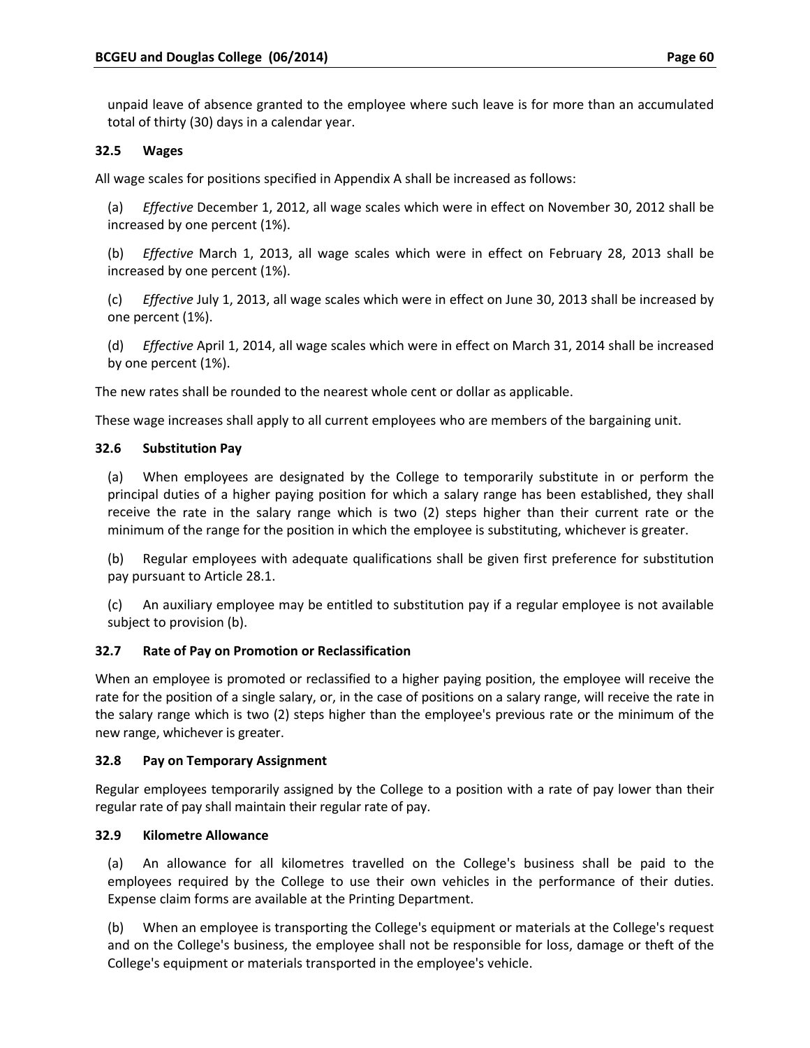unpaid leave of absence granted to the employee where such leave is for more than an accumulated total of thirty (30) days in a calendar year.

### 32.5 Wages

All wage scales for positions specified in Appendix A shall be increased as follows:

(a) *Effective* December 1, 2012, all wage scales which were in effect on November 30, 2012 shall be increased by one percent (1%).

(b) *Effective* March 1, 2013, all wage scales which were in effect on February 28, 2013 shall be increased by one percent (1%).

(c) *Effective* July 1, 2013, all wage scales which were in effect on June 30, 2013 shall be increased by one percent (1%).

(d) *Effective* April 1, 2014, all wage scales which were in effect on March 31, 2014 shall be increased by one percent (1%).

The new rates shall be rounded to the nearest whole cent or dollar as applicable.

These wage increases shall apply to all current employees who are members of the bargaining unit.

### 32.6 Substitution Pay

(a) When employees are designated by the College to temporarily substitute in or perform the principal duties of a higher paying position for which a salary range has been established, they shall receive the rate in the salary range which is two (2) steps higher than their current rate or the minimum of the range for the position in which the employee is substituting, whichever is greater.

(b) Regular employees with adequate qualifications shall be given first preference for substitution pay pursuant to Article 28.1.

(c) An auxiliary employee may be entitled to substitution pay if a regular employee is not available subject to provision (b).

### 32.7 Rate of Pay on Promotion or Reclassification

When an employee is promoted or reclassified to a higher paying position, the employee will receive the rate for the position of a single salary, or, in the case of positions on a salary range, will receive the rate in the salary range which is two (2) steps higher than the employee's previous rate or the minimum of the new range, whichever is greater.

### 32.8 Pay on Temporary Assignment

Regular employees temporarily assigned by the College to a position with a rate of pay lower than their regular rate of pay shall maintain their regular rate of pay.

### 32.9 Kilometre Allowance

(a) An allowance for all kilometres travelled on the College's business shall be paid to the employees required by the College to use their own vehicles in the performance of their duties. Expense claim forms are available at the Printing Department.

(b) When an employee is transporting the College's equipment or materials at the College's request and on the College's business, the employee shall not be responsible for loss, damage or theft of the College's equipment or materials transported in the employee's vehicle.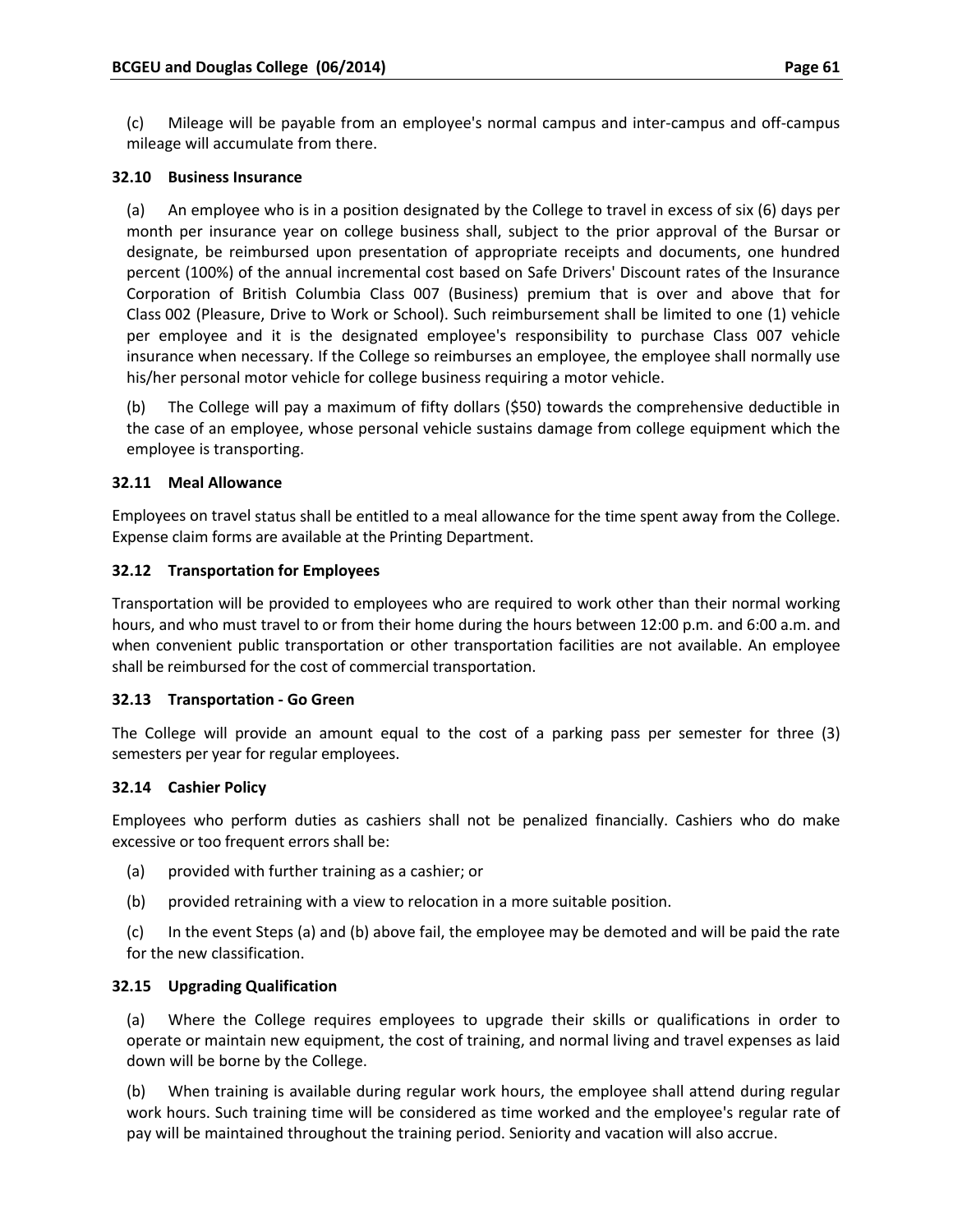(c) Mileage will be payable from an employee's normal campus and inter-campus and off-campus mileage will accumulate from there.

### 32.10 Business Insurance

(a) An employee who is in a position designated by the College to travel in excess of six (6) days per month per insurance year on college business shall, subject to the prior approval of the Bursar or designate, be reimbursed upon presentation of appropriate receipts and documents, one hundred percent (100%) of the annual incremental cost based on Safe Drivers' Discount rates of the Insurance Corporation of British Columbia Class 007 (Business) premium that is over and above that for Class 002 (Pleasure, Drive to Work or School). Such reimbursement shall be limited to one (1) vehicle per employee and it is the designated employee's responsibility to purchase Class 007 vehicle insurance when necessary. If the College so reimburses an employee, the employee shall normally use his/her personal motor vehicle for college business requiring a motor vehicle.

(b) The College will pay a maximum of fifty dollars ($50) towards the comprehensive deductible in the case of an employee, whose personal vehicle sustains damage from college equipment which the employee is transporting.

### 32.11 Meal Allowance

Employees on travel status shall be entitled to a meal allowance for the time spent away from the College. Expense claim forms are available at the Printing Department.

### 32.12 Transportation for Employees

Transportation will be provided to employees who are required to work other than their normal working hours, and who must travel to or from their home during the hours between 12:00 p.m. and 6:00 a.m. and when convenient public transportation or other transportation facilities are not available. An employee shall be reimbursed for the cost of commercial transportation.

### 32.13 Transportation - Go Green

The College will provide an amount equal to the cost of a parking pass per semester for three (3) semesters per year for regular employees.

### 32.14 Cashier Policy

Employees who perform duties as cashiers shall not be penalized financially. Cashiers who do make excessive or too frequent errors shall be:

(a) provided with further training as a cashier; or

(b) provided retraining with a view to relocation in a more suitable position.

(c) In the event Steps (a) and (b) above fail, the employee may be demoted and will be paid the rate for the new classification.

### 32.15 Upgrading Qualification

(a) Where the College requires employees to upgrade their skills or qualifications in order to operate or maintain new equipment, the cost of training, and normal living and travel expenses as laid down will be borne by the College.

(b) When training is available during regular work hours, the employee shall attend during regular work hours. Such training time will be considered as time worked and the employee's regular rate of pay will be maintained throughout the training period. Seniority and vacation will also accrue.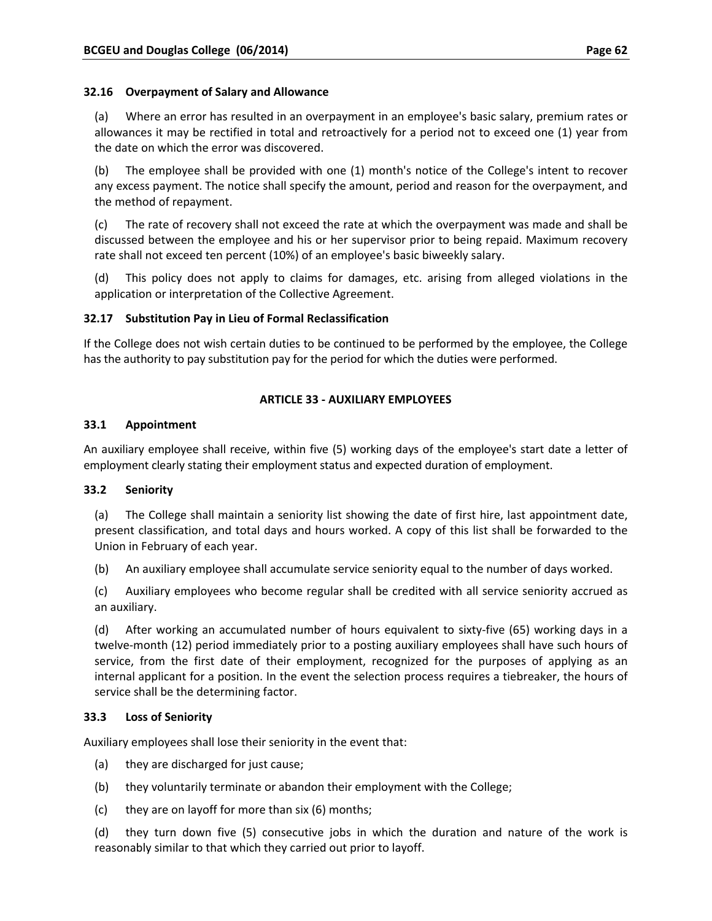### 32.16 Overpayment of Salary and Allowance

(a) Where an error has resulted in an overpayment in an employee's basic salary, premium rates or allowances it may be rectified in total and retroactively for a period not to exceed one (1) year from the date on which the error was discovered.

(b) The employee shall be provided with one (1) month's notice of the College's intent to recover any excess payment. The notice shall specify the amount, period and reason for the overpayment, and the method of repayment.

(c) The rate of recovery shall not exceed the rate at which the overpayment was made and shall be discussed between the employee and his or her supervisor prior to being repaid. Maximum recovery rate shall not exceed ten percent (10%) of an employee's basic biweekly salary.

(d) This policy does not apply to claims for damages, etc. arising from alleged violations in the application or interpretation of the Collective Agreement.

### 32.17 Substitution Pay in Lieu of Formal Reclassification

If the College does not wish certain duties to be continued to be performed by the employee, the College has the authority to pay substitution pay for the period for which the duties were performed.

## ARTICLE 33 - AUXILIARY EMPLOYEES

### 33.1 Appointment

An auxiliary employee shall receive, within five (5) working days of the employee's start date a letter of employment clearly stating their employment status and expected duration of employment.

### 33.2 Seniority

(a) The College shall maintain a seniority list showing the date of first hire, last appointment date, present classification, and total days and hours worked. A copy of this list shall be forwarded to the Union in February of each year.

(b) An auxiliary employee shall accumulate service seniority equal to the number of days worked.

(c) Auxiliary employees who become regular shall be credited with all service seniority accrued as an auxiliary.

(d) After working an accumulated number of hours equivalent to sixty-five (65) working days in a twelve-month (12) period immediately prior to a posting auxiliary employees shall have such hours of service, from the first date of their employment, recognized for the purposes of applying as an internal applicant for a position. In the event the selection process requires a tiebreaker, the hours of service shall be the determining factor.

### 33.3 Loss of Seniority

Auxiliary employees shall lose their seniority in the event that:

(a) they are discharged for just cause;

(b) they voluntarily terminate or abandon their employment with the College;

(c) they are on layoff for more than six (6) months;

(d) they turn down five (5) consecutive jobs in which the duration and nature of the work is reasonably similar to that which they carried out prior to layoff.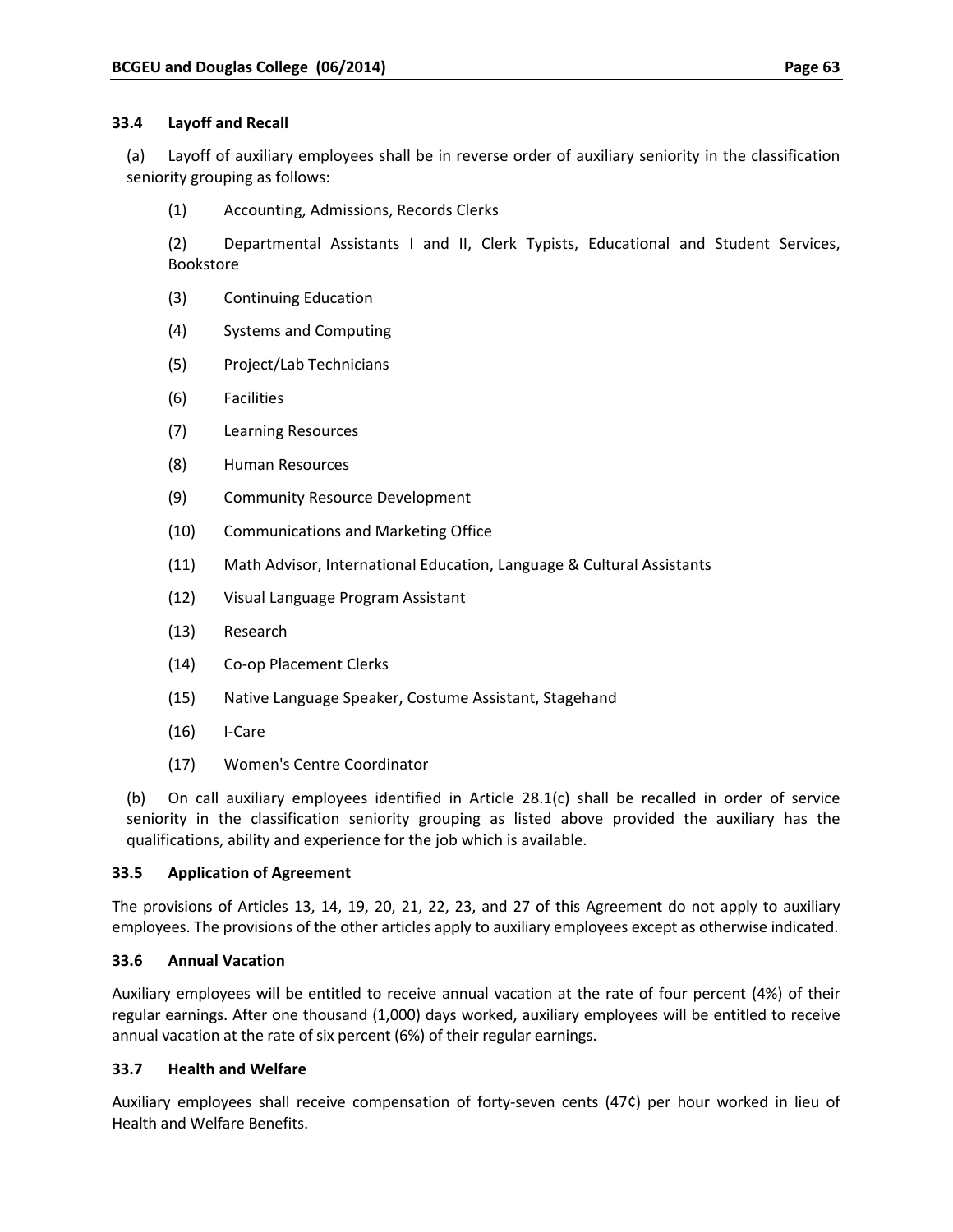### 33.4 Layoff and Recall

(a) Layoff of auxiliary employees shall be in reverse order of auxiliary seniority in the classification seniority grouping as follows:

(1) Accounting, Admissions, Records Clerks

(2) Departmental Assistants I and II, Clerk Typists, Educational and Student Services, Bookstore

(3) Continuing Education

(4) Systems and Computing

(5) Project/Lab Technicians

(6) Facilities

(7) Learning Resources

(8) Human Resources

(9) Community Resource Development

(10) Communications and Marketing Office

(11) Math Advisor, International Education, Language & Cultural Assistants

(12) Visual Language Program Assistant

(13) Research

(14) Co-op Placement Clerks

(15) Native Language Speaker, Costume Assistant, Stagehand

(16) I-Care

(17) Women's Centre Coordinator

(b) On call auxiliary employees identified in Article 28.1(c) shall be recalled in order of service seniority in the classification seniority grouping as listed above provided the auxiliary has the qualifications, ability and experience for the job which is available.

### 33.5 Application of Agreement

The provisions of Articles 13, 14, 19, 20, 21, 22, 23, and 27 of this Agreement do not apply to auxiliary employees. The provisions of the other articles apply to auxiliary employees except as otherwise indicated.

### 33.6 Annual Vacation

Auxiliary employees will be entitled to receive annual vacation at the rate of four percent (4%) of their regular earnings. After one thousand (1,000) days worked, auxiliary employees will be entitled to receive annual vacation at the rate of six percent (6%) of their regular earnings.

### 33.7 Health and Welfare

Auxiliary employees shall receive compensation of forty-seven cents (47¢) per hour worked in lieu of Health and Welfare Benefits.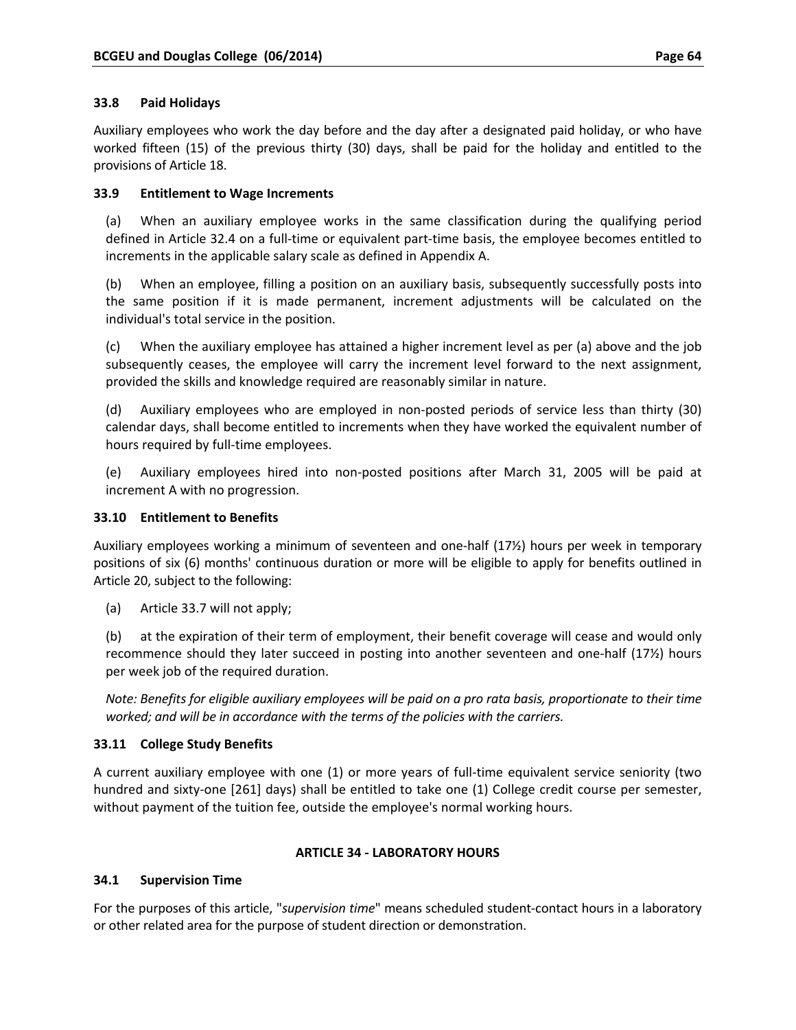**33.8 Paid Holidays**

Auxiliary employees who work the day before and the day after a designated paid holiday, or who have worked fifteen (15) of the previous thirty (30) days, shall be paid for the holiday and entitled to the provisions of Article 18.

**33.9 Entitlement to Wage Increments**

(a) When an auxiliary employee works in the same classification during the qualifying period defined in Article 32.4 on a full-time or equivalent part-time basis, the employee becomes entitled to increments in the applicable salary scale as defined in Appendix A.

(b) When an employee, filling a position on an auxiliary basis, subsequently successfully posts into the same position if it is made permanent, increment adjustments will be calculated on the individual's total service in the position.

(c) When the auxiliary employee has attained a higher increment level as per (a) above and the job subsequently ceases, the employee will carry the increment level forward to the next assignment, provided the skills and knowledge required are reasonably similar in nature.

(d) Auxiliary employees who are employed in non-posted periods of service less than thirty (30) calendar days, shall become entitled to increments when they have worked the equivalent number of hours required by full-time employees.

(e) Auxiliary employees hired into non-posted positions after March 31, 2005 will be paid at increment A with no progression.

**33.10 Entitlement to Benefits**

Auxiliary employees working a minimum of seventeen and one-half (17½) hours per week in temporary positions of six (6) months' continuous duration or more will be eligible to apply for benefits outlined in Article 20, subject to the following:

(a) Article 33.7 will not apply;

(b) at the expiration of their term of employment, their benefit coverage will cease and would only recommence should they later succeed in posting into another seventeen and one-half (17½) hours per week job of the required duration.

*Note: Benefits for eligible auxiliary employees will be paid on a pro rata basis, proportionate to their time worked; and will be in accordance with the terms of the policies with the carriers.*

**33.11 College Study Benefits**

A current auxiliary employee with one (1) or more years of full-time equivalent service seniority (two hundred and sixty-one [261] days) shall be entitled to take one (1) College credit course per semester, without payment of the tuition fee, outside the employee's normal working hours.

## ARTICLE 34 - LABORATORY HOURS

**34.1 Supervision Time**

For the purposes of this article, "*supervision time*" means scheduled student-contact hours in a laboratory or other related area for the purpose of student direction or demonstration.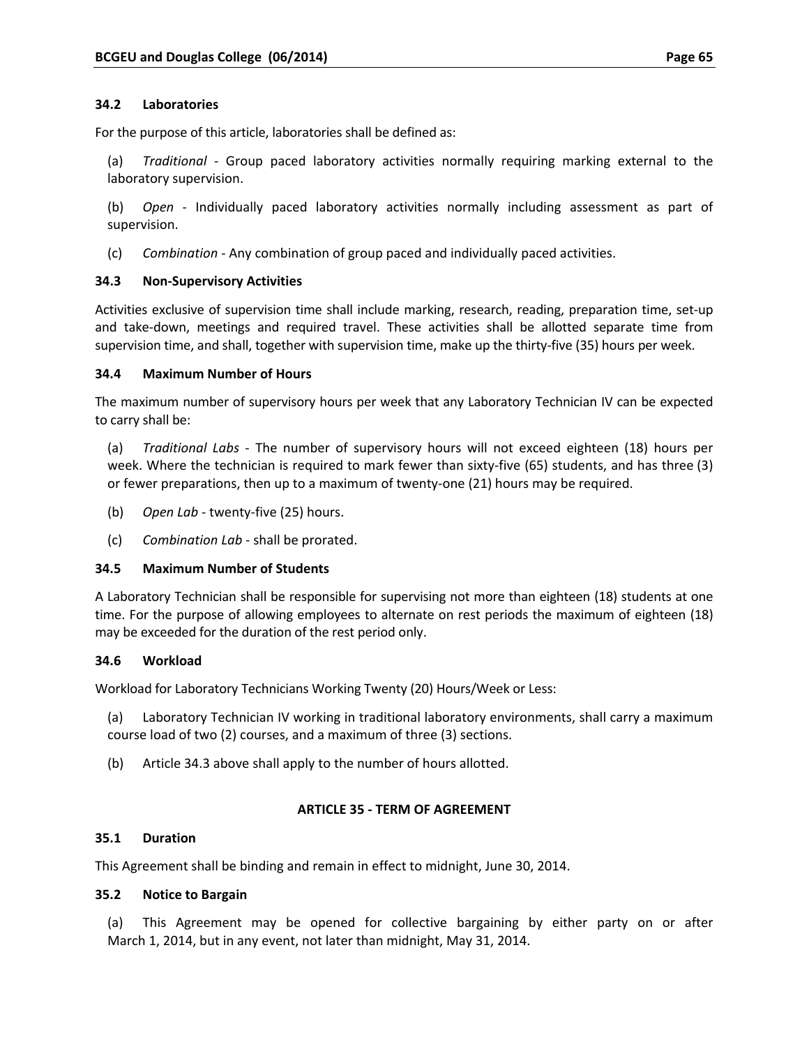### 34.2 Laboratories

For the purpose of this article, laboratories shall be defined as:

(a) *Traditional* - Group paced laboratory activities normally requiring marking external to the laboratory supervision.

(b) *Open* - Individually paced laboratory activities normally including assessment as part of supervision.

(c) *Combination* - Any combination of group paced and individually paced activities.

### 34.3 Non-Supervisory Activities

Activities exclusive of supervision time shall include marking, research, reading, preparation time, set-up and take-down, meetings and required travel. These activities shall be allotted separate time from supervision time, and shall, together with supervision time, make up the thirty-five (35) hours per week.

### 34.4 Maximum Number of Hours

The maximum number of supervisory hours per week that any Laboratory Technician IV can be expected to carry shall be:

(a) *Traditional Labs* - The number of supervisory hours will not exceed eighteen (18) hours per week. Where the technician is required to mark fewer than sixty-five (65) students, and has three (3) or fewer preparations, then up to a maximum of twenty-one (21) hours may be required.

(b) *Open Lab* - twenty-five (25) hours.

(c) *Combination Lab* - shall be prorated.

### 34.5 Maximum Number of Students

A Laboratory Technician shall be responsible for supervising not more than eighteen (18) students at one time. For the purpose of allowing employees to alternate on rest periods the maximum of eighteen (18) may be exceeded for the duration of the rest period only.

### 34.6 Workload

Workload for Laboratory Technicians Working Twenty (20) Hours/Week or Less:

(a) Laboratory Technician IV working in traditional laboratory environments, shall carry a maximum course load of two (2) courses, and a maximum of three (3) sections.

(b) Article 34.3 above shall apply to the number of hours allotted.

## ARTICLE 35 - TERM OF AGREEMENT

### 35.1 Duration

This Agreement shall be binding and remain in effect to midnight, June 30, 2014.

### 35.2 Notice to Bargain

(a) This Agreement may be opened for collective bargaining by either party on or after March 1, 2014, but in any event, not later than midnight, May 31, 2014.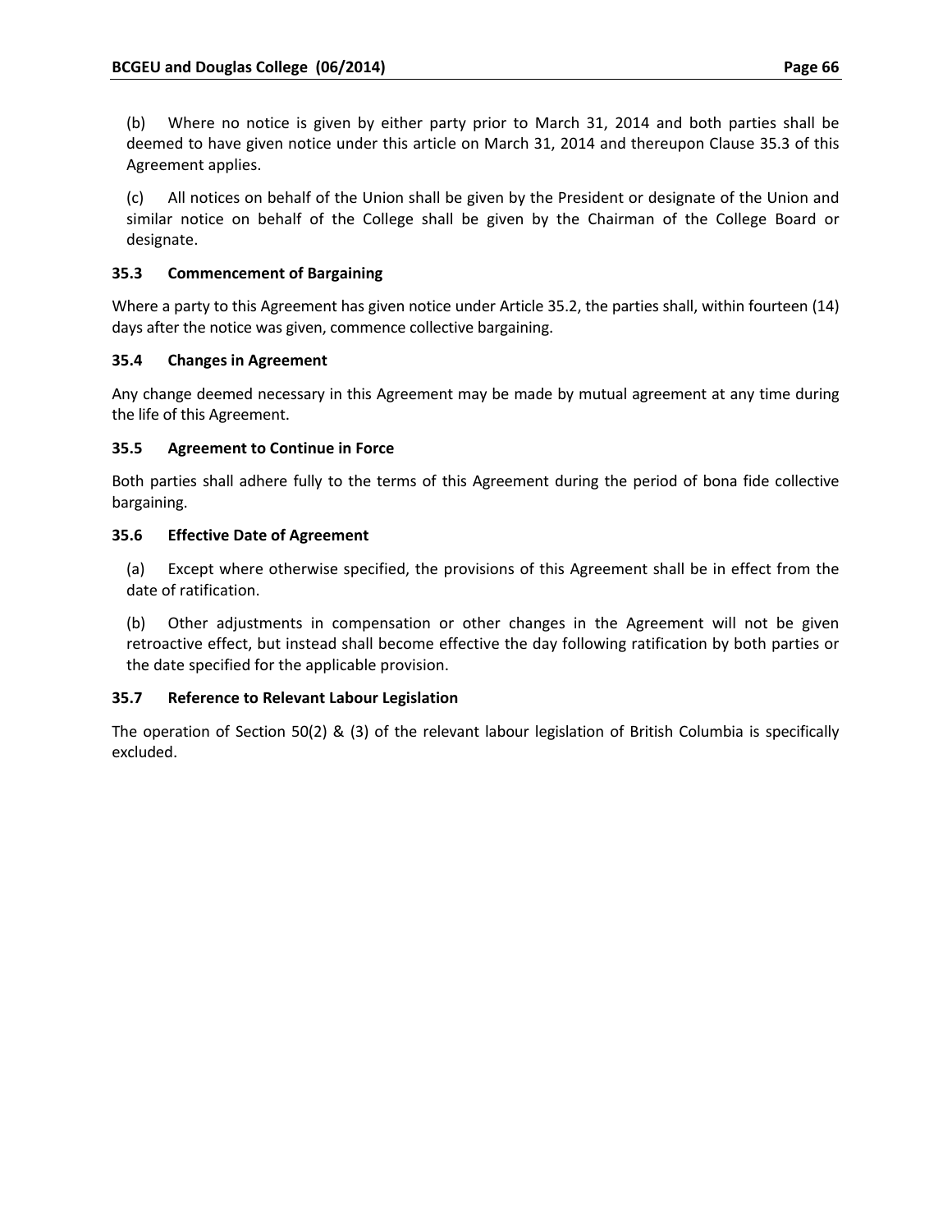(b) Where no notice is given by either party prior to March 31, 2014 and both parties shall be deemed to have given notice under this article on March 31, 2014 and thereupon Clause 35.3 of this Agreement applies.

(c) All notices on behalf of the Union shall be given by the President or designate of the Union and similar notice on behalf of the College shall be given by the Chairman of the College Board or designate.

### 35.3 Commencement of Bargaining

Where a party to this Agreement has given notice under Article 35.2, the parties shall, within fourteen (14) days after the notice was given, commence collective bargaining.

### 35.4 Changes in Agreement

Any change deemed necessary in this Agreement may be made by mutual agreement at any time during the life of this Agreement.

### 35.5 Agreement to Continue in Force

Both parties shall adhere fully to the terms of this Agreement during the period of bona fide collective bargaining.

### 35.6 Effective Date of Agreement

(a) Except where otherwise specified, the provisions of this Agreement shall be in effect from the date of ratification.

(b) Other adjustments in compensation or other changes in the Agreement will not be given retroactive effect, but instead shall become effective the day following ratification by both parties or the date specified for the applicable provision.

### 35.7 Reference to Relevant Labour Legislation

The operation of Section 50(2) & (3) of the relevant labour legislation of British Columbia is specifically excluded.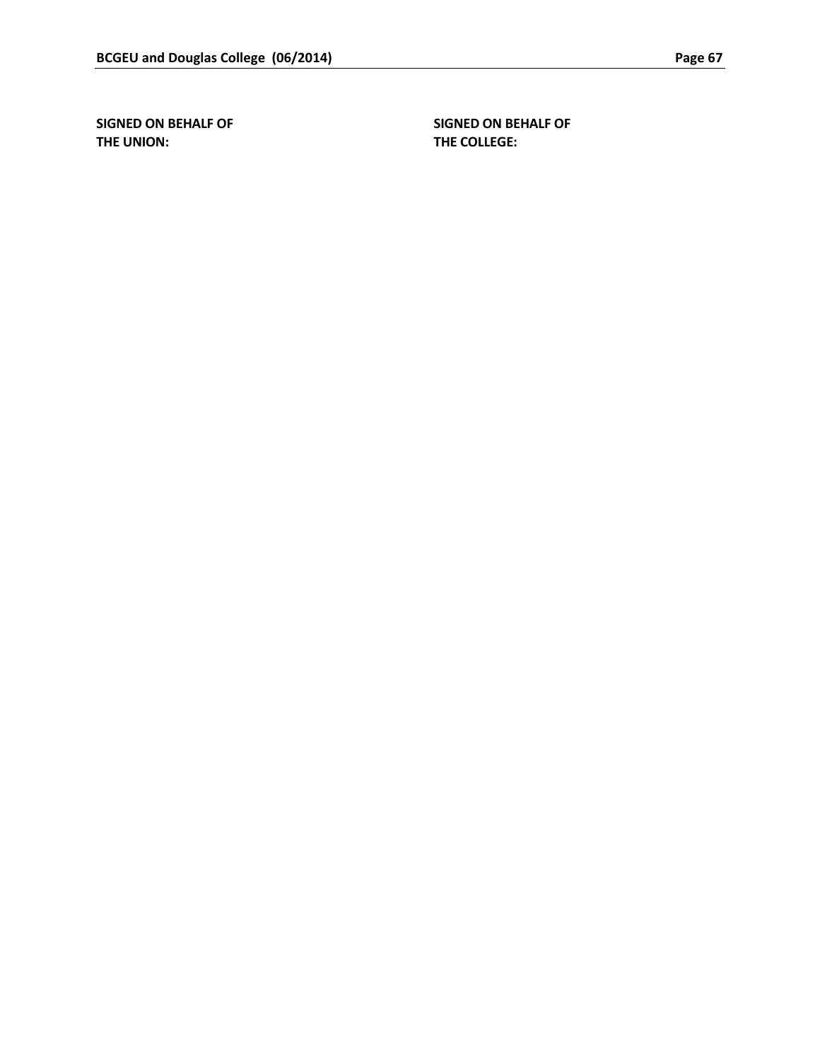| SIGNED ON BEHALF OF THE UNION: | SIGNED ON BEHALF OF THE COLLEGE: |
|---|---|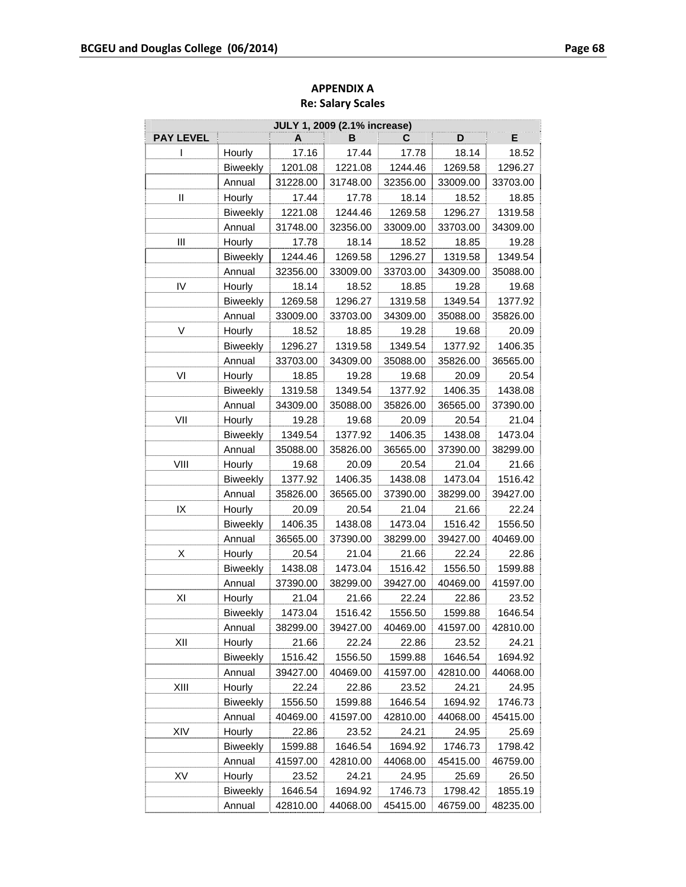## APPENDIX A
## Re: Salary Scales

| JULY 1, 2009 (2.1% increase) | | | | | | |
|---|---|---|---|---|---|---|
| **PAY LEVEL** | | **A** | **B** | **C** | **D** | **E** |
| I | Hourly | 17.16 | 17.44 | 17.78 | 18.14 | 18.52 |
| | Biweekly | 1201.08 | 1221.08 | 1244.46 | 1269.58 | 1296.27 |
| | Annual | 31228.00 | 31748.00 | 32356.00 | 33009.00 | 33703.00 |
| II | Hourly | 17.44 | 17.78 | 18.14 | 18.52 | 18.85 |
| | Biweekly | 1221.08 | 1244.46 | 1269.58 | 1296.27 | 1319.58 |
| | Annual | 31748.00 | 32356.00 | 33009.00 | 33703.00 | 34309.00 |
| III | Hourly | 17.78 | 18.14 | 18.52 | 18.85 | 19.28 |
| | Biweekly | 1244.46 | 1269.58 | 1296.27 | 1319.58 | 1349.54 |
| | Annual | 32356.00 | 33009.00 | 33703.00 | 34309.00 | 35088.00 |
| IV | Hourly | 18.14 | 18.52 | 18.85 | 19.28 | 19.68 |
| | Biweekly | 1269.58 | 1296.27 | 1319.58 | 1349.54 | 1377.92 |
| | Annual | 33009.00 | 33703.00 | 34309.00 | 35088.00 | 35826.00 |
| V | Hourly | 18.52 | 18.85 | 19.28 | 19.68 | 20.09 |
| | Biweekly | 1296.27 | 1319.58 | 1349.54 | 1377.92 | 1406.35 |
| | Annual | 33703.00 | 34309.00 | 35088.00 | 35826.00 | 36565.00 |
| VI | Hourly | 18.85 | 19.28 | 19.68 | 20.09 | 20.54 |
| | Biweekly | 1319.58 | 1349.54 | 1377.92 | 1406.35 | 1438.08 |
| | Annual | 34309.00 | 35088.00 | 35826.00 | 36565.00 | 37390.00 |
| VII | Hourly | 19.28 | 19.68 | 20.09 | 20.54 | 21.04 |
| | Biweekly | 1349.54 | 1377.92 | 1406.35 | 1438.08 | 1473.04 |
| | Annual | 35088.00 | 35826.00 | 36565.00 | 37390.00 | 38299.00 |
| VIII | Hourly | 19.68 | 20.09 | 20.54 | 21.04 | 21.66 |
| | Biweekly | 1377.92 | 1406.35 | 1438.08 | 1473.04 | 1516.42 |
| | Annual | 35826.00 | 36565.00 | 37390.00 | 38299.00 | 39427.00 |
| IX | Hourly | 20.09 | 20.54 | 21.04 | 21.66 | 22.24 |
| | Biweekly | 1406.35 | 1438.08 | 1473.04 | 1516.42 | 1556.50 |
| | Annual | 36565.00 | 37390.00 | 38299.00 | 39427.00 | 40469.00 |
| X | Hourly | 20.54 | 21.04 | 21.66 | 22.24 | 22.86 |
| | Biweekly | 1438.08 | 1473.04 | 1516.42 | 1556.50 | 1599.88 |
| | Annual | 37390.00 | 38299.00 | 39427.00 | 40469.00 | 41597.00 |
| XI | Hourly | 21.04 | 21.66 | 22.24 | 22.86 | 23.52 |
| | Biweekly | 1473.04 | 1516.42 | 1556.50 | 1599.88 | 1646.54 |
| | Annual | 38299.00 | 39427.00 | 40469.00 | 41597.00 | 42810.00 |
| XII | Hourly | 21.66 | 22.24 | 22.86 | 23.52 | 24.21 |
| | Biweekly | 1516.42 | 1556.50 | 1599.88 | 1646.54 | 1694.92 |
| | Annual | 39427.00 | 40469.00 | 41597.00 | 42810.00 | 44068.00 |
| XIII | Hourly | 22.24 | 22.86 | 23.52 | 24.21 | 24.95 |
| | Biweekly | 1556.50 | 1599.88 | 1646.54 | 1694.92 | 1746.73 |
| | Annual | 40469.00 | 41597.00 | 42810.00 | 44068.00 | 45415.00 |
| XIV | Hourly | 22.86 | 23.52 | 24.21 | 24.95 | 25.69 |
| | Biweekly | 1599.88 | 1646.54 | 1694.92 | 1746.73 | 1798.42 |
| | Annual | 41597.00 | 42810.00 | 44068.00 | 45415.00 | 46759.00 |
| XV | Hourly | 23.52 | 24.21 | 24.95 | 25.69 | 26.50 |
| | Biweekly | 1646.54 | 1694.92 | 1746.73 | 1798.42 | 1855.19 |
| | Annual | 42810.00 | 44068.00 | 45415.00 | 46759.00 | 48235.00 |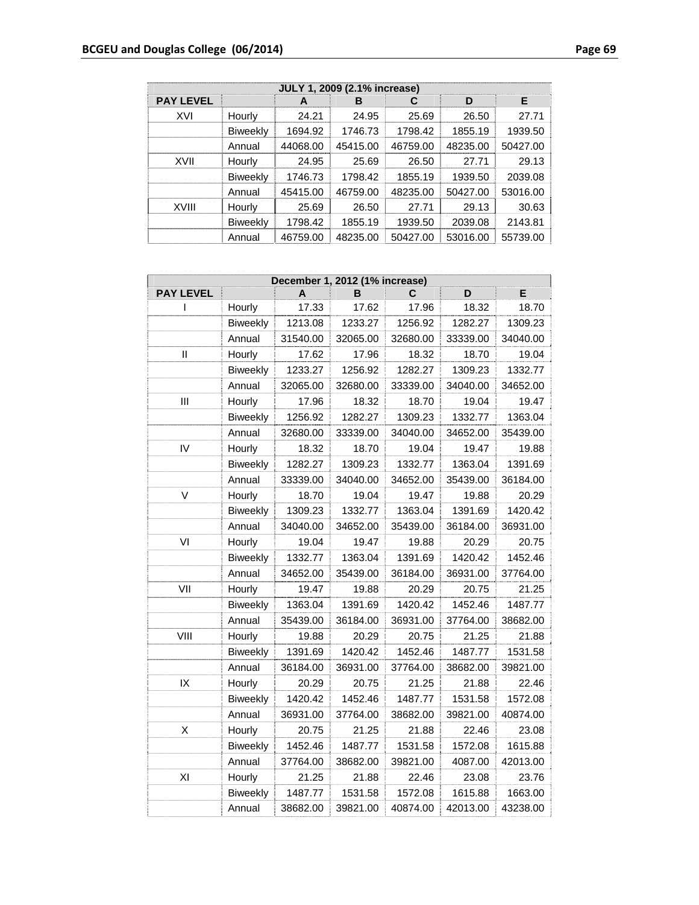| JULY 1, 2009 (2.1% increase) | | | | | | |
|---|---|---|---|---|---|---|
| PAY LEVEL | | A | B | C | D | E |
| XVI | Hourly | 24.21 | 24.95 | 25.69 | 26.50 | 27.71 |
| | Biweekly | 1694.92 | 1746.73 | 1798.42 | 1855.19 | 1939.50 |
| | Annual | 44068.00 | 45415.00 | 46759.00 | 48235.00 | 50427.00 |
| XVII | Hourly | 24.95 | 25.69 | 26.50 | 27.71 | 29.13 |
| | Biweekly | 1746.73 | 1798.42 | 1855.19 | 1939.50 | 2039.08 |
| | Annual | 45415.00 | 46759.00 | 48235.00 | 50427.00 | 53016.00 |
| XVIII | Hourly | 25.69 | 26.50 | 27.71 | 29.13 | 30.63 |
| | Biweekly | 1798.42 | 1855.19 | 1939.50 | 2039.08 | 2143.81 |
| | Annual | 46759.00 | 48235.00 | 50427.00 | 53016.00 | 55739.00 |

| December 1, 2012 (1% increase) | | | | | | |
|---|---|---|---|---|---|---|
| PAY LEVEL | | A | B | C | D | E |
| I | Hourly | 17.33 | 17.62 | 17.96 | 18.32 | 18.70 |
| | Biweekly | 1213.08 | 1233.27 | 1256.92 | 1282.27 | 1309.23 |
| | Annual | 31540.00 | 32065.00 | 32680.00 | 33339.00 | 34040.00 |
| II | Hourly | 17.62 | 17.96 | 18.32 | 18.70 | 19.04 |
| | Biweekly | 1233.27 | 1256.92 | 1282.27 | 1309.23 | 1332.77 |
| | Annual | 32065.00 | 32680.00 | 33339.00 | 34040.00 | 34652.00 |
| III | Hourly | 17.96 | 18.32 | 18.70 | 19.04 | 19.47 |
| | Biweekly | 1256.92 | 1282.27 | 1309.23 | 1332.77 | 1363.04 |
| | Annual | 32680.00 | 33339.00 | 34040.00 | 34652.00 | 35439.00 |
| IV | Hourly | 18.32 | 18.70 | 19.04 | 19.47 | 19.88 |
| | Biweekly | 1282.27 | 1309.23 | 1332.77 | 1363.04 | 1391.69 |
| | Annual | 33339.00 | 34040.00 | 34652.00 | 35439.00 | 36184.00 |
| V | Hourly | 18.70 | 19.04 | 19.47 | 19.88 | 20.29 |
| | Biweekly | 1309.23 | 1332.77 | 1363.04 | 1391.69 | 1420.42 |
| | Annual | 34040.00 | 34652.00 | 35439.00 | 36184.00 | 36931.00 |
| VI | Hourly | 19.04 | 19.47 | 19.88 | 20.29 | 20.75 |
| | Biweekly | 1332.77 | 1363.04 | 1391.69 | 1420.42 | 1452.46 |
| | Annual | 34652.00 | 35439.00 | 36184.00 | 36931.00 | 37764.00 |
| VII | Hourly | 19.47 | 19.88 | 20.29 | 20.75 | 21.25 |
| | Biweekly | 1363.04 | 1391.69 | 1420.42 | 1452.46 | 1487.77 |
| | Annual | 35439.00 | 36184.00 | 36931.00 | 37764.00 | 38682.00 |
| VIII | Hourly | 19.88 | 20.29 | 20.75 | 21.25 | 21.88 |
| | Biweekly | 1391.69 | 1420.42 | 1452.46 | 1487.77 | 1531.58 |
| | Annual | 36184.00 | 36931.00 | 37764.00 | 38682.00 | 39821.00 |
| IX | Hourly | 20.29 | 20.75 | 21.25 | 21.88 | 22.46 |
| | Biweekly | 1420.42 | 1452.46 | 1487.77 | 1531.58 | 1572.08 |
| | Annual | 36931.00 | 37764.00 | 38682.00 | 39821.00 | 40874.00 |
| X | Hourly | 20.75 | 21.25 | 21.88 | 22.46 | 23.08 |
| | Biweekly | 1452.46 | 1487.77 | 1531.58 | 1572.08 | 1615.88 |
| | Annual | 37764.00 | 38682.00 | 39821.00 | 4087.00 | 42013.00 |
| XI | Hourly | 21.25 | 21.88 | 22.46 | 23.08 | 23.76 |
| | Biweekly | 1487.77 | 1531.58 | 1572.08 | 1615.88 | 1663.00 |
| | Annual | 38682.00 | 39821.00 | 40874.00 | 42013.00 | 43238.00 |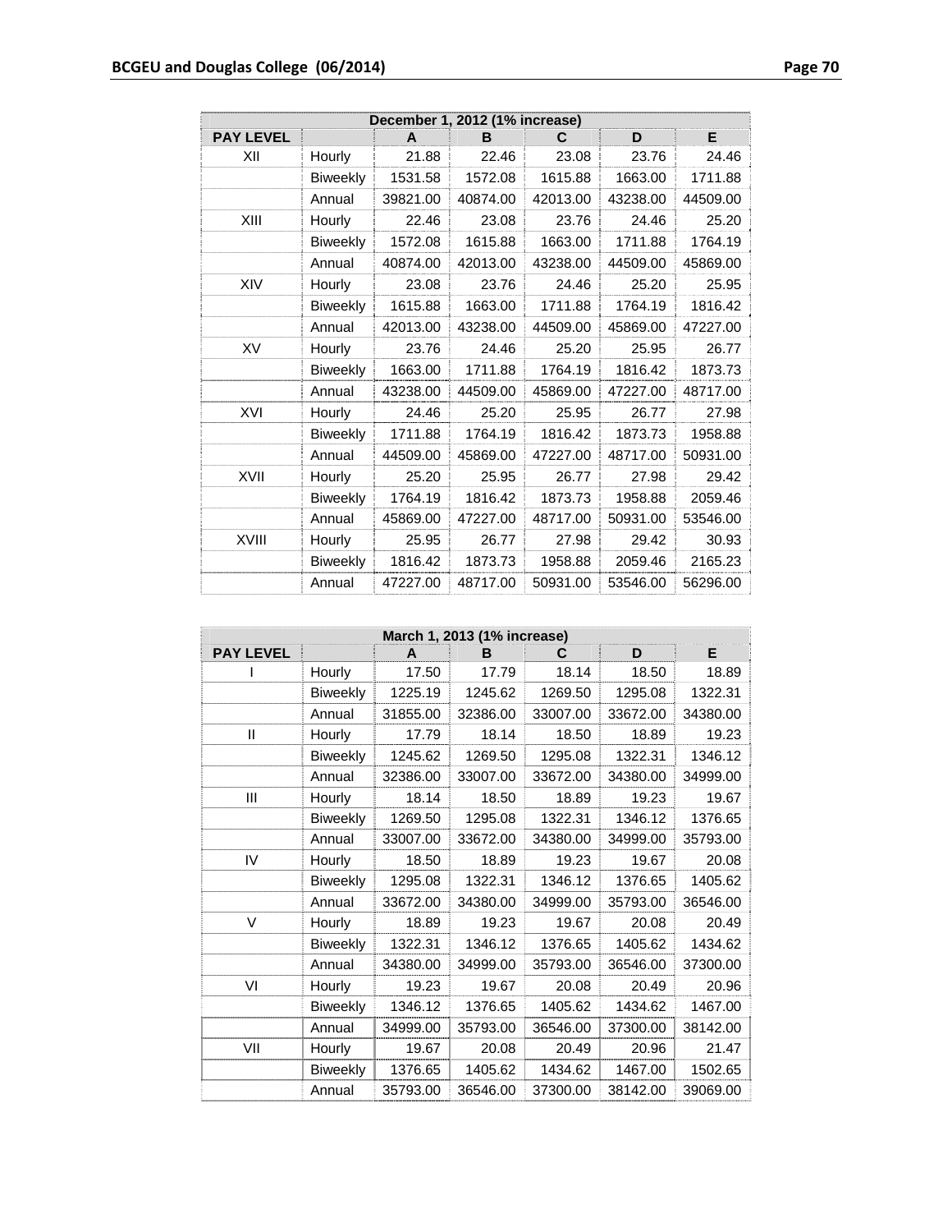| December 1, 2012 (1% increase) | | | | | | |
|---|---|---|---|---|---|---|
| **PAY LEVEL** | | **A** | **B** | **C** | **D** | **E** |
| XII | Hourly | 21.88 | 22.46 | 23.08 | 23.76 | 24.46 |
| | Biweekly | 1531.58 | 1572.08 | 1615.88 | 1663.00 | 1711.88 |
| | Annual | 39821.00 | 40874.00 | 42013.00 | 43238.00 | 44509.00 |
| XIII | Hourly | 22.46 | 23.08 | 23.76 | 24.46 | 25.20 |
| | Biweekly | 1572.08 | 1615.88 | 1663.00 | 1711.88 | 1764.19 |
| | Annual | 40874.00 | 42013.00 | 43238.00 | 44509.00 | 45869.00 |
| XIV | Hourly | 23.08 | 23.76 | 24.46 | 25.20 | 25.95 |
| | Biweekly | 1615.88 | 1663.00 | 1711.88 | 1764.19 | 1816.42 |
| | Annual | 42013.00 | 43238.00 | 44509.00 | 45869.00 | 47227.00 |
| XV | Hourly | 23.76 | 24.46 | 25.20 | 25.95 | 26.77 |
| | Biweekly | 1663.00 | 1711.88 | 1764.19 | 1816.42 | 1873.73 |
| | Annual | 43238.00 | 44509.00 | 45869.00 | 47227.00 | 48717.00 |
| XVI | Hourly | 24.46 | 25.20 | 25.95 | 26.77 | 27.98 |
| | Biweekly | 1711.88 | 1764.19 | 1816.42 | 1873.73 | 1958.88 |
| | Annual | 44509.00 | 45869.00 | 47227.00 | 48717.00 | 50931.00 |
| XVII | Hourly | 25.20 | 25.95 | 26.77 | 27.98 | 29.42 |
| | Biweekly | 1764.19 | 1816.42 | 1873.73 | 1958.88 | 2059.46 |
| | Annual | 45869.00 | 47227.00 | 48717.00 | 50931.00 | 53546.00 |
| XVIII | Hourly | 25.95 | 26.77 | 27.98 | 29.42 | 30.93 |
| | Biweekly | 1816.42 | 1873.73 | 1958.88 | 2059.46 | 2165.23 |
| | Annual | 47227.00 | 48717.00 | 50931.00 | 53546.00 | 56296.00 |

| March 1, 2013 (1% increase) | | | | | | |
|---|---|---|---|---|---|---|
| **PAY LEVEL** | | **A** | **B** | **C** | **D** | **E** |
| I | Hourly | 17.50 | 17.79 | 18.14 | 18.50 | 18.89 |
| | Biweekly | 1225.19 | 1245.62 | 1269.50 | 1295.08 | 1322.31 |
| | Annual | 31855.00 | 32386.00 | 33007.00 | 33672.00 | 34380.00 |
| II | Hourly | 17.79 | 18.14 | 18.50 | 18.89 | 19.23 |
| | Biweekly | 1245.62 | 1269.50 | 1295.08 | 1322.31 | 1346.12 |
| | Annual | 32386.00 | 33007.00 | 33672.00 | 34380.00 | 34999.00 |
| III | Hourly | 18.14 | 18.50 | 18.89 | 19.23 | 19.67 |
| | Biweekly | 1269.50 | 1295.08 | 1322.31 | 1346.12 | 1376.65 |
| | Annual | 33007.00 | 33672.00 | 34380.00 | 34999.00 | 35793.00 |
| IV | Hourly | 18.50 | 18.89 | 19.23 | 19.67 | 20.08 |
| | Biweekly | 1295.08 | 1322.31 | 1346.12 | 1376.65 | 1405.62 |
| | Annual | 33672.00 | 34380.00 | 34999.00 | 35793.00 | 36546.00 |
| V | Hourly | 18.89 | 19.23 | 19.67 | 20.08 | 20.49 |
| | Biweekly | 1322.31 | 1346.12 | 1376.65 | 1405.62 | 1434.62 |
| | Annual | 34380.00 | 34999.00 | 35793.00 | 36546.00 | 37300.00 |
| VI | Hourly | 19.23 | 19.67 | 20.08 | 20.49 | 20.96 |
| | Biweekly | 1346.12 | 1376.65 | 1405.62 | 1434.62 | 1467.00 |
| | Annual | 34999.00 | 35793.00 | 36546.00 | 37300.00 | 38142.00 |
| VII | Hourly | 19.67 | 20.08 | 20.49 | 20.96 | 21.47 |
| | Biweekly | 1376.65 | 1405.62 | 1434.62 | 1467.00 | 1502.65 |
| | Annual | 35793.00 | 36546.00 | 37300.00 | 38142.00 | 39069.00 |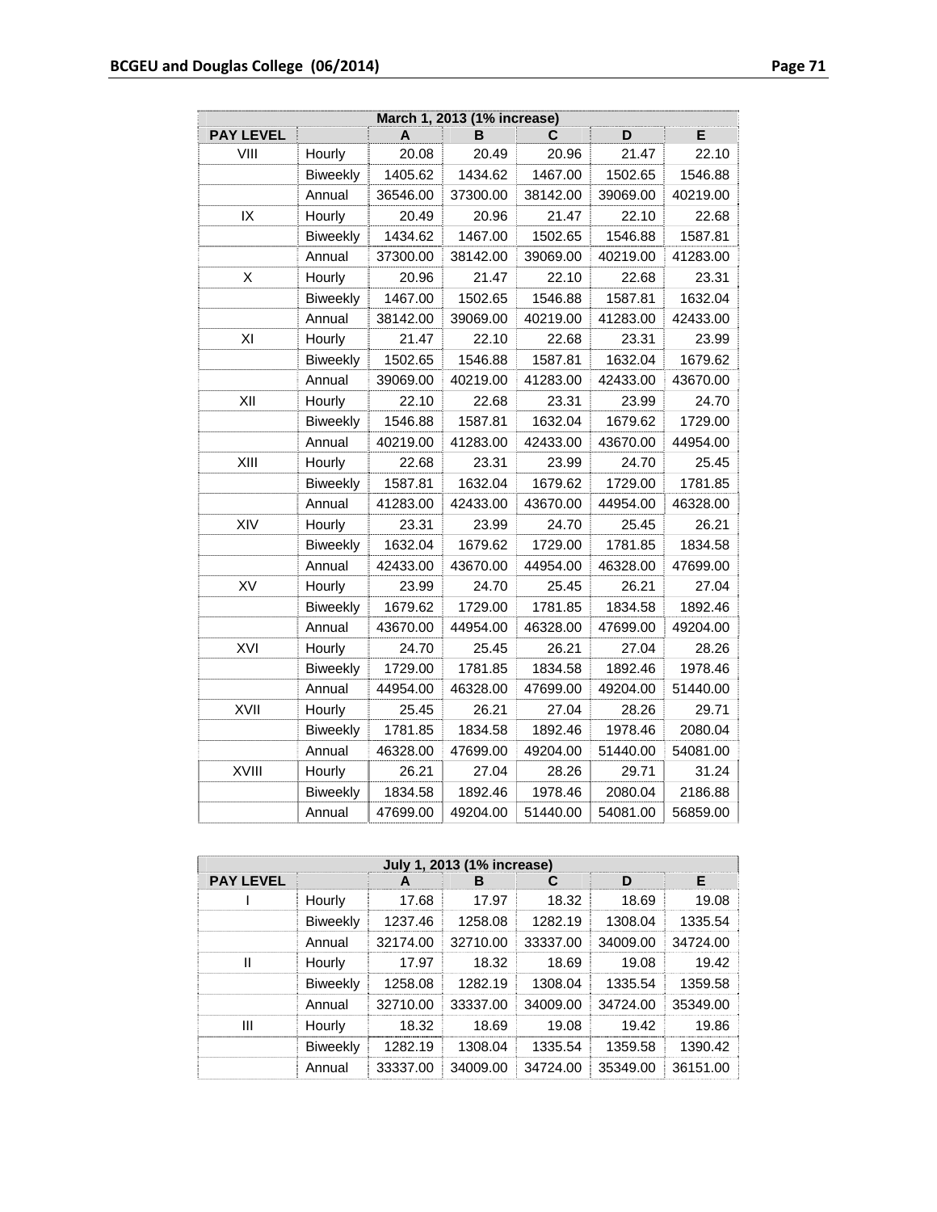| March 1, 2013 (1% increase) | | | | | | |
|---|---|---|---|---|---|---|
| **PAY LEVEL** | | **A** | **B** | **C** | **D** | **E** |
| VIII | Hourly | 20.08 | 20.49 | 20.96 | 21.47 | 22.10 |
| | Biweekly | 1405.62 | 1434.62 | 1467.00 | 1502.65 | 1546.88 |
| | Annual | 36546.00 | 37300.00 | 38142.00 | 39069.00 | 40219.00 |
| IX | Hourly | 20.49 | 20.96 | 21.47 | 22.10 | 22.68 |
| | Biweekly | 1434.62 | 1467.00 | 1502.65 | 1546.88 | 1587.81 |
| | Annual | 37300.00 | 38142.00 | 39069.00 | 40219.00 | 41283.00 |
| X | Hourly | 20.96 | 21.47 | 22.10 | 22.68 | 23.31 |
| | Biweekly | 1467.00 | 1502.65 | 1546.88 | 1587.81 | 1632.04 |
| | Annual | 38142.00 | 39069.00 | 40219.00 | 41283.00 | 42433.00 |
| XI | Hourly | 21.47 | 22.10 | 22.68 | 23.31 | 23.99 |
| | Biweekly | 1502.65 | 1546.88 | 1587.81 | 1632.04 | 1679.62 |
| | Annual | 39069.00 | 40219.00 | 41283.00 | 42433.00 | 43670.00 |
| XII | Hourly | 22.10 | 22.68 | 23.31 | 23.99 | 24.70 |
| | Biweekly | 1546.88 | 1587.81 | 1632.04 | 1679.62 | 1729.00 |
| | Annual | 40219.00 | 41283.00 | 42433.00 | 43670.00 | 44954.00 |
| XIII | Hourly | 22.68 | 23.31 | 23.99 | 24.70 | 25.45 |
| | Biweekly | 1587.81 | 1632.04 | 1679.62 | 1729.00 | 1781.85 |
| | Annual | 41283.00 | 42433.00 | 43670.00 | 44954.00 | 46328.00 |
| XIV | Hourly | 23.31 | 23.99 | 24.70 | 25.45 | 26.21 |
| | Biweekly | 1632.04 | 1679.62 | 1729.00 | 1781.85 | 1834.58 |
| | Annual | 42433.00 | 43670.00 | 44954.00 | 46328.00 | 47699.00 |
| XV | Hourly | 23.99 | 24.70 | 25.45 | 26.21 | 27.04 |
| | Biweekly | 1679.62 | 1729.00 | 1781.85 | 1834.58 | 1892.46 |
| | Annual | 43670.00 | 44954.00 | 46328.00 | 47699.00 | 49204.00 |
| XVI | Hourly | 24.70 | 25.45 | 26.21 | 27.04 | 28.26 |
| | Biweekly | 1729.00 | 1781.85 | 1834.58 | 1892.46 | 1978.46 |
| | Annual | 44954.00 | 46328.00 | 47699.00 | 49204.00 | 51440.00 |
| XVII | Hourly | 25.45 | 26.21 | 27.04 | 28.26 | 29.71 |
| | Biweekly | 1781.85 | 1834.58 | 1892.46 | 1978.46 | 2080.04 |
| | Annual | 46328.00 | 47699.00 | 49204.00 | 51440.00 | 54081.00 |
| XVIII | Hourly | 26.21 | 27.04 | 28.26 | 29.71 | 31.24 |
| | Biweekly | 1834.58 | 1892.46 | 1978.46 | 2080.04 | 2186.88 |
| | Annual | 47699.00 | 49204.00 | 51440.00 | 54081.00 | 56859.00 |

| July 1, 2013 (1% increase) | | | | | | |
|---|---|---|---|---|---|---|
| **PAY LEVEL** | | **A** | **B** | **C** | **D** | **E** |
| I | Hourly | 17.68 | 17.97 | 18.32 | 18.69 | 19.08 |
| | Biweekly | 1237.46 | 1258.08 | 1282.19 | 1308.04 | 1335.54 |
| | Annual | 32174.00 | 32710.00 | 33337.00 | 34009.00 | 34724.00 |
| II | Hourly | 17.97 | 18.32 | 18.69 | 19.08 | 19.42 |
| | Biweekly | 1258.08 | 1282.19 | 1308.04 | 1335.54 | 1359.58 |
| | Annual | 32710.00 | 33337.00 | 34009.00 | 34724.00 | 35349.00 |
| III | Hourly | 18.32 | 18.69 | 19.08 | 19.42 | 19.86 |
| | Biweekly | 1282.19 | 1308.04 | 1335.54 | 1359.58 | 1390.42 |
| | Annual | 33337.00 | 34009.00 | 34724.00 | 35349.00 | 36151.00 |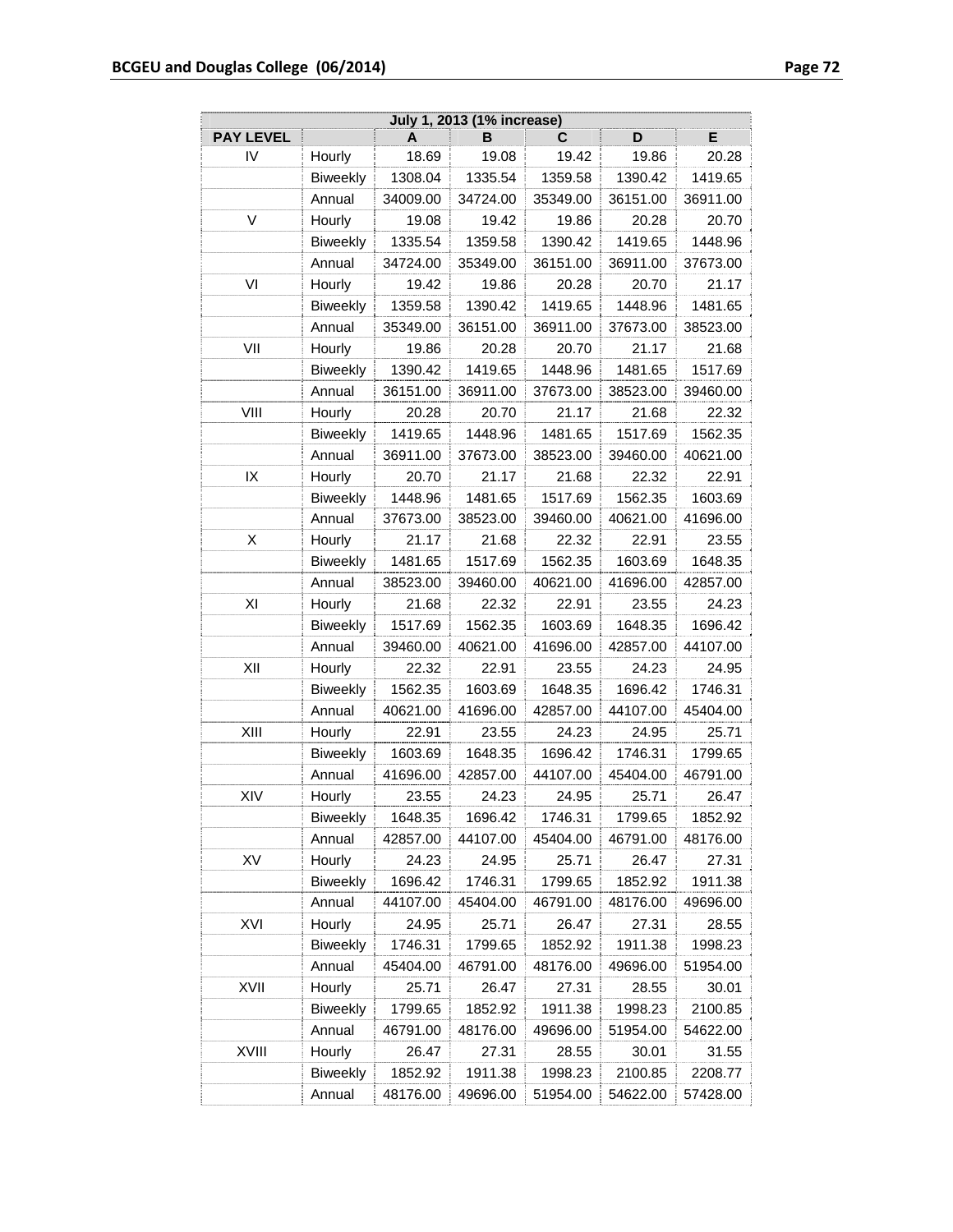| July 1, 2013 (1% increase) | | | | | | |
|---|---|---|---|---|---|---|
| PAY LEVEL | | A | B | C | D | E |
| IV | Hourly | 18.69 | 19.08 | 19.42 | 19.86 | 20.28 |
| | Biweekly | 1308.04 | 1335.54 | 1359.58 | 1390.42 | 1419.65 |
| | Annual | 34009.00 | 34724.00 | 35349.00 | 36151.00 | 36911.00 |
| V | Hourly | 19.08 | 19.42 | 19.86 | 20.28 | 20.70 |
| | Biweekly | 1335.54 | 1359.58 | 1390.42 | 1419.65 | 1448.96 |
| | Annual | 34724.00 | 35349.00 | 36151.00 | 36911.00 | 37673.00 |
| VI | Hourly | 19.42 | 19.86 | 20.28 | 20.70 | 21.17 |
| | Biweekly | 1359.58 | 1390.42 | 1419.65 | 1448.96 | 1481.65 |
| | Annual | 35349.00 | 36151.00 | 36911.00 | 37673.00 | 38523.00 |
| VII | Hourly | 19.86 | 20.28 | 20.70 | 21.17 | 21.68 |
| | Biweekly | 1390.42 | 1419.65 | 1448.96 | 1481.65 | 1517.69 |
| | Annual | 36151.00 | 36911.00 | 37673.00 | 38523.00 | 39460.00 |
| VIII | Hourly | 20.28 | 20.70 | 21.17 | 21.68 | 22.32 |
| | Biweekly | 1419.65 | 1448.96 | 1481.65 | 1517.69 | 1562.35 |
| | Annual | 36911.00 | 37673.00 | 38523.00 | 39460.00 | 40621.00 |
| IX | Hourly | 20.70 | 21.17 | 21.68 | 22.32 | 22.91 |
| | Biweekly | 1448.96 | 1481.65 | 1517.69 | 1562.35 | 1603.69 |
| | Annual | 37673.00 | 38523.00 | 39460.00 | 40621.00 | 41696.00 |
| X | Hourly | 21.17 | 21.68 | 22.32 | 22.91 | 23.55 |
| | Biweekly | 1481.65 | 1517.69 | 1562.35 | 1603.69 | 1648.35 |
| | Annual | 38523.00 | 39460.00 | 40621.00 | 41696.00 | 42857.00 |
| XI | Hourly | 21.68 | 22.32 | 22.91 | 23.55 | 24.23 |
| | Biweekly | 1517.69 | 1562.35 | 1603.69 | 1648.35 | 1696.42 |
| | Annual | 39460.00 | 40621.00 | 41696.00 | 42857.00 | 44107.00 |
| XII | Hourly | 22.32 | 22.91 | 23.55 | 24.23 | 24.95 |
| | Biweekly | 1562.35 | 1603.69 | 1648.35 | 1696.42 | 1746.31 |
| | Annual | 40621.00 | 41696.00 | 42857.00 | 44107.00 | 45404.00 |
| XIII | Hourly | 22.91 | 23.55 | 24.23 | 24.95 | 25.71 |
| | Biweekly | 1603.69 | 1648.35 | 1696.42 | 1746.31 | 1799.65 |
| | Annual | 41696.00 | 42857.00 | 44107.00 | 45404.00 | 46791.00 |
| XIV | Hourly | 23.55 | 24.23 | 24.95 | 25.71 | 26.47 |
| | Biweekly | 1648.35 | 1696.42 | 1746.31 | 1799.65 | 1852.92 |
| | Annual | 42857.00 | 44107.00 | 45404.00 | 46791.00 | 48176.00 |
| XV | Hourly | 24.23 | 24.95 | 25.71 | 26.47 | 27.31 |
| | Biweekly | 1696.42 | 1746.31 | 1799.65 | 1852.92 | 1911.38 |
| | Annual | 44107.00 | 45404.00 | 46791.00 | 48176.00 | 49696.00 |
| XVI | Hourly | 24.95 | 25.71 | 26.47 | 27.31 | 28.55 |
| | Biweekly | 1746.31 | 1799.65 | 1852.92 | 1911.38 | 1998.23 |
| | Annual | 45404.00 | 46791.00 | 48176.00 | 49696.00 | 51954.00 |
| XVII | Hourly | 25.71 | 26.47 | 27.31 | 28.55 | 30.01 |
| | Biweekly | 1799.65 | 1852.92 | 1911.38 | 1998.23 | 2100.85 |
| | Annual | 46791.00 | 48176.00 | 49696.00 | 51954.00 | 54622.00 |
| XVIII | Hourly | 26.47 | 27.31 | 28.55 | 30.01 | 31.55 |
| | Biweekly | 1852.92 | 1911.38 | 1998.23 | 2100.85 | 2208.77 |
| | Annual | 48176.00 | 49696.00 | 51954.00 | 54622.00 | 57428.00 |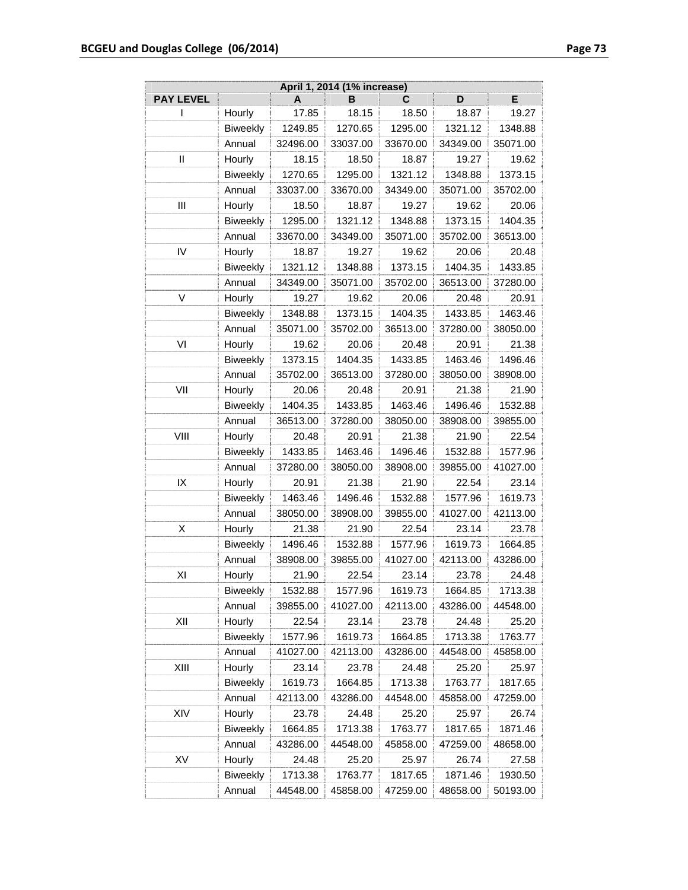| April 1, 2014 (1% increase) | | | | | | |
|---|---|---|---|---|---|---|
| **PAY LEVEL** | | **A** | **B** | **C** | **D** | **E** |
| I | Hourly | 17.85 | 18.15 | 18.50 | 18.87 | 19.27 |
| | Biweekly | 1249.85 | 1270.65 | 1295.00 | 1321.12 | 1348.88 |
| | Annual | 32496.00 | 33037.00 | 33670.00 | 34349.00 | 35071.00 |
| II | Hourly | 18.15 | 18.50 | 18.87 | 19.27 | 19.62 |
| | Biweekly | 1270.65 | 1295.00 | 1321.12 | 1348.88 | 1373.15 |
| | Annual | 33037.00 | 33670.00 | 34349.00 | 35071.00 | 35702.00 |
| III | Hourly | 18.50 | 18.87 | 19.27 | 19.62 | 20.06 |
| | Biweekly | 1295.00 | 1321.12 | 1348.88 | 1373.15 | 1404.35 |
| | Annual | 33670.00 | 34349.00 | 35071.00 | 35702.00 | 36513.00 |
| IV | Hourly | 18.87 | 19.27 | 19.62 | 20.06 | 20.48 |
| | Biweekly | 1321.12 | 1348.88 | 1373.15 | 1404.35 | 1433.85 |
| | Annual | 34349.00 | 35071.00 | 35702.00 | 36513.00 | 37280.00 |
| V | Hourly | 19.27 | 19.62 | 20.06 | 20.48 | 20.91 |
| | Biweekly | 1348.88 | 1373.15 | 1404.35 | 1433.85 | 1463.46 |
| | Annual | 35071.00 | 35702.00 | 36513.00 | 37280.00 | 38050.00 |
| VI | Hourly | 19.62 | 20.06 | 20.48 | 20.91 | 21.38 |
| | Biweekly | 1373.15 | 1404.35 | 1433.85 | 1463.46 | 1496.46 |
| | Annual | 35702.00 | 36513.00 | 37280.00 | 38050.00 | 38908.00 |
| VII | Hourly | 20.06 | 20.48 | 20.91 | 21.38 | 21.90 |
| | Biweekly | 1404.35 | 1433.85 | 1463.46 | 1496.46 | 1532.88 |
| | Annual | 36513.00 | 37280.00 | 38050.00 | 38908.00 | 39855.00 |
| VIII | Hourly | 20.48 | 20.91 | 21.38 | 21.90 | 22.54 |
| | Biweekly | 1433.85 | 1463.46 | 1496.46 | 1532.88 | 1577.96 |
| | Annual | 37280.00 | 38050.00 | 38908.00 | 39855.00 | 41027.00 |
| IX | Hourly | 20.91 | 21.38 | 21.90 | 22.54 | 23.14 |
| | Biweekly | 1463.46 | 1496.46 | 1532.88 | 1577.96 | 1619.73 |
| | Annual | 38050.00 | 38908.00 | 39855.00 | 41027.00 | 42113.00 |
| X | Hourly | 21.38 | 21.90 | 22.54 | 23.14 | 23.78 |
| | Biweekly | 1496.46 | 1532.88 | 1577.96 | 1619.73 | 1664.85 |
| | Annual | 38908.00 | 39855.00 | 41027.00 | 42113.00 | 43286.00 |
| XI | Hourly | 21.90 | 22.54 | 23.14 | 23.78 | 24.48 |
| | Biweekly | 1532.88 | 1577.96 | 1619.73 | 1664.85 | 1713.38 |
| | Annual | 39855.00 | 41027.00 | 42113.00 | 43286.00 | 44548.00 |
| XII | Hourly | 22.54 | 23.14 | 23.78 | 24.48 | 25.20 |
| | Biweekly | 1577.96 | 1619.73 | 1664.85 | 1713.38 | 1763.77 |
| | Annual | 41027.00 | 42113.00 | 43286.00 | 44548.00 | 45858.00 |
| XIII | Hourly | 23.14 | 23.78 | 24.48 | 25.20 | 25.97 |
| | Biweekly | 1619.73 | 1664.85 | 1713.38 | 1763.77 | 1817.65 |
| | Annual | 42113.00 | 43286.00 | 44548.00 | 45858.00 | 47259.00 |
| XIV | Hourly | 23.78 | 24.48 | 25.20 | 25.97 | 26.74 |
| | Biweekly | 1664.85 | 1713.38 | 1763.77 | 1817.65 | 1871.46 |
| | Annual | 43286.00 | 44548.00 | 45858.00 | 47259.00 | 48658.00 |
| XV | Hourly | 24.48 | 25.20 | 25.97 | 26.74 | 27.58 |
| | Biweekly | 1713.38 | 1763.77 | 1817.65 | 1871.46 | 1930.50 |
| | Annual | 44548.00 | 45858.00 | 47259.00 | 48658.00 | 50193.00 |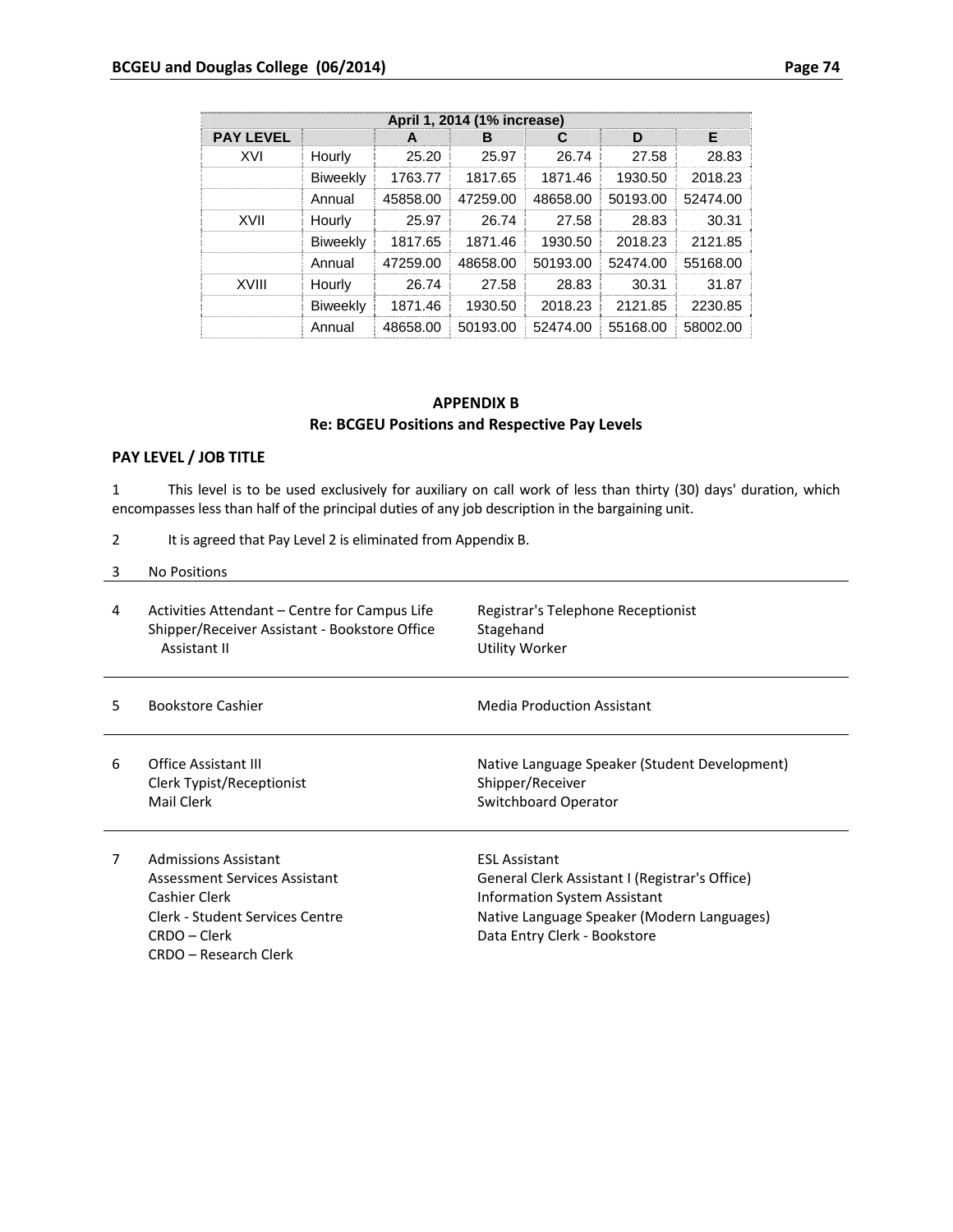| April 1, 2014 (1% increase) | | | | | | |
|---|---|---|---|---|---|---|
| PAY LEVEL | | A | B | C | D | E |
| XVI | Hourly | 25.20 | 25.97 | 26.74 | 27.58 | 28.83 |
| | Biweekly | 1763.77 | 1817.65 | 1871.46 | 1930.50 | 2018.23 |
| | Annual | 45858.00 | 47259.00 | 48658.00 | 50193.00 | 52474.00 |
| XVII | Hourly | 25.97 | 26.74 | 27.58 | 28.83 | 30.31 |
| | Biweekly | 1817.65 | 1871.46 | 1930.50 | 2018.23 | 2121.85 |
| | Annual | 47259.00 | 48658.00 | 50193.00 | 52474.00 | 55168.00 |
| XVIII | Hourly | 26.74 | 27.58 | 28.83 | 30.31 | 31.87 |
| | Biweekly | 1871.46 | 1930.50 | 2018.23 | 2121.85 | 2230.85 |
| | Annual | 48658.00 | 50193.00 | 52474.00 | 55168.00 | 58002.00 |

## APPENDIX B
## Re: BCGEU Positions and Respective Pay Levels

**PAY LEVEL / JOB TITLE**

1 This level is to be used exclusively for auxiliary on call work of less than thirty (30) days' duration, which encompasses less than half of the principal duties of any job description in the bargaining unit.

2 It is agreed that Pay Level 2 is eliminated from Appendix B.

3 No Positions

4
- Activities Attendant – Centre for Campus Life
- Shipper/Receiver Assistant - Bookstore Office Assistant II
- Registrar's Telephone Receptionist
- Stagehand
- Utility Worker

5
- Bookstore Cashier
- Media Production Assistant

6
- Office Assistant III
- Clerk Typist/Receptionist
- Mail Clerk
- Native Language Speaker (Student Development)
- Shipper/Receiver
- Switchboard Operator

7
- Admissions Assistant
- Assessment Services Assistant
- Cashier Clerk
- Clerk - Student Services Centre
- CRDO – Clerk
- CRDO – Research Clerk
- ESL Assistant
- General Clerk Assistant I (Registrar's Office)
- Information System Assistant
- Native Language Speaker (Modern Languages)
- Data Entry Clerk - Bookstore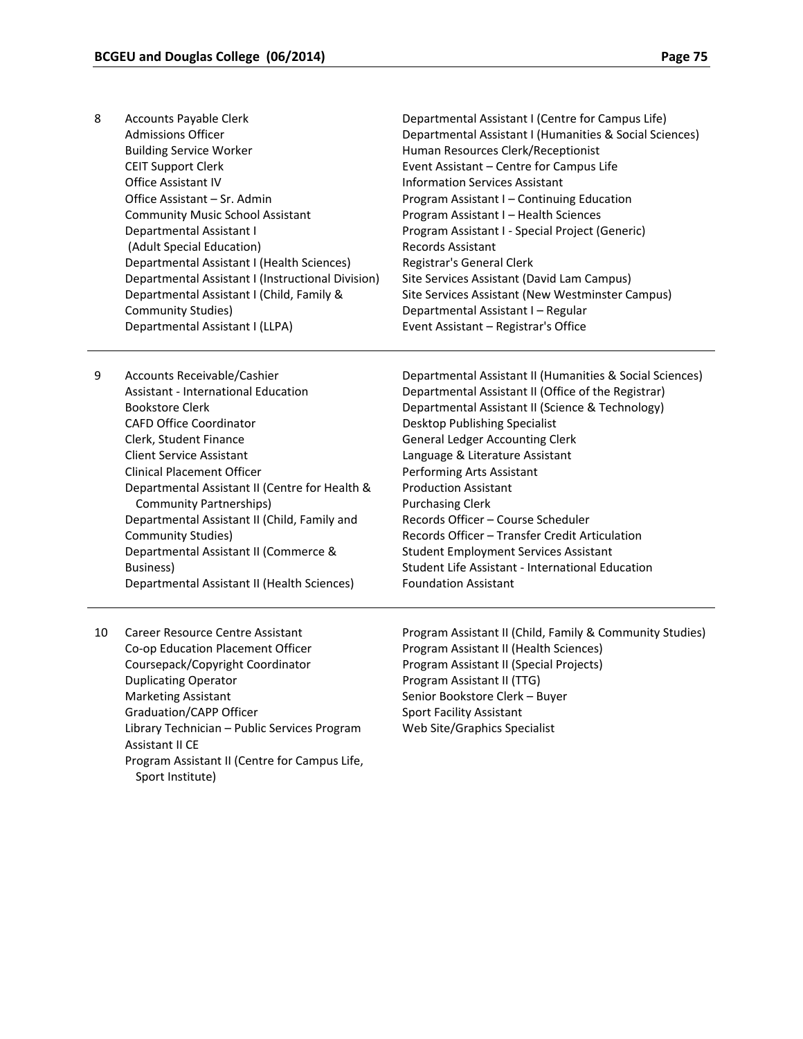| Grid | Positions | |
|---|---|---|
| 8 | Accounts Payable Clerk<br>Admissions Officer<br>Building Service Worker<br>CEIT Support Clerk<br>Office Assistant IV<br>Office Assistant – Sr. Admin<br>Community Music School Assistant<br>Departmental Assistant I (Adult Special Education)<br>Departmental Assistant I (Health Sciences)<br>Departmental Assistant I (Instructional Division)<br>Departmental Assistant I (Child, Family & Community Studies)<br>Departmental Assistant I (LLPA) | Departmental Assistant I (Centre for Campus Life)<br>Departmental Assistant I (Humanities & Social Sciences)<br>Human Resources Clerk/Receptionist<br>Event Assistant – Centre for Campus Life<br>Information Services Assistant<br>Program Assistant I – Continuing Education<br>Program Assistant I – Health Sciences<br>Program Assistant I - Special Project (Generic)<br>Records Assistant<br>Registrar's General Clerk<br>Site Services Assistant (David Lam Campus)<br>Site Services Assistant (New Westminster Campus)<br>Departmental Assistant I – Regular<br>Event Assistant – Registrar's Office |
| 9 | Accounts Receivable/Cashier<br>Assistant - International Education<br>Bookstore Clerk<br>CAFD Office Coordinator<br>Clerk, Student Finance<br>Client Service Assistant<br>Clinical Placement Officer<br>Departmental Assistant II (Centre for Health & Community Partnerships)<br>Departmental Assistant II (Child, Family and Community Studies)<br>Departmental Assistant II (Commerce & Business)<br>Departmental Assistant II (Health Sciences) | Departmental Assistant II (Humanities & Social Sciences)<br>Departmental Assistant II (Office of the Registrar)<br>Departmental Assistant II (Science & Technology)<br>Desktop Publishing Specialist<br>General Ledger Accounting Clerk<br>Language & Literature Assistant<br>Performing Arts Assistant<br>Production Assistant<br>Purchasing Clerk<br>Records Officer – Course Scheduler<br>Records Officer – Transfer Credit Articulation<br>Student Employment Services Assistant<br>Student Life Assistant - International Education<br>Foundation Assistant |
| 10 | Career Resource Centre Assistant<br>Co-op Education Placement Officer<br>Coursepack/Copyright Coordinator<br>Duplicating Operator<br>Marketing Assistant<br>Graduation/CAPP Officer<br>Library Technician – Public Services Program Assistant II CE<br>Program Assistant II (Centre for Campus Life, Sport Institute) | Program Assistant II (Child, Family & Community Studies)<br>Program Assistant II (Health Sciences)<br>Program Assistant II (Special Projects)<br>Program Assistant II (TTG)<br>Senior Bookstore Clerk – Buyer<br>Sport Facility Assistant<br>Web Site/Graphics Specialist |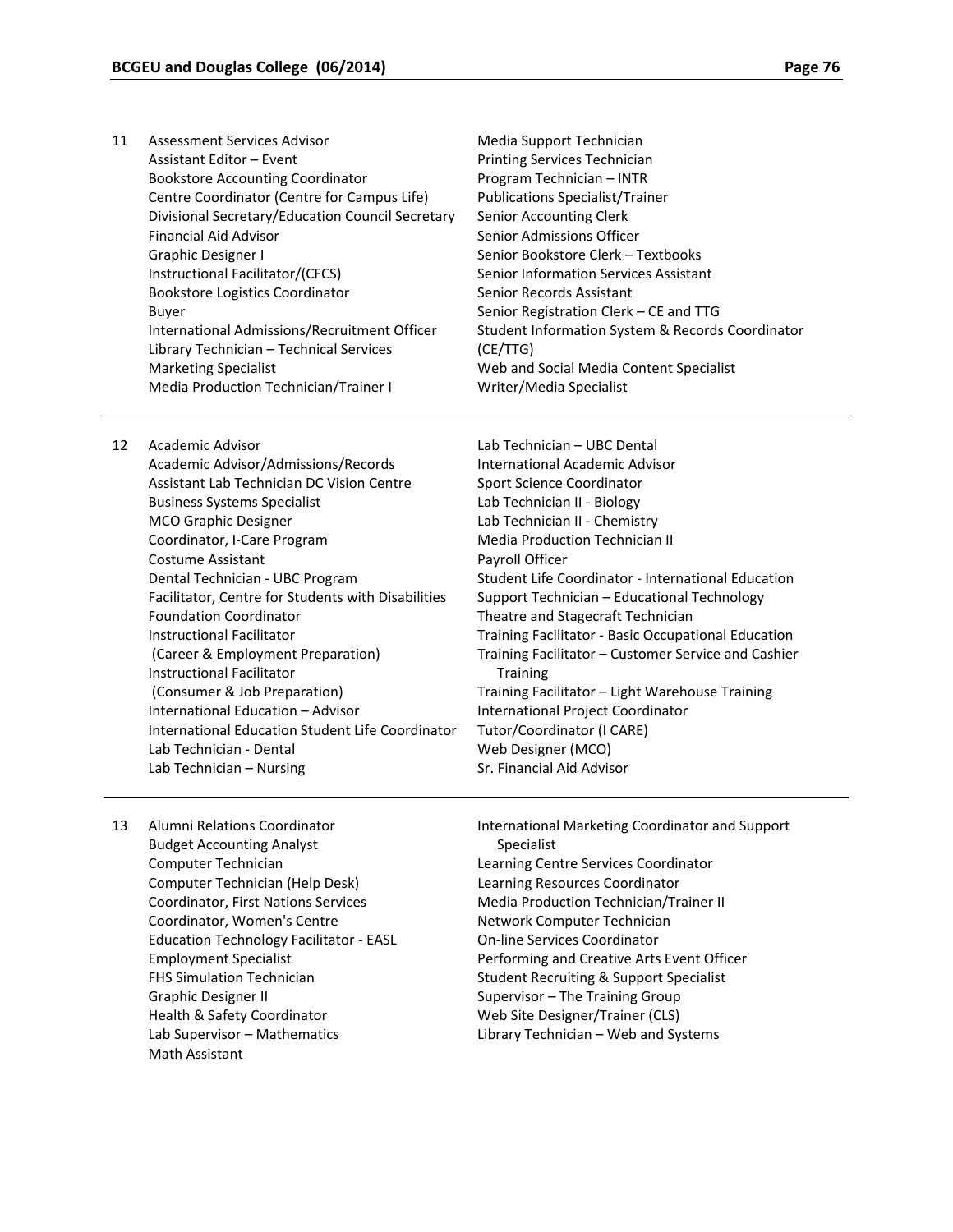| | | |
|---|---|---|
| 11 | Assessment Services Advisor<br>Assistant Editor – Event<br>Bookstore Accounting Coordinator<br>Centre Coordinator (Centre for Campus Life)<br>Divisional Secretary/Education Council Secretary<br>Financial Aid Advisor<br>Graphic Designer I<br>Instructional Facilitator/(CFCS)<br>Bookstore Logistics Coordinator<br>Buyer<br>International Admissions/Recruitment Officer<br>Library Technician – Technical Services<br>Marketing Specialist<br>Media Production Technician/Trainer I | Media Support Technician<br>Printing Services Technician<br>Program Technician – INTR<br>Publications Specialist/Trainer<br>Senior Accounting Clerk<br>Senior Admissions Officer<br>Senior Bookstore Clerk – Textbooks<br>Senior Information Services Assistant<br>Senior Records Assistant<br>Senior Registration Clerk – CE and TTG<br>Student Information System & Records Coordinator (CE/TTG)<br>Web and Social Media Content Specialist<br>Writer/Media Specialist |
| 12 | Academic Advisor<br>Academic Advisor/Admissions/Records<br>Assistant Lab Technician DC Vision Centre<br>Business Systems Specialist<br>MCO Graphic Designer<br>Coordinator, I-Care Program<br>Costume Assistant<br>Dental Technician - UBC Program<br>Facilitator, Centre for Students with Disabilities<br>Foundation Coordinator<br>Instructional Facilitator (Career & Employment Preparation)<br>Instructional Facilitator (Consumer & Job Preparation)<br>International Education – Advisor<br>International Education Student Life Coordinator<br>Lab Technician - Dental<br>Lab Technician – Nursing | Lab Technician – UBC Dental<br>International Academic Advisor<br>Sport Science Coordinator<br>Lab Technician II - Biology<br>Lab Technician II - Chemistry<br>Media Production Technician II<br>Payroll Officer<br>Student Life Coordinator - International Education<br>Support Technician – Educational Technology<br>Theatre and Stagecraft Technician<br>Training Facilitator - Basic Occupational Education<br>Training Facilitator – Customer Service and Cashier Training<br>Training Facilitator – Light Warehouse Training<br>International Project Coordinator<br>Tutor/Coordinator (I CARE)<br>Web Designer (MCO)<br>Sr. Financial Aid Advisor |
| 13 | Alumni Relations Coordinator<br>Budget Accounting Analyst<br>Computer Technician<br>Computer Technician (Help Desk)<br>Coordinator, First Nations Services<br>Coordinator, Women's Centre<br>Education Technology Facilitator - EASL<br>Employment Specialist<br>FHS Simulation Technician<br>Graphic Designer II<br>Health & Safety Coordinator<br>Lab Supervisor – Mathematics<br>Math Assistant | International Marketing Coordinator and Support Specialist<br>Learning Centre Services Coordinator<br>Learning Resources Coordinator<br>Media Production Technician/Trainer II<br>Network Computer Technician<br>On-line Services Coordinator<br>Performing and Creative Arts Event Officer<br>Student Recruiting & Support Specialist<br>Supervisor – The Training Group<br>Web Site Designer/Trainer (CLS)<br>Library Technician – Web and Systems |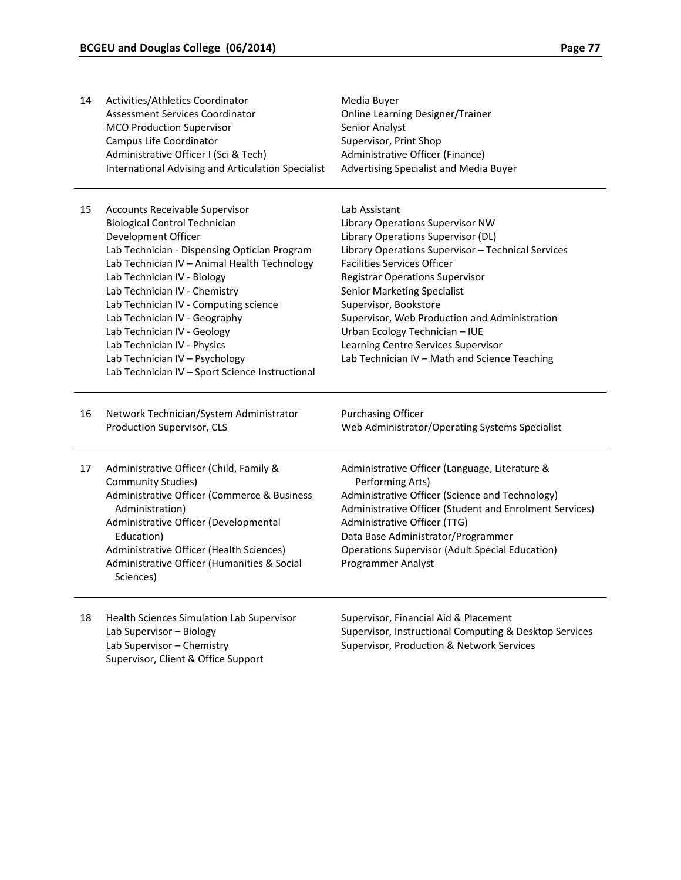| Grid | Positions | |
|---|---|---|
| 14 | Activities/Athletics Coordinator<br>Assessment Services Coordinator<br>MCO Production Supervisor<br>Campus Life Coordinator<br>Administrative Officer I (Sci & Tech)<br>International Advising and Articulation Specialist | Media Buyer<br>Online Learning Designer/Trainer<br>Senior Analyst<br>Supervisor, Print Shop<br>Administrative Officer (Finance)<br>Advertising Specialist and Media Buyer |
| 15 | Accounts Receivable Supervisor<br>Biological Control Technician<br>Development Officer<br>Lab Technician - Dispensing Optician Program<br>Lab Technician IV – Animal Health Technology<br>Lab Technician IV - Biology<br>Lab Technician IV - Chemistry<br>Lab Technician IV - Computing science<br>Lab Technician IV - Geography<br>Lab Technician IV - Geology<br>Lab Technician IV - Physics<br>Lab Technician IV – Psychology<br>Lab Technician IV – Sport Science Instructional | Lab Assistant<br>Library Operations Supervisor NW<br>Library Operations Supervisor (DL)<br>Library Operations Supervisor – Technical Services<br>Facilities Services Officer<br>Registrar Operations Supervisor<br>Senior Marketing Specialist<br>Supervisor, Bookstore<br>Supervisor, Web Production and Administration<br>Urban Ecology Technician – IUE<br>Learning Centre Services Supervisor<br>Lab Technician IV – Math and Science Teaching |
| 16 | Network Technician/System Administrator<br>Production Supervisor, CLS | Purchasing Officer<br>Web Administrator/Operating Systems Specialist |
| 17 | Administrative Officer (Child, Family & Community Studies)<br>Administrative Officer (Commerce & Business Administration)<br>Administrative Officer (Developmental Education)<br>Administrative Officer (Health Sciences)<br>Administrative Officer (Humanities & Social Sciences) | Administrative Officer (Language, Literature & Performing Arts)<br>Administrative Officer (Science and Technology)<br>Administrative Officer (Student and Enrolment Services)<br>Administrative Officer (TTG)<br>Data Base Administrator/Programmer<br>Operations Supervisor (Adult Special Education)<br>Programmer Analyst |
| 18 | Health Sciences Simulation Lab Supervisor<br>Lab Supervisor – Biology<br>Lab Supervisor – Chemistry<br>Supervisor, Client & Office Support | Supervisor, Financial Aid & Placement<br>Supervisor, Instructional Computing & Desktop Services<br>Supervisor, Production & Network Services |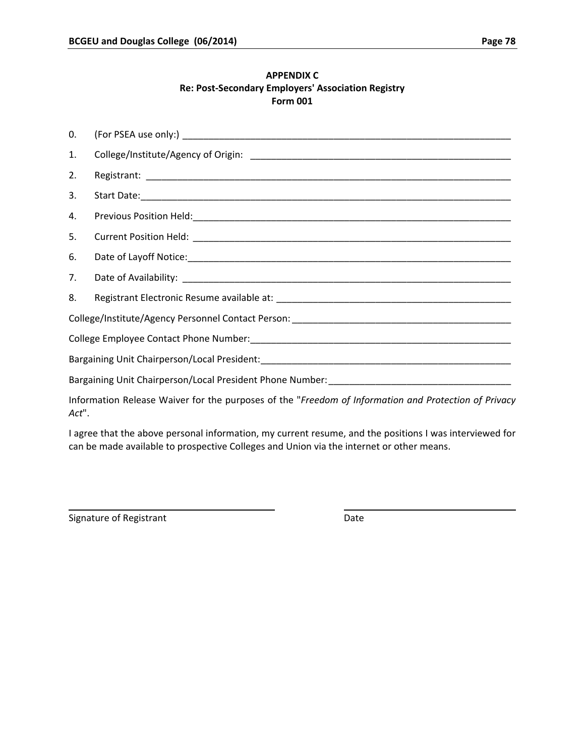**APPENDIX C**
**Re: Post-Secondary Employers' Association Registry**
**Form 001**

0. (For PSEA use only:) ______________________________________________________________

1. College/Institute/Agency of Origin: _______________________________________________

2. Registrant: ____________________________________________________________________

3. Start Date:_____________________________________________________________________

4. Previous Position Held:__________________________________________________________

5. Current Position Held: __________________________________________________________

6. Date of Layoff Notice:___________________________________________________________

7. Date of Availability: ____________________________________________________________

8. Registrant Electronic Resume available at: _________________________________________

College/Institute/Agency Personnel Contact Person: ________________________________________

College Employee Contact Phone Number:_______________________________________________

Bargaining Unit Chairperson/Local President:____________________________________________

Bargaining Unit Chairperson/Local President Phone Number: _______________________________

Information Release Waiver for the purposes of the "*Freedom of Information and Protection of Privacy Act*".

I agree that the above personal information, my current resume, and the positions I was interviewed for can be made available to prospective Colleges and Union via the internet or other means.

______________________________ ______________________________

Signature of Registrant Date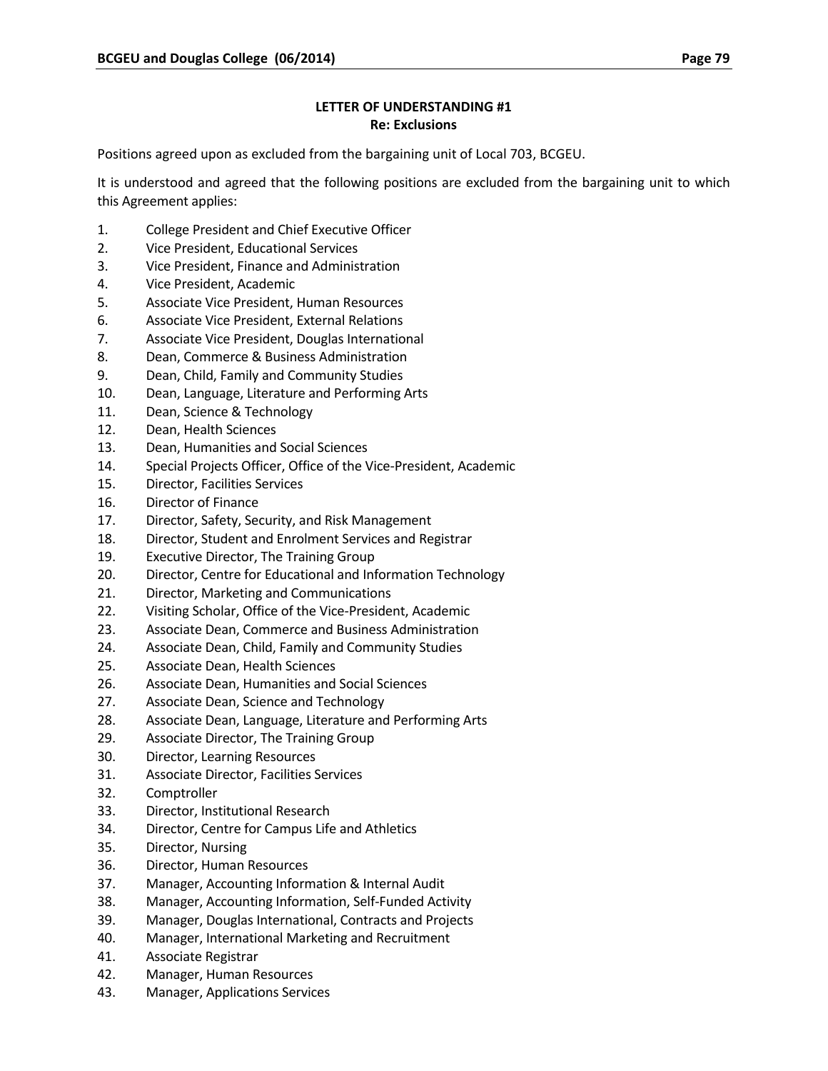## LETTER OF UNDERSTANDING #1
## Re: Exclusions

Positions agreed upon as excluded from the bargaining unit of Local 703, BCGEU.

It is understood and agreed that the following positions are excluded from the bargaining unit to which this Agreement applies:

1. College President and Chief Executive Officer
2. Vice President, Educational Services
3. Vice President, Finance and Administration
4. Vice President, Academic
5. Associate Vice President, Human Resources
6. Associate Vice President, External Relations
7. Associate Vice President, Douglas International
8. Dean, Commerce & Business Administration
9. Dean, Child, Family and Community Studies
10. Dean, Language, Literature and Performing Arts
11. Dean, Science & Technology
12. Dean, Health Sciences
13. Dean, Humanities and Social Sciences
14. Special Projects Officer, Office of the Vice-President, Academic
15. Director, Facilities Services
16. Director of Finance
17. Director, Safety, Security, and Risk Management
18. Director, Student and Enrolment Services and Registrar
19. Executive Director, The Training Group
20. Director, Centre for Educational and Information Technology
21. Director, Marketing and Communications
22. Visiting Scholar, Office of the Vice-President, Academic
23. Associate Dean, Commerce and Business Administration
24. Associate Dean, Child, Family and Community Studies
25. Associate Dean, Health Sciences
26. Associate Dean, Humanities and Social Sciences
27. Associate Dean, Science and Technology
28. Associate Dean, Language, Literature and Performing Arts
29. Associate Director, The Training Group
30. Director, Learning Resources
31. Associate Director, Facilities Services
32. Comptroller
33. Director, Institutional Research
34. Director, Centre for Campus Life and Athletics
35. Director, Nursing
36. Director, Human Resources
37. Manager, Accounting Information & Internal Audit
38. Manager, Accounting Information, Self-Funded Activity
39. Manager, Douglas International, Contracts and Projects
40. Manager, International Marketing and Recruitment
41. Associate Registrar
42. Manager, Human Resources
43. Manager, Applications Services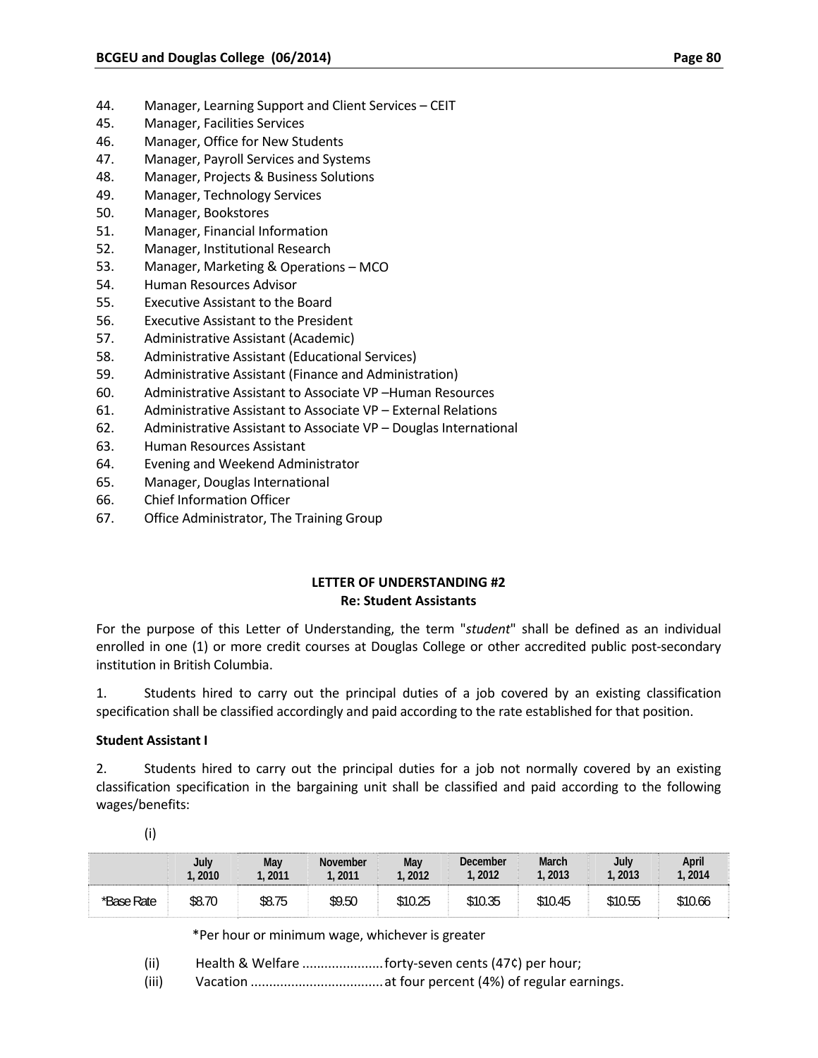44. Manager, Learning Support and Client Services – CEIT
45. Manager, Facilities Services
46. Manager, Office for New Students
47. Manager, Payroll Services and Systems
48. Manager, Projects & Business Solutions
49. Manager, Technology Services
50. Manager, Bookstores
51. Manager, Financial Information
52. Manager, Institutional Research
53. Manager, Marketing & Operations – MCO
54. Human Resources Advisor
55. Executive Assistant to the Board
56. Executive Assistant to the President
57. Administrative Assistant (Academic)
58. Administrative Assistant (Educational Services)
59. Administrative Assistant (Finance and Administration)
60. Administrative Assistant to Associate VP –Human Resources
61. Administrative Assistant to Associate VP – External Relations
62. Administrative Assistant to Associate VP – Douglas International
63. Human Resources Assistant
64. Evening and Weekend Administrator
65. Manager, Douglas International
66. Chief Information Officer
67. Office Administrator, The Training Group

## LETTER OF UNDERSTANDING #2
## Re: Student Assistants

For the purpose of this Letter of Understanding, the term "*student*" shall be defined as an individual enrolled in one (1) or more credit courses at Douglas College or other accredited public post-secondary institution in British Columbia.

1. Students hired to carry out the principal duties of a job covered by an existing classification specification shall be classified accordingly and paid according to the rate established for that position.

**Student Assistant I**

2. Students hired to carry out the principal duties for a job not normally covered by an existing classification specification in the bargaining unit shall be classified and paid according to the following wages/benefits:

(i)

| | July 1, 2010 | May 1, 2011 | November 1, 2011 | May 1, 2012 | December 1, 2012 | March 1, 2013 | July 1, 2013 | April 1, 2014 |
|---|---|---|---|---|---|---|---|---|
| *Base Rate | $8.70 | $8.75 | $9.50 | $10.25 | $10.35 | $10.45 | $10.55 | $10.66 |

*Per hour or minimum wage, whichever is greater

(ii) Health & Welfare ..................... forty-seven cents (47¢) per hour;

(iii) Vacation .................................. at four percent (4%) of regular earnings.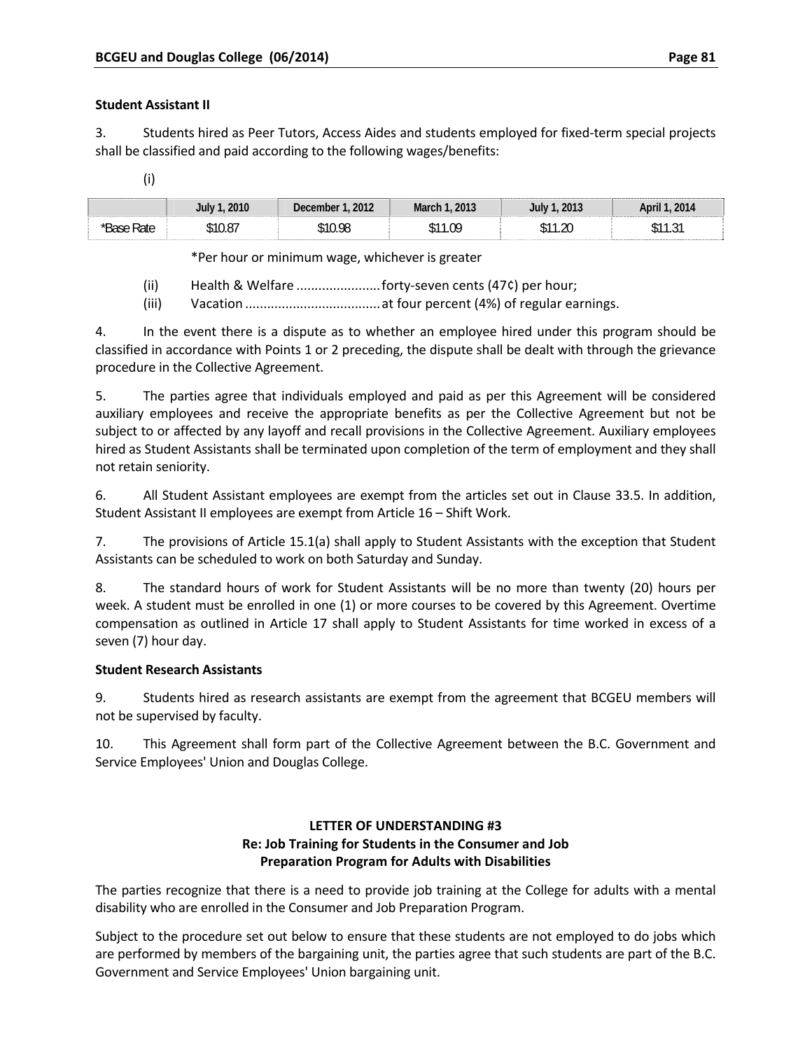**Student Assistant II**

3. Students hired as Peer Tutors, Access Aides and students employed for fixed-term special projects shall be classified and paid according to the following wages/benefits:

(i)

| | July 1, 2010 | December 1, 2012 | March 1, 2013 | July 1, 2013 | April 1, 2014 |
|---|---|---|---|---|---|
| *Base Rate | $10.87 | $10.98 | $11.09 | $11.20 | $11.31 |

*Per hour or minimum wage, whichever is greater

(ii) Health & Welfare ...................... forty-seven cents (47¢) per hour;

(iii) Vacation .................................... at four percent (4%) of regular earnings.

4. In the event there is a dispute as to whether an employee hired under this program should be classified in accordance with Points 1 or 2 preceding, the dispute shall be dealt with through the grievance procedure in the Collective Agreement.

5. The parties agree that individuals employed and paid as per this Agreement will be considered auxiliary employees and receive the appropriate benefits as per the Collective Agreement but not be subject to or affected by any layoff and recall provisions in the Collective Agreement. Auxiliary employees hired as Student Assistants shall be terminated upon completion of the term of employment and they shall not retain seniority.

6. All Student Assistant employees are exempt from the articles set out in Clause 33.5. In addition, Student Assistant II employees are exempt from Article 16 – Shift Work.

7. The provisions of Article 15.1(a) shall apply to Student Assistants with the exception that Student Assistants can be scheduled to work on both Saturday and Sunday.

8. The standard hours of work for Student Assistants will be no more than twenty (20) hours per week. A student must be enrolled in one (1) or more courses to be covered by this Agreement. Overtime compensation as outlined in Article 17 shall apply to Student Assistants for time worked in excess of a seven (7) hour day.

**Student Research Assistants**

9. Students hired as research assistants are exempt from the agreement that BCGEU members will not be supervised by faculty.

10. This Agreement shall form part of the Collective Agreement between the B.C. Government and Service Employees' Union and Douglas College.

## LETTER OF UNDERSTANDING #3
## Re: Job Training for Students in the Consumer and Job Preparation Program for Adults with Disabilities

The parties recognize that there is a need to provide job training at the College for adults with a mental disability who are enrolled in the Consumer and Job Preparation Program.

Subject to the procedure set out below to ensure that these students are not employed to do jobs which are performed by members of the bargaining unit, the parties agree that such students are part of the B.C. Government and Service Employees' Union bargaining unit.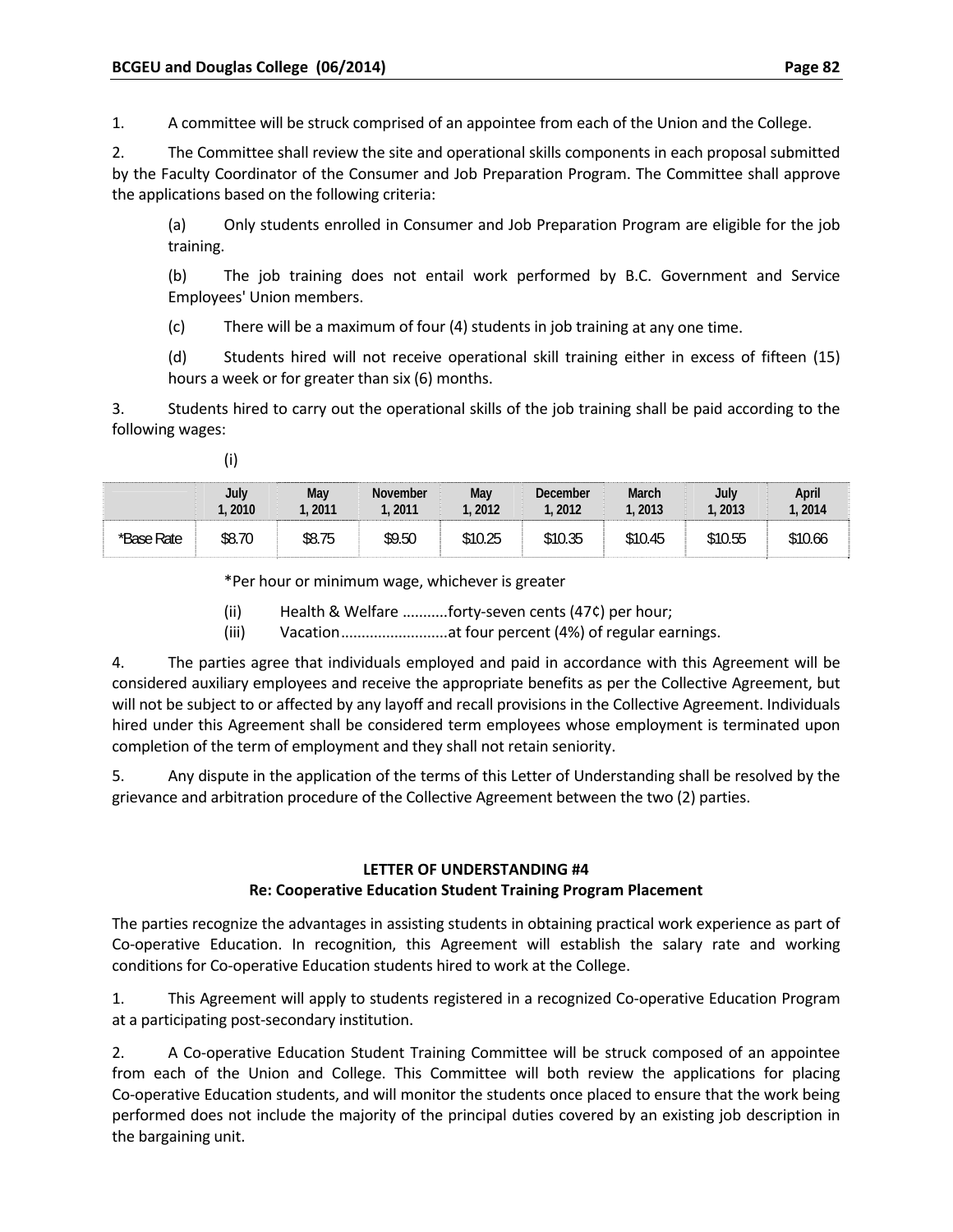1. A committee will be struck comprised of an appointee from each of the Union and the College.

2. The Committee shall review the site and operational skills components in each proposal submitted by the Faculty Coordinator of the Consumer and Job Preparation Program. The Committee shall approve the applications based on the following criteria:

   (a) Only students enrolled in Consumer and Job Preparation Program are eligible for the job training.

   (b) The job training does not entail work performed by B.C. Government and Service Employees' Union members.

   (c) There will be a maximum of four (4) students in job training at any one time.

   (d) Students hired will not receive operational skill training either in excess of fifteen (15) hours a week or for greater than six (6) months.

3. Students hired to carry out the operational skills of the job training shall be paid according to the following wages:

   (i)

| | July 1, 2010 | May 1, 2011 | November 1, 2011 | May 1, 2012 | December 1, 2012 | March 1, 2013 | July 1, 2013 | April 1, 2014 |
|---|---|---|---|---|---|---|---|---|
| *Base Rate | $8.70 | $8.75 | $9.50 | $10.25 | $10.35 | $10.45 | $10.55 | $10.66 |

*Per hour or minimum wage, whichever is greater

   (ii) Health & Welfare ...........forty-seven cents (47¢) per hour;

   (iii) Vacation.........................at four percent (4%) of regular earnings.

4. The parties agree that individuals employed and paid in accordance with this Agreement will be considered auxiliary employees and receive the appropriate benefits as per the Collective Agreement, but will not be subject to or affected by any layoff and recall provisions in the Collective Agreement. Individuals hired under this Agreement shall be considered term employees whose employment is terminated upon completion of the term of employment and they shall not retain seniority.

5. Any dispute in the application of the terms of this Letter of Understanding shall be resolved by the grievance and arbitration procedure of the Collective Agreement between the two (2) parties.

## LETTER OF UNDERSTANDING #4
## Re: Cooperative Education Student Training Program Placement

The parties recognize the advantages in assisting students in obtaining practical work experience as part of Co-operative Education. In recognition, this Agreement will establish the salary rate and working conditions for Co-operative Education students hired to work at the College.

1. This Agreement will apply to students registered in a recognized Co-operative Education Program at a participating post-secondary institution.

2. A Co-operative Education Student Training Committee will be struck composed of an appointee from each of the Union and College. This Committee will both review the applications for placing Co-operative Education students, and will monitor the students once placed to ensure that the work being performed does not include the majority of the principal duties covered by an existing job description in the bargaining unit.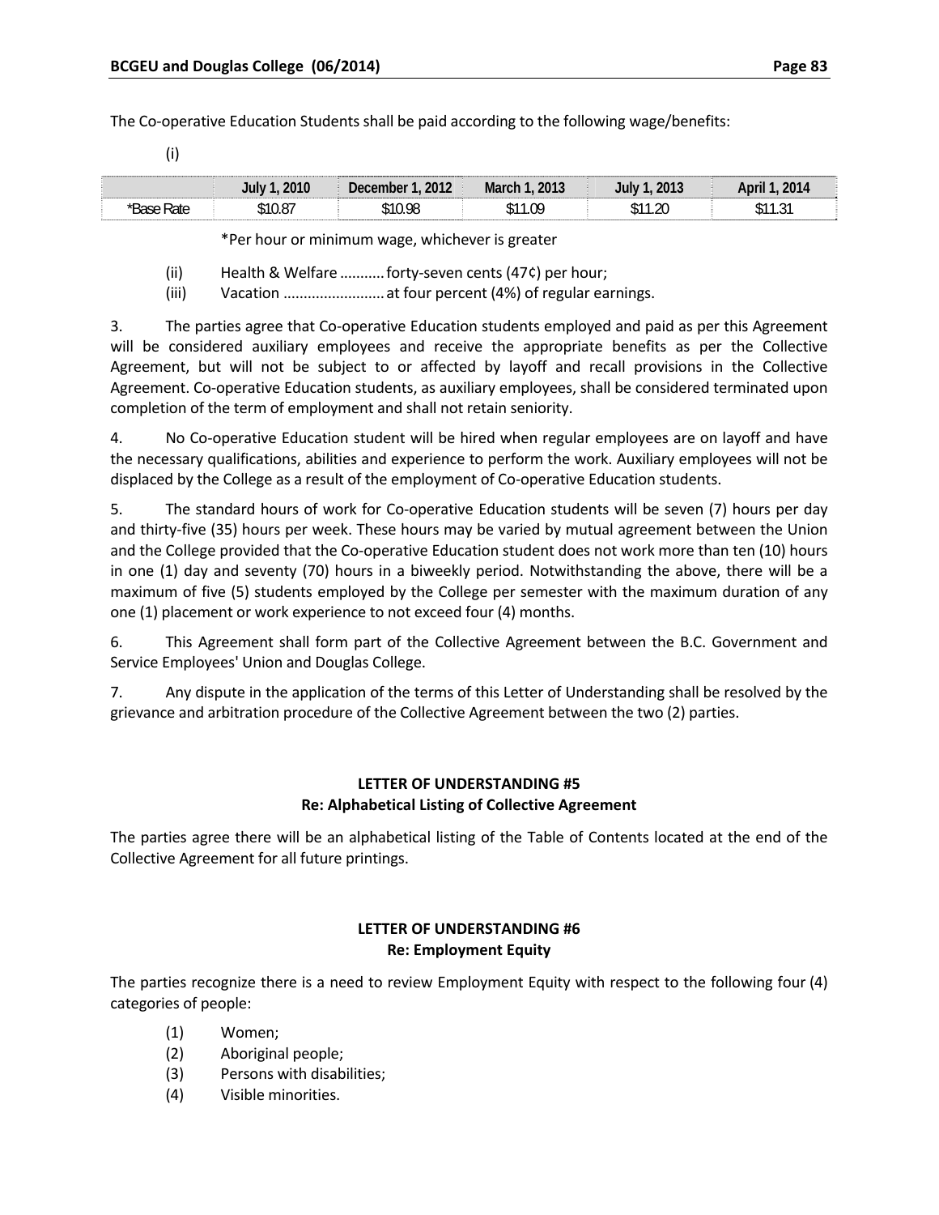The Co-operative Education Students shall be paid according to the following wage/benefits:

(i)

| | July 1, 2010 | December 1, 2012 | March 1, 2013 | July 1, 2013 | April 1, 2014 |
|---|---|---|---|---|---|
| *Base Rate | $10.87 | $10.98 | $11.09 | $11.20 | $11.31 |

*Per hour or minimum wage, whichever is greater

(ii) Health & Welfare ........... forty-seven cents (47¢) per hour;
(iii) Vacation ......................... at four percent (4%) of regular earnings.

3. The parties agree that Co-operative Education students employed and paid as per this Agreement will be considered auxiliary employees and receive the appropriate benefits as per the Collective Agreement, but will not be subject to or affected by layoff and recall provisions in the Collective Agreement. Co-operative Education students, as auxiliary employees, shall be considered terminated upon completion of the term of employment and shall not retain seniority.

4. No Co-operative Education student will be hired when regular employees are on layoff and have the necessary qualifications, abilities and experience to perform the work. Auxiliary employees will not be displaced by the College as a result of the employment of Co-operative Education students.

5. The standard hours of work for Co-operative Education students will be seven (7) hours per day and thirty-five (35) hours per week. These hours may be varied by mutual agreement between the Union and the College provided that the Co-operative Education student does not work more than ten (10) hours in one (1) day and seventy (70) hours in a biweekly period. Notwithstanding the above, there will be a maximum of five (5) students employed by the College per semester with the maximum duration of any one (1) placement or work experience to not exceed four (4) months.

6. This Agreement shall form part of the Collective Agreement between the B.C. Government and Service Employees' Union and Douglas College.

7. Any dispute in the application of the terms of this Letter of Understanding shall be resolved by the grievance and arbitration procedure of the Collective Agreement between the two (2) parties.

## LETTER OF UNDERSTANDING #5
## Re: Alphabetical Listing of Collective Agreement

The parties agree there will be an alphabetical listing of the Table of Contents located at the end of the Collective Agreement for all future printings.

## LETTER OF UNDERSTANDING #6
## Re: Employment Equity

The parties recognize there is a need to review Employment Equity with respect to the following four (4) categories of people:

(1) Women;
(2) Aboriginal people;
(3) Persons with disabilities;
(4) Visible minorities.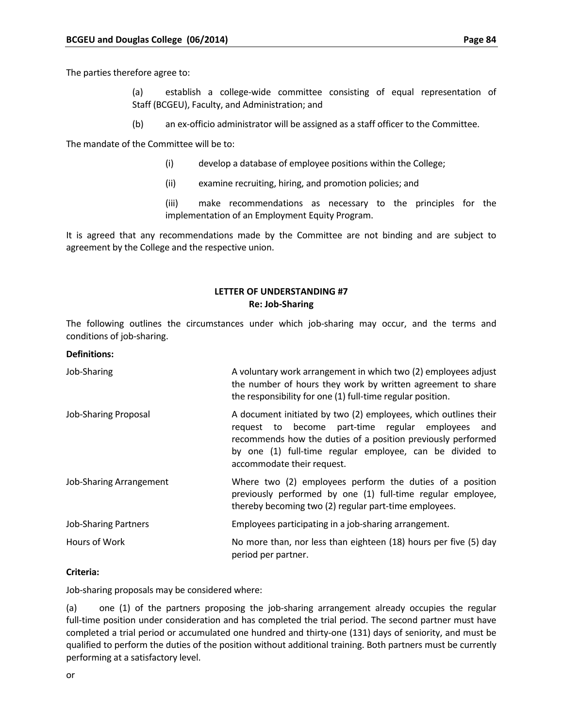The parties therefore agree to:

> (a) establish a college-wide committee consisting of equal representation of Staff (BCGEU), Faculty, and Administration; and
>
> (b) an ex-officio administrator will be assigned as a staff officer to the Committee.

The mandate of the Committee will be to:

> (i) develop a database of employee positions within the College;
>
> (ii) examine recruiting, hiring, and promotion policies; and
>
> (iii) make recommendations as necessary to the principles for the implementation of an Employment Equity Program.

It is agreed that any recommendations made by the Committee are not binding and are subject to agreement by the College and the respective union.

## LETTER OF UNDERSTANDING #7
## Re: Job-Sharing

The following outlines the circumstances under which job-sharing may occur, and the terms and conditions of job-sharing.

**Definitions:**

| | |
|---|---|
| Job-Sharing | A voluntary work arrangement in which two (2) employees adjust the number of hours they work by written agreement to share the responsibility for one (1) full-time regular position. |
| Job-Sharing Proposal | A document initiated by two (2) employees, which outlines their request to become part-time regular employees and recommends how the duties of a position previously performed by one (1) full-time regular employee, can be divided to accommodate their request. |
| Job-Sharing Arrangement | Where two (2) employees perform the duties of a position previously performed by one (1) full-time regular employee, thereby becoming two (2) regular part-time employees. |
| Job-Sharing Partners | Employees participating in a job-sharing arrangement. |
| Hours of Work | No more than, nor less than eighteen (18) hours per five (5) day period per partner. |

**Criteria:**

Job-sharing proposals may be considered where:

(a) one (1) of the partners proposing the job-sharing arrangement already occupies the regular full-time position under consideration and has completed the trial period. The second partner must have completed a trial period or accumulated one hundred and thirty-one (131) days of seniority, and must be qualified to perform the duties of the position without additional training. Both partners must be currently performing at a satisfactory level.

or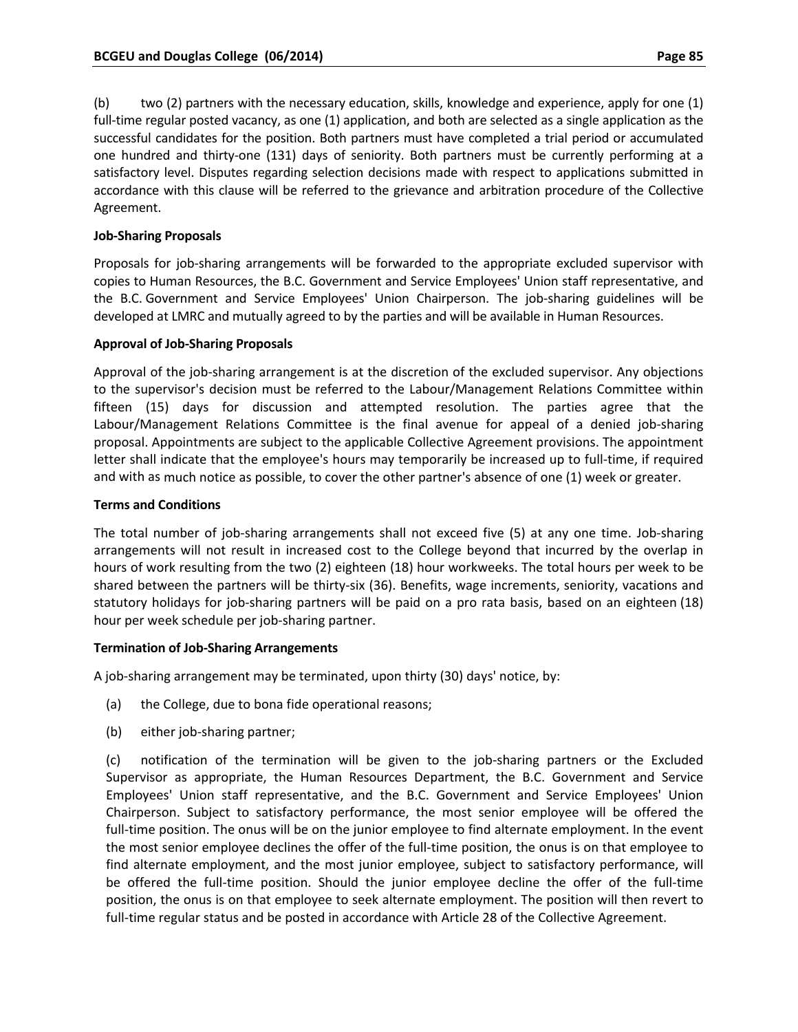(b) two (2) partners with the necessary education, skills, knowledge and experience, apply for one (1) full-time regular posted vacancy, as one (1) application, and both are selected as a single application as the successful candidates for the position. Both partners must have completed a trial period or accumulated one hundred and thirty-one (131) days of seniority. Both partners must be currently performing at a satisfactory level. Disputes regarding selection decisions made with respect to applications submitted in accordance with this clause will be referred to the grievance and arbitration procedure of the Collective Agreement.

**Job-Sharing Proposals**

Proposals for job-sharing arrangements will be forwarded to the appropriate excluded supervisor with copies to Human Resources, the B.C. Government and Service Employees' Union staff representative, and the B.C. Government and Service Employees' Union Chairperson. The job-sharing guidelines will be developed at LMRC and mutually agreed to by the parties and will be available in Human Resources.

**Approval of Job-Sharing Proposals**

Approval of the job-sharing arrangement is at the discretion of the excluded supervisor. Any objections to the supervisor's decision must be referred to the Labour/Management Relations Committee within fifteen (15) days for discussion and attempted resolution. The parties agree that the Labour/Management Relations Committee is the final avenue for appeal of a denied job-sharing proposal. Appointments are subject to the applicable Collective Agreement provisions. The appointment letter shall indicate that the employee's hours may temporarily be increased up to full-time, if required and with as much notice as possible, to cover the other partner's absence of one (1) week or greater.

**Terms and Conditions**

The total number of job-sharing arrangements shall not exceed five (5) at any one time. Job-sharing arrangements will not result in increased cost to the College beyond that incurred by the overlap in hours of work resulting from the two (2) eighteen (18) hour workweeks. The total hours per week to be shared between the partners will be thirty-six (36). Benefits, wage increments, seniority, vacations and statutory holidays for job-sharing partners will be paid on a pro rata basis, based on an eighteen (18) hour per week schedule per job-sharing partner.

**Termination of Job-Sharing Arrangements**

A job-sharing arrangement may be terminated, upon thirty (30) days' notice, by:

(a) the College, due to bona fide operational reasons;

(b) either job-sharing partner;

(c) notification of the termination will be given to the job-sharing partners or the Excluded Supervisor as appropriate, the Human Resources Department, the B.C. Government and Service Employees' Union staff representative, and the B.C. Government and Service Employees' Union Chairperson. Subject to satisfactory performance, the most senior employee will be offered the full-time position. The onus will be on the junior employee to find alternate employment. In the event the most senior employee declines the offer of the full-time position, the onus is on that employee to find alternate employment, and the most junior employee, subject to satisfactory performance, will be offered the full-time position. Should the junior employee decline the offer of the full-time position, the onus is on that employee to seek alternate employment. The position will then revert to full-time regular status and be posted in accordance with Article 28 of the Collective Agreement.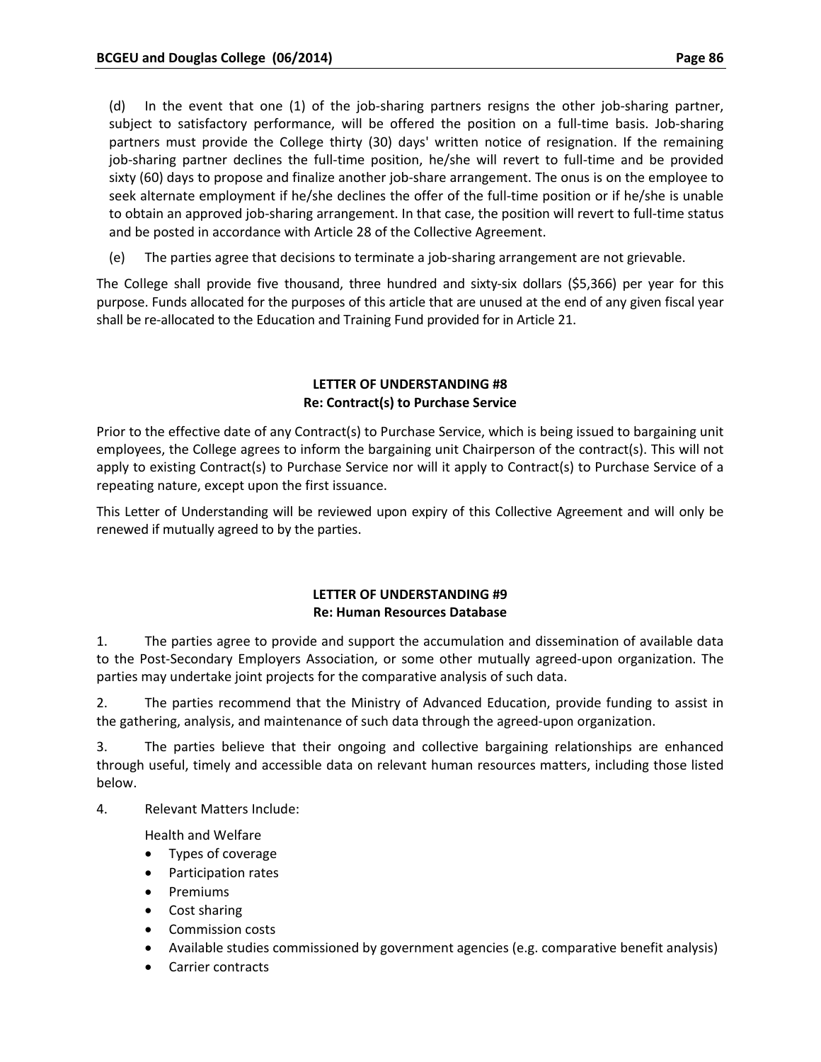(d) In the event that one (1) of the job-sharing partners resigns the other job-sharing partner, subject to satisfactory performance, will be offered the position on a full-time basis. Job-sharing partners must provide the College thirty (30) days' written notice of resignation. If the remaining job-sharing partner declines the full-time position, he/she will revert to full-time and be provided sixty (60) days to propose and finalize another job-share arrangement. The onus is on the employee to seek alternate employment if he/she declines the offer of the full-time position or if he/she is unable to obtain an approved job-sharing arrangement. In that case, the position will revert to full-time status and be posted in accordance with Article 28 of the Collective Agreement.

(e) The parties agree that decisions to terminate a job-sharing arrangement are not grievable.

The College shall provide five thousand, three hundred and sixty-six dollars ($5,366) per year for this purpose. Funds allocated for the purposes of this article that are unused at the end of any given fiscal year shall be re-allocated to the Education and Training Fund provided for in Article 21.

## LETTER OF UNDERSTANDING #8
## Re: Contract(s) to Purchase Service

Prior to the effective date of any Contract(s) to Purchase Service, which is being issued to bargaining unit employees, the College agrees to inform the bargaining unit Chairperson of the contract(s). This will not apply to existing Contract(s) to Purchase Service nor will it apply to Contract(s) to Purchase Service of a repeating nature, except upon the first issuance.

This Letter of Understanding will be reviewed upon expiry of this Collective Agreement and will only be renewed if mutually agreed to by the parties.

## LETTER OF UNDERSTANDING #9
## Re: Human Resources Database

1. The parties agree to provide and support the accumulation and dissemination of available data to the Post-Secondary Employers Association, or some other mutually agreed-upon organization. The parties may undertake joint projects for the comparative analysis of such data.

2. The parties recommend that the Ministry of Advanced Education, provide funding to assist in the gathering, analysis, and maintenance of such data through the agreed-upon organization.

3. The parties believe that their ongoing and collective bargaining relationships are enhanced through useful, timely and accessible data on relevant human resources matters, including those listed below.

4. Relevant Matters Include:

   Health and Welfare
   - Types of coverage
   - Participation rates
   - Premiums
   - Cost sharing
   - Commission costs
   - Available studies commissioned by government agencies (e.g. comparative benefit analysis)
   - Carrier contracts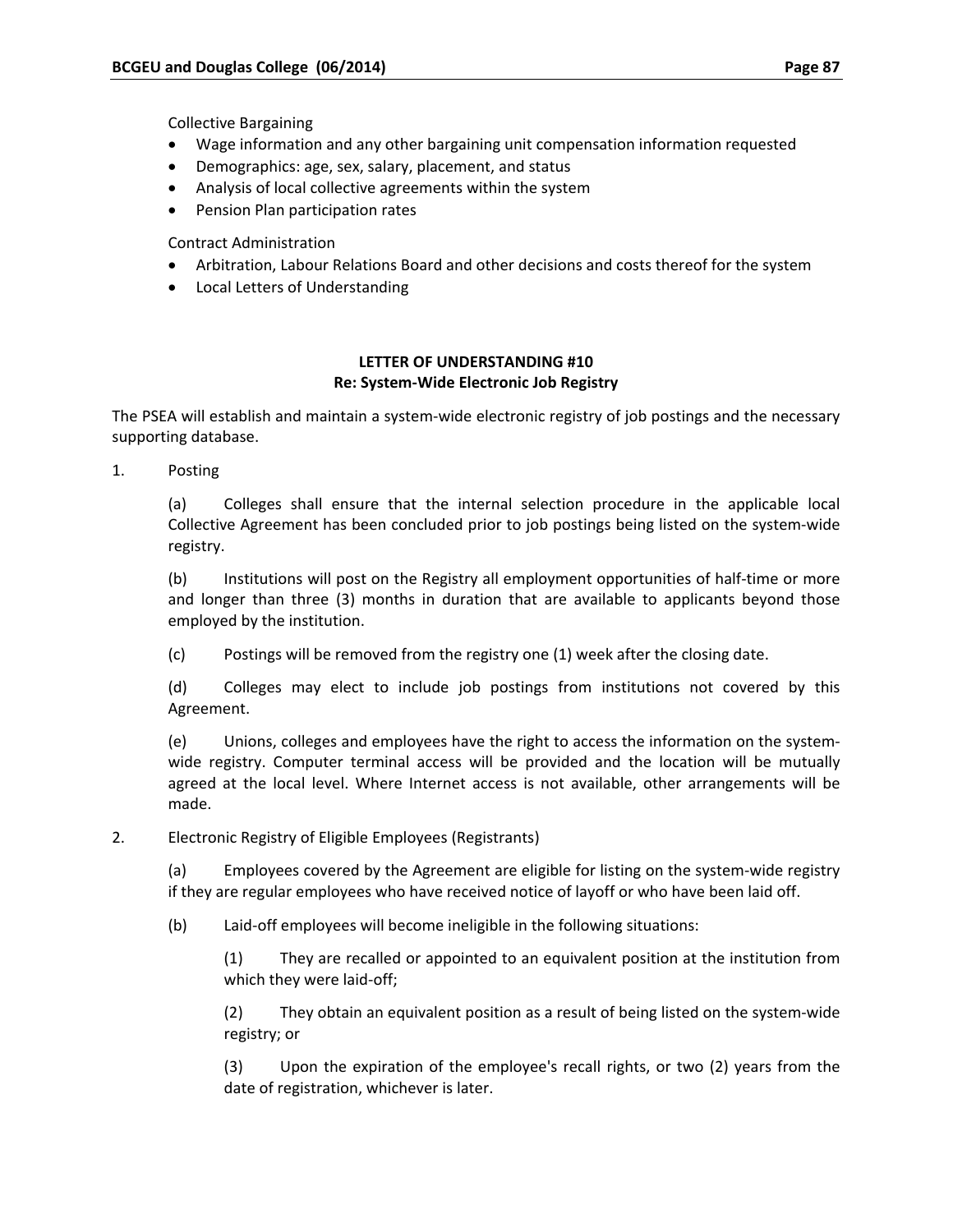Collective Bargaining

- Wage information and any other bargaining unit compensation information requested
- Demographics: age, sex, salary, placement, and status
- Analysis of local collective agreements within the system
- Pension Plan participation rates

Contract Administration

- Arbitration, Labour Relations Board and other decisions and costs thereof for the system
- Local Letters of Understanding

### LETTER OF UNDERSTANDING #10
### Re: System-Wide Electronic Job Registry

The PSEA will establish and maintain a system-wide electronic registry of job postings and the necessary supporting database.

1. Posting

   (a) Colleges shall ensure that the internal selection procedure in the applicable local Collective Agreement has been concluded prior to job postings being listed on the system-wide registry.

   (b) Institutions will post on the Registry all employment opportunities of half-time or more and longer than three (3) months in duration that are available to applicants beyond those employed by the institution.

   (c) Postings will be removed from the registry one (1) week after the closing date.

   (d) Colleges may elect to include job postings from institutions not covered by this Agreement.

   (e) Unions, colleges and employees have the right to access the information on the system-wide registry. Computer terminal access will be provided and the location will be mutually agreed at the local level. Where Internet access is not available, other arrangements will be made.

2. Electronic Registry of Eligible Employees (Registrants)

   (a) Employees covered by the Agreement are eligible for listing on the system-wide registry if they are regular employees who have received notice of layoff or who have been laid off.

   (b) Laid-off employees will become ineligible in the following situations:

      (1) They are recalled or appointed to an equivalent position at the institution from which they were laid-off;

      (2) They obtain an equivalent position as a result of being listed on the system-wide registry; or

      (3) Upon the expiration of the employee's recall rights, or two (2) years from the date of registration, whichever is later.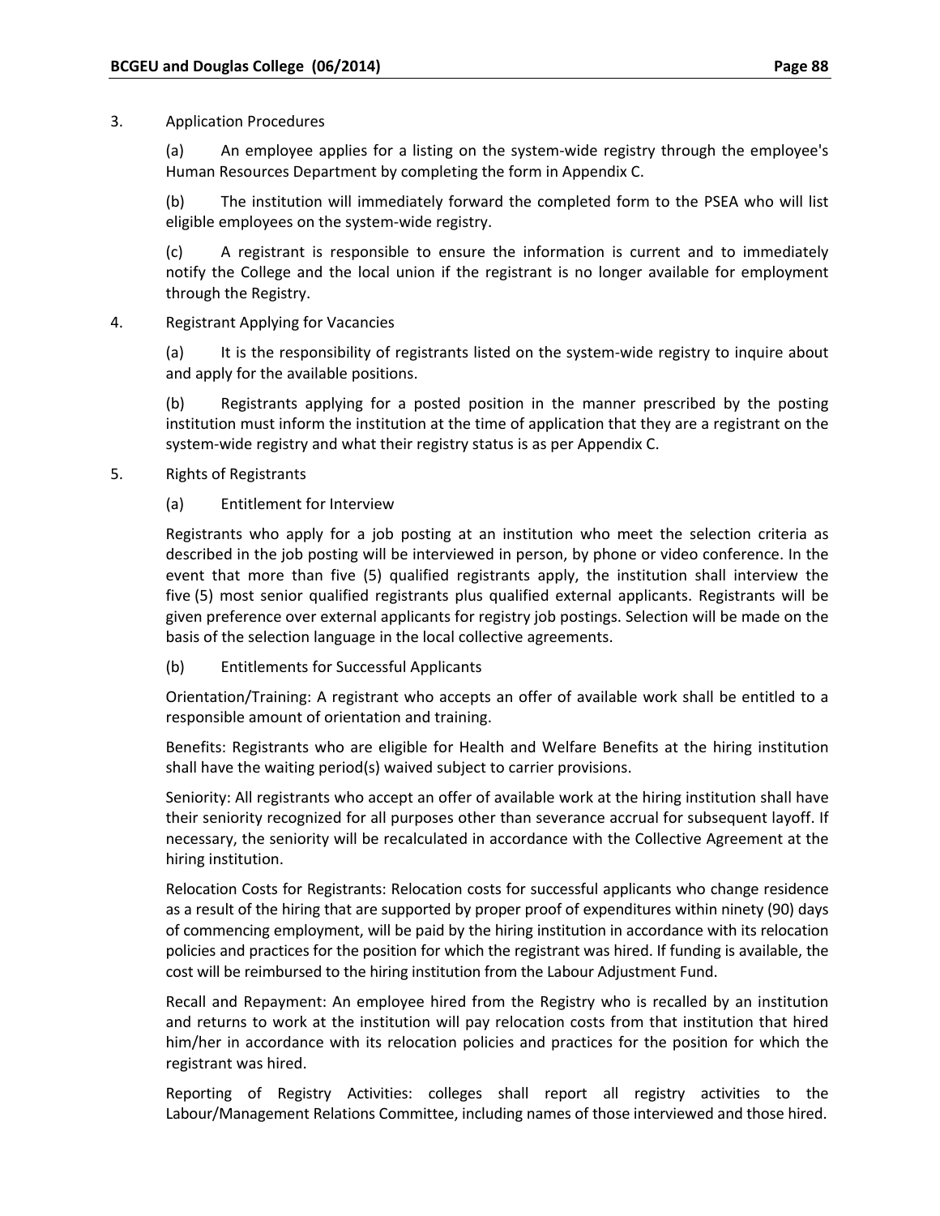3. Application Procedures

(a) An employee applies for a listing on the system-wide registry through the employee's Human Resources Department by completing the form in Appendix C.

(b) The institution will immediately forward the completed form to the PSEA who will list eligible employees on the system-wide registry.

(c) A registrant is responsible to ensure the information is current and to immediately notify the College and the local union if the registrant is no longer available for employment through the Registry.

4. Registrant Applying for Vacancies

(a) It is the responsibility of registrants listed on the system-wide registry to inquire about and apply for the available positions.

(b) Registrants applying for a posted position in the manner prescribed by the posting institution must inform the institution at the time of application that they are a registrant on the system-wide registry and what their registry status is as per Appendix C.

5. Rights of Registrants

(a) Entitlement for Interview

Registrants who apply for a job posting at an institution who meet the selection criteria as described in the job posting will be interviewed in person, by phone or video conference. In the event that more than five (5) qualified registrants apply, the institution shall interview the five (5) most senior qualified registrants plus qualified external applicants. Registrants will be given preference over external applicants for registry job postings. Selection will be made on the basis of the selection language in the local collective agreements.

(b) Entitlements for Successful Applicants

Orientation/Training: A registrant who accepts an offer of available work shall be entitled to a responsible amount of orientation and training.

Benefits: Registrants who are eligible for Health and Welfare Benefits at the hiring institution shall have the waiting period(s) waived subject to carrier provisions.

Seniority: All registrants who accept an offer of available work at the hiring institution shall have their seniority recognized for all purposes other than severance accrual for subsequent layoff. If necessary, the seniority will be recalculated in accordance with the Collective Agreement at the hiring institution.

Relocation Costs for Registrants: Relocation costs for successful applicants who change residence as a result of the hiring that are supported by proper proof of expenditures within ninety (90) days of commencing employment, will be paid by the hiring institution in accordance with its relocation policies and practices for the position for which the registrant was hired. If funding is available, the cost will be reimbursed to the hiring institution from the Labour Adjustment Fund.

Recall and Repayment: An employee hired from the Registry who is recalled by an institution and returns to work at the institution will pay relocation costs from that institution that hired him/her in accordance with its relocation policies and practices for the position for which the registrant was hired.

Reporting of Registry Activities: colleges shall report all registry activities to the Labour/Management Relations Committee, including names of those interviewed and those hired.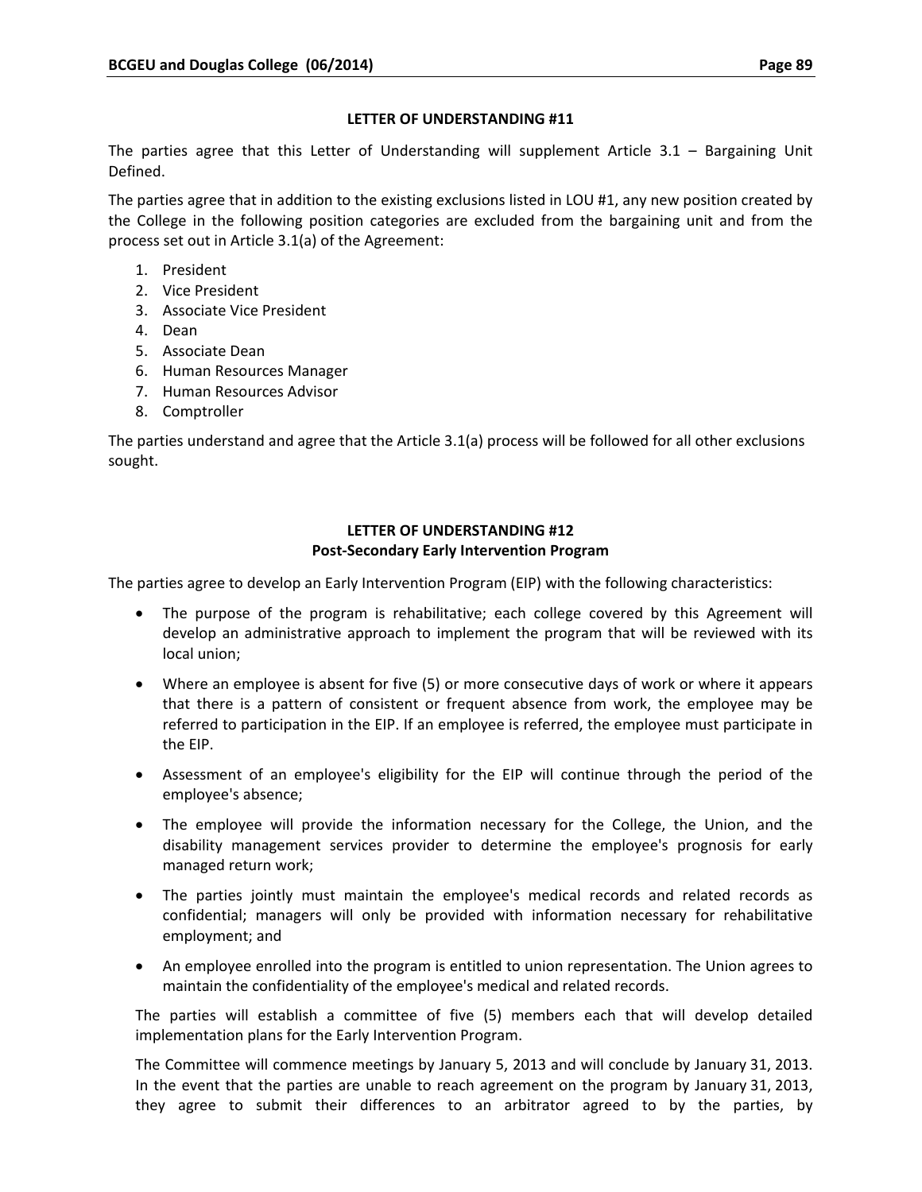**LETTER OF UNDERSTANDING #11**

The parties agree that this Letter of Understanding will supplement Article 3.1 – Bargaining Unit Defined.

The parties agree that in addition to the existing exclusions listed in LOU #1, any new position created by the College in the following position categories are excluded from the bargaining unit and from the process set out in Article 3.1(a) of the Agreement:

1. President
2. Vice President
3. Associate Vice President
4. Dean
5. Associate Dean
6. Human Resources Manager
7. Human Resources Advisor
8. Comptroller

The parties understand and agree that the Article 3.1(a) process will be followed for all other exclusions sought.

**LETTER OF UNDERSTANDING #12**
**Post-Secondary Early Intervention Program**

The parties agree to develop an Early Intervention Program (EIP) with the following characteristics:

- The purpose of the program is rehabilitative; each college covered by this Agreement will develop an administrative approach to implement the program that will be reviewed with its local union;
- Where an employee is absent for five (5) or more consecutive days of work or where it appears that there is a pattern of consistent or frequent absence from work, the employee may be referred to participation in the EIP. If an employee is referred, the employee must participate in the EIP.
- Assessment of an employee's eligibility for the EIP will continue through the period of the employee's absence;
- The employee will provide the information necessary for the College, the Union, and the disability management services provider to determine the employee's prognosis for early managed return work;
- The parties jointly must maintain the employee's medical records and related records as confidential; managers will only be provided with information necessary for rehabilitative employment; and
- An employee enrolled into the program is entitled to union representation. The Union agrees to maintain the confidentiality of the employee's medical and related records.

The parties will establish a committee of five (5) members each that will develop detailed implementation plans for the Early Intervention Program.

The Committee will commence meetings by January 5, 2013 and will conclude by January 31, 2013. In the event that the parties are unable to reach agreement on the program by January 31, 2013, they agree to submit their differences to an arbitrator agreed to by the parties, by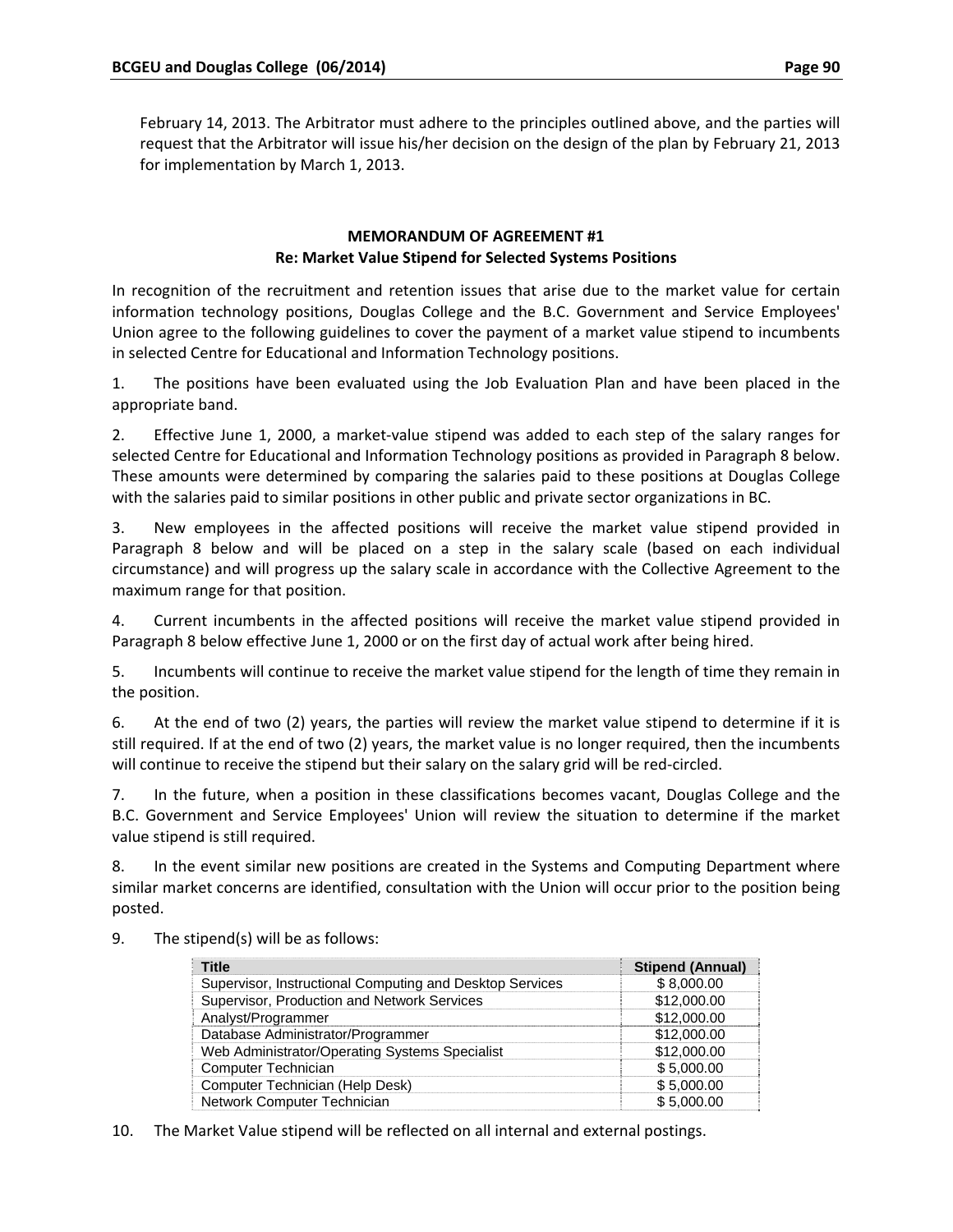February 14, 2013. The Arbitrator must adhere to the principles outlined above, and the parties will request that the Arbitrator will issue his/her decision on the design of the plan by February 21, 2013 for implementation by March 1, 2013.

## MEMORANDUM OF AGREEMENT #1
## Re: Market Value Stipend for Selected Systems Positions

In recognition of the recruitment and retention issues that arise due to the market value for certain information technology positions, Douglas College and the B.C. Government and Service Employees' Union agree to the following guidelines to cover the payment of a market value stipend to incumbents in selected Centre for Educational and Information Technology positions.

1. The positions have been evaluated using the Job Evaluation Plan and have been placed in the appropriate band.

2. Effective June 1, 2000, a market-value stipend was added to each step of the salary ranges for selected Centre for Educational and Information Technology positions as provided in Paragraph 8 below. These amounts were determined by comparing the salaries paid to these positions at Douglas College with the salaries paid to similar positions in other public and private sector organizations in BC.

3. New employees in the affected positions will receive the market value stipend provided in Paragraph 8 below and will be placed on a step in the salary scale (based on each individual circumstance) and will progress up the salary scale in accordance with the Collective Agreement to the maximum range for that position.

4. Current incumbents in the affected positions will receive the market value stipend provided in Paragraph 8 below effective June 1, 2000 or on the first day of actual work after being hired.

5. Incumbents will continue to receive the market value stipend for the length of time they remain in the position.

6. At the end of two (2) years, the parties will review the market value stipend to determine if it is still required. If at the end of two (2) years, the market value is no longer required, then the incumbents will continue to receive the stipend but their salary on the salary grid will be red-circled.

7. In the future, when a position in these classifications becomes vacant, Douglas College and the B.C. Government and Service Employees' Union will review the situation to determine if the market value stipend is still required.

8. In the event similar new positions are created in the Systems and Computing Department where similar market concerns are identified, consultation with the Union will occur prior to the position being posted.

9. The stipend(s) will be as follows:

| Title | Stipend (Annual) |
|---|---|
| Supervisor, Instructional Computing and Desktop Services | $ 8,000.00 |
| Supervisor, Production and Network Services | $12,000.00 |
| Analyst/Programmer | $12,000.00 |
| Database Administrator/Programmer | $12,000.00 |
| Web Administrator/Operating Systems Specialist | $12,000.00 |
| Computer Technician | $ 5,000.00 |
| Computer Technician (Help Desk) | $ 5,000.00 |
| Network Computer Technician | $ 5,000.00 |

10. The Market Value stipend will be reflected on all internal and external postings.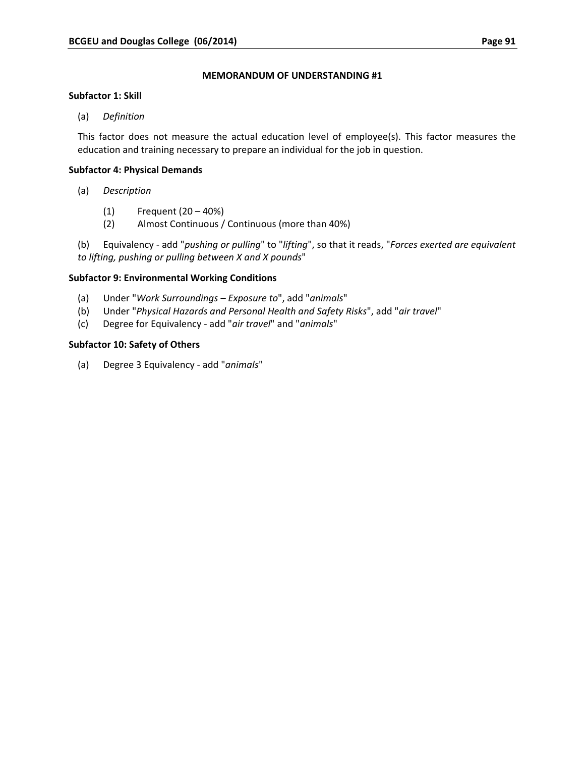## MEMORANDUM OF UNDERSTANDING #1

**Subfactor 1: Skill**

(a) *Definition*

This factor does not measure the actual education level of employee(s). This factor measures the education and training necessary to prepare an individual for the job in question.

**Subfactor 4: Physical Demands**

(a) *Description*

(1) Frequent (20 – 40%)
(2) Almost Continuous / Continuous (more than 40%)

(b) Equivalency - add "*pushing or pulling*" to "*lifting*", so that it reads, "*Forces exerted are equivalent to lifting, pushing or pulling between X and X pounds*"

**Subfactor 9: Environmental Working Conditions**

(a) Under "*Work Surroundings – Exposure to*", add "*animals*"
(b) Under "*Physical Hazards and Personal Health and Safety Risks*", add "*air travel*"
(c) Degree for Equivalency - add "*air travel*" and "*animals*"

**Subfactor 10: Safety of Others**

(a) Degree 3 Equivalency - add "*animals*"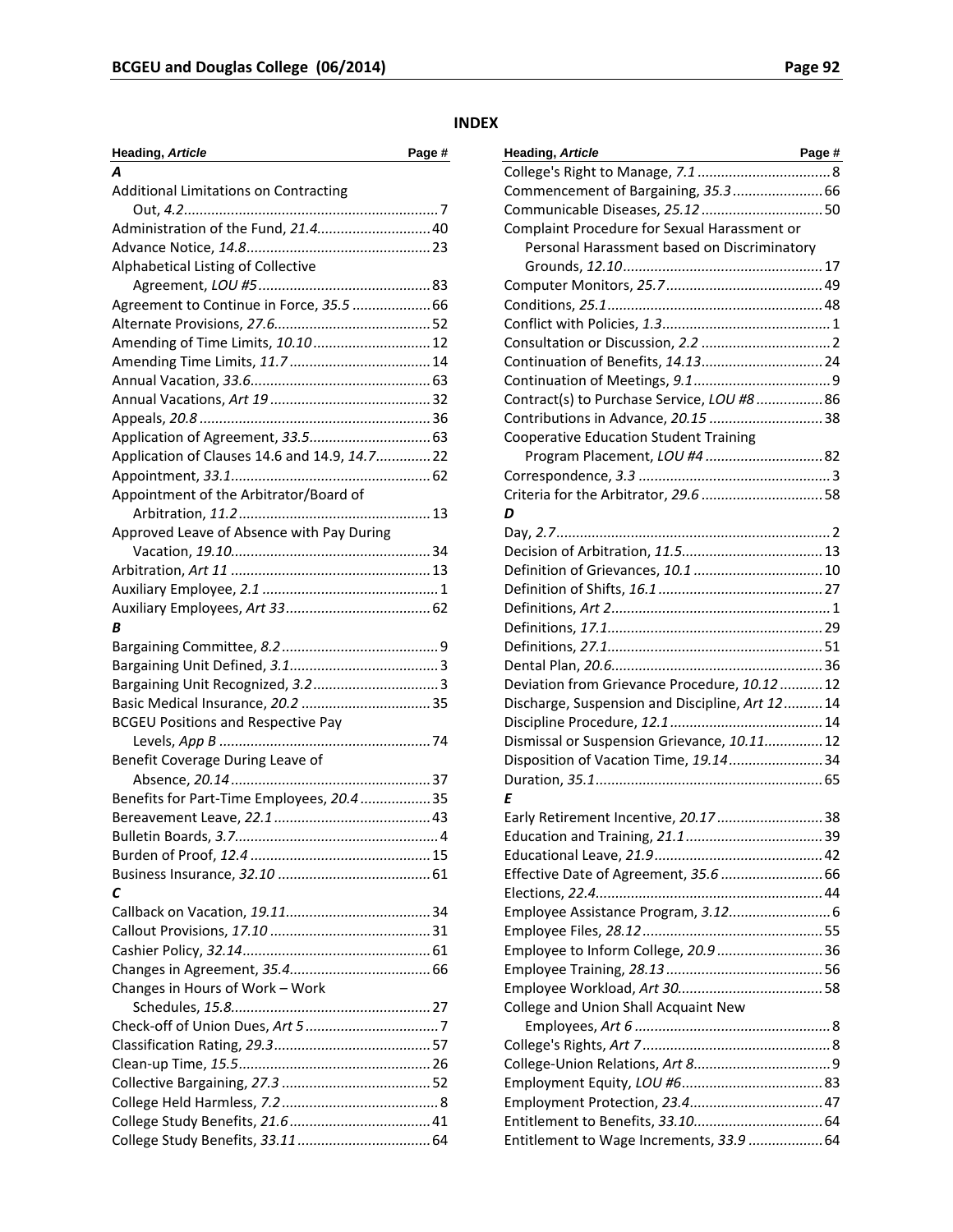# INDEX

| Heading, *Article* | Page # |
|---|---|
| ***A*** | |
| Additional Limitations on Contracting Out, *4.2* | 7 |
| Administration of the Fund, *21.4* | 40 |
| Advance Notice, *14.8* | 23 |
| Alphabetical Listing of Collective Agreement, *LOU #5* | 83 |
| Agreement to Continue in Force, *35.5* | 66 |
| Alternate Provisions, *27.6* | 52 |
| Amending of Time Limits, *10.10* | 12 |
| Amending Time Limits, *11.7* | 14 |
| Annual Vacation, *33.6* | 63 |
| Annual Vacations, *Art 19* | 32 |
| Appeals, *20.8* | 36 |
| Application of Agreement, *33.5* | 63 |
| Application of Clauses 14.6 and 14.9, *14.7* | 22 |
| Appointment, *33.1* | 62 |
| Appointment of the Arbitrator/Board of Arbitration, *11.2* | 13 |
| Approved Leave of Absence with Pay During Vacation, *19.10* | 34 |
| Arbitration, *Art 11* | 13 |
| Auxiliary Employee, *2.1* | 1 |
| Auxiliary Employees, *Art 33* | 62 |
| ***B*** | |
| Bargaining Committee, *8.2* | 9 |
| Bargaining Unit Defined, *3.1* | 3 |
| Bargaining Unit Recognized, *3.2* | 3 |
| Basic Medical Insurance, *20.2* | 35 |
| BCGEU Positions and Respective Pay Levels, *App B* | 74 |
| Benefit Coverage During Leave of Absence, *20.14* | 37 |
| Benefits for Part-Time Employees, *20.4* | 35 |
| Bereavement Leave, *22.1* | 43 |
| Bulletin Boards, *3.7* | 4 |
| Burden of Proof, *12.4* | 15 |
| Business Insurance, *32.10* | 61 |
| ***C*** | |
| Callback on Vacation, *19.11* | 34 |
| Callout Provisions, *17.10* | 31 |
| Cashier Policy, *32.14* | 61 |
| Changes in Agreement, *35.4* | 66 |
| Changes in Hours of Work – Work Schedules, *15.8* | 27 |
| Check-off of Union Dues, *Art 5* | 7 |
| Classification Rating, *29.3* | 57 |
| Clean-up Time, *15.5* | 26 |
| Collective Bargaining, *27.3* | 52 |
| College Held Harmless, *7.2* | 8 |
| College Study Benefits, *21.6* | 41 |
| College Study Benefits, *33.11* | 64 |
| College's Right to Manage, *7.1* | 8 |
| Commencement of Bargaining, *35.3* | 66 |
| Communicable Diseases, *25.12* | 50 |
| Complaint Procedure for Sexual Harassment or Personal Harassment based on Discriminatory Grounds, *12.10* | 17 |
| Computer Monitors, *25.7* | 49 |
| Conditions, *25.1* | 48 |
| Conflict with Policies, *1.3* | 1 |
| Consultation or Discussion, *2.2* | 2 |
| Continuation of Benefits, *14.13* | 24 |
| Continuation of Meetings, *9.1* | 9 |
| Contract(s) to Purchase Service, *LOU #8* | 86 |
| Contributions in Advance, *20.15* | 38 |
| Cooperative Education Student Training Program Placement, *LOU #4* | 82 |
| Correspondence, *3.3* | 3 |
| Criteria for the Arbitrator, *29.6* | 58 |
| ***D*** | |
| Day, *2.7* | 2 |
| Decision of Arbitration, *11.5* | 13 |
| Definition of Grievances, *10.1* | 10 |
| Definition of Shifts, *16.1* | 27 |
| Definitions, *Art 2* | 1 |
| Definitions, *17.1* | 29 |
| Definitions, *27.1* | 51 |
| Dental Plan, *20.6* | 36 |
| Deviation from Grievance Procedure, *10.12* | 12 |
| Discharge, Suspension and Discipline, *Art 12* | 14 |
| Discipline Procedure, *12.1* | 14 |
| Dismissal or Suspension Grievance, *10.11* | 12 |
| Disposition of Vacation Time, *19.14* | 34 |
| Duration, *35.1* | 65 |
| ***E*** | |
| Early Retirement Incentive, *20.17* | 38 |
| Education and Training, *21.1* | 39 |
| Educational Leave, *21.9* | 42 |
| Effective Date of Agreement, *35.6* | 66 |
| Elections, *22.4* | 44 |
| Employee Assistance Program, *3.12* | 6 |
| Employee Files, *28.12* | 55 |
| Employee to Inform College, *20.9* | 36 |
| Employee Training, *28.13* | 56 |
| Employee Workload, *Art 30* | 58 |
| College and Union Shall Acquaint New Employees, *Art 6* | 8 |
| College's Rights, *Art 7* | 8 |
| College-Union Relations, *Art 8* | 9 |
| Employment Equity, *LOU #6* | 83 |
| Employment Protection, *23.4* | 47 |
| Entitlement to Benefits, *33.10* | 64 |
| Entitlement to Wage Increments, *33.9* | 64 |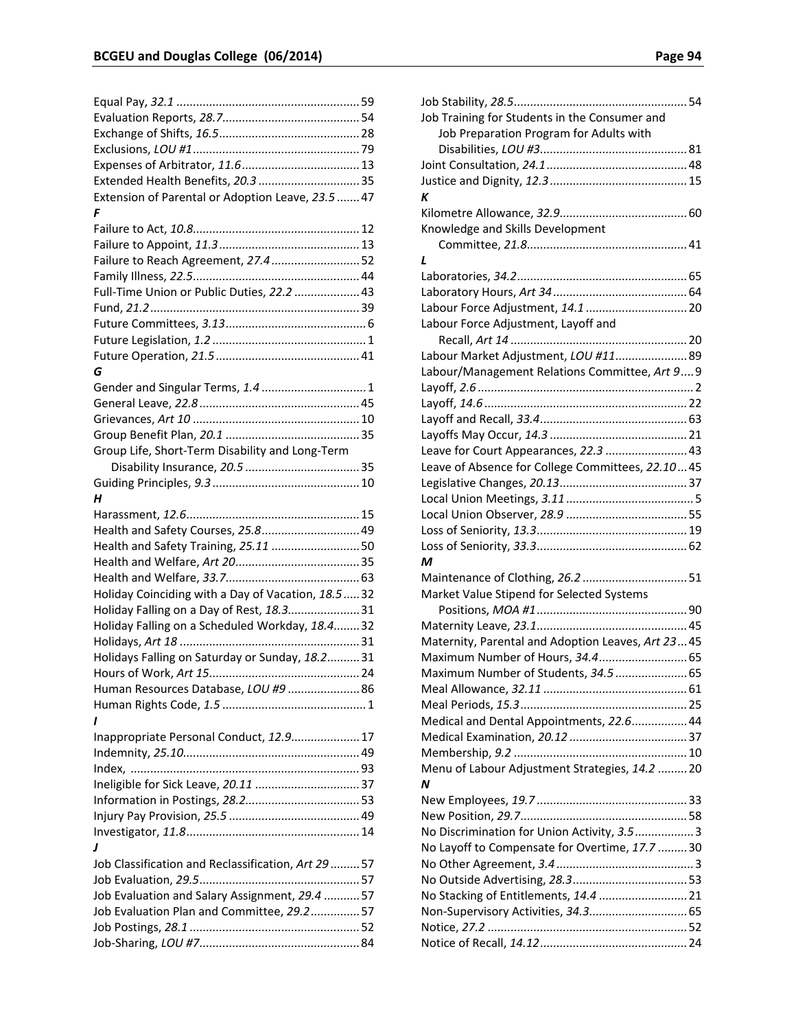Equal Pay, *32.1* ........................................................ 59
Evaluation Reports, *28.7*.......................................... 54
Exchange of Shifts, *16.5*........................................... 28
Exclusions, *LOU #1*.................................................. 79
Expenses of Arbitrator, *11.6*.................................... 13
Extended Health Benefits, *20.3* ............................... 35
Extension of Parental or Adoption Leave, *23.5* ....... 47

***F***

Failure to Act, *10.8*.................................................. 12
Failure to Appoint, *11.3* ........................................... 13
Failure to Reach Agreement, *27.4* ........................... 52
Family Illness, *22.5*.................................................. 44
Full-Time Union or Public Duties, *22.2* .................... 43
Fund, *21.2* ............................................................... 39
Future Committees, *3.13*........................................... 6
Future Legislation, *1.2* ............................................... 1
Future Operation, *21.5* ............................................ 41

***G***

Gender and Singular Terms, *1.4* ................................ 1
General Leave, *22.8* ................................................. 45
Grievances, *Art 10* .................................................. 10
Group Benefit Plan, *20.1* ......................................... 35
Group Life, Short-Term Disability and Long-Term Disability Insurance, *20.5* ................................... 35
Guiding Principles, *9.3* ............................................ 10

***H***

Harassment, *12.6*..................................................... 15
Health and Safety Courses, *25.8*.............................. 49
Health and Safety Training, *25.11* ........................... 50
Health and Welfare, *Art 20*...................................... 35
Health and Welfare, *33.7*......................................... 63
Holiday Coinciding with a Day of Vacation, *18.5* ..... 32
Holiday Falling on a Day of Rest, *18.3*...................... 31
Holiday Falling on a Scheduled Workday, *18.4*........ 32
Holidays, *Art 18* ....................................................... 31
Holidays Falling on Saturday or Sunday, *18.2*.......... 31
Hours of Work, *Art 15*.............................................. 24
Human Resources Database, *LOU #9* ...................... 86
Human Rights Code, *1.5* ............................................ 1

***I***

Inappropriate Personal Conduct, *12.9*..................... 17
Indemnity, *25.10*...................................................... 49
Index, ...................................................................... 93
Ineligible for Sick Leave, *20.11* ................................ 37
Information in Postings, *28.2*................................... 53
Injury Pay Provision, *25.5* ........................................ 49
Investigator, *11.8*..................................................... 14

***J***

Job Classification and Reclassification, *Art 29* ......... 57
Job Evaluation, *29.5*................................................. 57
Job Evaluation and Salary Assignment, *29.4* ........... 57
Job Evaluation Plan and Committee, *29.2*............... 57
Job Postings, *28.1* .................................................... 52
Job-Sharing, *LOU #7*................................................ 84
Job Stability, *28.5*..................................................... 54
Job Training for Students in the Consumer and Job Preparation Program for Adults with Disabilities, *LOU #3*............................................. 81
Joint Consultation, *24.1*........................................... 48
Justice and Dignity, *12.3*.......................................... 15

***K***

Kilometre Allowance, *32.9*....................................... 60
Knowledge and Skills Development Committee, *21.8*................................................. 41

***L***

Laboratories, *34.2*.................................................... 65
Laboratory Hours, *Art 34* ......................................... 64
Labour Force Adjustment, *14.1* ............................... 20
Labour Force Adjustment, Layoff and Recall, *Art 14* ...................................................... 20
Labour Market Adjustment, *LOU #11*...................... 89
Labour/Management Relations Committee, *Art 9*.... 9
Layoff, *2.6* .................................................................. 2
Layoff, *14.6* .............................................................. 22
Layoff and Recall, *33.4*............................................. 63
Layoffs May Occur, *14.3* .......................................... 21
Leave for Court Appearances, *22.3* ......................... 43
Leave of Absence for College Committees, *22.10*... 45
Legislative Changes, *20.13*....................................... 37
Local Union Meetings, *3.11* ....................................... 5
Local Union Observer, *28.9* ..................................... 55
Loss of Seniority, *13.3*.............................................. 19
Loss of Seniority, *33.3*.............................................. 62

***M***

Maintenance of Clothing, *26.2* ................................ 51
Market Value Stipend for Selected Systems Positions, *MOA #1* .............................................. 90
Maternity Leave, *23.1*.............................................. 45
Maternity, Parental and Adoption Leaves, *Art 23* ... 45
Maximum Number of Hours, *34.4*........................... 65
Maximum Number of Students, *34.5* ...................... 65
Meal Allowance, *32.11* ............................................ 61
Meal Periods, *15.3*................................................... 25
Medical and Dental Appointments, *22.6*................. 44
Medical Examination, *20.12* .................................... 37
Membership, *9.2* ..................................................... 10
Menu of Labour Adjustment Strategies, *14.2* ......... 20

***N***

New Employees, *19.7* .............................................. 33
New Position, *29.7*................................................... 58
No Discrimination for Union Activity, *3.5* .................. 3
No Layoff to Compensate for Overtime, *17.7* ......... 30
No Other Agreement, *3.4* .......................................... 3
No Outside Advertising, *28.3*................................... 53
No Stacking of Entitlements, *14.4* ........................... 21
Non-Supervisory Activities, *34.3*............................. 65
Notice, *27.2* ............................................................. 52
Notice of Recall, *14.12*............................................. 24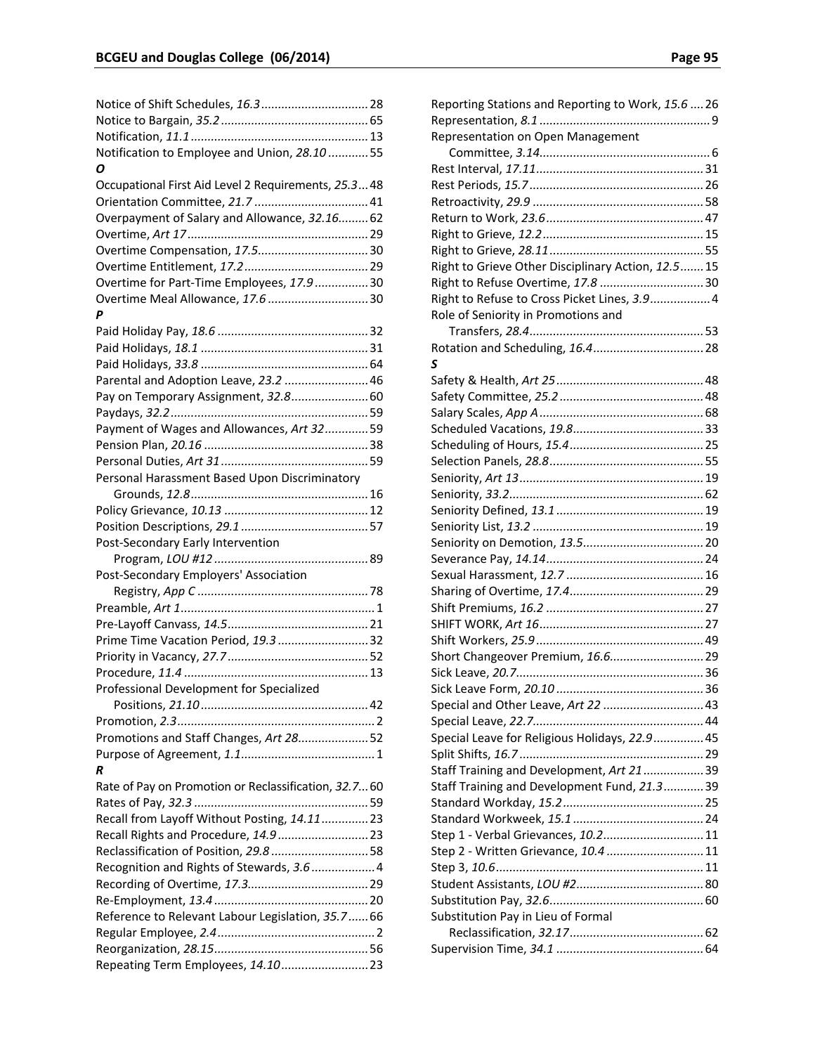Notice of Shift Schedules, *16.3* ................................ 28
Notice to Bargain, *35.2* ............................................ 65
Notification, *11.1* ..................................................... 13
Notification to Employee and Union, *28.10* ............ 55

***O***

Occupational First Aid Level 2 Requirements, *25.3* ... 48
Orientation Committee, *21.7* .................................. 41
Overpayment of Salary and Allowance, *32.16* ......... 62
Overtime, *Art 17* ...................................................... 29
Overtime Compensation, *17.5* ................................. 30
Overtime Entitlement, *17.2* ..................................... 29
Overtime for Part-Time Employees, *17.9* ................ 30
Overtime Meal Allowance, *17.6* .............................. 30

***P***

Paid Holiday Pay, *18.6* ............................................. 32
Paid Holidays, *18.1* .................................................. 31
Paid Holidays, *33.8* .................................................. 64
Parental and Adoption Leave, *23.2* ......................... 46
Pay on Temporary Assignment, *32.8* ....................... 60
Paydays, *32.2* ........................................................... 59
Payment of Wages and Allowances, *Art 32* ............. 59
Pension Plan, *20.16* ................................................. 38
Personal Duties, *Art 31* ............................................ 59
Personal Harassment Based Upon Discriminatory Grounds, *12.8* ..................................... 16
Policy Grievance, *10.13* ........................................... 12
Position Descriptions, *29.1* ...................................... 57
Post-Secondary Early Intervention Program, *LOU #12* ............................................ 89
Post-Secondary Employers' Association Registry, *App C* .................................................. 78
Preamble, *Art 1* ......................................................... 1
Pre-Layoff Canvass, *14.5* .......................................... 21
Prime Time Vacation Period, *19.3* ........................... 32
Priority in Vacancy, *27.7* .......................................... 52
Procedure, *11.4* ....................................................... 13
Professional Development for Specialized Positions, *21.10* ................................................. 42
Promotion, *2.3* ........................................................... 2
Promotions and Staff Changes, *Art 28* ..................... 52
Purpose of Agreement, *1.1* ........................................ 1

***R***

Rate of Pay on Promotion or Reclassification, *32.7* ... 60
Rates of Pay, *32.3* .................................................... 59
Recall from Layoff Without Posting, *14.11* .............. 23
Recall Rights and Procedure, *14.9* ........................... 23
Reclassification of Position, *29.8* ............................. 58
Recognition and Rights of Stewards, *3.6* ................... 4
Recording of Overtime, *17.3* .................................... 29
Re-Employment, *13.4* .............................................. 20
Reference to Relevant Labour Legislation, *35.7* ...... 66
Regular Employee, *2.4* ............................................... 2
Reorganization, *28.15* .............................................. 56
Repeating Term Employees, *14.10* .......................... 23
Reporting Stations and Reporting to Work, *15.6* .... 26
Representation, *8.1* ................................................... 9
Representation on Open Management Committee, *3.14* .................................................. 6
Rest Interval, *17.11* .................................................. 31
Rest Periods, *15.7* .................................................... 26
Retroactivity, *29.9* ................................................... 58
Return to Work, *23.6* ............................................... 47
Right to Grieve, *12.2* ................................................ 15
Right to Grieve, *28.11* .............................................. 55
Right to Grieve Other Disciplinary Action, *12.5* ....... 15
Right to Refuse Overtime, *17.8* ............................... 30
Right to Refuse to Cross Picket Lines, *3.9* .................. 4
Role of Seniority in Promotions and Transfers, *28.4* .................................................... 53
Rotation and Scheduling, *16.4* ................................. 28

***S***

Safety & Health, *Art 25* ............................................ 48
Safety Committee, *25.2* ........................................... 48
Salary Scales, *App A* ................................................. 68
Scheduled Vacations, *19.8* ....................................... 33
Scheduling of Hours, *15.4* ........................................ 25
Selection Panels, *28.8* .............................................. 55
Seniority, *Art 13* ....................................................... 19
Seniority, *33.2* .......................................................... 62
Seniority Defined, *13.1* ............................................ 19
Seniority List, *13.2* ................................................... 19
Seniority on Demotion, *13.5* .................................... 20
Severance Pay, *14.14* ............................................... 24
Sexual Harassment, *12.7* ......................................... 16
Sharing of Overtime, *17.4* ........................................ 29
Shift Premiums, *16.2* ............................................... 27
SHIFT WORK, *Art 16* ................................................. 27
Shift Workers, *25.9* .................................................. 49
Short Changeover Premium, *16.6* ............................ 29
Sick Leave, *20.7* ........................................................ 36
Sick Leave Form, *20.10* ............................................ 36
Special and Other Leave, *Art 22* .............................. 43
Special Leave, *22.7* ................................................... 44
Special Leave for Religious Holidays, *22.9* ............... 45
Split Shifts, *16.7* ....................................................... 29
Staff Training and Development, *Art 21* .................. 39
Staff Training and Development Fund, *21.3* ............ 39
Standard Workday, *15.2* .......................................... 25
Standard Workweek, *15.1* ....................................... 24
Step 1 - Verbal Grievances, *10.2* .............................. 11
Step 2 - Written Grievance, *10.4* ............................. 11
Step 3, *10.6* ............................................................. 11
Student Assistants, *LOU #2* ...................................... 80
Substitution Pay, *32.6* .............................................. 60
Substitution Pay in Lieu of Formal Reclassification, *32.17* ........................................ 62
Supervision Time, *34.1* ............................................ 64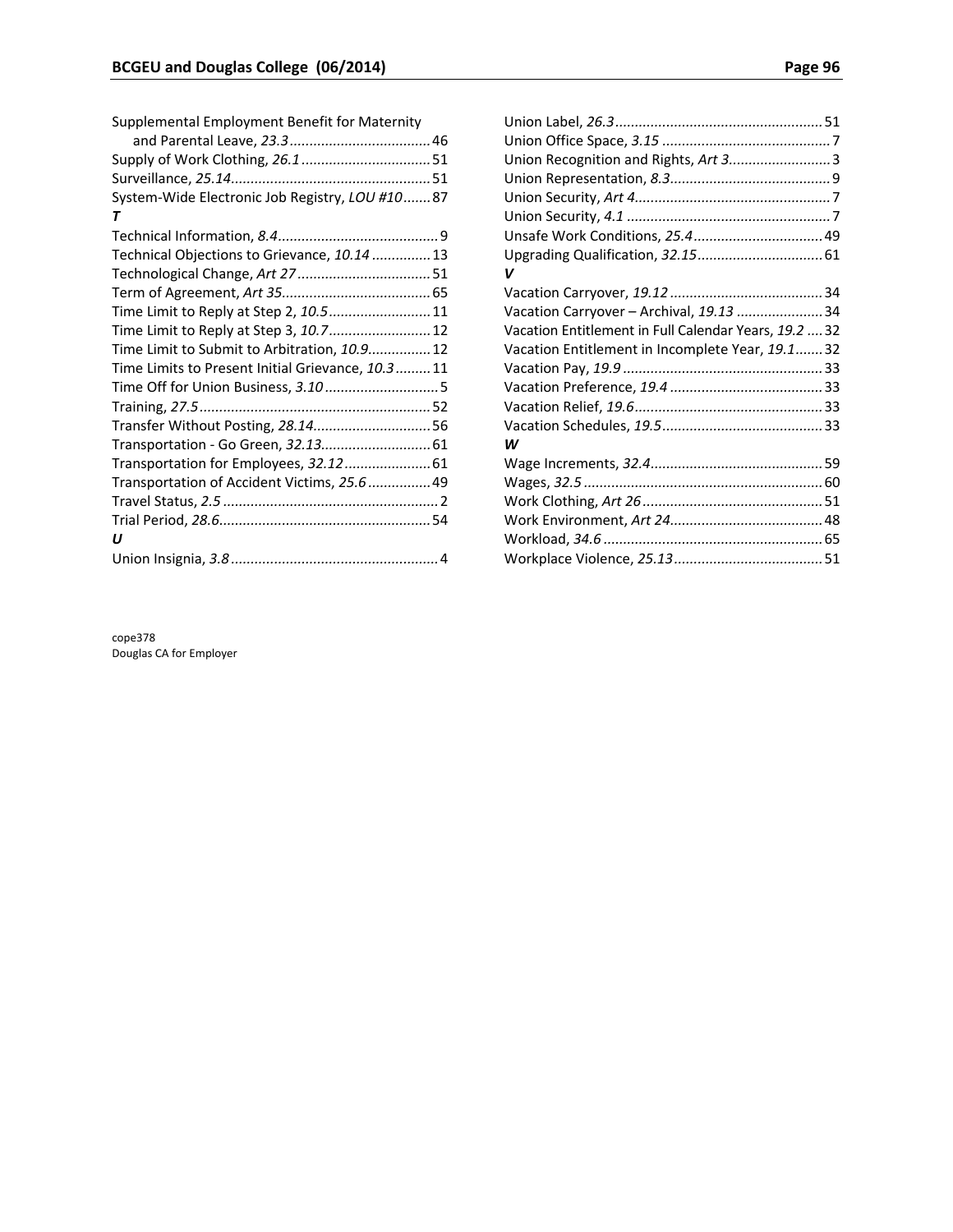Supplemental Employment Benefit for Maternity and Parental Leave, *23.3*....................................46
Supply of Work Clothing, *26.1*.................................51
Surveillance, *25.14*..................................................51
System-Wide Electronic Job Registry, *LOU #10*.......87

***T***

Technical Information, *8.4*.........................................9
Technical Objections to Grievance, *10.14*...............13
Technological Change, *Art 27*..................................51
Term of Agreement, *Art 35*......................................65
Time Limit to Reply at Step 2, *10.5*..........................11
Time Limit to Reply at Step 3, *10.7*..........................12
Time Limit to Submit to Arbitration, *10.9*................12
Time Limits to Present Initial Grievance, *10.3*.........11
Time Off for Union Business, *3.10*.............................5
Training, *27.5*...........................................................52
Transfer Without Posting, *28.14*..............................56
Transportation - Go Green, *32.13*............................61
Transportation for Employees, *32.12*......................61
Transportation of Accident Victims, *25.6*................49
Travel Status, *2.5*.......................................................2
Trial Period, *28.6*......................................................54

***U***

Union Insignia, *3.8*.....................................................4
Union Label, *26.3*.....................................................51
Union Office Space, *3.15*............................................7
Union Recognition and Rights, *Art 3*..........................3
Union Representation, *8.3*.........................................9
Union Security, *Art 4*..................................................7
Union Security, *4.1*....................................................7
Unsafe Work Conditions, *25.4*.................................49
Upgrading Qualification, *32.15*................................61

***V***

Vacation Carryover, *19.12*........................................34
Vacation Carryover – Archival, *19.13*......................34
Vacation Entitlement in Full Calendar Years, *19.2*....32
Vacation Entitlement in Incomplete Year, *19.1*.......32
Vacation Pay, *19.9*...................................................33
Vacation Preference, *19.4*.......................................33
Vacation Relief, *19.6*................................................33
Vacation Schedules, *19.5*.........................................33

***W***

Wage Increments, *32.4*............................................59
Wages, *32.5*.............................................................60
Work Clothing, *Art 26*..............................................51
Work Environment, *Art 24*.......................................48
Workload, *34.6*........................................................65
Workplace Violence, *25.13*......................................51

cope378
Douglas CA for Employer